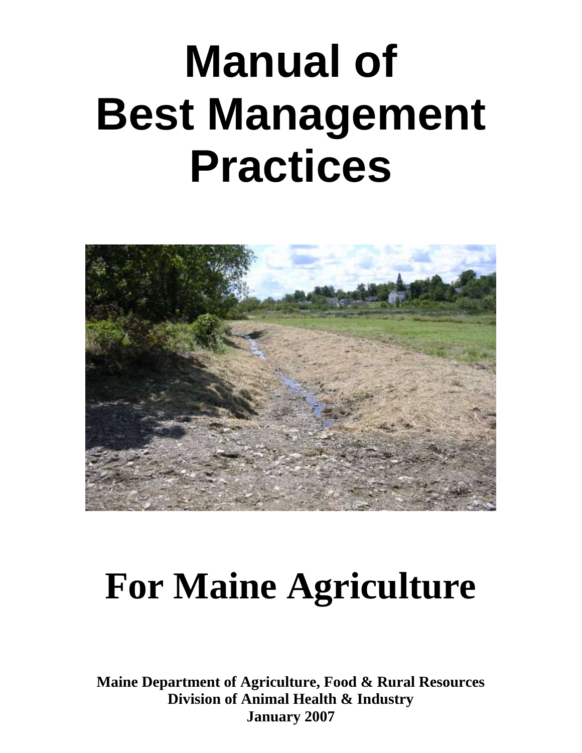# Manual of Best Management Practices

# For Maine Agriculture

**Maine Department of Agriculture, Food & Rural Resources**
**Division of Animal Health & Industry**
**January 2007**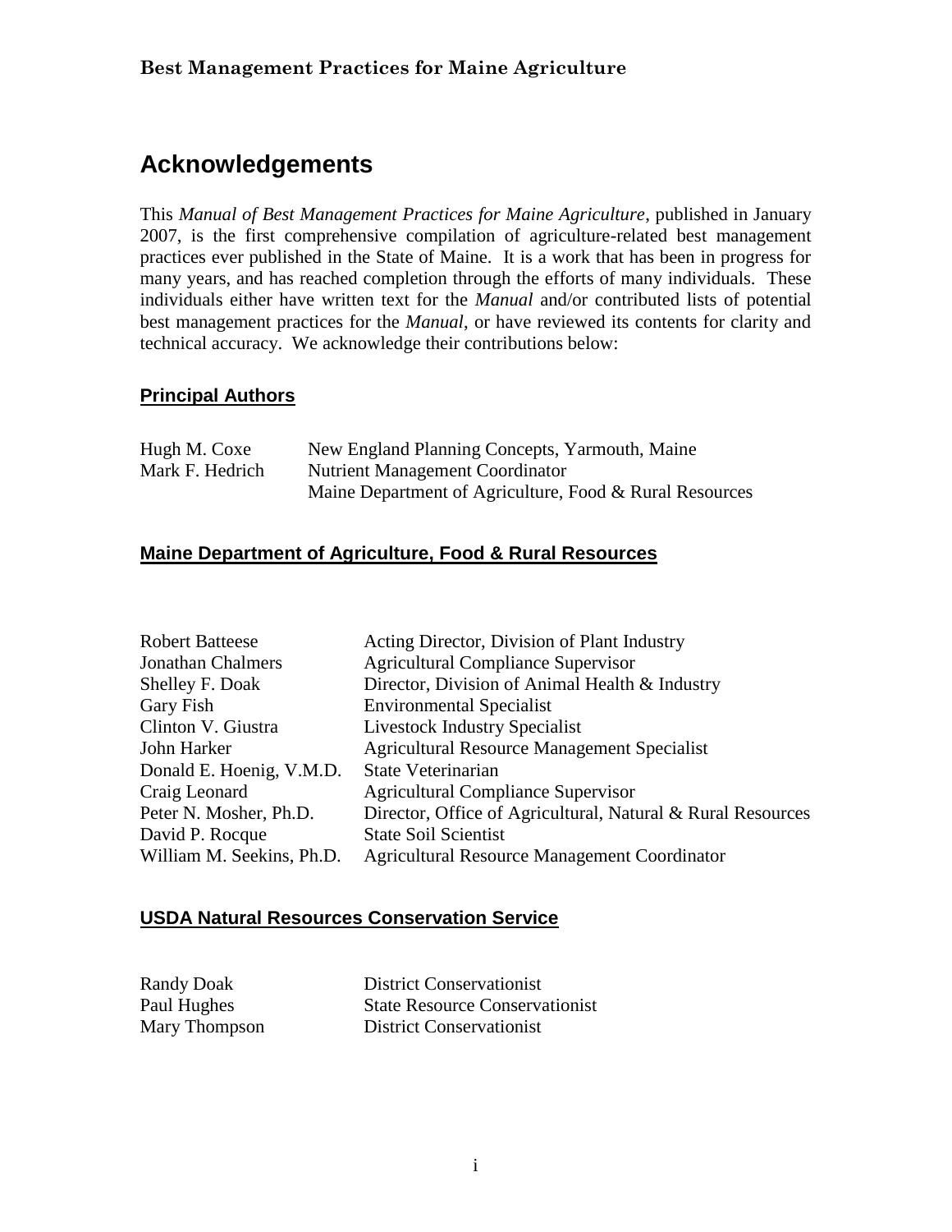# Acknowledgements

This *Manual of Best Management Practices for Maine Agriculture*, published in January 2007, is the first comprehensive compilation of agriculture-related best management practices ever published in the State of Maine. It is a work that has been in progress for many years, and has reached completion through the efforts of many individuals. These individuals either have written text for the *Manual* and/or contributed lists of potential best management practices for the *Manual*, or have reviewed its contents for clarity and technical accuracy. We acknowledge their contributions below:

## Principal Authors

| | |
|---|---|
| Hugh M. Coxe | New England Planning Concepts, Yarmouth, Maine |
| Mark F. Hedrich | Nutrient Management Coordinator<br>Maine Department of Agriculture, Food & Rural Resources |

## Maine Department of Agriculture, Food & Rural Resources

| | |
|---|---|
| Robert Batteese | Acting Director, Division of Plant Industry |
| Jonathan Chalmers | Agricultural Compliance Supervisor |
| Shelley F. Doak | Director, Division of Animal Health & Industry |
| Gary Fish | Environmental Specialist |
| Clinton V. Giustra | Livestock Industry Specialist |
| John Harker | Agricultural Resource Management Specialist |
| Donald E. Hoenig, V.M.D. | State Veterinarian |
| Craig Leonard | Agricultural Compliance Supervisor |
| Peter N. Mosher, Ph.D. | Director, Office of Agricultural, Natural & Rural Resources |
| David P. Rocque | State Soil Scientist |
| William M. Seekins, Ph.D. | Agricultural Resource Management Coordinator |

## USDA Natural Resources Conservation Service

| | |
|---|---|
| Randy Doak | District Conservationist |
| Paul Hughes | State Resource Conservationist |
| Mary Thompson | District Conservationist |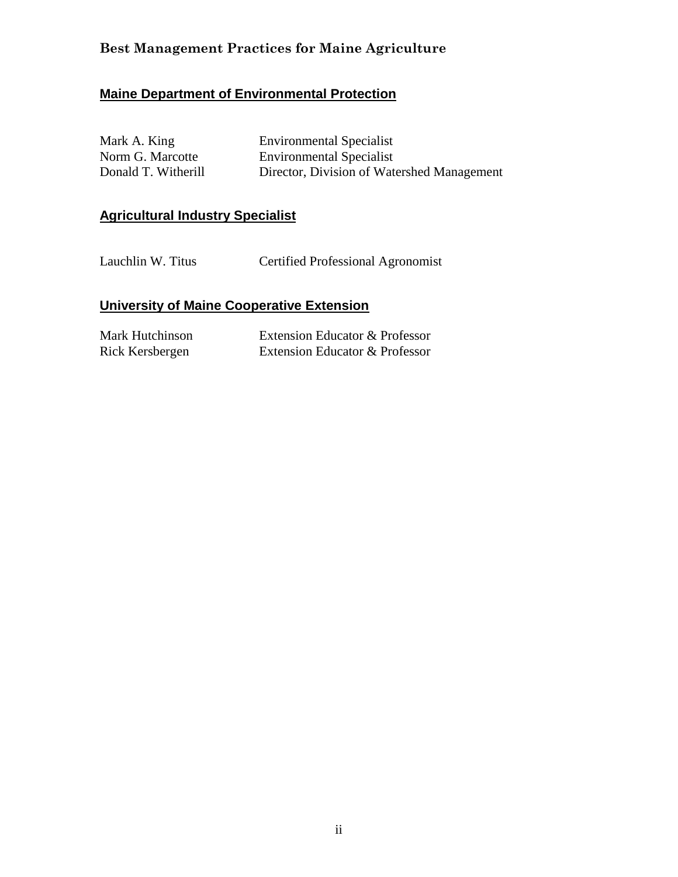## Maine Department of Environmental Protection

| | |
|---|---|
| Mark A. King | Environmental Specialist |
| Norm G. Marcotte | Environmental Specialist |
| Donald T. Witherill | Director, Division of Watershed Management |

## Agricultural Industry Specialist

| | |
|---|---|
| Lauchlin W. Titus | Certified Professional Agronomist |

## University of Maine Cooperative Extension

| | |
|---|---|
| Mark Hutchinson | Extension Educator & Professor |
| Rick Kersbergen | Extension Educator & Professor |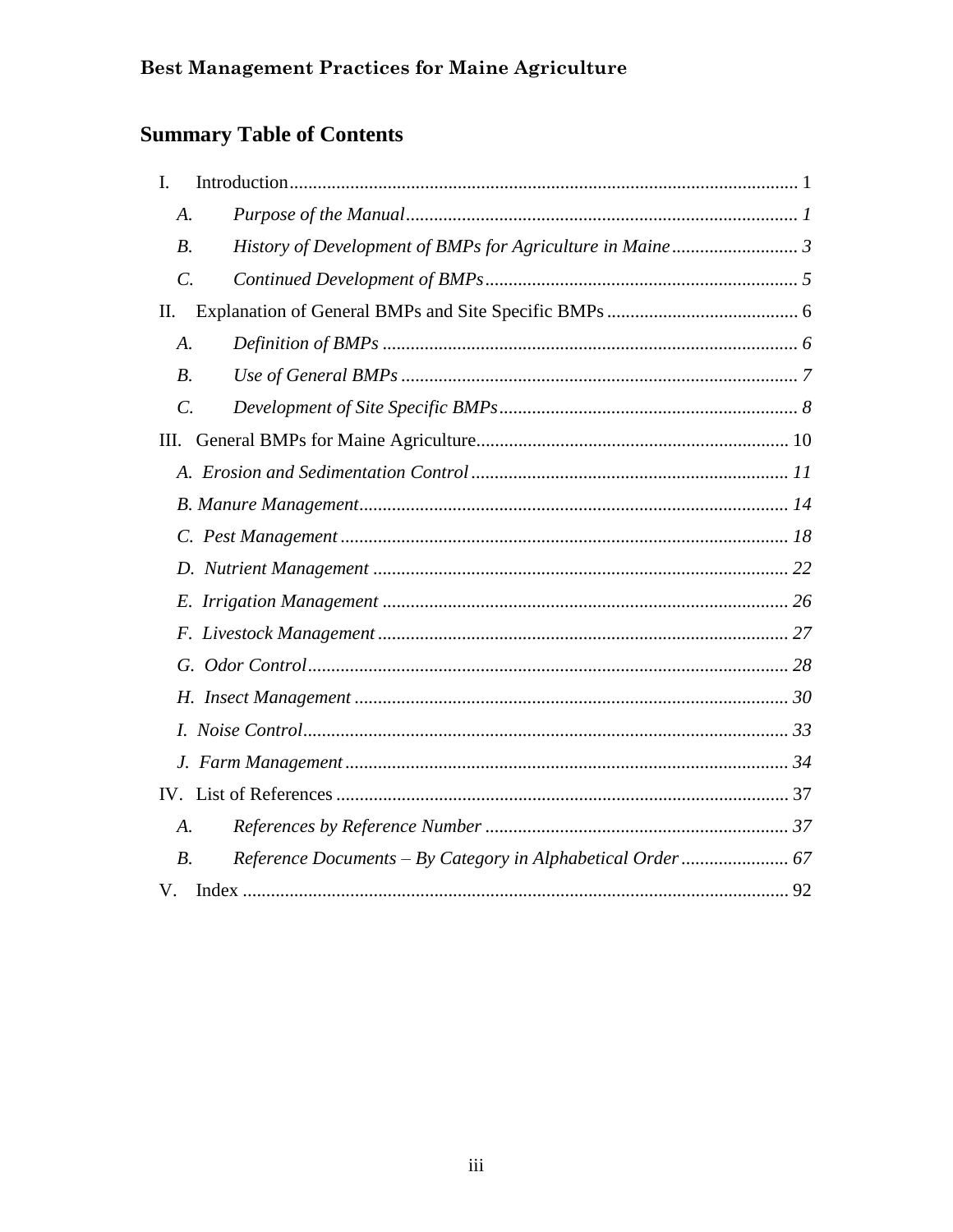## Summary Table of Contents

I. Introduction ... 1
- *A. Purpose of the Manual ... 1*
- *B. History of Development of BMPs for Agriculture in Maine ... 3*
- *C. Continued Development of BMPs ... 5*

II. Explanation of General BMPs and Site Specific BMPs ... 6
- *A. Definition of BMPs ... 6*
- *B. Use of General BMPs ... 7*
- *C. Development of Site Specific BMPs ... 8*

III. General BMPs for Maine Agriculture ... 10
- *A. Erosion and Sedimentation Control ... 11*
- *B. Manure Management ... 14*
- *C. Pest Management ... 18*
- *D. Nutrient Management ... 22*
- *E. Irrigation Management ... 26*
- *F. Livestock Management ... 27*
- *G. Odor Control ... 28*
- *H. Insect Management ... 30*
- *I. Noise Control ... 33*
- *J. Farm Management ... 34*

IV. List of References ... 37
- *A. References by Reference Number ... 37*
- *B. Reference Documents – By Category in Alphabetical Order ... 67*

V. Index ... 92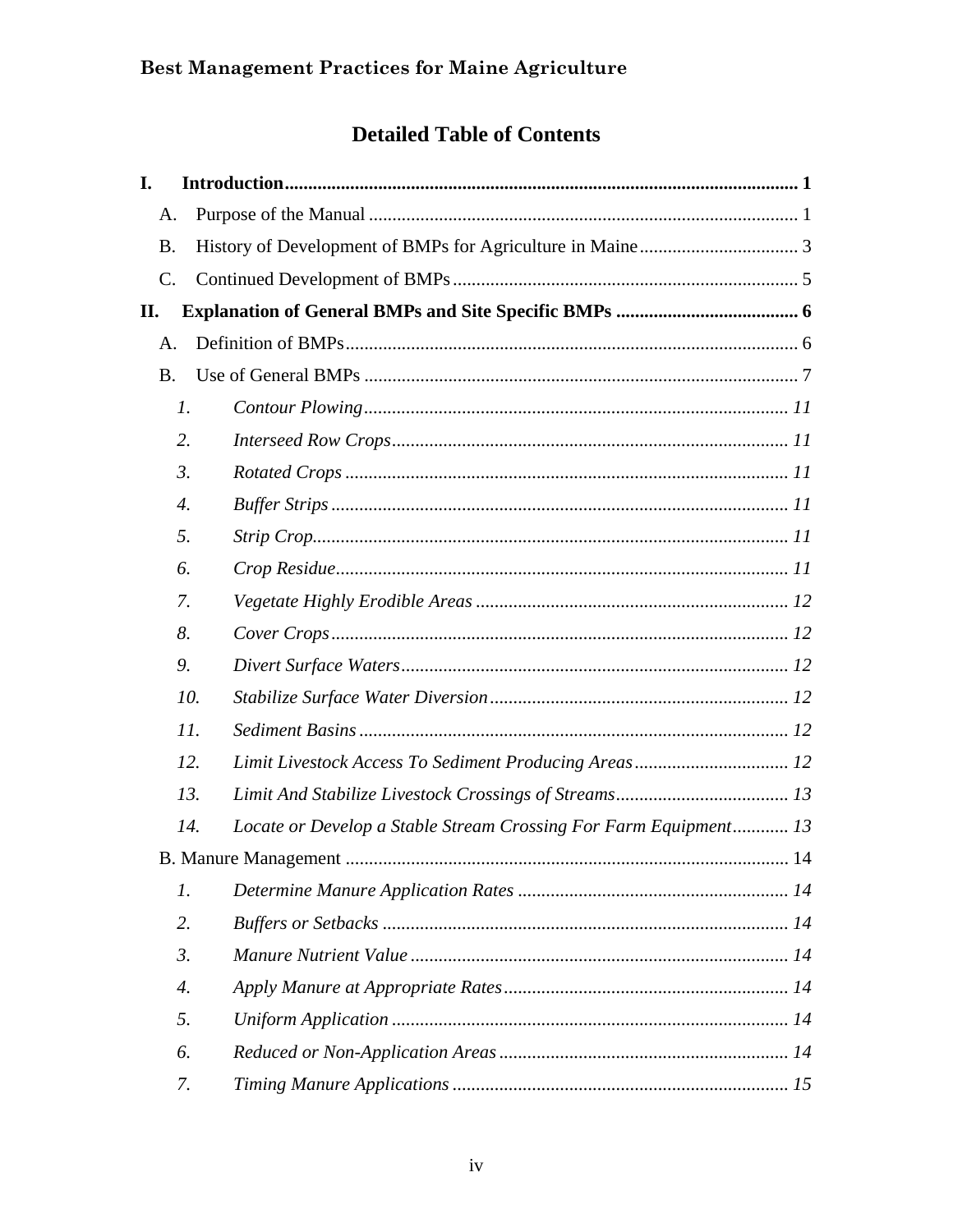## Detailed Table of Contents

**I. Introduction** ........ **1**

- A. Purpose of the Manual ........ 1
- B. History of Development of BMPs for Agriculture in Maine ........ 3
- C. Continued Development of BMPs ........ 5

**II. Explanation of General BMPs and Site Specific BMPs** ........ **6**

- A. Definition of BMPs ........ 6
- B. Use of General BMPs ........ 7
  - *1. Contour Plowing* ........ *11*
  - *2. Interseed Row Crops* ........ *11*
  - *3. Rotated Crops* ........ *11*
  - *4. Buffer Strips* ........ *11*
  - *5. Strip Crop* ........ *11*
  - *6. Crop Residue* ........ *11*
  - *7. Vegetate Highly Erodible Areas* ........ *12*
  - *8. Cover Crops* ........ *12*
  - *9. Divert Surface Waters* ........ *12*
  - *10. Stabilize Surface Water Diversion* ........ *12*
  - *11. Sediment Basins* ........ *12*
  - *12. Limit Livestock Access To Sediment Producing Areas* ........ *12*
  - *13. Limit And Stabilize Livestock Crossings of Streams* ........ *13*
  - *14. Locate or Develop a Stable Stream Crossing For Farm Equipment* ........ *13*
- B. Manure Management ........ 14
  - *1. Determine Manure Application Rates* ........ *14*
  - *2. Buffers or Setbacks* ........ *14*
  - *3. Manure Nutrient Value* ........ *14*
  - *4. Apply Manure at Appropriate Rates* ........ *14*
  - *5. Uniform Application* ........ *14*
  - *6. Reduced or Non-Application Areas* ........ *14*
  - *7. Timing Manure Applications* ........ *15*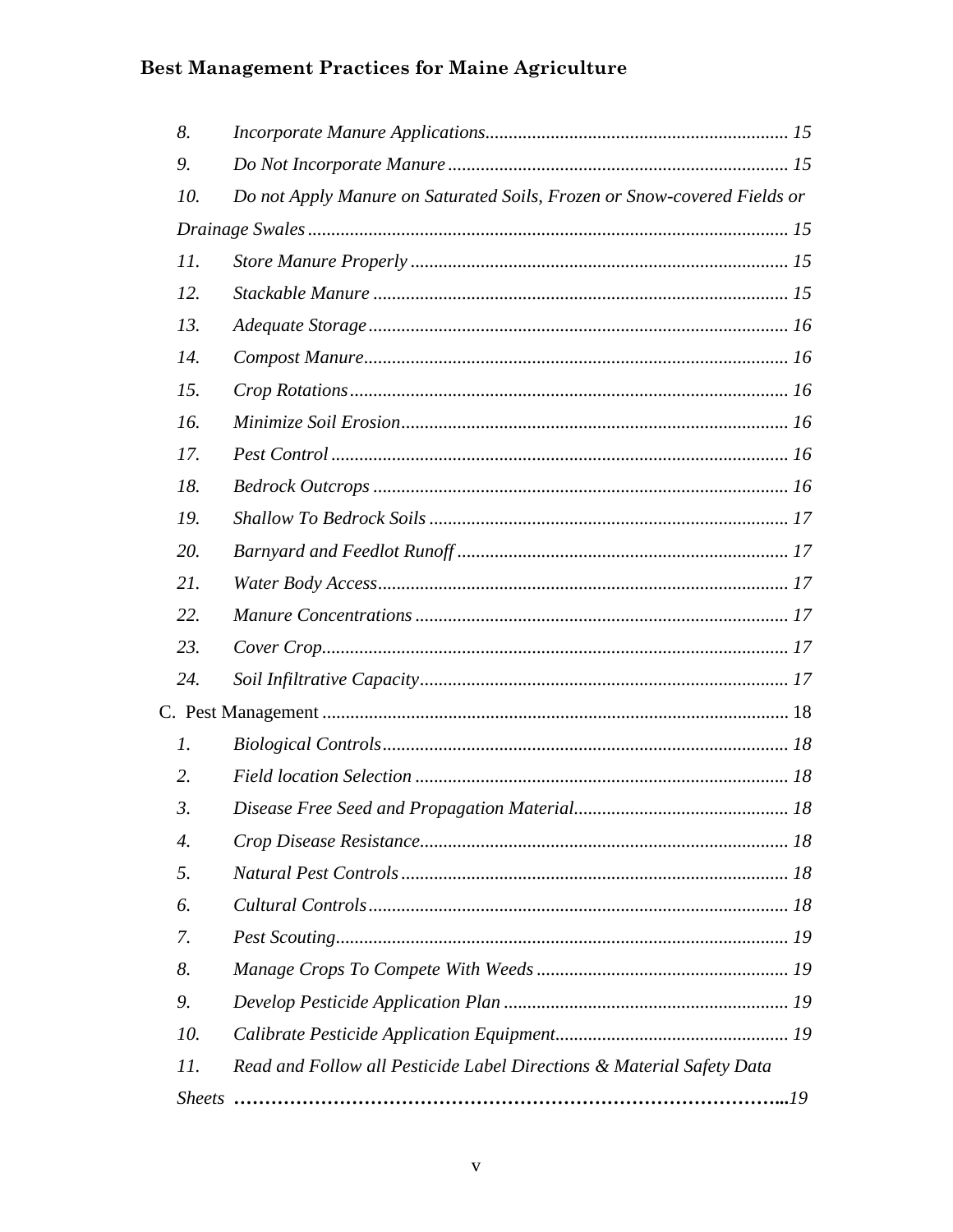8. *Incorporate Manure Applications* ... 15

9. *Do Not Incorporate Manure* ... 15

10. *Do not Apply Manure on Saturated Soils, Frozen or Snow-covered Fields or Drainage Swales* ... 15

11. *Store Manure Properly* ... 15

12. *Stackable Manure* ... 15

13. *Adequate Storage* ... 16

14. *Compost Manure* ... 16

15. *Crop Rotations* ... 16

16. *Minimize Soil Erosion* ... 16

17. *Pest Control* ... 16

18. *Bedrock Outcrops* ... 16

19. *Shallow To Bedrock Soils* ... 17

20. *Barnyard and Feedlot Runoff* ... 17

21. *Water Body Access* ... 17

22. *Manure Concentrations* ... 17

23. *Cover Crop* ... 17

24. *Soil Infiltrative Capacity* ... 17

C. Pest Management ... 18

1. *Biological Controls* ... 18

2. *Field location Selection* ... 18

3. *Disease Free Seed and Propagation Material* ... 18

4. *Crop Disease Resistance* ... 18

5. *Natural Pest Controls* ... 18

6. *Cultural Controls* ... 18

7. *Pest Scouting* ... 19

8. *Manage Crops To Compete With Weeds* ... 19

9. *Develop Pesticide Application Plan* ... 19

10. *Calibrate Pesticide Application Equipment* ... 19

11. *Read and Follow all Pesticide Label Directions & Material Safety Data Sheets* ... 19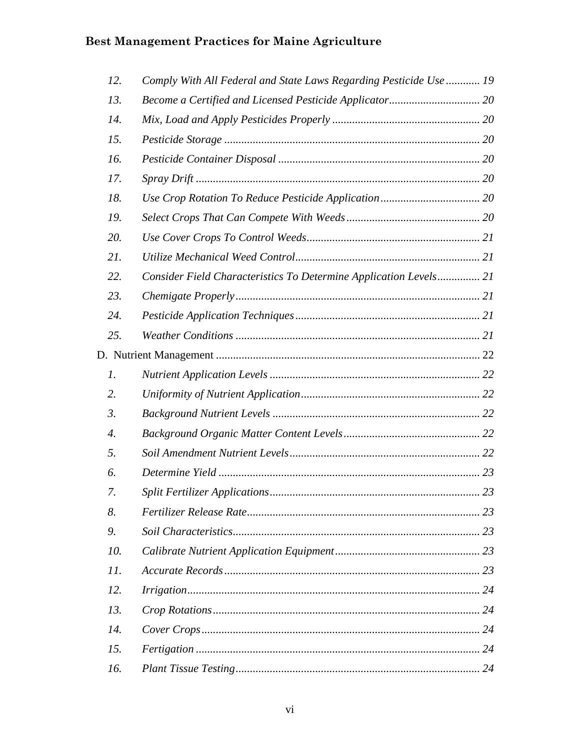12. *Comply With All Federal and State Laws Regarding Pesticide Use* ............ 19
13. *Become a Certified and Licensed Pesticide Applicator* ................................ 20
14. *Mix, Load and Apply Pesticides Properly* .................................................... 20
15. *Pesticide Storage* .......................................................................................... 20
16. *Pesticide Container Disposal* ....................................................................... 20
17. *Spray Drift* .................................................................................................... 20
18. *Use Crop Rotation To Reduce Pesticide Application* ................................... 20
19. *Select Crops That Can Compete With Weeds* ............................................... 20
20. *Use Cover Crops To Control Weeds* ............................................................. 21
21. *Utilize Mechanical Weed Control* ................................................................. 21
22. *Consider Field Characteristics To Determine Application Levels* ............... 21
23. *Chemigate Properly* ...................................................................................... 21
24. *Pesticide Application Techniques* ................................................................. 21
25. *Weather Conditions* ...................................................................................... 21

D. Nutrient Management ............................................................................................ 22

1. *Nutrient Application Levels* .......................................................................... 22
2. *Uniformity of Nutrient Application* ............................................................... 22
3. *Background Nutrient Levels* ......................................................................... 22
4. *Background Organic Matter Content Levels* ................................................ 22
5. *Soil Amendment Nutrient Levels* .................................................................. 22
6. *Determine Yield* ............................................................................................ 23
7. *Split Fertilizer Applications* .......................................................................... 23
8. *Fertilizer Release Rate* ................................................................................. 23
9. *Soil Characteristics* ...................................................................................... 23
10. *Calibrate Nutrient Application Equipment* ................................................... 23
11. *Accurate Records* .......................................................................................... 23
12. *Irrigation* ...................................................................................................... 24
13. *Crop Rotations* ............................................................................................. 24
14. *Cover Crops* .................................................................................................. 24
15. *Fertigation* .................................................................................................... 24
16. *Plant Tissue Testing* ...................................................................................... 24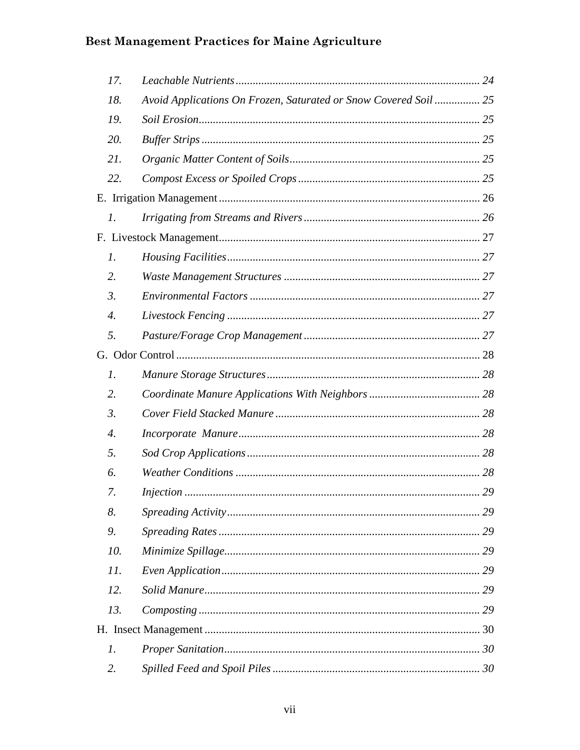17. *Leachable Nutrients* ..... 24
18. *Avoid Applications On Frozen, Saturated or Snow Covered Soil* ..... 25
19. *Soil Erosion* ..... 25
20. *Buffer Strips* ..... 25
21. *Organic Matter Content of Soils* ..... 25
22. *Compost Excess or Spoiled Crops* ..... 25

E. Irrigation Management ..... 26

1. *Irrigating from Streams and Rivers* ..... 26

F. Livestock Management ..... 27

1. *Housing Facilities* ..... 27
2. *Waste Management Structures* ..... 27
3. *Environmental Factors* ..... 27
4. *Livestock Fencing* ..... 27
5. *Pasture/Forage Crop Management* ..... 27

G. Odor Control ..... 28

1. *Manure Storage Structures* ..... 28
2. *Coordinate Manure Applications With Neighbors* ..... 28
3. *Cover Field Stacked Manure* ..... 28
4. *Incorporate Manure* ..... 28
5. *Sod Crop Applications* ..... 28
6. *Weather Conditions* ..... 28
7. *Injection* ..... 29
8. *Spreading Activity* ..... 29
9. *Spreading Rates* ..... 29
10. *Minimize Spillage* ..... 29
11. *Even Application* ..... 29
12. *Solid Manure* ..... 29
13. *Composting* ..... 29

H. Insect Management ..... 30

1. *Proper Sanitation* ..... 30
2. *Spilled Feed and Spoil Piles* ..... 30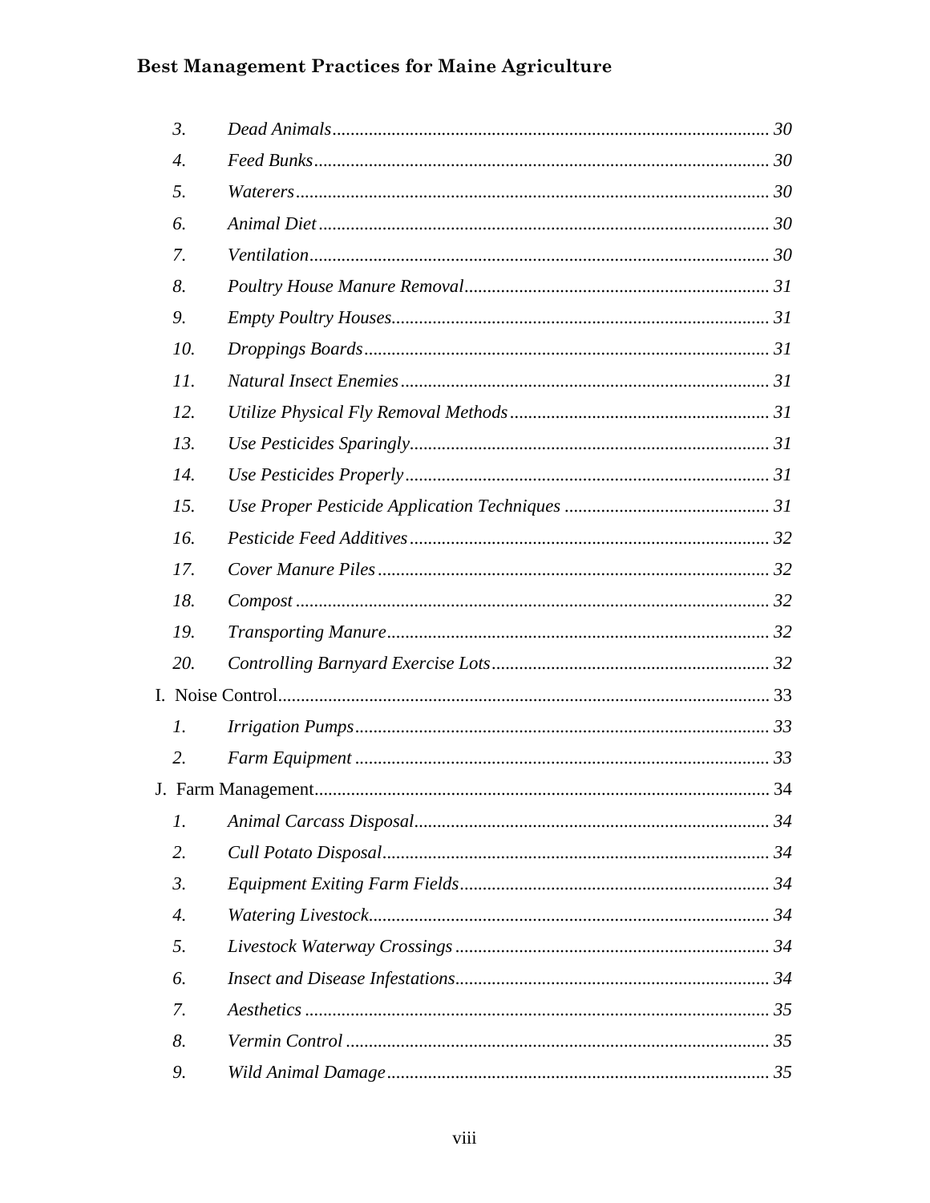3. *Dead Animals* ........................................ 30
4. *Feed Bunks* ........................................ 30
5. *Waterers* ........................................ 30
6. *Animal Diet* ........................................ 30
7. *Ventilation* ........................................ 30
8. *Poultry House Manure Removal* ........................................ 31
9. *Empty Poultry Houses* ........................................ 31
10. *Droppings Boards* ........................................ 31
11. *Natural Insect Enemies* ........................................ 31
12. *Utilize Physical Fly Removal Methods* ........................................ 31
13. *Use Pesticides Sparingly* ........................................ 31
14. *Use Pesticides Properly* ........................................ 31
15. *Use Proper Pesticide Application Techniques* ........................................ 31
16. *Pesticide Feed Additives* ........................................ 32
17. *Cover Manure Piles* ........................................ 32
18. *Compost* ........................................ 32
19. *Transporting Manure* ........................................ 32
20. *Controlling Barnyard Exercise Lots* ........................................ 32

I. Noise Control ........................................ 33

1. *Irrigation Pumps* ........................................ 33
2. *Farm Equipment* ........................................ 33

J. Farm Management ........................................ 34

1. *Animal Carcass Disposal* ........................................ 34
2. *Cull Potato Disposal* ........................................ 34
3. *Equipment Exiting Farm Fields* ........................................ 34
4. *Watering Livestock* ........................................ 34
5. *Livestock Waterway Crossings* ........................................ 34
6. *Insect and Disease Infestations* ........................................ 34
7. *Aesthetics* ........................................ 35
8. *Vermin Control* ........................................ 35
9. *Wild Animal Damage* ........................................ 35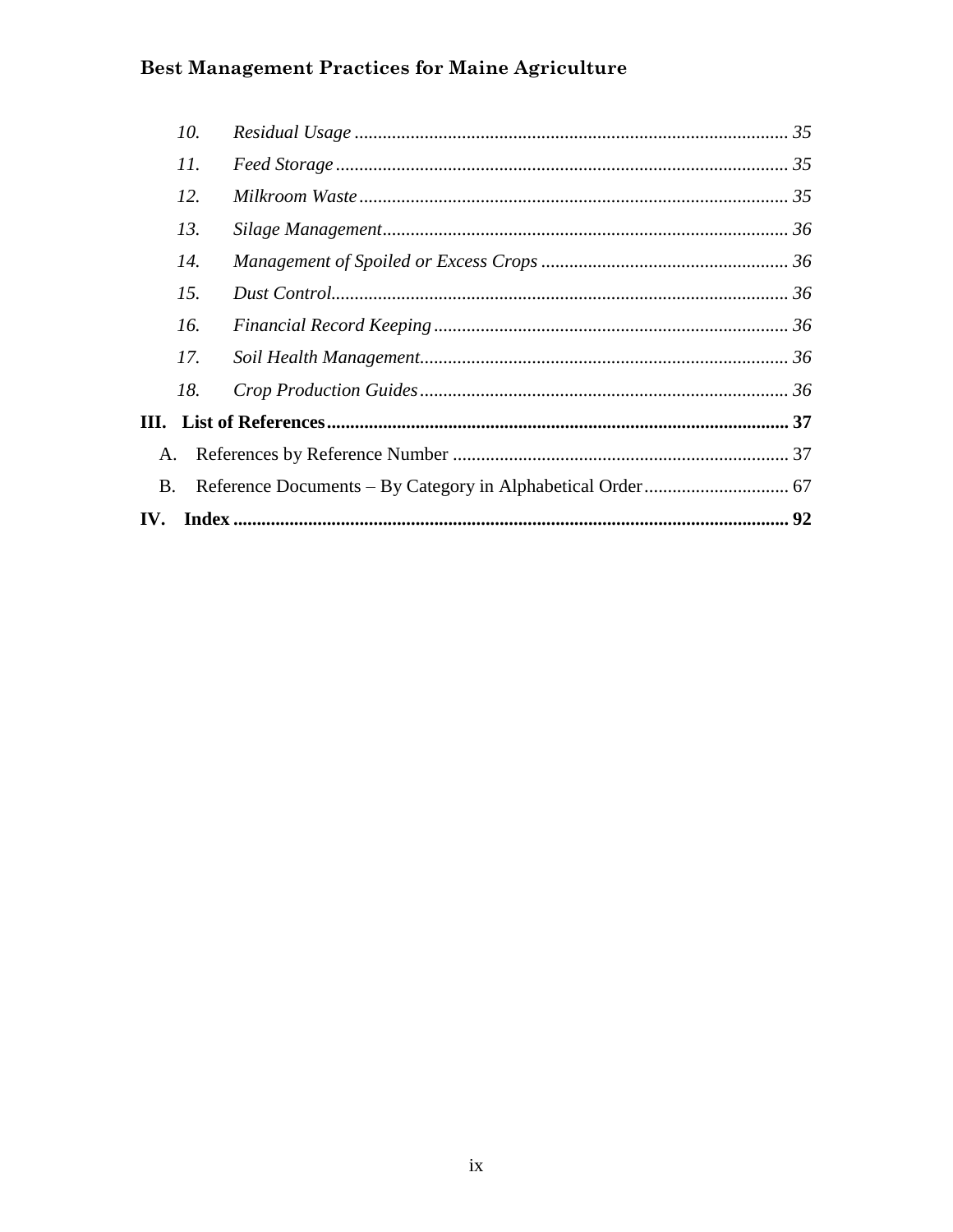10. *Residual Usage* ... 35
11. *Feed Storage* ... 35
12. *Milkroom Waste* ... 35
13. *Silage Management* ... 36
14. *Management of Spoiled or Excess Crops* ... 36
15. *Dust Control* ... 36
16. *Financial Record Keeping* ... 36
17. *Soil Health Management* ... 36
18. *Crop Production Guides* ... 36

**III. List of References ... 37**

A. References by Reference Number ... 37

B. Reference Documents – By Category in Alphabetical Order ... 67

**IV. Index ... 92**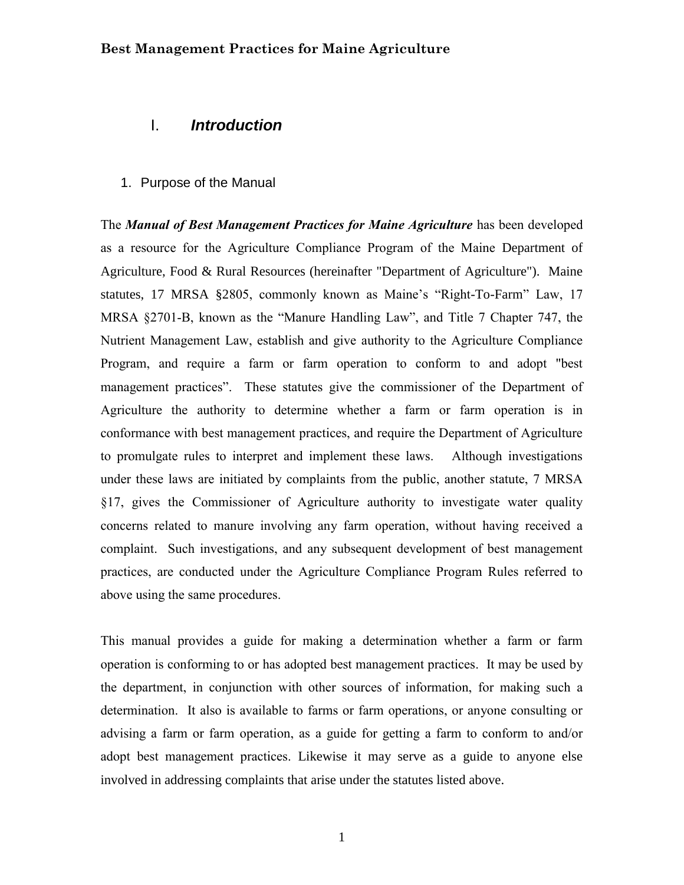# I. *Introduction*

## 1. Purpose of the Manual

The ***Manual of Best Management Practices for Maine Agriculture*** has been developed as a resource for the Agriculture Compliance Program of the Maine Department of Agriculture, Food & Rural Resources (hereinafter "Department of Agriculture"). Maine statutes, 17 MRSA §2805, commonly known as Maine's "Right-To-Farm" Law, 17 MRSA §2701-B, known as the "Manure Handling Law", and Title 7 Chapter 747, the Nutrient Management Law, establish and give authority to the Agriculture Compliance Program, and require a farm or farm operation to conform to and adopt "best management practices". These statutes give the commissioner of the Department of Agriculture the authority to determine whether a farm or farm operation is in conformance with best management practices, and require the Department of Agriculture to promulgate rules to interpret and implement these laws. Although investigations under these laws are initiated by complaints from the public, another statute, 7 MRSA §17, gives the Commissioner of Agriculture authority to investigate water quality concerns related to manure involving any farm operation, without having received a complaint. Such investigations, and any subsequent development of best management practices, are conducted under the Agriculture Compliance Program Rules referred to above using the same procedures.

This manual provides a guide for making a determination whether a farm or farm operation is conforming to or has adopted best management practices. It may be used by the department, in conjunction with other sources of information, for making such a determination. It also is available to farms or farm operations, or anyone consulting or advising a farm or farm operation, as a guide for getting a farm to conform to and/or adopt best management practices. Likewise it may serve as a guide to anyone else involved in addressing complaints that arise under the statutes listed above.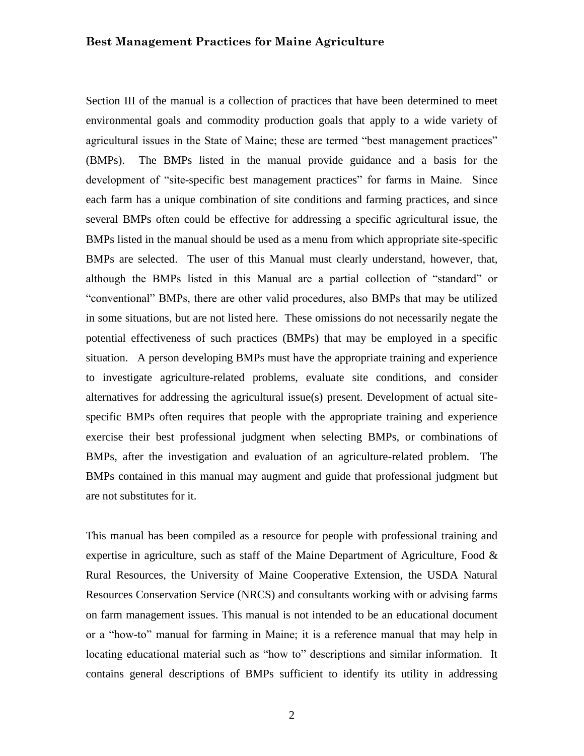Section III of the manual is a collection of practices that have been determined to meet environmental goals and commodity production goals that apply to a wide variety of agricultural issues in the State of Maine; these are termed "best management practices" (BMPs). The BMPs listed in the manual provide guidance and a basis for the development of "site-specific best management practices" for farms in Maine. Since each farm has a unique combination of site conditions and farming practices, and since several BMPs often could be effective for addressing a specific agricultural issue, the BMPs listed in the manual should be used as a menu from which appropriate site-specific BMPs are selected. The user of this Manual must clearly understand, however, that, although the BMPs listed in this Manual are a partial collection of "standard" or "conventional" BMPs, there are other valid procedures, also BMPs that may be utilized in some situations, but are not listed here. These omissions do not necessarily negate the potential effectiveness of such practices (BMPs) that may be employed in a specific situation. A person developing BMPs must have the appropriate training and experience to investigate agriculture-related problems, evaluate site conditions, and consider alternatives for addressing the agricultural issue(s) present. Development of actual site-specific BMPs often requires that people with the appropriate training and experience exercise their best professional judgment when selecting BMPs, or combinations of BMPs, after the investigation and evaluation of an agriculture-related problem. The BMPs contained in this manual may augment and guide that professional judgment but are not substitutes for it.

This manual has been compiled as a resource for people with professional training and expertise in agriculture, such as staff of the Maine Department of Agriculture, Food & Rural Resources, the University of Maine Cooperative Extension, the USDA Natural Resources Conservation Service (NRCS) and consultants working with or advising farms on farm management issues. This manual is not intended to be an educational document or a "how-to" manual for farming in Maine; it is a reference manual that may help in locating educational material such as "how to" descriptions and similar information. It contains general descriptions of BMPs sufficient to identify its utility in addressing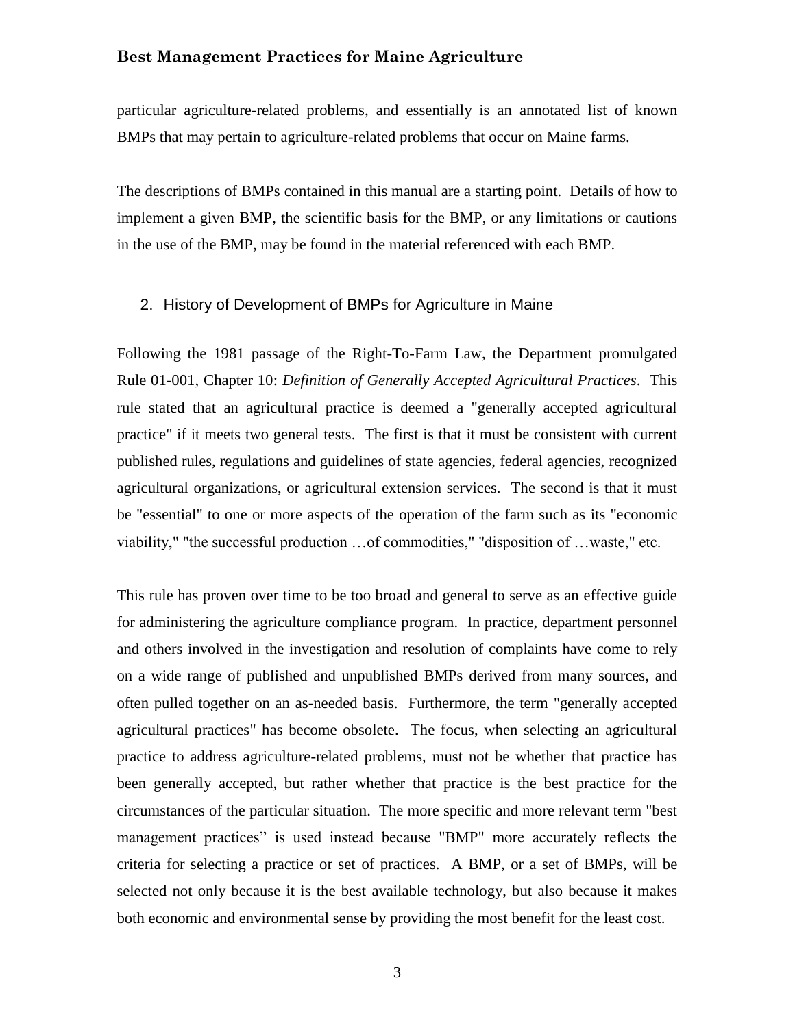particular agriculture-related problems, and essentially is an annotated list of known BMPs that may pertain to agriculture-related problems that occur on Maine farms.

The descriptions of BMPs contained in this manual are a starting point. Details of how to implement a given BMP, the scientific basis for the BMP, or any limitations or cautions in the use of the BMP, may be found in the material referenced with each BMP.

## 2. History of Development of BMPs for Agriculture in Maine

Following the 1981 passage of the Right-To-Farm Law, the Department promulgated Rule 01-001, Chapter 10: *Definition of Generally Accepted Agricultural Practices*. This rule stated that an agricultural practice is deemed a "generally accepted agricultural practice" if it meets two general tests. The first is that it must be consistent with current published rules, regulations and guidelines of state agencies, federal agencies, recognized agricultural organizations, or agricultural extension services. The second is that it must be "essential" to one or more aspects of the operation of the farm such as its "economic viability," "the successful production …of commodities," "disposition of …waste," etc.

This rule has proven over time to be too broad and general to serve as an effective guide for administering the agriculture compliance program. In practice, department personnel and others involved in the investigation and resolution of complaints have come to rely on a wide range of published and unpublished BMPs derived from many sources, and often pulled together on an as-needed basis. Furthermore, the term "generally accepted agricultural practices" has become obsolete. The focus, when selecting an agricultural practice to address agriculture-related problems, must not be whether that practice has been generally accepted, but rather whether that practice is the best practice for the circumstances of the particular situation. The more specific and more relevant term "best management practices" is used instead because "BMP" more accurately reflects the criteria for selecting a practice or set of practices. A BMP, or a set of BMPs, will be selected not only because it is the best available technology, but also because it makes both economic and environmental sense by providing the most benefit for the least cost.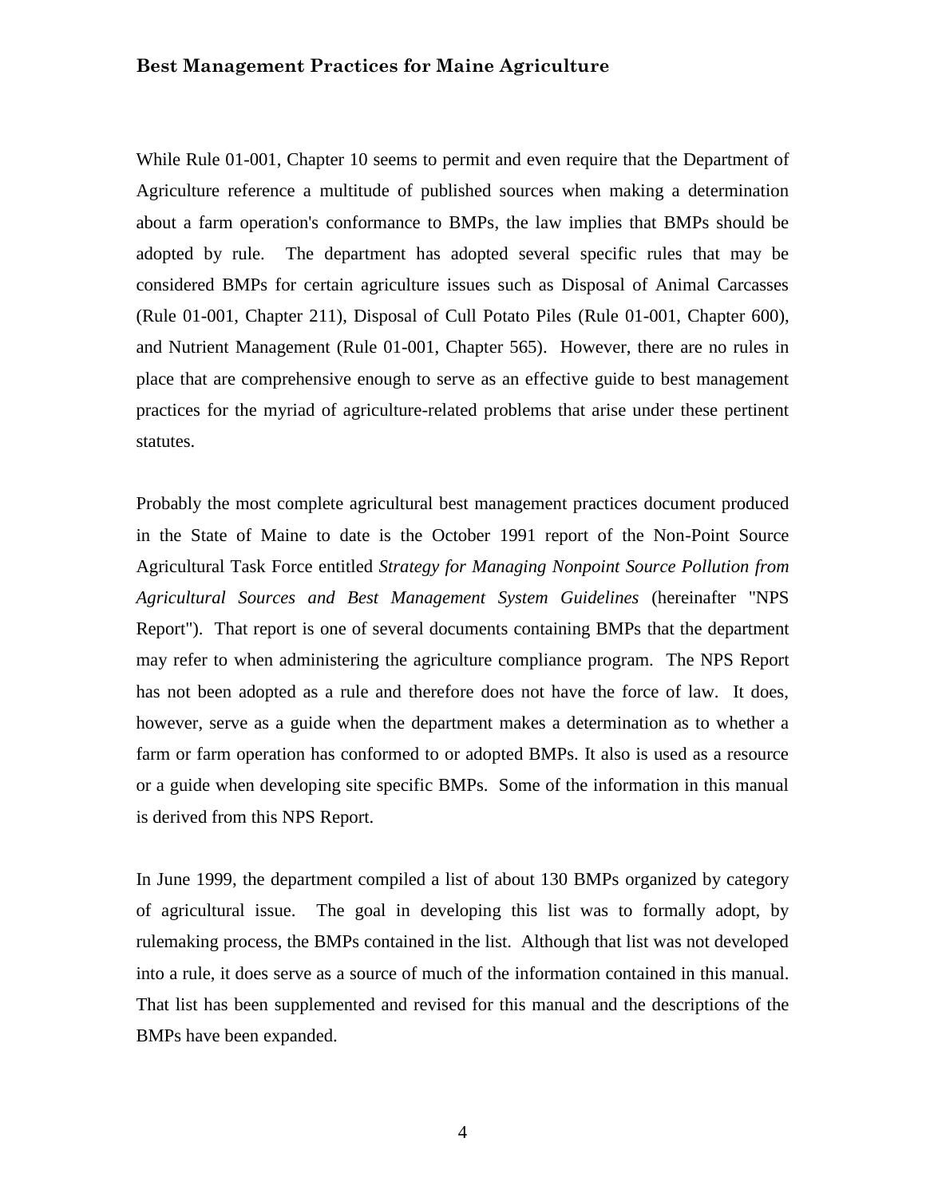While Rule 01-001, Chapter 10 seems to permit and even require that the Department of Agriculture reference a multitude of published sources when making a determination about a farm operation's conformance to BMPs, the law implies that BMPs should be adopted by rule. The department has adopted several specific rules that may be considered BMPs for certain agriculture issues such as Disposal of Animal Carcasses (Rule 01-001, Chapter 211), Disposal of Cull Potato Piles (Rule 01-001, Chapter 600), and Nutrient Management (Rule 01-001, Chapter 565). However, there are no rules in place that are comprehensive enough to serve as an effective guide to best management practices for the myriad of agriculture-related problems that arise under these pertinent statutes.

Probably the most complete agricultural best management practices document produced in the State of Maine to date is the October 1991 report of the Non-Point Source Agricultural Task Force entitled *Strategy for Managing Nonpoint Source Pollution from Agricultural Sources and Best Management System Guidelines* (hereinafter "NPS Report"). That report is one of several documents containing BMPs that the department may refer to when administering the agriculture compliance program. The NPS Report has not been adopted as a rule and therefore does not have the force of law. It does, however, serve as a guide when the department makes a determination as to whether a farm or farm operation has conformed to or adopted BMPs. It also is used as a resource or a guide when developing site specific BMPs. Some of the information in this manual is derived from this NPS Report.

In June 1999, the department compiled a list of about 130 BMPs organized by category of agricultural issue. The goal in developing this list was to formally adopt, by rulemaking process, the BMPs contained in the list. Although that list was not developed into a rule, it does serve as a source of much of the information contained in this manual. That list has been supplemented and revised for this manual and the descriptions of the BMPs have been expanded.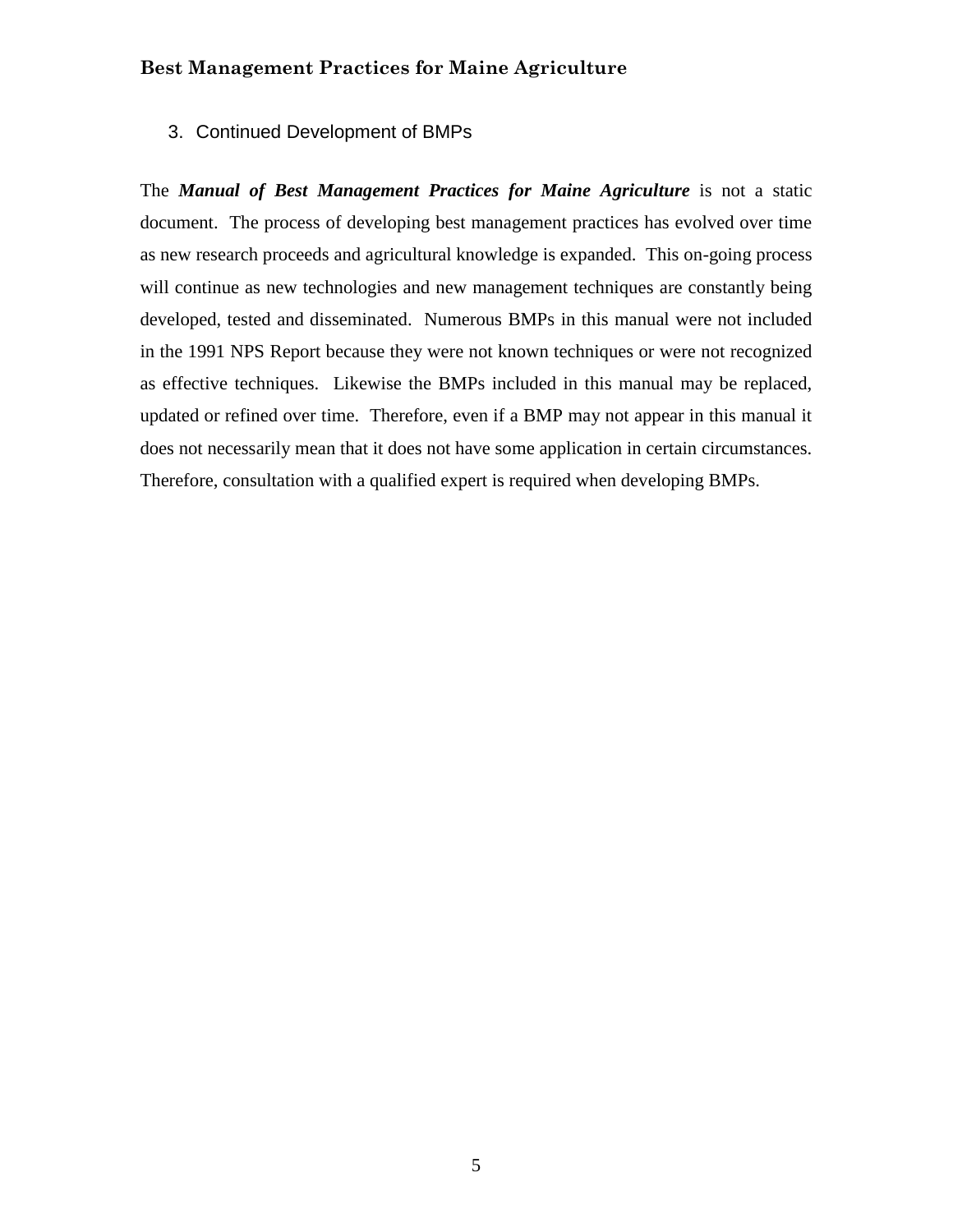### 3. Continued Development of BMPs

The ***Manual of Best Management Practices for Maine Agriculture*** is not a static document. The process of developing best management practices has evolved over time as new research proceeds and agricultural knowledge is expanded. This on-going process will continue as new technologies and new management techniques are constantly being developed, tested and disseminated. Numerous BMPs in this manual were not included in the 1991 NPS Report because they were not known techniques or were not recognized as effective techniques. Likewise the BMPs included in this manual may be replaced, updated or refined over time. Therefore, even if a BMP may not appear in this manual it does not necessarily mean that it does not have some application in certain circumstances. Therefore, consultation with a qualified expert is required when developing BMPs.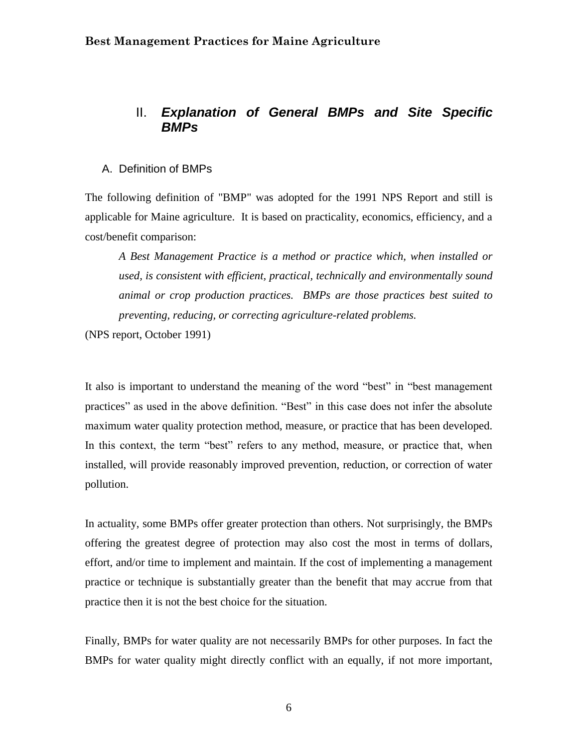## II. *Explanation of General BMPs and Site Specific BMPs*

### A. Definition of BMPs

The following definition of "BMP" was adopted for the 1991 NPS Report and still is applicable for Maine agriculture. It is based on practicality, economics, efficiency, and a cost/benefit comparison:

> *A Best Management Practice is a method or practice which, when installed or used, is consistent with efficient, practical, technically and environmentally sound animal or crop production practices. BMPs are those practices best suited to preventing, reducing, or correcting agriculture-related problems.*

(NPS report, October 1991)

It also is important to understand the meaning of the word "best" in "best management practices" as used in the above definition. "Best" in this case does not infer the absolute maximum water quality protection method, measure, or practice that has been developed. In this context, the term "best" refers to any method, measure, or practice that, when installed, will provide reasonably improved prevention, reduction, or correction of water pollution.

In actuality, some BMPs offer greater protection than others. Not surprisingly, the BMPs offering the greatest degree of protection may also cost the most in terms of dollars, effort, and/or time to implement and maintain. If the cost of implementing a management practice or technique is substantially greater than the benefit that may accrue from that practice then it is not the best choice for the situation.

Finally, BMPs for water quality are not necessarily BMPs for other purposes. In fact the BMPs for water quality might directly conflict with an equally, if not more important,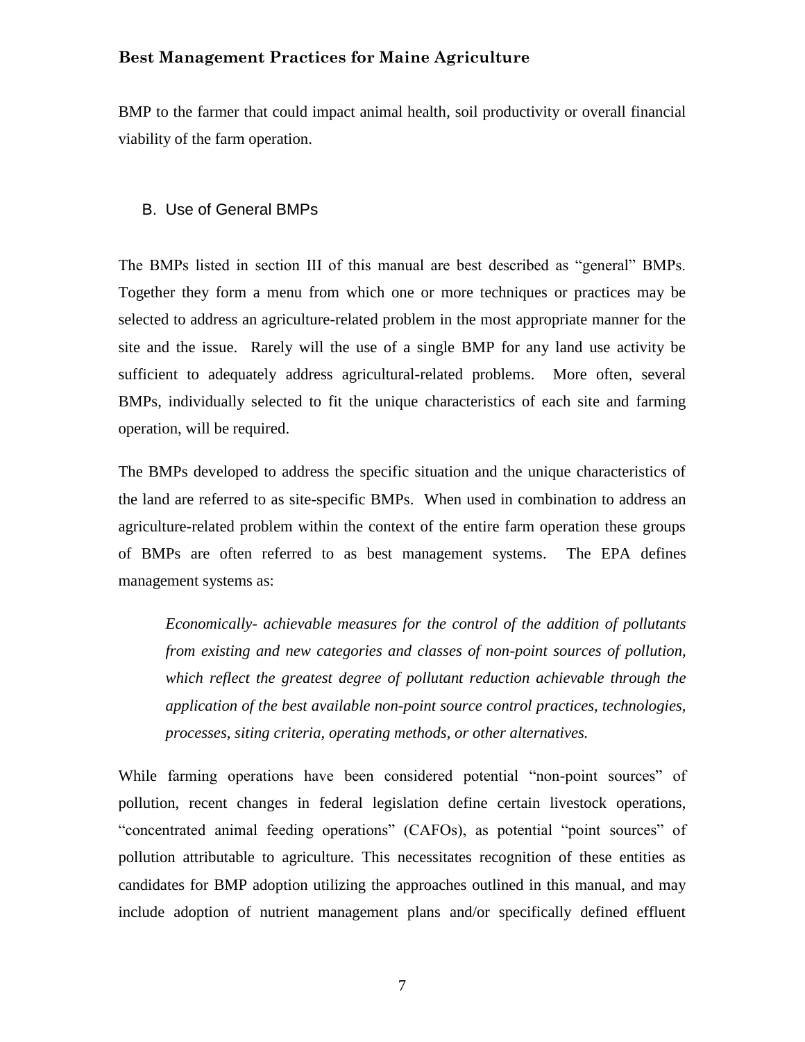BMP to the farmer that could impact animal health, soil productivity or overall financial viability of the farm operation.

## B. Use of General BMPs

The BMPs listed in section III of this manual are best described as "general" BMPs. Together they form a menu from which one or more techniques or practices may be selected to address an agriculture-related problem in the most appropriate manner for the site and the issue. Rarely will the use of a single BMP for any land use activity be sufficient to adequately address agricultural-related problems. More often, several BMPs, individually selected to fit the unique characteristics of each site and farming operation, will be required.

The BMPs developed to address the specific situation and the unique characteristics of the land are referred to as site-specific BMPs. When used in combination to address an agriculture-related problem within the context of the entire farm operation these groups of BMPs are often referred to as best management systems. The EPA defines management systems as:

> *Economically- achievable measures for the control of the addition of pollutants from existing and new categories and classes of non-point sources of pollution, which reflect the greatest degree of pollutant reduction achievable through the application of the best available non-point source control practices, technologies, processes, siting criteria, operating methods, or other alternatives.*

While farming operations have been considered potential "non-point sources" of pollution, recent changes in federal legislation define certain livestock operations, "concentrated animal feeding operations" (CAFOs), as potential "point sources" of pollution attributable to agriculture. This necessitates recognition of these entities as candidates for BMP adoption utilizing the approaches outlined in this manual, and may include adoption of nutrient management plans and/or specifically defined effluent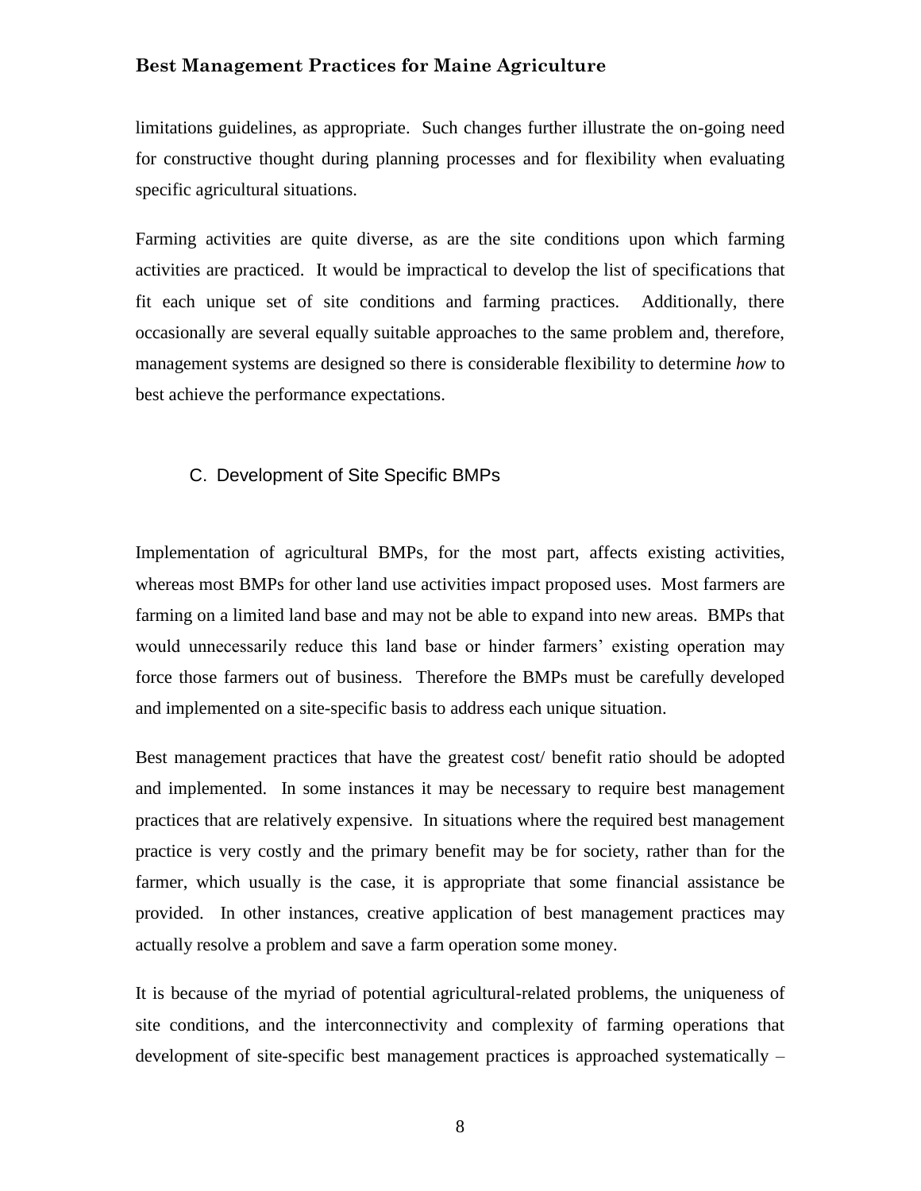limitations guidelines, as appropriate. Such changes further illustrate the on-going need for constructive thought during planning processes and for flexibility when evaluating specific agricultural situations.

Farming activities are quite diverse, as are the site conditions upon which farming activities are practiced. It would be impractical to develop the list of specifications that fit each unique set of site conditions and farming practices. Additionally, there occasionally are several equally suitable approaches to the same problem and, therefore, management systems are designed so there is considerable flexibility to determine *how* to best achieve the performance expectations.

### C. Development of Site Specific BMPs

Implementation of agricultural BMPs, for the most part, affects existing activities, whereas most BMPs for other land use activities impact proposed uses. Most farmers are farming on a limited land base and may not be able to expand into new areas. BMPs that would unnecessarily reduce this land base or hinder farmers' existing operation may force those farmers out of business. Therefore the BMPs must be carefully developed and implemented on a site-specific basis to address each unique situation.

Best management practices that have the greatest cost/ benefit ratio should be adopted and implemented. In some instances it may be necessary to require best management practices that are relatively expensive. In situations where the required best management practice is very costly and the primary benefit may be for society, rather than for the farmer, which usually is the case, it is appropriate that some financial assistance be provided. In other instances, creative application of best management practices may actually resolve a problem and save a farm operation some money.

It is because of the myriad of potential agricultural-related problems, the uniqueness of site conditions, and the interconnectivity and complexity of farming operations that development of site-specific best management practices is approached systematically –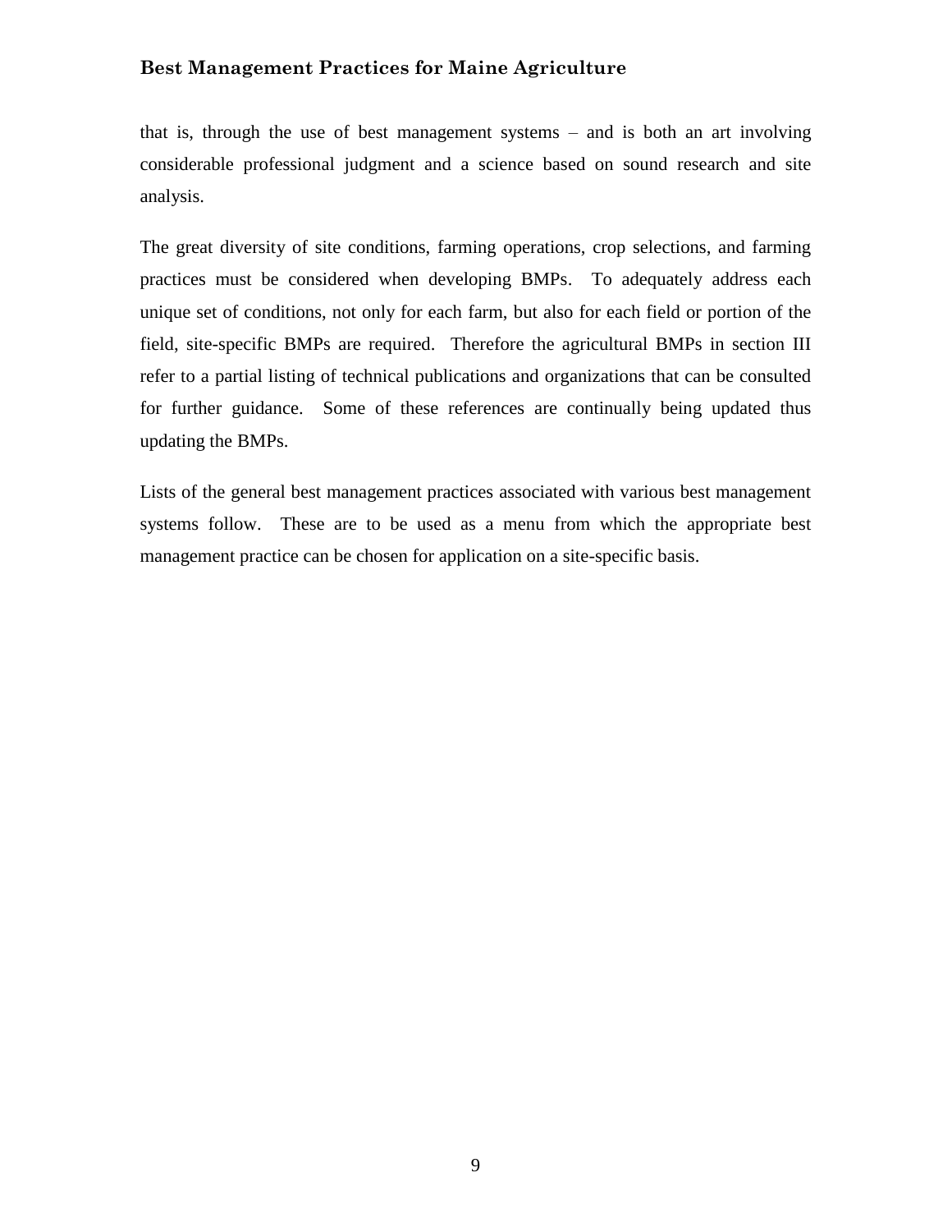that is, through the use of best management systems – and is both an art involving considerable professional judgment and a science based on sound research and site analysis.

The great diversity of site conditions, farming operations, crop selections, and farming practices must be considered when developing BMPs. To adequately address each unique set of conditions, not only for each farm, but also for each field or portion of the field, site-specific BMPs are required. Therefore the agricultural BMPs in section III refer to a partial listing of technical publications and organizations that can be consulted for further guidance. Some of these references are continually being updated thus updating the BMPs.

Lists of the general best management practices associated with various best management systems follow. These are to be used as a menu from which the appropriate best management practice can be chosen for application on a site-specific basis.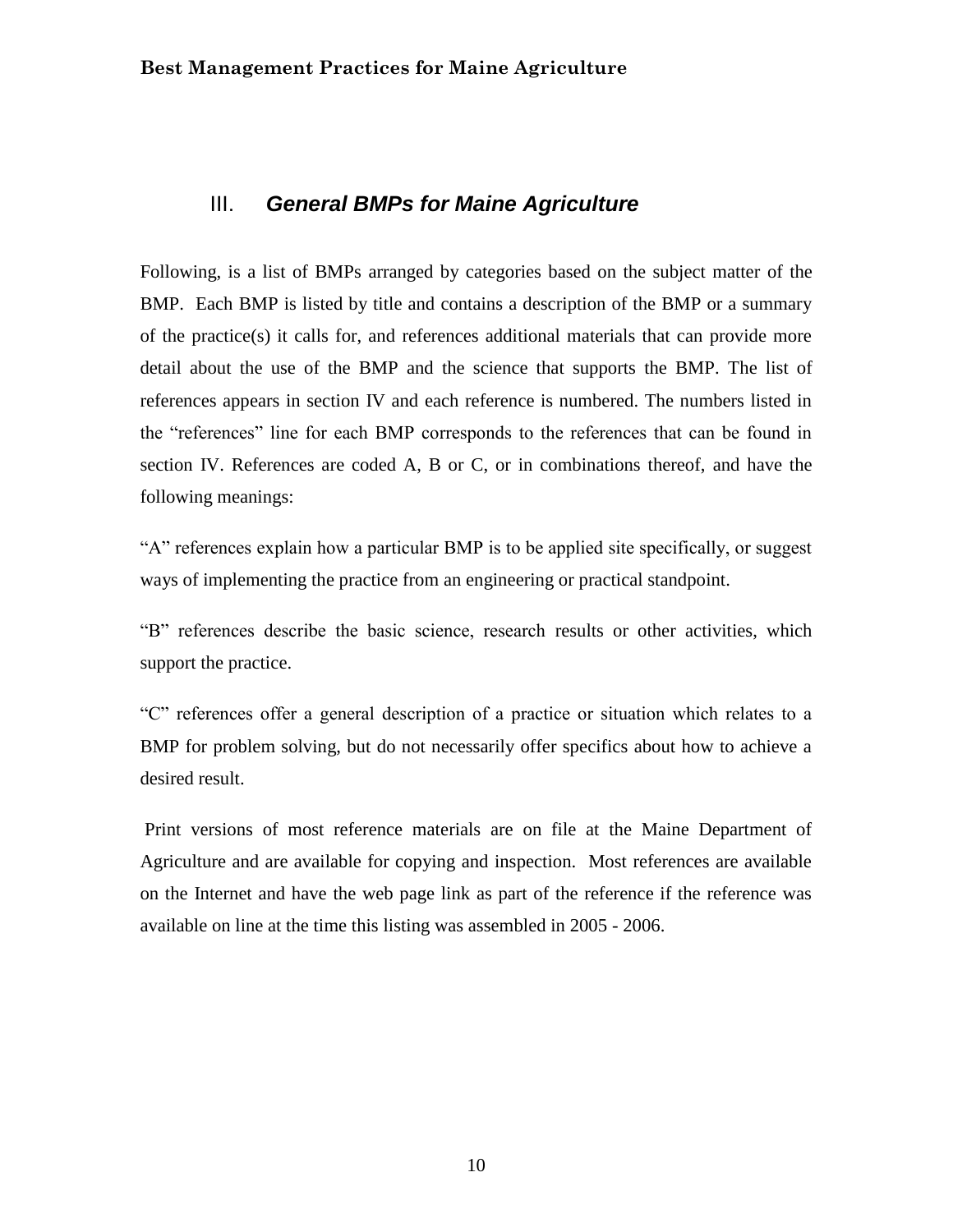## III. *General BMPs for Maine Agriculture*

Following, is a list of BMPs arranged by categories based on the subject matter of the BMP. Each BMP is listed by title and contains a description of the BMP or a summary of the practice(s) it calls for, and references additional materials that can provide more detail about the use of the BMP and the science that supports the BMP. The list of references appears in section IV and each reference is numbered. The numbers listed in the "references" line for each BMP corresponds to the references that can be found in section IV. References are coded A, B or C, or in combinations thereof, and have the following meanings:

"A" references explain how a particular BMP is to be applied site specifically, or suggest ways of implementing the practice from an engineering or practical standpoint.

"B" references describe the basic science, research results or other activities, which support the practice.

"C" references offer a general description of a practice or situation which relates to a BMP for problem solving, but do not necessarily offer specifics about how to achieve a desired result.

Print versions of most reference materials are on file at the Maine Department of Agriculture and are available for copying and inspection. Most references are available on the Internet and have the web page link as part of the reference if the reference was available on line at the time this listing was assembled in 2005 - 2006.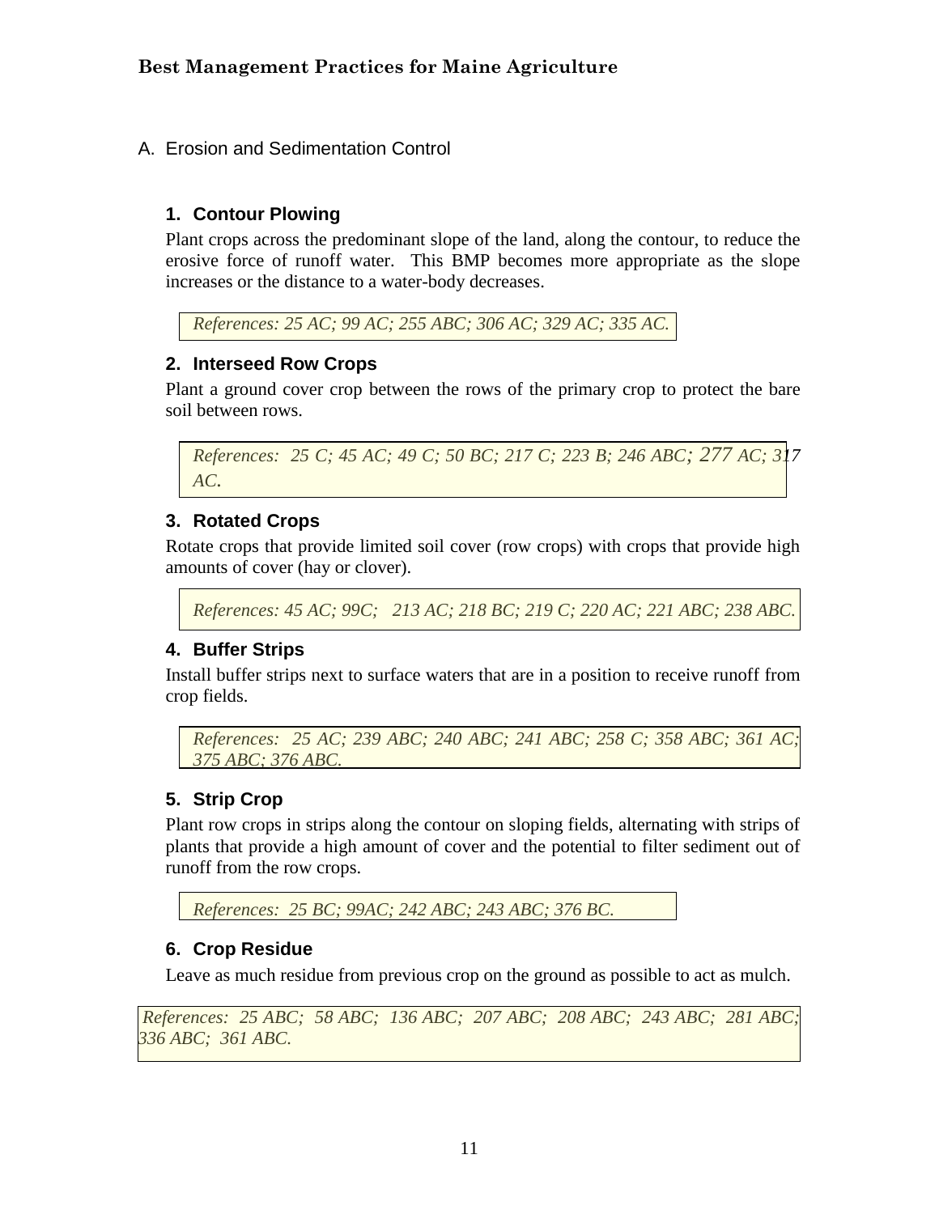## A. Erosion and Sedimentation Control

### 1. Contour Plowing

Plant crops across the predominant slope of the land, along the contour, to reduce the erosive force of runoff water. This BMP becomes more appropriate as the slope increases or the distance to a water-body decreases.

*References: 25 AC; 99 AC; 255 ABC; 306 AC; 329 AC; 335 AC.*

### 2. Interseed Row Crops

Plant a ground cover crop between the rows of the primary crop to protect the bare soil between rows.

*References: 25 C; 45 AC; 49 C; 50 BC; 217 C; 223 B; 246 ABC; 277 AC; 317 AC.*

### 3. Rotated Crops

Rotate crops that provide limited soil cover (row crops) with crops that provide high amounts of cover (hay or clover).

*References: 45 AC; 99C; 213 AC; 218 BC; 219 C; 220 AC; 221 ABC; 238 ABC.*

### 4. Buffer Strips

Install buffer strips next to surface waters that are in a position to receive runoff from crop fields.

*References: 25 AC; 239 ABC; 240 ABC; 241 ABC; 258 C; 358 ABC; 361 AC; 375 ABC; 376 ABC.*

### 5. Strip Crop

Plant row crops in strips along the contour on sloping fields, alternating with strips of plants that provide a high amount of cover and the potential to filter sediment out of runoff from the row crops.

*References: 25 BC; 99AC; 242 ABC; 243 ABC; 376 BC.*

### 6. Crop Residue

Leave as much residue from previous crop on the ground as possible to act as mulch.

*References: 25 ABC; 58 ABC; 136 ABC; 207 ABC; 208 ABC; 243 ABC; 281 ABC; 336 ABC; 361 ABC.*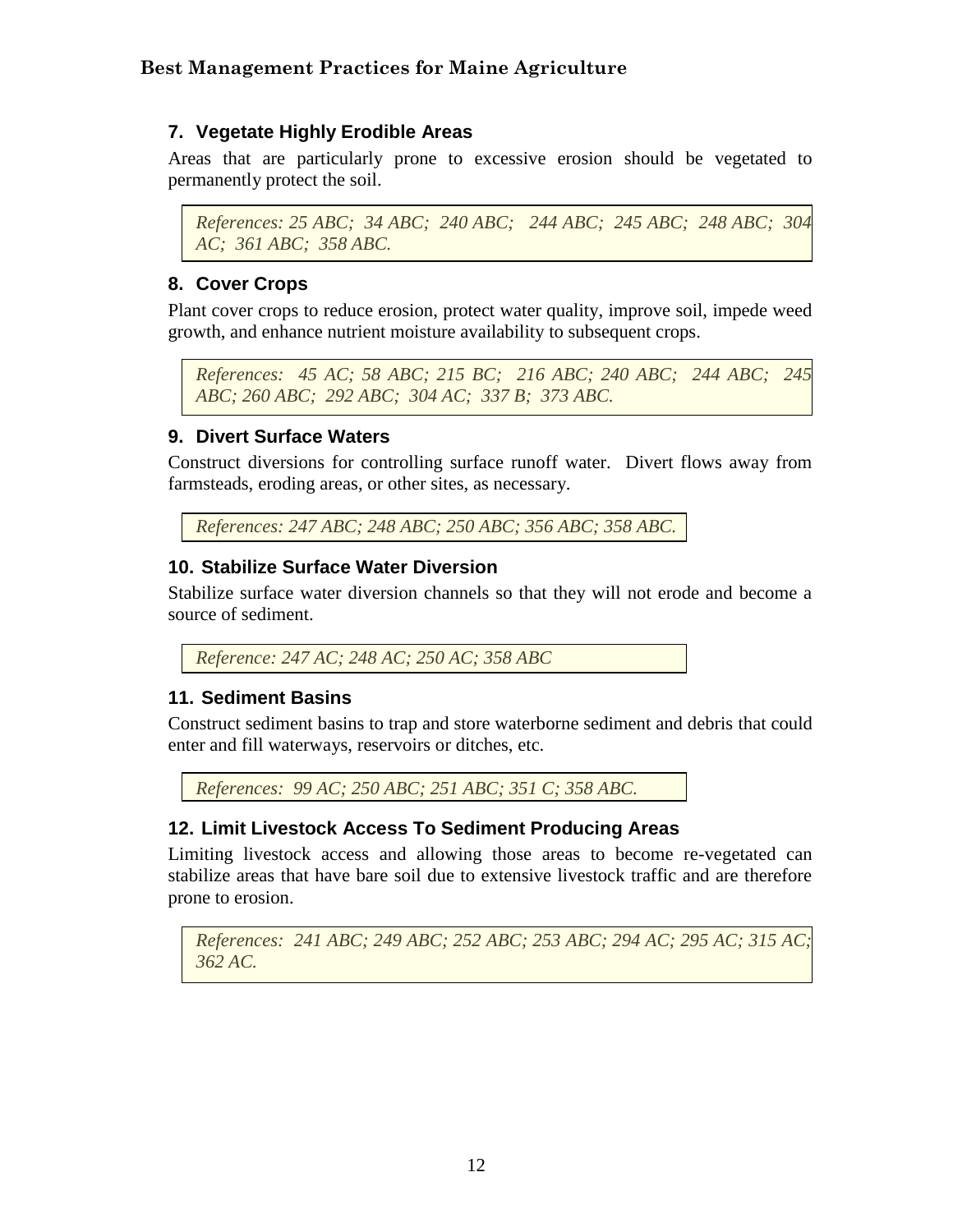### 7. Vegetate Highly Erodible Areas

Areas that are particularly prone to excessive erosion should be vegetated to permanently protect the soil.

*References: 25 ABC; 34 ABC; 240 ABC; 244 ABC; 245 ABC; 248 ABC; 304 AC; 361 ABC; 358 ABC.*

### 8. Cover Crops

Plant cover crops to reduce erosion, protect water quality, improve soil, impede weed growth, and enhance nutrient moisture availability to subsequent crops.

*References: 45 AC; 58 ABC; 215 BC; 216 ABC; 240 ABC; 244 ABC; 245 ABC; 260 ABC; 292 ABC; 304 AC; 337 B; 373 ABC.*

### 9. Divert Surface Waters

Construct diversions for controlling surface runoff water. Divert flows away from farmsteads, eroding areas, or other sites, as necessary.

*References: 247 ABC; 248 ABC; 250 ABC; 356 ABC; 358 ABC.*

### 10. Stabilize Surface Water Diversion

Stabilize surface water diversion channels so that they will not erode and become a source of sediment.

*Reference: 247 AC; 248 AC; 250 AC; 358 ABC*

### 11. Sediment Basins

Construct sediment basins to trap and store waterborne sediment and debris that could enter and fill waterways, reservoirs or ditches, etc.

*References: 99 AC; 250 ABC; 251 ABC; 351 C; 358 ABC.*

### 12. Limit Livestock Access To Sediment Producing Areas

Limiting livestock access and allowing those areas to become re-vegetated can stabilize areas that have bare soil due to extensive livestock traffic and are therefore prone to erosion.

*References: 241 ABC; 249 ABC; 252 ABC; 253 ABC; 294 AC; 295 AC; 315 AC; 362 AC.*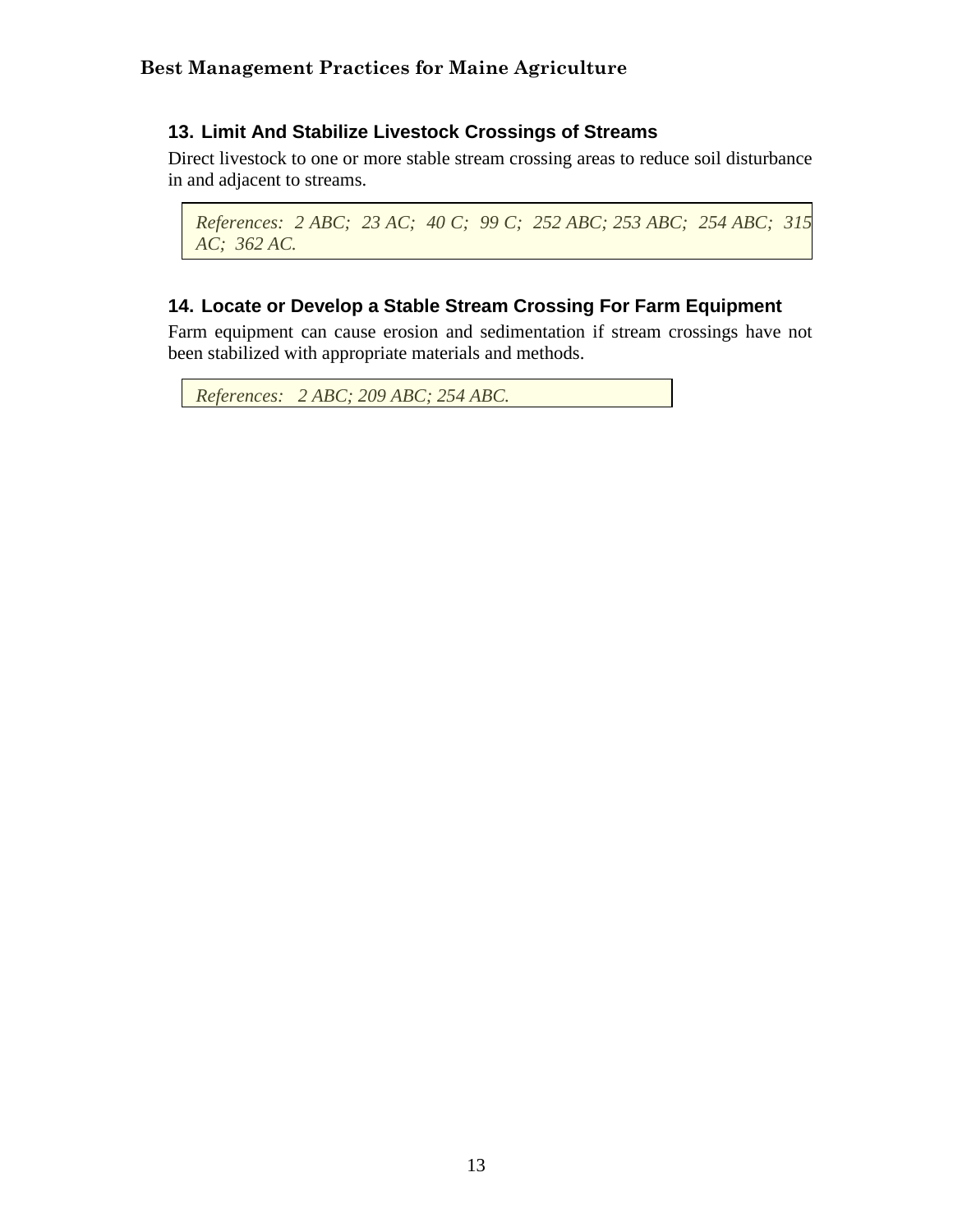### 13. Limit And Stabilize Livestock Crossings of Streams

Direct livestock to one or more stable stream crossing areas to reduce soil disturbance in and adjacent to streams.

> *References: 2 ABC; 23 AC; 40 C; 99 C; 252 ABC; 253 ABC; 254 ABC; 315 AC; 362 AC.*

### 14. Locate or Develop a Stable Stream Crossing For Farm Equipment

Farm equipment can cause erosion and sedimentation if stream crossings have not been stabilized with appropriate materials and methods.

> *References: 2 ABC; 209 ABC; 254 ABC.*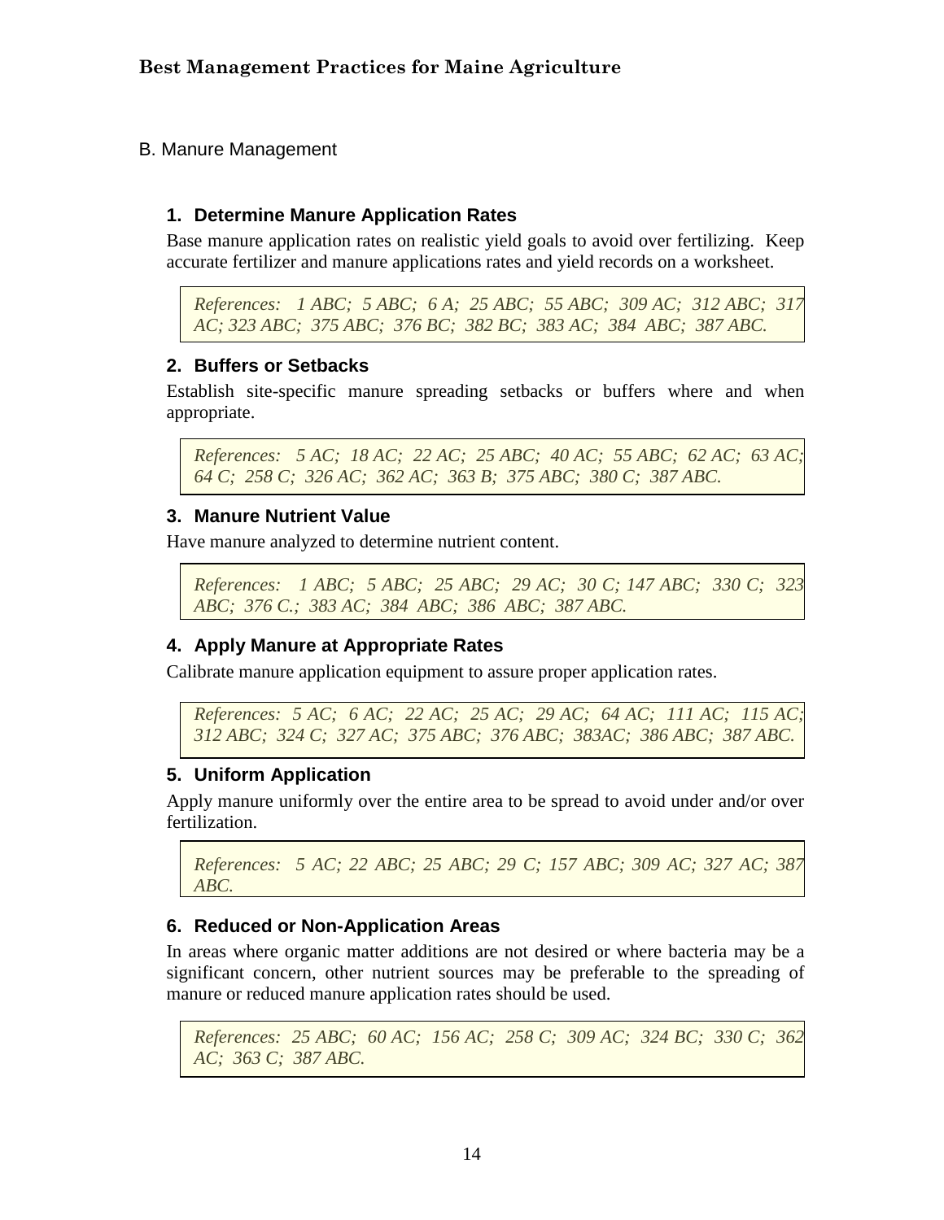## B. Manure Management

### 1. Determine Manure Application Rates

Base manure application rates on realistic yield goals to avoid over fertilizing. Keep accurate fertilizer and manure applications rates and yield records on a worksheet.

> *References: 1 ABC; 5 ABC; 6 A; 25 ABC; 55 ABC; 309 AC; 312 ABC; 317 AC; 323 ABC; 375 ABC; 376 BC; 382 BC; 383 AC; 384 ABC; 387 ABC.*

### 2. Buffers or Setbacks

Establish site-specific manure spreading setbacks or buffers where and when appropriate.

> *References: 5 AC; 18 AC; 22 AC; 25 ABC; 40 AC; 55 ABC; 62 AC; 63 AC; 64 C; 258 C; 326 AC; 362 AC; 363 B; 375 ABC; 380 C; 387 ABC.*

### 3. Manure Nutrient Value

Have manure analyzed to determine nutrient content.

> *References: 1 ABC; 5 ABC; 25 ABC; 29 AC; 30 C; 147 ABC; 330 C; 323 ABC; 376 C.; 383 AC; 384 ABC; 386 ABC; 387 ABC.*

### 4. Apply Manure at Appropriate Rates

Calibrate manure application equipment to assure proper application rates.

> *References: 5 AC; 6 AC; 22 AC; 25 AC; 29 AC; 64 AC; 111 AC; 115 AC; 312 ABC; 324 C; 327 AC; 375 ABC; 376 ABC; 383AC; 386 ABC; 387 ABC.*

### 5. Uniform Application

Apply manure uniformly over the entire area to be spread to avoid under and/or over fertilization.

> *References: 5 AC; 22 ABC; 25 ABC; 29 C; 157 ABC; 309 AC; 327 AC; 387 ABC.*

### 6. Reduced or Non-Application Areas

In areas where organic matter additions are not desired or where bacteria may be a significant concern, other nutrient sources may be preferable to the spreading of manure or reduced manure application rates should be used.

> *References: 25 ABC; 60 AC; 156 AC; 258 C; 309 AC; 324 BC; 330 C; 362 AC; 363 C; 387 ABC.*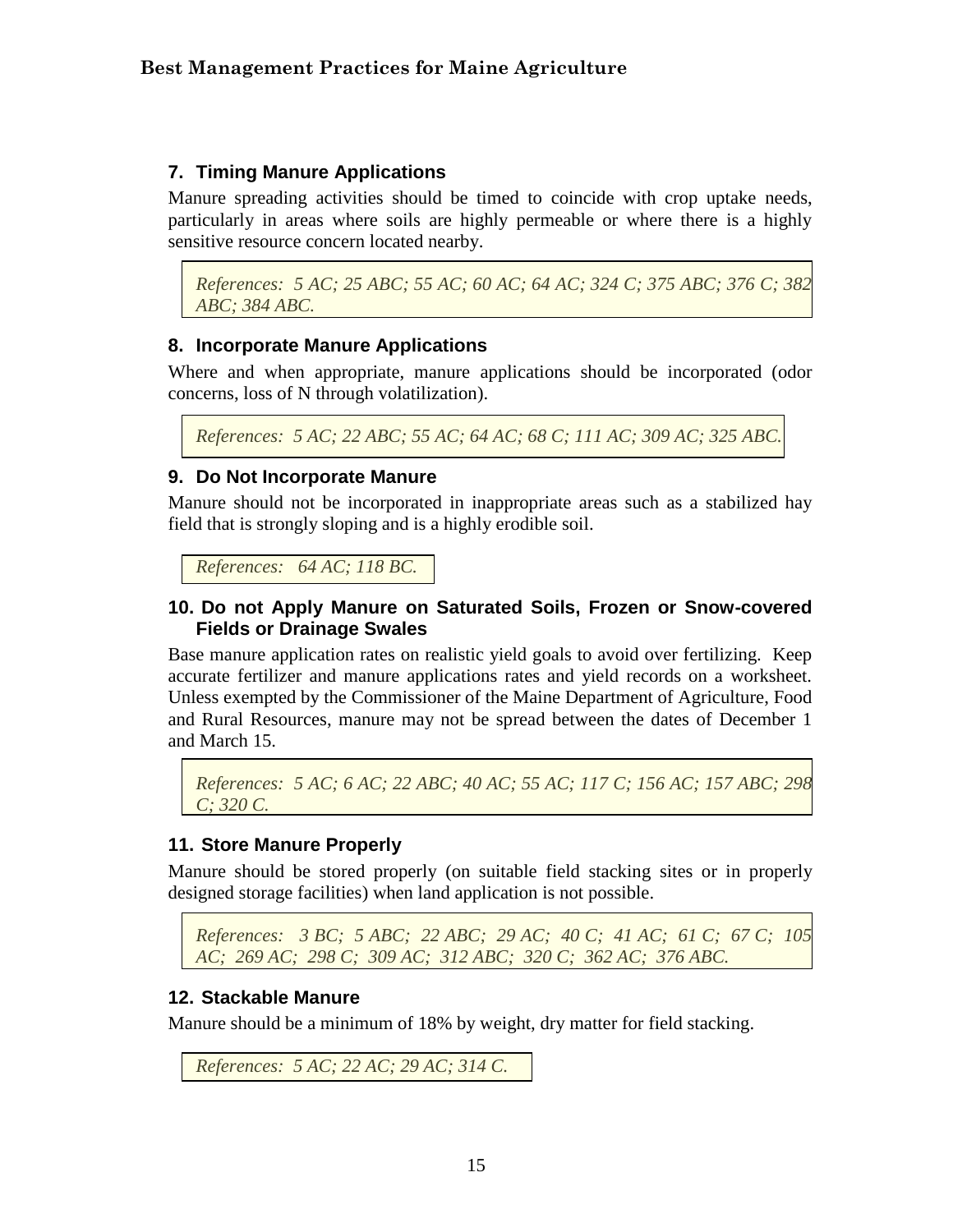### 7. Timing Manure Applications

Manure spreading activities should be timed to coincide with crop uptake needs, particularly in areas where soils are highly permeable or where there is a highly sensitive resource concern located nearby.

*References: 5 AC; 25 ABC; 55 AC; 60 AC; 64 AC; 324 C; 375 ABC; 376 C; 382 ABC; 384 ABC.*

### 8. Incorporate Manure Applications

Where and when appropriate, manure applications should be incorporated (odor concerns, loss of N through volatilization).

*References: 5 AC; 22 ABC; 55 AC; 64 AC; 68 C; 111 AC; 309 AC; 325 ABC.*

### 9. Do Not Incorporate Manure

Manure should not be incorporated in inappropriate areas such as a stabilized hay field that is strongly sloping and is a highly erodible soil.

*References: 64 AC; 118 BC.*

### 10. Do not Apply Manure on Saturated Soils, Frozen or Snow-covered Fields or Drainage Swales

Base manure application rates on realistic yield goals to avoid over fertilizing. Keep accurate fertilizer and manure applications rates and yield records on a worksheet. Unless exempted by the Commissioner of the Maine Department of Agriculture, Food and Rural Resources, manure may not be spread between the dates of December 1 and March 15.

*References: 5 AC; 6 AC; 22 ABC; 40 AC; 55 AC; 117 C; 156 AC; 157 ABC; 298 C; 320 C.*

### 11. Store Manure Properly

Manure should be stored properly (on suitable field stacking sites or in properly designed storage facilities) when land application is not possible.

*References: 3 BC; 5 ABC; 22 ABC; 29 AC; 40 C; 41 AC; 61 C; 67 C; 105 AC; 269 AC; 298 C; 309 AC; 312 ABC; 320 C; 362 AC; 376 ABC.*

### 12. Stackable Manure

Manure should be a minimum of 18% by weight, dry matter for field stacking.

*References: 5 AC; 22 AC; 29 AC; 314 C.*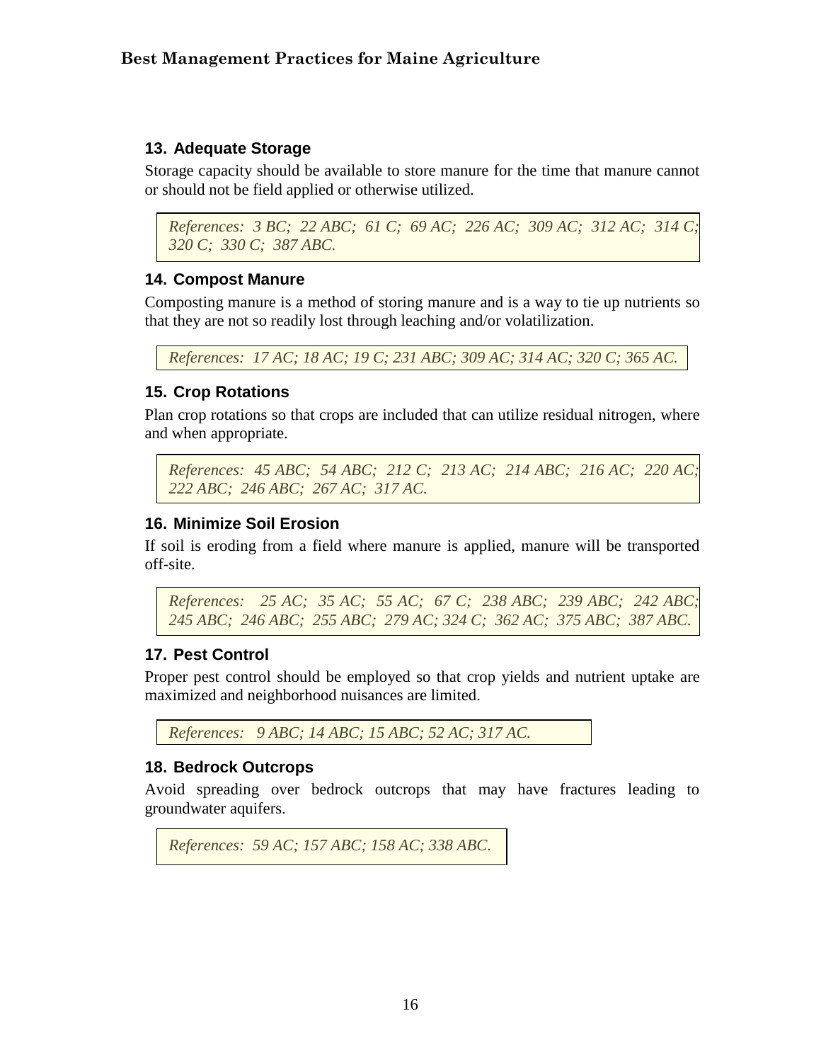### 13. Adequate Storage

Storage capacity should be available to store manure for the time that manure cannot or should not be field applied or otherwise utilized.

> *References: 3 BC; 22 ABC; 61 C; 69 AC; 226 AC; 309 AC; 312 AC; 314 C; 320 C; 330 C; 387 ABC.*

### 14. Compost Manure

Composting manure is a method of storing manure and is a way to tie up nutrients so that they are not so readily lost through leaching and/or volatilization.

> *References: 17 AC; 18 AC; 19 C; 231 ABC; 309 AC; 314 AC; 320 C; 365 AC.*

### 15. Crop Rotations

Plan crop rotations so that crops are included that can utilize residual nitrogen, where and when appropriate.

> *References: 45 ABC; 54 ABC; 212 C; 213 AC; 214 ABC; 216 AC; 220 AC; 222 ABC; 246 ABC; 267 AC; 317 AC.*

### 16. Minimize Soil Erosion

If soil is eroding from a field where manure is applied, manure will be transported off-site.

> *References: 25 AC; 35 AC; 55 AC; 67 C; 238 ABC; 239 ABC; 242 ABC; 245 ABC; 246 ABC; 255 ABC; 279 AC; 324 C; 362 AC; 375 ABC; 387 ABC.*

### 17. Pest Control

Proper pest control should be employed so that crop yields and nutrient uptake are maximized and neighborhood nuisances are limited.

> *References: 9 ABC; 14 ABC; 15 ABC; 52 AC; 317 AC.*

### 18. Bedrock Outcrops

Avoid spreading over bedrock outcrops that may have fractures leading to groundwater aquifers.

> *References: 59 AC; 157 ABC; 158 AC; 338 ABC.*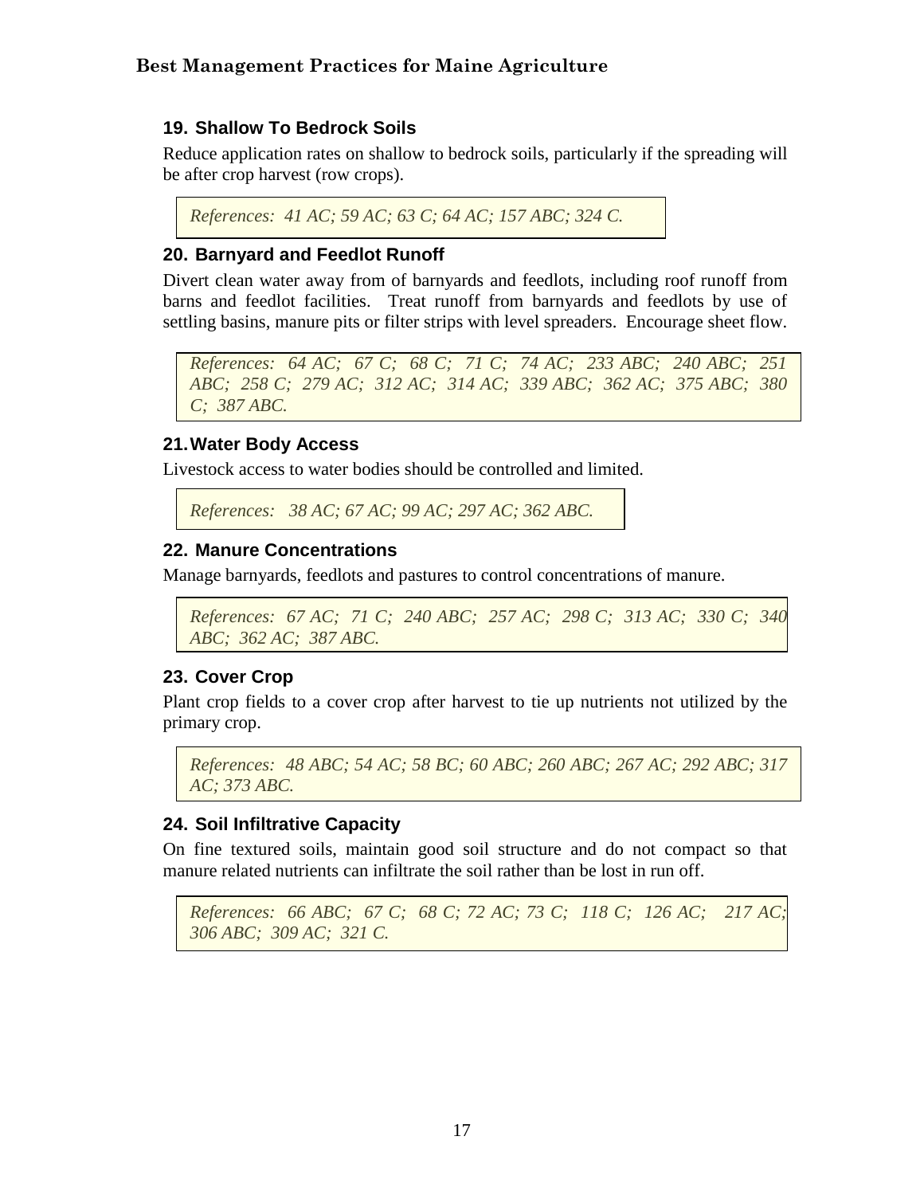### 19. Shallow To Bedrock Soils

Reduce application rates on shallow to bedrock soils, particularly if the spreading will be after crop harvest (row crops).

*References: 41 AC; 59 AC; 63 C; 64 AC; 157 ABC; 324 C.*

### 20. Barnyard and Feedlot Runoff

Divert clean water away from of barnyards and feedlots, including roof runoff from barns and feedlot facilities. Treat runoff from barnyards and feedlots by use of settling basins, manure pits or filter strips with level spreaders. Encourage sheet flow.

*References: 64 AC; 67 C; 68 C; 71 C; 74 AC; 233 ABC; 240 ABC; 251 ABC; 258 C; 279 AC; 312 AC; 314 AC; 339 ABC; 362 AC; 375 ABC; 380 C; 387 ABC.*

### 21. Water Body Access

Livestock access to water bodies should be controlled and limited.

*References: 38 AC; 67 AC; 99 AC; 297 AC; 362 ABC.*

### 22. Manure Concentrations

Manage barnyards, feedlots and pastures to control concentrations of manure.

*References: 67 AC; 71 C; 240 ABC; 257 AC; 298 C; 313 AC; 330 C; 340 ABC; 362 AC; 387 ABC.*

### 23. Cover Crop

Plant crop fields to a cover crop after harvest to tie up nutrients not utilized by the primary crop.

*References: 48 ABC; 54 AC; 58 BC; 60 ABC; 260 ABC; 267 AC; 292 ABC; 317 AC; 373 ABC.*

### 24. Soil Infiltrative Capacity

On fine textured soils, maintain good soil structure and do not compact so that manure related nutrients can infiltrate the soil rather than be lost in run off.

*References: 66 ABC; 67 C; 68 C; 72 AC; 73 C; 118 C; 126 AC; 217 AC; 306 ABC; 309 AC; 321 C.*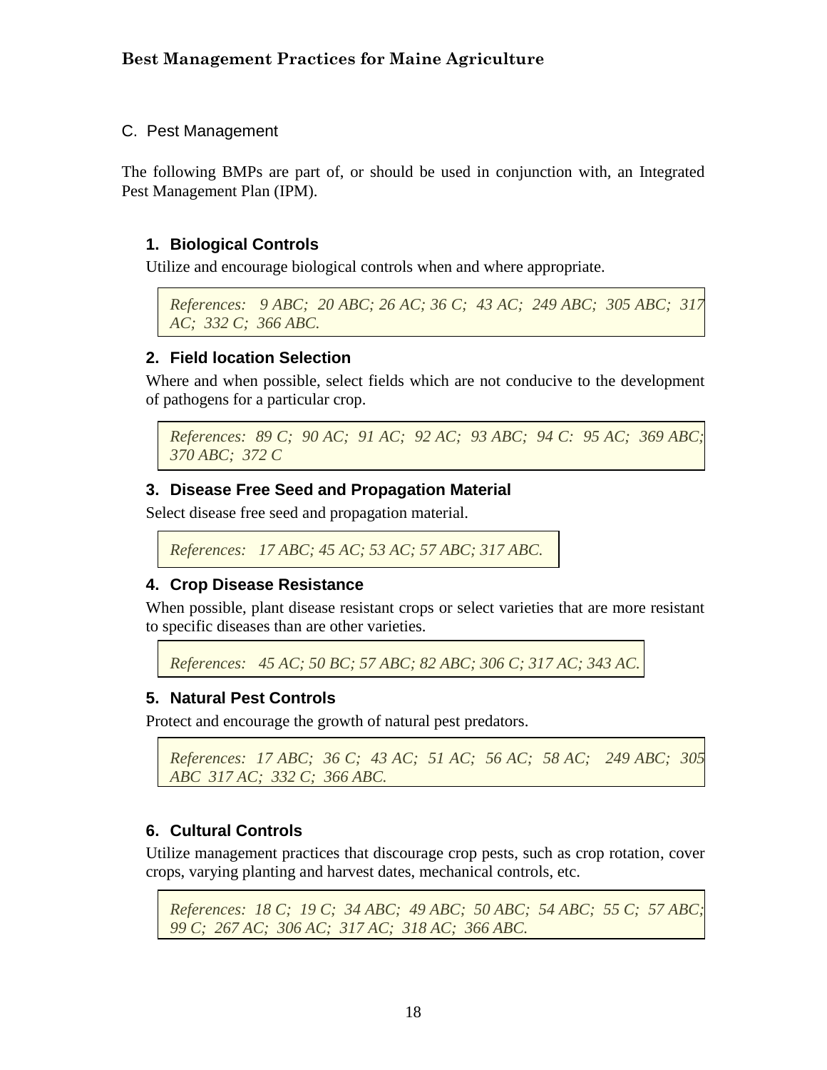## C. Pest Management

The following BMPs are part of, or should be used in conjunction with, an Integrated Pest Management Plan (IPM).

### 1. Biological Controls

Utilize and encourage biological controls when and where appropriate.

*References: 9 ABC; 20 ABC; 26 AC; 36 C; 43 AC; 249 ABC; 305 ABC; 317 AC; 332 C; 366 ABC.*

### 2. Field location Selection

Where and when possible, select fields which are not conducive to the development of pathogens for a particular crop.

*References: 89 C; 90 AC; 91 AC; 92 AC; 93 ABC; 94 C: 95 AC; 369 ABC; 370 ABC; 372 C*

### 3. Disease Free Seed and Propagation Material

Select disease free seed and propagation material.

*References: 17 ABC; 45 AC; 53 AC; 57 ABC; 317 ABC.*

### 4. Crop Disease Resistance

When possible, plant disease resistant crops or select varieties that are more resistant to specific diseases than are other varieties.

*References: 45 AC; 50 BC; 57 ABC; 82 ABC; 306 C; 317 AC; 343 AC.*

### 5. Natural Pest Controls

Protect and encourage the growth of natural pest predators.

*References: 17 ABC; 36 C; 43 AC; 51 AC; 56 AC; 58 AC; 249 ABC; 305 ABC 317 AC; 332 C; 366 ABC.*

### 6. Cultural Controls

Utilize management practices that discourage crop pests, such as crop rotation, cover crops, varying planting and harvest dates, mechanical controls, etc.

*References: 18 C; 19 C; 34 ABC; 49 ABC; 50 ABC; 54 ABC; 55 C; 57 ABC; 99 C; 267 AC; 306 AC; 317 AC; 318 AC; 366 ABC.*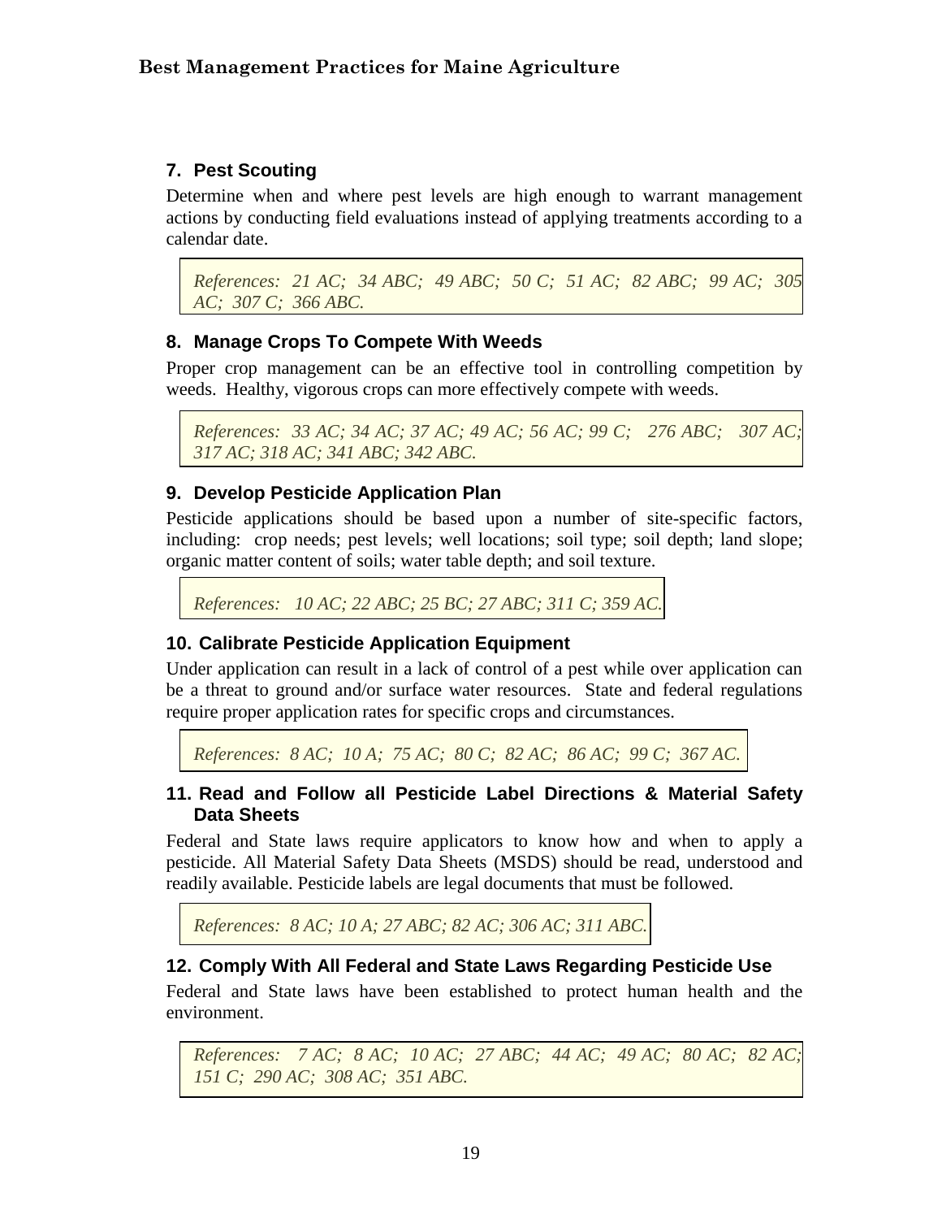### 7. Pest Scouting

Determine when and where pest levels are high enough to warrant management actions by conducting field evaluations instead of applying treatments according to a calendar date.

*References: 21 AC; 34 ABC; 49 ABC; 50 C; 51 AC; 82 ABC; 99 AC; 305 AC; 307 C; 366 ABC.*

### 8. Manage Crops To Compete With Weeds

Proper crop management can be an effective tool in controlling competition by weeds. Healthy, vigorous crops can more effectively compete with weeds.

*References: 33 AC; 34 AC; 37 AC; 49 AC; 56 AC; 99 C; 276 ABC; 307 AC; 317 AC; 318 AC; 341 ABC; 342 ABC.*

### 9. Develop Pesticide Application Plan

Pesticide applications should be based upon a number of site-specific factors, including: crop needs; pest levels; well locations; soil type; soil depth; land slope; organic matter content of soils; water table depth; and soil texture.

*References: 10 AC; 22 ABC; 25 BC; 27 ABC; 311 C; 359 AC.*

### 10. Calibrate Pesticide Application Equipment

Under application can result in a lack of control of a pest while over application can be a threat to ground and/or surface water resources. State and federal regulations require proper application rates for specific crops and circumstances.

*References: 8 AC; 10 A; 75 AC; 80 C; 82 AC; 86 AC; 99 C; 367 AC.*

### 11. Read and Follow all Pesticide Label Directions & Material Safety Data Sheets

Federal and State laws require applicators to know how and when to apply a pesticide. All Material Safety Data Sheets (MSDS) should be read, understood and readily available. Pesticide labels are legal documents that must be followed.

*References: 8 AC; 10 A; 27 ABC; 82 AC; 306 AC; 311 ABC.*

### 12. Comply With All Federal and State Laws Regarding Pesticide Use

Federal and State laws have been established to protect human health and the environment.

*References: 7 AC; 8 AC; 10 AC; 27 ABC; 44 AC; 49 AC; 80 AC; 82 AC; 151 C; 290 AC; 308 AC; 351 ABC.*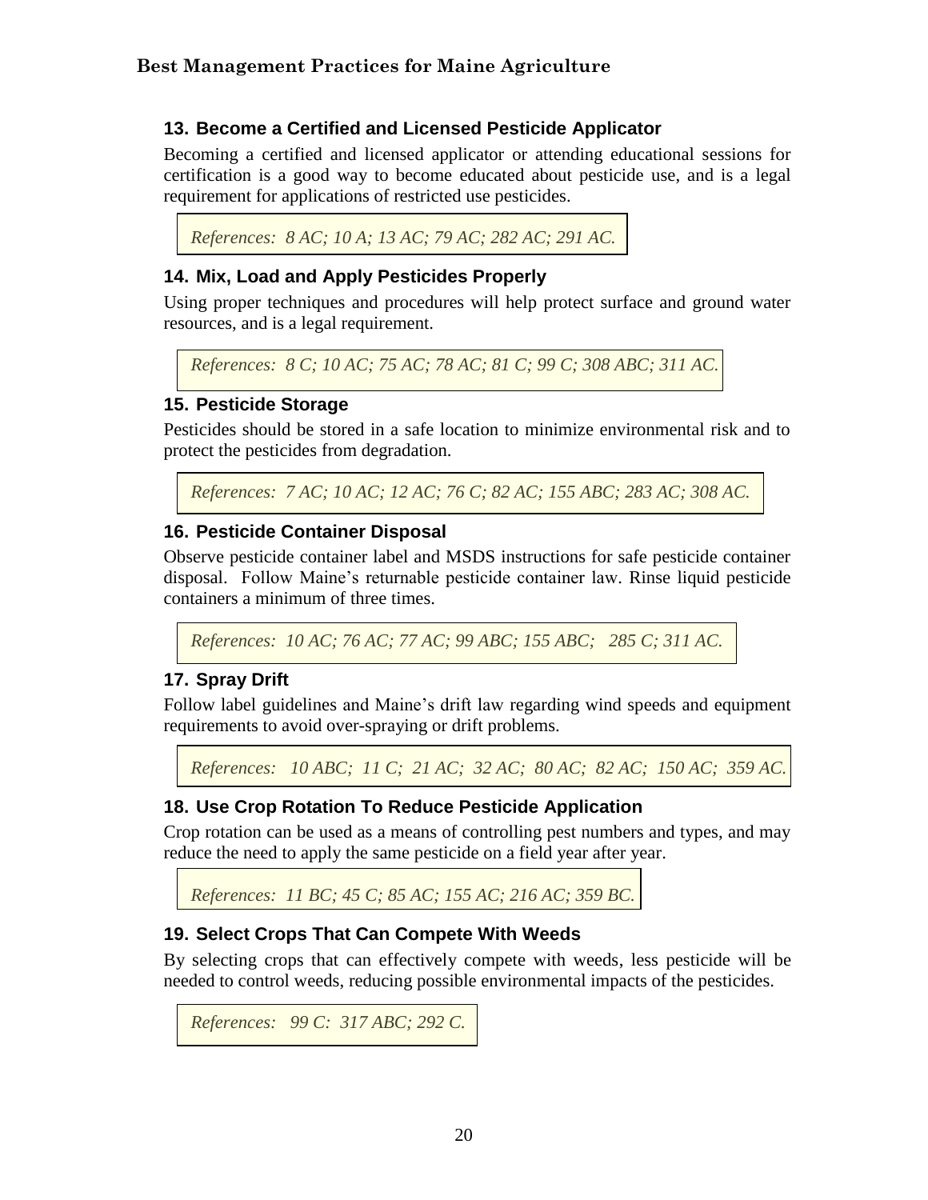### 13. Become a Certified and Licensed Pesticide Applicator

Becoming a certified and licensed applicator or attending educational sessions for certification is a good way to become educated about pesticide use, and is a legal requirement for applications of restricted use pesticides.

*References: 8 AC; 10 A; 13 AC; 79 AC; 282 AC; 291 AC.*

### 14. Mix, Load and Apply Pesticides Properly

Using proper techniques and procedures will help protect surface and ground water resources, and is a legal requirement.

*References: 8 C; 10 AC; 75 AC; 78 AC; 81 C; 99 C; 308 ABC; 311 AC.*

### 15. Pesticide Storage

Pesticides should be stored in a safe location to minimize environmental risk and to protect the pesticides from degradation.

*References: 7 AC; 10 AC; 12 AC; 76 C; 82 AC; 155 ABC; 283 AC; 308 AC.*

### 16. Pesticide Container Disposal

Observe pesticide container label and MSDS instructions for safe pesticide container disposal. Follow Maine's returnable pesticide container law. Rinse liquid pesticide containers a minimum of three times.

*References: 10 AC; 76 AC; 77 AC; 99 ABC; 155 ABC; 285 C; 311 AC.*

### 17. Spray Drift

Follow label guidelines and Maine's drift law regarding wind speeds and equipment requirements to avoid over-spraying or drift problems.

*References: 10 ABC; 11 C; 21 AC; 32 AC; 80 AC; 82 AC; 150 AC; 359 AC.*

### 18. Use Crop Rotation To Reduce Pesticide Application

Crop rotation can be used as a means of controlling pest numbers and types, and may reduce the need to apply the same pesticide on a field year after year.

*References: 11 BC; 45 C; 85 AC; 155 AC; 216 AC; 359 BC.*

### 19. Select Crops That Can Compete With Weeds

By selecting crops that can effectively compete with weeds, less pesticide will be needed to control weeds, reducing possible environmental impacts of the pesticides.

*References: 99 C: 317 ABC; 292 C.*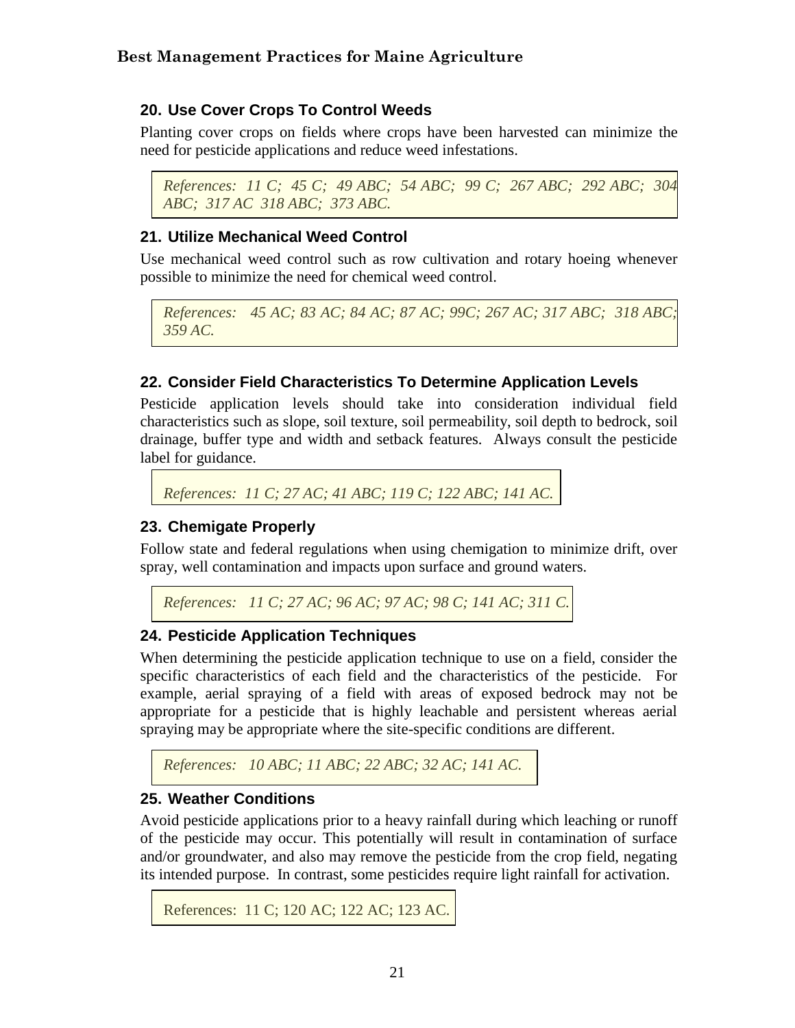## 20. Use Cover Crops To Control Weeds

Planting cover crops on fields where crops have been harvested can minimize the need for pesticide applications and reduce weed infestations.

> *References: 11 C; 45 C; 49 ABC; 54 ABC; 99 C; 267 ABC; 292 ABC; 304 ABC; 317 AC 318 ABC; 373 ABC.*

## 21. Utilize Mechanical Weed Control

Use mechanical weed control such as row cultivation and rotary hoeing whenever possible to minimize the need for chemical weed control.

> *References: 45 AC; 83 AC; 84 AC; 87 AC; 99C; 267 AC; 317 ABC; 318 ABC; 359 AC.*

## 22. Consider Field Characteristics To Determine Application Levels

Pesticide application levels should take into consideration individual field characteristics such as slope, soil texture, soil permeability, soil depth to bedrock, soil drainage, buffer type and width and setback features. Always consult the pesticide label for guidance.

> *References: 11 C; 27 AC; 41 ABC; 119 C; 122 ABC; 141 AC.*

## 23. Chemigate Properly

Follow state and federal regulations when using chemigation to minimize drift, over spray, well contamination and impacts upon surface and ground waters.

> *References: 11 C; 27 AC; 96 AC; 97 AC; 98 C; 141 AC; 311 C.*

## 24. Pesticide Application Techniques

When determining the pesticide application technique to use on a field, consider the specific characteristics of each field and the characteristics of the pesticide. For example, aerial spraying of a field with areas of exposed bedrock may not be appropriate for a pesticide that is highly leachable and persistent whereas aerial spraying may be appropriate where the site-specific conditions are different.

> *References: 10 ABC; 11 ABC; 22 ABC; 32 AC; 141 AC.*

## 25. Weather Conditions

Avoid pesticide applications prior to a heavy rainfall during which leaching or runoff of the pesticide may occur. This potentially will result in contamination of surface and/or groundwater, and also may remove the pesticide from the crop field, negating its intended purpose. In contrast, some pesticides require light rainfall for activation.

> References: 11 C; 120 AC; 122 AC; 123 AC.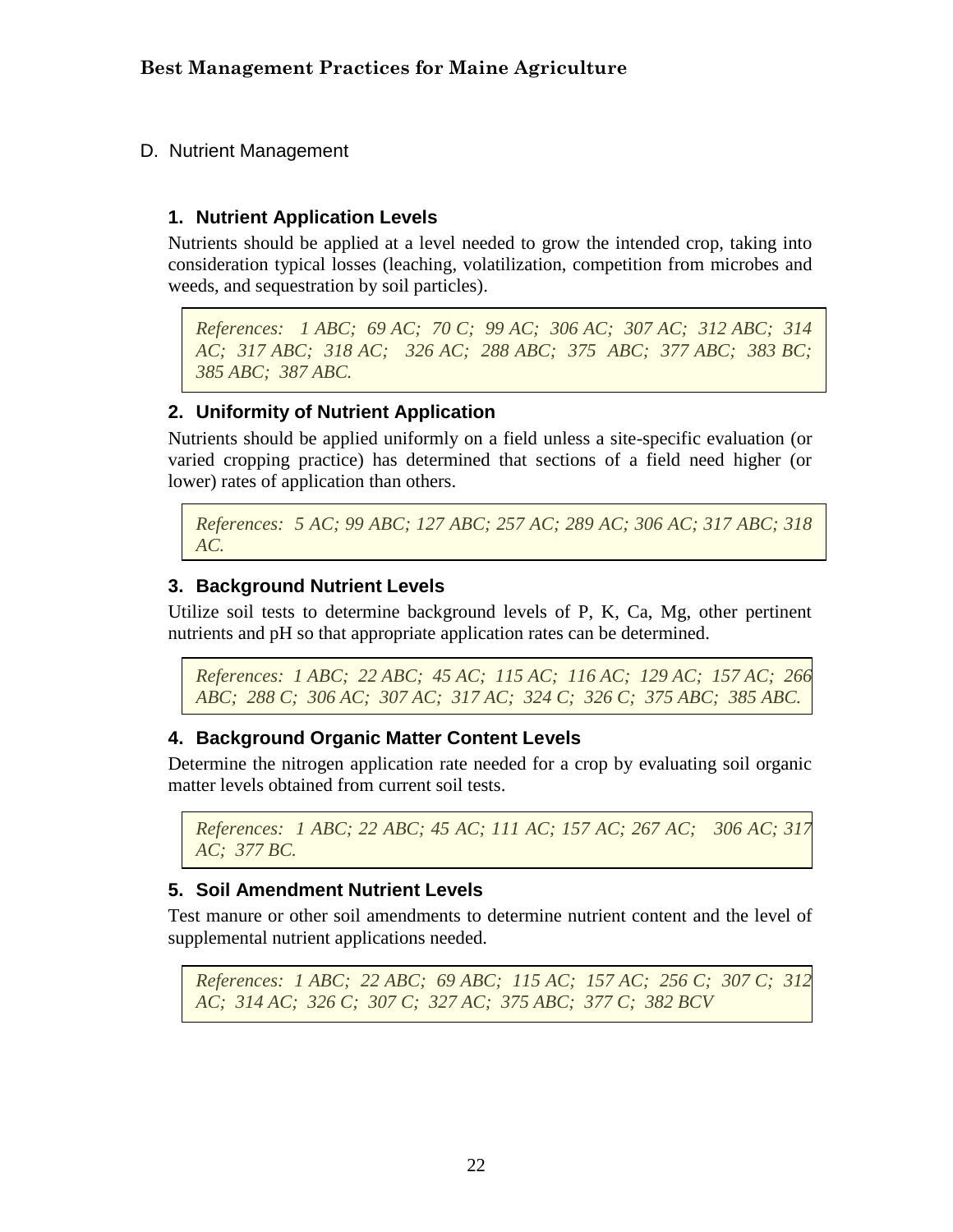## D. Nutrient Management

### 1. Nutrient Application Levels

Nutrients should be applied at a level needed to grow the intended crop, taking into consideration typical losses (leaching, volatilization, competition from microbes and weeds, and sequestration by soil particles).

*References: 1 ABC; 69 AC; 70 C; 99 AC; 306 AC; 307 AC; 312 ABC; 314 AC; 317 ABC; 318 AC; 326 AC; 288 ABC; 375 ABC; 377 ABC; 383 BC; 385 ABC; 387 ABC.*

### 2. Uniformity of Nutrient Application

Nutrients should be applied uniformly on a field unless a site-specific evaluation (or varied cropping practice) has determined that sections of a field need higher (or lower) rates of application than others.

*References: 5 AC; 99 ABC; 127 ABC; 257 AC; 289 AC; 306 AC; 317 ABC; 318 AC.*

### 3. Background Nutrient Levels

Utilize soil tests to determine background levels of P, K, Ca, Mg, other pertinent nutrients and pH so that appropriate application rates can be determined.

*References: 1 ABC; 22 ABC; 45 AC; 115 AC; 116 AC; 129 AC; 157 AC; 266 ABC; 288 C; 306 AC; 307 AC; 317 AC; 324 C; 326 C; 375 ABC; 385 ABC.*

### 4. Background Organic Matter Content Levels

Determine the nitrogen application rate needed for a crop by evaluating soil organic matter levels obtained from current soil tests.

*References: 1 ABC; 22 ABC; 45 AC; 111 AC; 157 AC; 267 AC; 306 AC; 317 AC; 377 BC.*

### 5. Soil Amendment Nutrient Levels

Test manure or other soil amendments to determine nutrient content and the level of supplemental nutrient applications needed.

*References: 1 ABC; 22 ABC; 69 ABC; 115 AC; 157 AC; 256 C; 307 C; 312 AC; 314 AC; 326 C; 307 C; 327 AC; 375 ABC; 377 C; 382 BCV*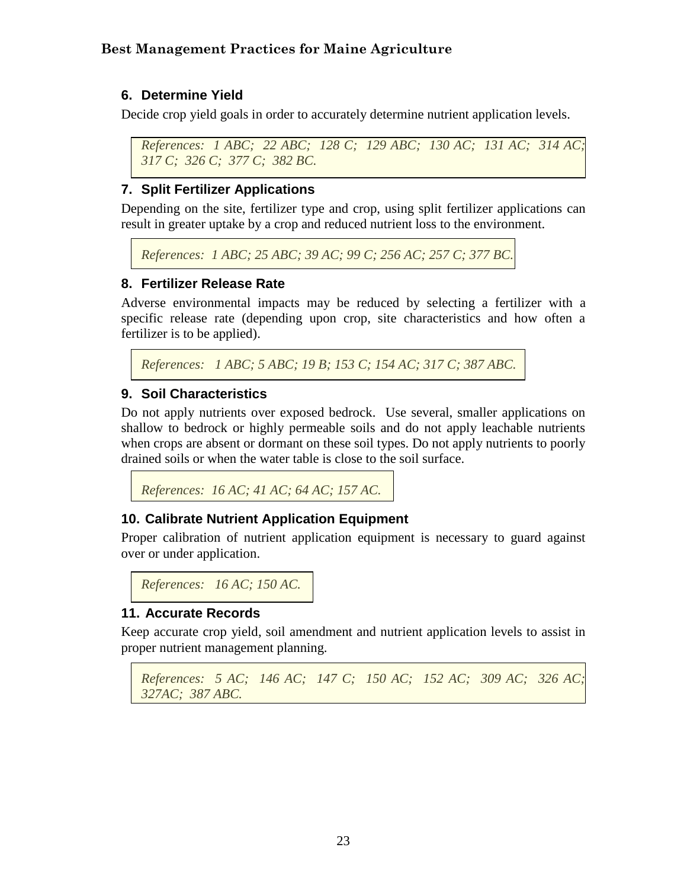### 6. Determine Yield

Decide crop yield goals in order to accurately determine nutrient application levels.

*References: 1 ABC; 22 ABC; 128 C; 129 ABC; 130 AC; 131 AC; 314 AC; 317 C; 326 C; 377 C; 382 BC.*

### 7. Split Fertilizer Applications

Depending on the site, fertilizer type and crop, using split fertilizer applications can result in greater uptake by a crop and reduced nutrient loss to the environment.

*References: 1 ABC; 25 ABC; 39 AC; 99 C; 256 AC; 257 C; 377 BC.*

### 8. Fertilizer Release Rate

Adverse environmental impacts may be reduced by selecting a fertilizer with a specific release rate (depending upon crop, site characteristics and how often a fertilizer is to be applied).

*References: 1 ABC; 5 ABC; 19 B; 153 C; 154 AC; 317 C; 387 ABC.*

### 9. Soil Characteristics

Do not apply nutrients over exposed bedrock. Use several, smaller applications on shallow to bedrock or highly permeable soils and do not apply leachable nutrients when crops are absent or dormant on these soil types. Do not apply nutrients to poorly drained soils or when the water table is close to the soil surface.

*References: 16 AC; 41 AC; 64 AC; 157 AC.*

### 10. Calibrate Nutrient Application Equipment

Proper calibration of nutrient application equipment is necessary to guard against over or under application.

*References: 16 AC; 150 AC.*

### 11. Accurate Records

Keep accurate crop yield, soil amendment and nutrient application levels to assist in proper nutrient management planning.

*References: 5 AC; 146 AC; 147 C; 150 AC; 152 AC; 309 AC; 326 AC; 327AC; 387 ABC.*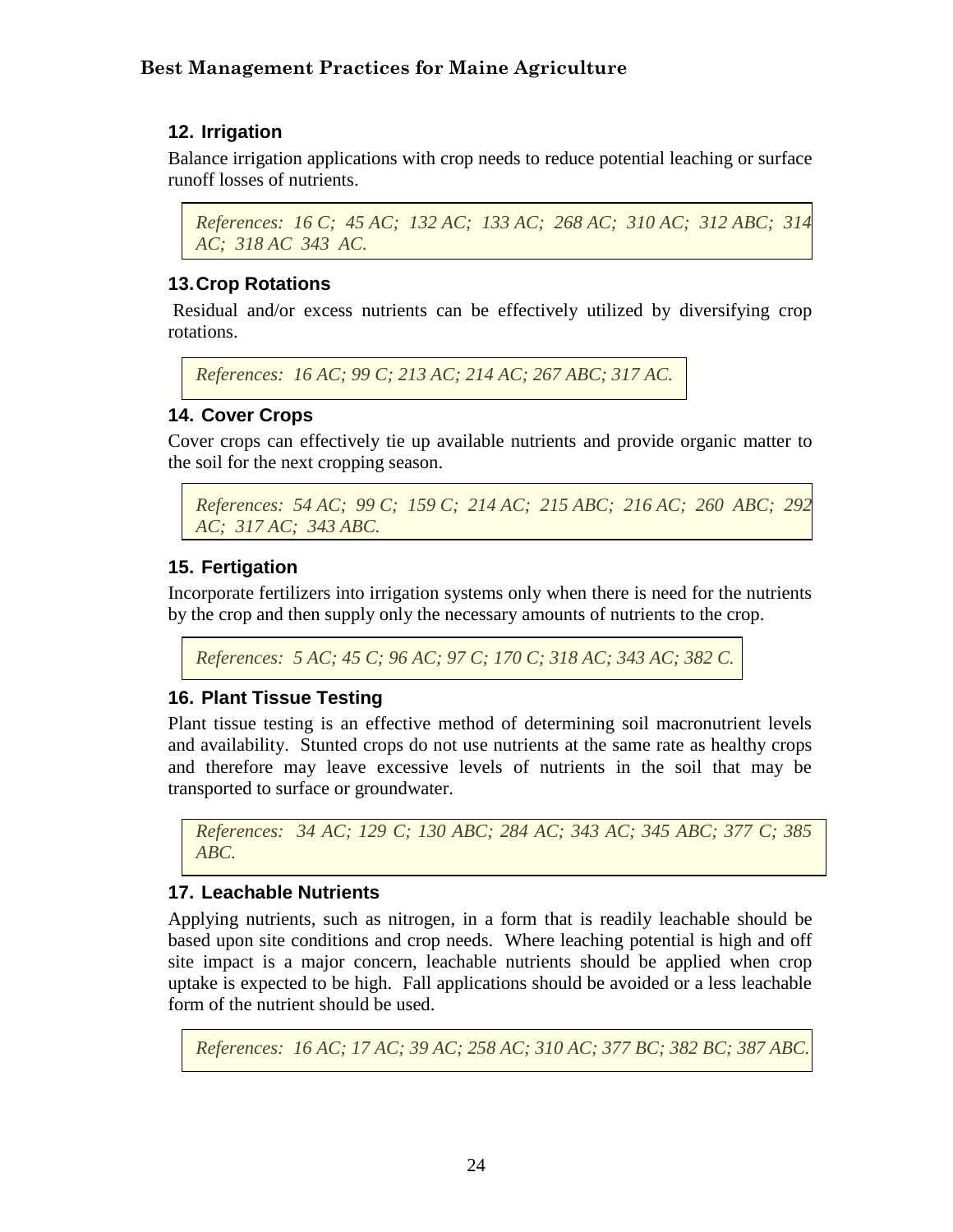### 12. Irrigation

Balance irrigation applications with crop needs to reduce potential leaching or surface runoff losses of nutrients.

*References: 16 C; 45 AC; 132 AC; 133 AC; 268 AC; 310 AC; 312 ABC; 314 AC; 318 AC 343 AC.*

### 13. Crop Rotations

Residual and/or excess nutrients can be effectively utilized by diversifying crop rotations.

*References: 16 AC; 99 C; 213 AC; 214 AC; 267 ABC; 317 AC.*

### 14. Cover Crops

Cover crops can effectively tie up available nutrients and provide organic matter to the soil for the next cropping season.

*References: 54 AC; 99 C; 159 C; 214 AC; 215 ABC; 216 AC; 260 ABC; 292 AC; 317 AC; 343 ABC.*

### 15. Fertigation

Incorporate fertilizers into irrigation systems only when there is need for the nutrients by the crop and then supply only the necessary amounts of nutrients to the crop.

*References: 5 AC; 45 C; 96 AC; 97 C; 170 C; 318 AC; 343 AC; 382 C.*

### 16. Plant Tissue Testing

Plant tissue testing is an effective method of determining soil macronutrient levels and availability. Stunted crops do not use nutrients at the same rate as healthy crops and therefore may leave excessive levels of nutrients in the soil that may be transported to surface or groundwater.

*References: 34 AC; 129 C; 130 ABC; 284 AC; 343 AC; 345 ABC; 377 C; 385 ABC.*

### 17. Leachable Nutrients

Applying nutrients, such as nitrogen, in a form that is readily leachable should be based upon site conditions and crop needs. Where leaching potential is high and off site impact is a major concern, leachable nutrients should be applied when crop uptake is expected to be high. Fall applications should be avoided or a less leachable form of the nutrient should be used.

*References: 16 AC; 17 AC; 39 AC; 258 AC; 310 AC; 377 BC; 382 BC; 387 ABC.*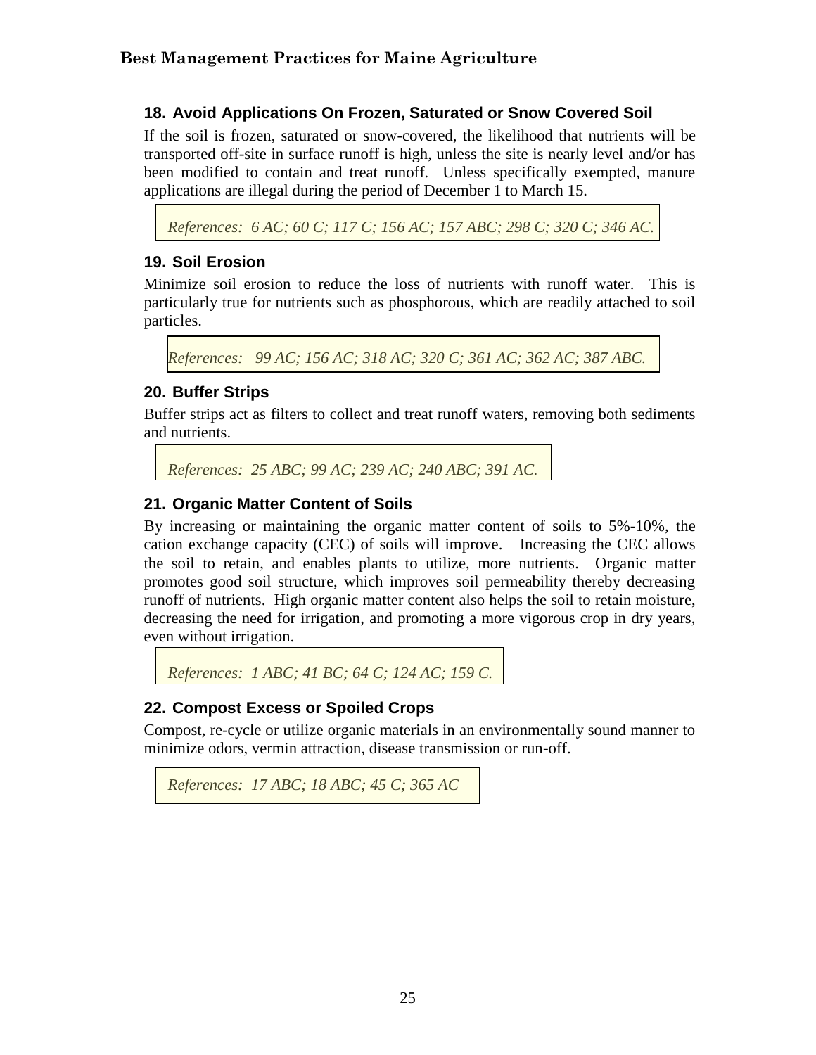## 18. Avoid Applications On Frozen, Saturated or Snow Covered Soil

If the soil is frozen, saturated or snow-covered, the likelihood that nutrients will be transported off-site in surface runoff is high, unless the site is nearly level and/or has been modified to contain and treat runoff. Unless specifically exempted, manure applications are illegal during the period of December 1 to March 15.

*References: 6 AC; 60 C; 117 C; 156 AC; 157 ABC; 298 C; 320 C; 346 AC.*

## 19. Soil Erosion

Minimize soil erosion to reduce the loss of nutrients with runoff water. This is particularly true for nutrients such as phosphorous, which are readily attached to soil particles.

*References: 99 AC; 156 AC; 318 AC; 320 C; 361 AC; 362 AC; 387 ABC.*

## 20. Buffer Strips

Buffer strips act as filters to collect and treat runoff waters, removing both sediments and nutrients.

*References: 25 ABC; 99 AC; 239 AC; 240 ABC; 391 AC.*

## 21. Organic Matter Content of Soils

By increasing or maintaining the organic matter content of soils to 5%-10%, the cation exchange capacity (CEC) of soils will improve. Increasing the CEC allows the soil to retain, and enables plants to utilize, more nutrients. Organic matter promotes good soil structure, which improves soil permeability thereby decreasing runoff of nutrients. High organic matter content also helps the soil to retain moisture, decreasing the need for irrigation, and promoting a more vigorous crop in dry years, even without irrigation.

*References: 1 ABC; 41 BC; 64 C; 124 AC; 159 C.*

## 22. Compost Excess or Spoiled Crops

Compost, re-cycle or utilize organic materials in an environmentally sound manner to minimize odors, vermin attraction, disease transmission or run-off.

*References: 17 ABC; 18 ABC; 45 C; 365 AC*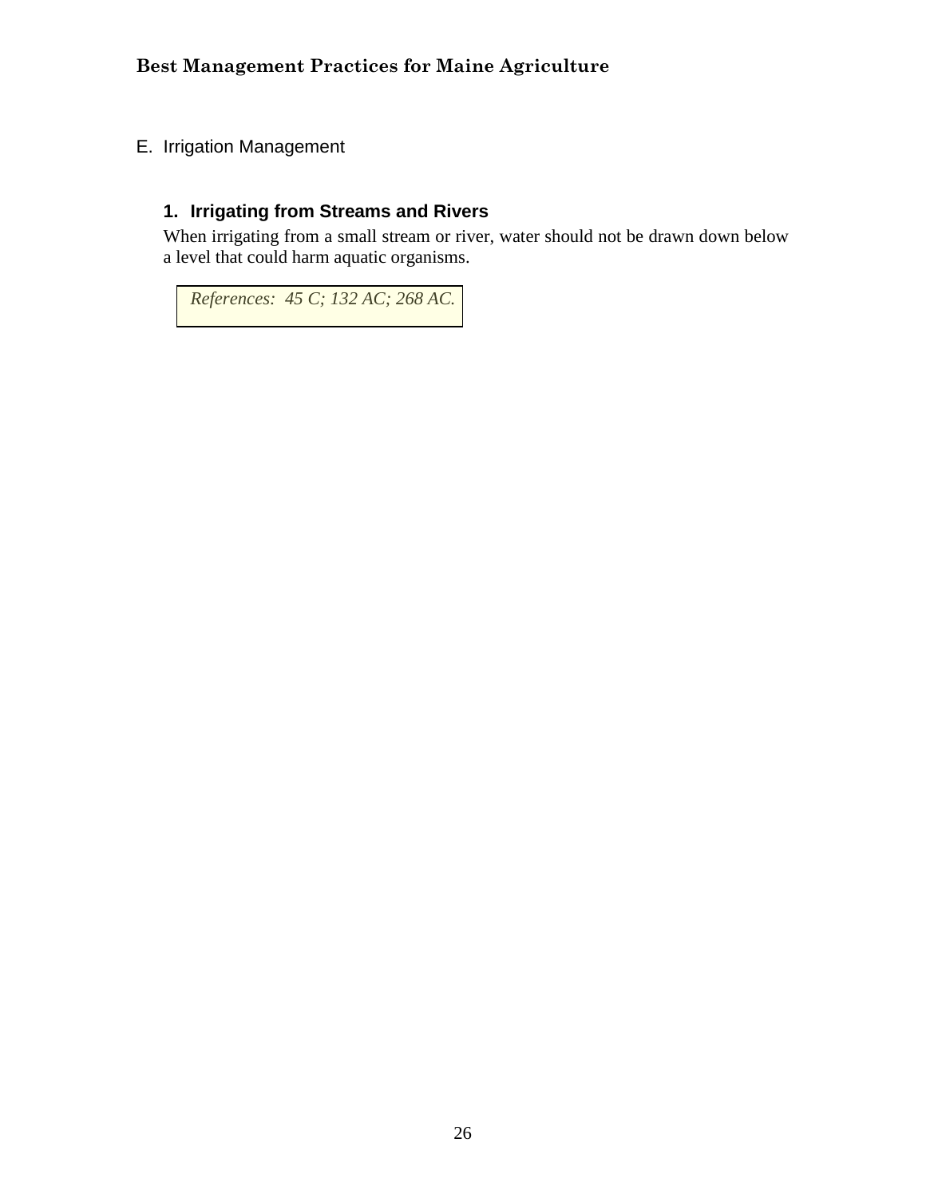## E. Irrigation Management

### 1. Irrigating from Streams and Rivers

When irrigating from a small stream or river, water should not be drawn down below a level that could harm aquatic organisms.

*References: 45 C; 132 AC; 268 AC.*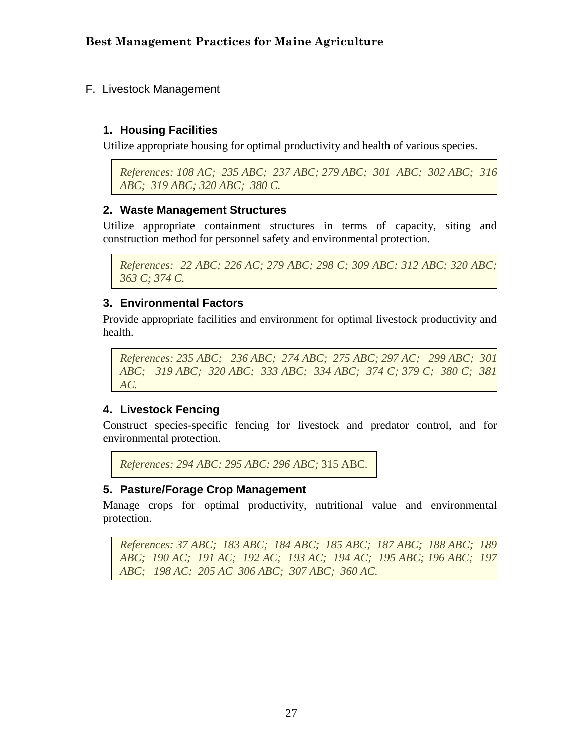## F. Livestock Management

### 1. Housing Facilities

Utilize appropriate housing for optimal productivity and health of various species.

> *References: 108 AC; 235 ABC; 237 ABC; 279 ABC; 301 ABC; 302 ABC; 316 ABC; 319 ABC; 320 ABC; 380 C.*

### 2. Waste Management Structures

Utilize appropriate containment structures in terms of capacity, siting and construction method for personnel safety and environmental protection.

> *References: 22 ABC; 226 AC; 279 ABC; 298 C; 309 ABC; 312 ABC; 320 ABC; 363 C; 374 C.*

### 3. Environmental Factors

Provide appropriate facilities and environment for optimal livestock productivity and health.

> *References: 235 ABC; 236 ABC; 274 ABC; 275 ABC; 297 AC; 299 ABC; 301 ABC; 319 ABC; 320 ABC; 333 ABC; 334 ABC; 374 C; 379 C; 380 C; 381 AC.*

### 4. Livestock Fencing

Construct species-specific fencing for livestock and predator control, and for environmental protection.

> *References: 294 ABC; 295 ABC; 296 ABC;* 315 ABC.

### 5. Pasture/Forage Crop Management

Manage crops for optimal productivity, nutritional value and environmental protection.

> *References: 37 ABC; 183 ABC; 184 ABC; 185 ABC; 187 ABC; 188 ABC; 189 ABC; 190 AC; 191 AC; 192 AC; 193 AC; 194 AC; 195 ABC; 196 ABC; 197 ABC; 198 AC; 205 AC 306 ABC; 307 ABC; 360 AC.*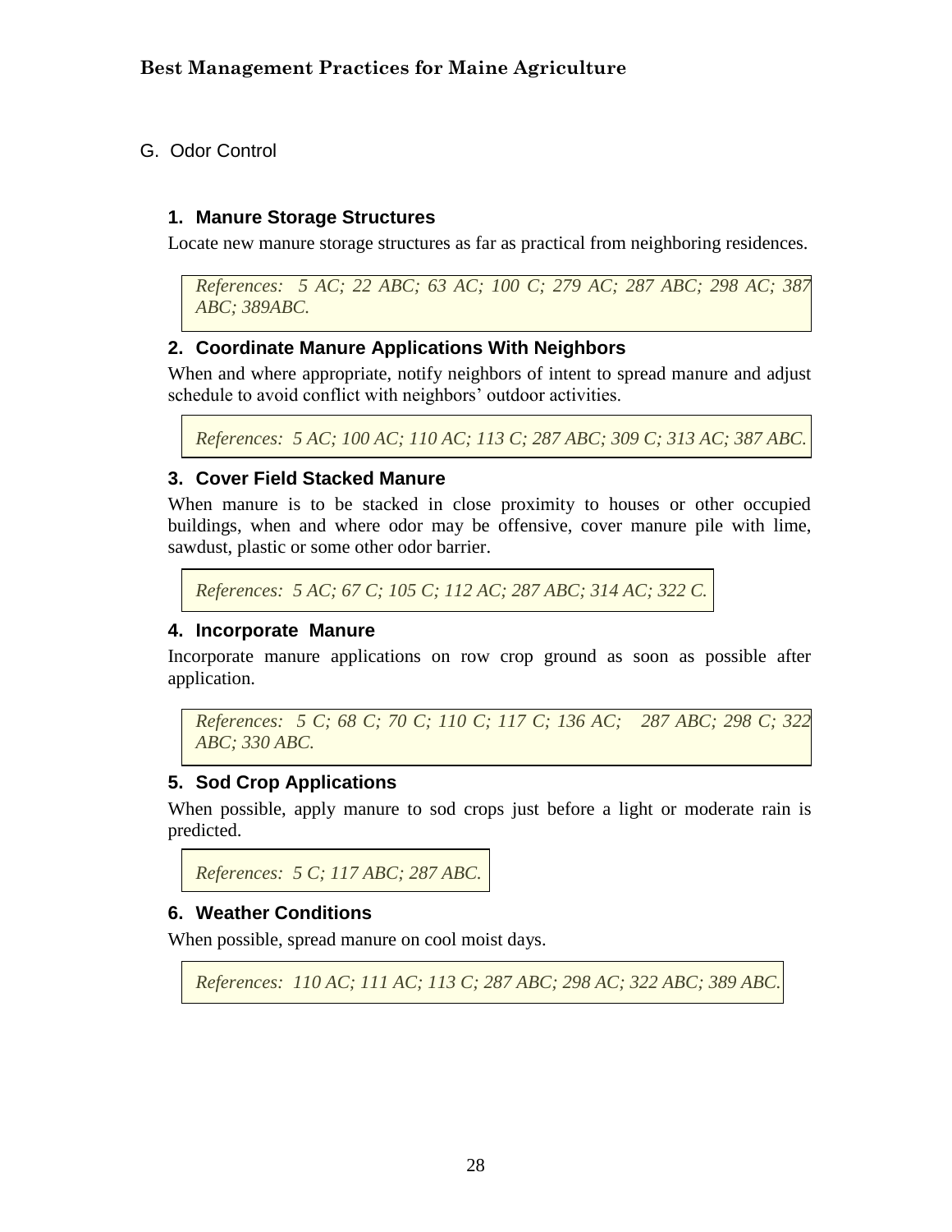## G. Odor Control

### 1. Manure Storage Structures

Locate new manure storage structures as far as practical from neighboring residences.

*References: 5 AC; 22 ABC; 63 AC; 100 C; 279 AC; 287 ABC; 298 AC; 387 ABC; 389ABC.*

### 2. Coordinate Manure Applications With Neighbors

When and where appropriate, notify neighbors of intent to spread manure and adjust schedule to avoid conflict with neighbors' outdoor activities.

*References: 5 AC; 100 AC; 110 AC; 113 C; 287 ABC; 309 C; 313 AC; 387 ABC.*

### 3. Cover Field Stacked Manure

When manure is to be stacked in close proximity to houses or other occupied buildings, when and where odor may be offensive, cover manure pile with lime, sawdust, plastic or some other odor barrier.

*References: 5 AC; 67 C; 105 C; 112 AC; 287 ABC; 314 AC; 322 C.*

### 4. Incorporate Manure

Incorporate manure applications on row crop ground as soon as possible after application.

*References: 5 C; 68 C; 70 C; 110 C; 117 C; 136 AC; 287 ABC; 298 C; 322 ABC; 330 ABC.*

### 5. Sod Crop Applications

When possible, apply manure to sod crops just before a light or moderate rain is predicted.

*References: 5 C; 117 ABC; 287 ABC.*

### 6. Weather Conditions

When possible, spread manure on cool moist days.

*References: 110 AC; 111 AC; 113 C; 287 ABC; 298 AC; 322 ABC; 389 ABC.*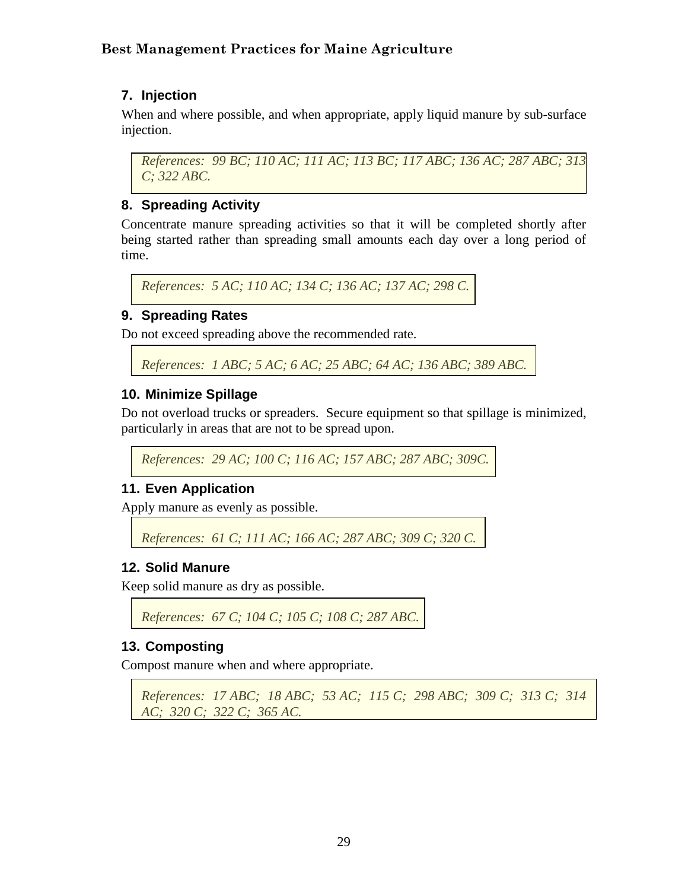### 7. Injection

When and where possible, and when appropriate, apply liquid manure by sub-surface injection.

> *References: 99 BC; 110 AC; 111 AC; 113 BC; 117 ABC; 136 AC; 287 ABC; 313 C; 322 ABC.*

### 8. Spreading Activity

Concentrate manure spreading activities so that it will be completed shortly after being started rather than spreading small amounts each day over a long period of time.

> *References: 5 AC; 110 AC; 134 C; 136 AC; 137 AC; 298 C.*

### 9. Spreading Rates

Do not exceed spreading above the recommended rate.

> *References: 1 ABC; 5 AC; 6 AC; 25 ABC; 64 AC; 136 ABC; 389 ABC.*

### 10. Minimize Spillage

Do not overload trucks or spreaders. Secure equipment so that spillage is minimized, particularly in areas that are not to be spread upon.

> *References: 29 AC; 100 C; 116 AC; 157 ABC; 287 ABC; 309C.*

### 11. Even Application

Apply manure as evenly as possible.

> *References: 61 C; 111 AC; 166 AC; 287 ABC; 309 C; 320 C.*

### 12. Solid Manure

Keep solid manure as dry as possible.

> *References: 67 C; 104 C; 105 C; 108 C; 287 ABC.*

### 13. Composting

Compost manure when and where appropriate.

> *References: 17 ABC; 18 ABC; 53 AC; 115 C; 298 ABC; 309 C; 313 C; 314 AC; 320 C; 322 C; 365 AC.*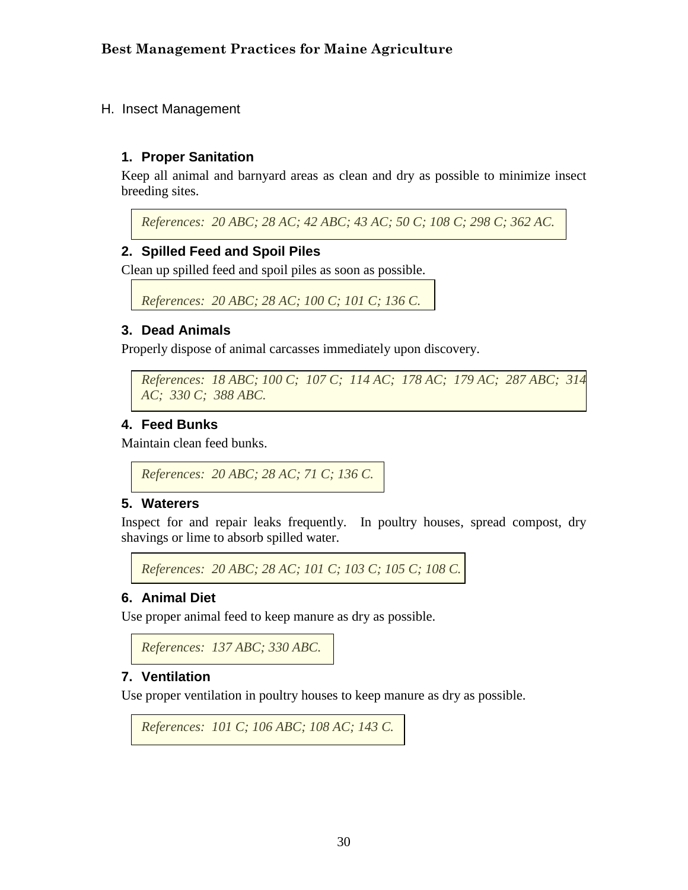## H. Insect Management

### 1. Proper Sanitation

Keep all animal and barnyard areas as clean and dry as possible to minimize insect breeding sites.

*References: 20 ABC; 28 AC; 42 ABC; 43 AC; 50 C; 108 C; 298 C; 362 AC.*

### 2. Spilled Feed and Spoil Piles

Clean up spilled feed and spoil piles as soon as possible.

*References: 20 ABC; 28 AC; 100 C; 101 C; 136 C.*

### 3. Dead Animals

Properly dispose of animal carcasses immediately upon discovery.

*References: 18 ABC; 100 C; 107 C; 114 AC; 178 AC; 179 AC; 287 ABC; 314 AC; 330 C; 388 ABC.*

### 4. Feed Bunks

Maintain clean feed bunks.

*References: 20 ABC; 28 AC; 71 C; 136 C.*

### 5. Waterers

Inspect for and repair leaks frequently. In poultry houses, spread compost, dry shavings or lime to absorb spilled water.

*References: 20 ABC; 28 AC; 101 C; 103 C; 105 C; 108 C.*

### 6. Animal Diet

Use proper animal feed to keep manure as dry as possible.

*References: 137 ABC; 330 ABC.*

### 7. Ventilation

Use proper ventilation in poultry houses to keep manure as dry as possible.

*References: 101 C; 106 ABC; 108 AC; 143 C.*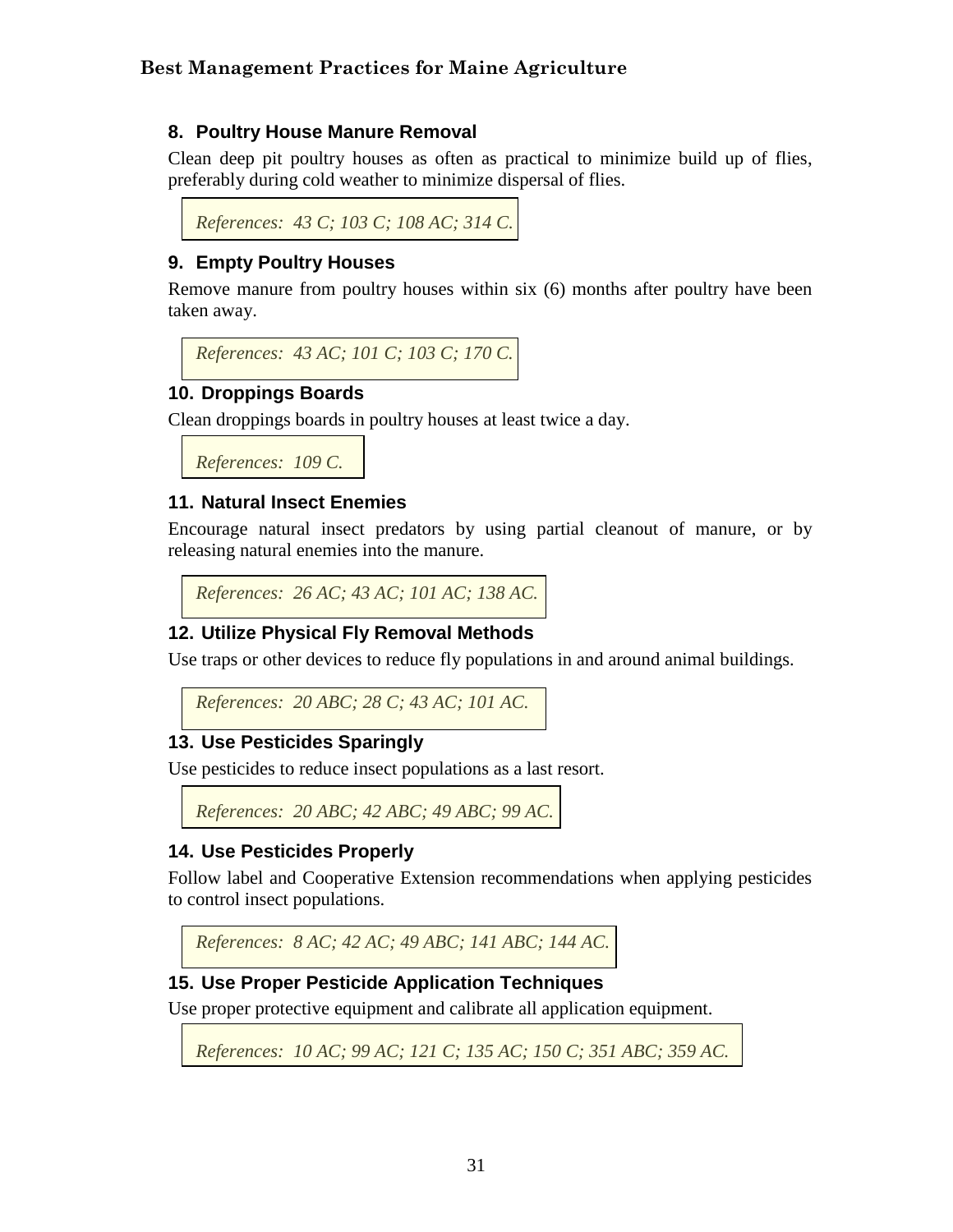### 8. Poultry House Manure Removal

Clean deep pit poultry houses as often as practical to minimize build up of flies, preferably during cold weather to minimize dispersal of flies.

*References: 43 C; 103 C; 108 AC; 314 C.*

### 9. Empty Poultry Houses

Remove manure from poultry houses within six (6) months after poultry have been taken away.

*References: 43 AC; 101 C; 103 C; 170 C.*

### 10. Droppings Boards

Clean droppings boards in poultry houses at least twice a day.

*References: 109 C.*

### 11. Natural Insect Enemies

Encourage natural insect predators by using partial cleanout of manure, or by releasing natural enemies into the manure.

*References: 26 AC; 43 AC; 101 AC; 138 AC.*

### 12. Utilize Physical Fly Removal Methods

Use traps or other devices to reduce fly populations in and around animal buildings.

*References: 20 ABC; 28 C; 43 AC; 101 AC.*

### 13. Use Pesticides Sparingly

Use pesticides to reduce insect populations as a last resort.

*References: 20 ABC; 42 ABC; 49 ABC; 99 AC.*

### 14. Use Pesticides Properly

Follow label and Cooperative Extension recommendations when applying pesticides to control insect populations.

*References: 8 AC; 42 AC; 49 ABC; 141 ABC; 144 AC.*

### 15. Use Proper Pesticide Application Techniques

Use proper protective equipment and calibrate all application equipment.

*References: 10 AC; 99 AC; 121 C; 135 AC; 150 C; 351 ABC; 359 AC.*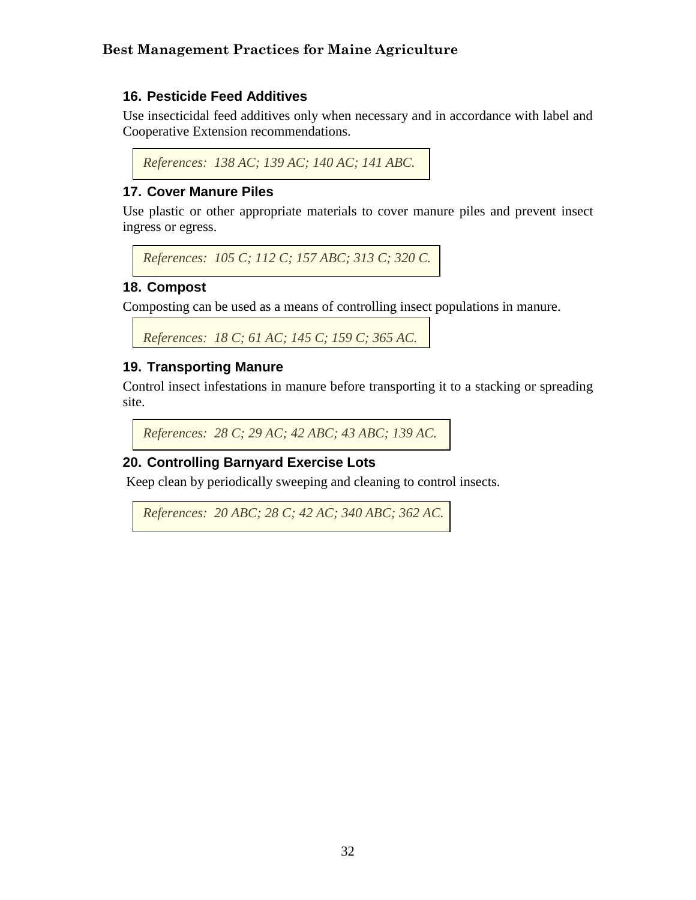### 16. Pesticide Feed Additives

Use insecticidal feed additives only when necessary and in accordance with label and Cooperative Extension recommendations.

*References: 138 AC; 139 AC; 140 AC; 141 ABC.*

### 17. Cover Manure Piles

Use plastic or other appropriate materials to cover manure piles and prevent insect ingress or egress.

*References: 105 C; 112 C; 157 ABC; 313 C; 320 C.*

### 18. Compost

Composting can be used as a means of controlling insect populations in manure.

*References: 18 C; 61 AC; 145 C; 159 C; 365 AC.*

### 19. Transporting Manure

Control insect infestations in manure before transporting it to a stacking or spreading site.

*References: 28 C; 29 AC; 42 ABC; 43 ABC; 139 AC.*

### 20. Controlling Barnyard Exercise Lots

Keep clean by periodically sweeping and cleaning to control insects.

*References: 20 ABC; 28 C; 42 AC; 340 ABC; 362 AC.*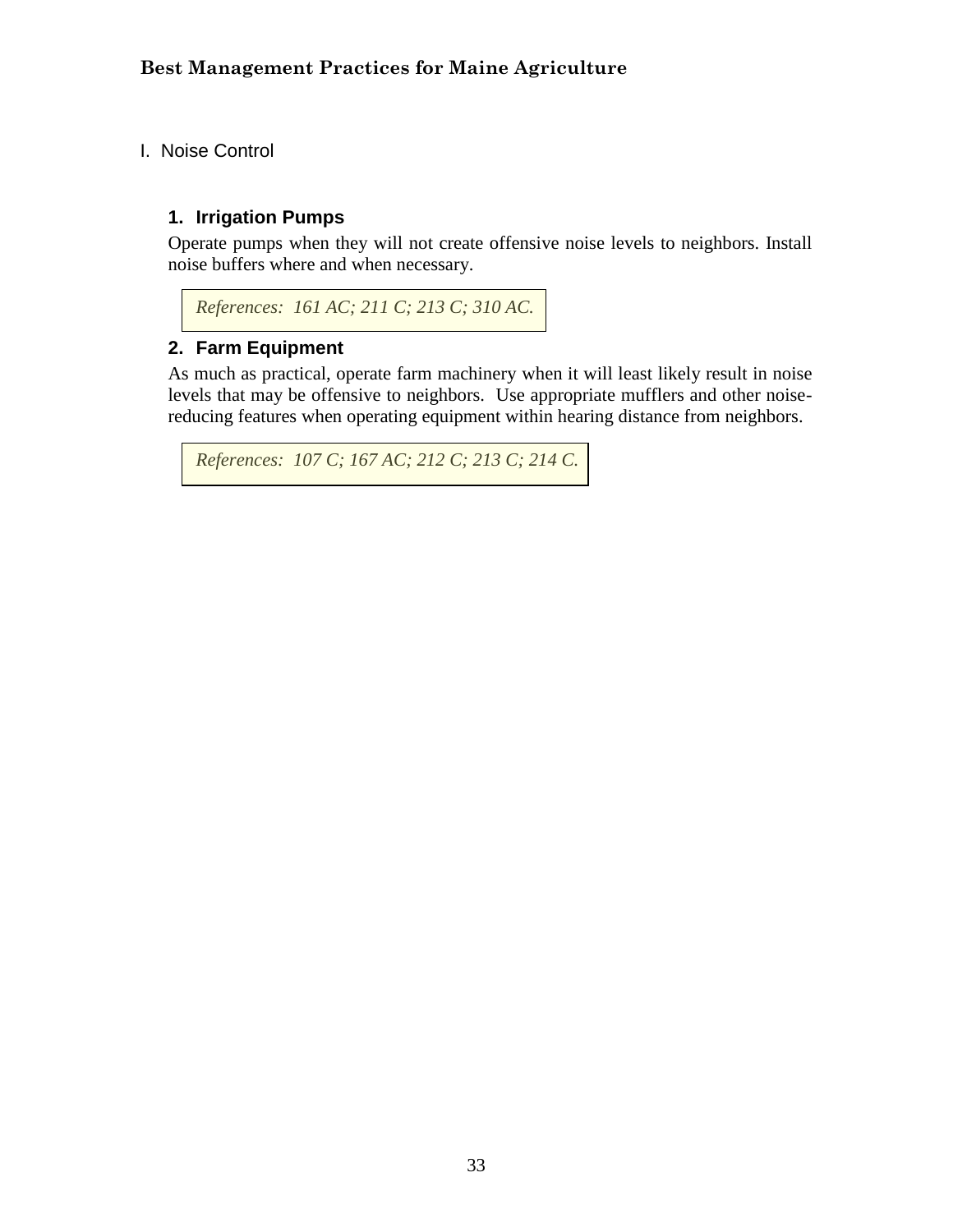## I. Noise Control

### 1. Irrigation Pumps

Operate pumps when they will not create offensive noise levels to neighbors. Install noise buffers where and when necessary.

*References: 161 AC; 211 C; 213 C; 310 AC.*

### 2. Farm Equipment

As much as practical, operate farm machinery when it will least likely result in noise levels that may be offensive to neighbors. Use appropriate mufflers and other noise-reducing features when operating equipment within hearing distance from neighbors.

*References: 107 C; 167 AC; 212 C; 213 C; 214 C.*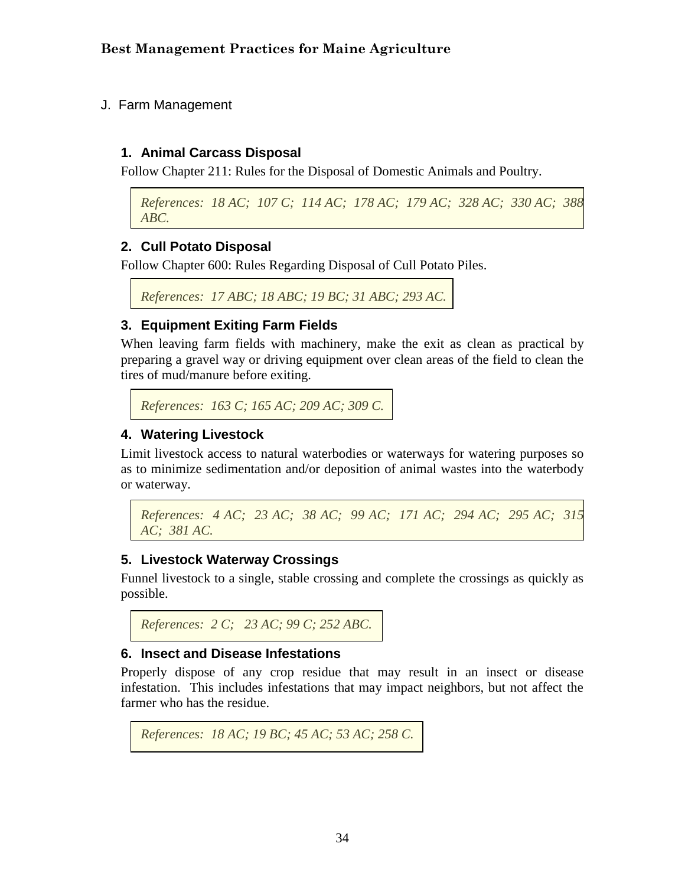## J. Farm Management

### 1. Animal Carcass Disposal

Follow Chapter 211: Rules for the Disposal of Domestic Animals and Poultry.

*References: 18 AC; 107 C; 114 AC; 178 AC; 179 AC; 328 AC; 330 AC; 388 ABC.*

### 2. Cull Potato Disposal

Follow Chapter 600: Rules Regarding Disposal of Cull Potato Piles.

*References: 17 ABC; 18 ABC; 19 BC; 31 ABC; 293 AC.*

### 3. Equipment Exiting Farm Fields

When leaving farm fields with machinery, make the exit as clean as practical by preparing a gravel way or driving equipment over clean areas of the field to clean the tires of mud/manure before exiting.

*References: 163 C; 165 AC; 209 AC; 309 C.*

### 4. Watering Livestock

Limit livestock access to natural waterbodies or waterways for watering purposes so as to minimize sedimentation and/or deposition of animal wastes into the waterbody or waterway.

*References: 4 AC; 23 AC; 38 AC; 99 AC; 171 AC; 294 AC; 295 AC; 315 AC; 381 AC.*

### 5. Livestock Waterway Crossings

Funnel livestock to a single, stable crossing and complete the crossings as quickly as possible.

*References: 2 C; 23 AC; 99 C; 252 ABC.*

### 6. Insect and Disease Infestations

Properly dispose of any crop residue that may result in an insect or disease infestation. This includes infestations that may impact neighbors, but not affect the farmer who has the residue.

*References: 18 AC; 19 BC; 45 AC; 53 AC; 258 C.*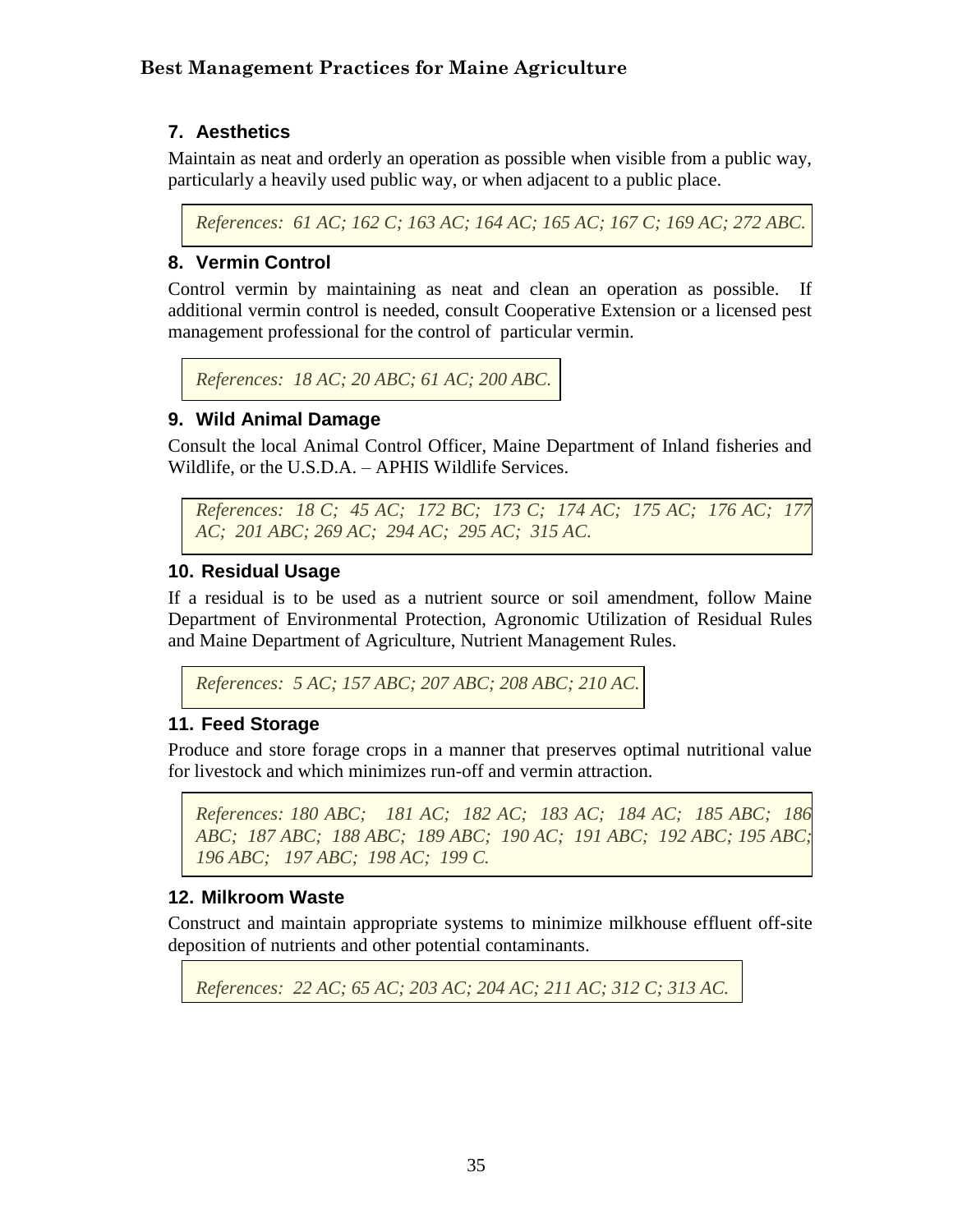### 7. Aesthetics

Maintain as neat and orderly an operation as possible when visible from a public way, particularly a heavily used public way, or when adjacent to a public place.

> *References: 61 AC; 162 C; 163 AC; 164 AC; 165 AC; 167 C; 169 AC; 272 ABC.*

### 8. Vermin Control

Control vermin by maintaining as neat and clean an operation as possible. If additional vermin control is needed, consult Cooperative Extension or a licensed pest management professional for the control of particular vermin.

> *References: 18 AC; 20 ABC; 61 AC; 200 ABC.*

### 9. Wild Animal Damage

Consult the local Animal Control Officer, Maine Department of Inland fisheries and Wildlife, or the U.S.D.A. – APHIS Wildlife Services.

> *References: 18 C; 45 AC; 172 BC; 173 C; 174 AC; 175 AC; 176 AC; 177 AC; 201 ABC; 269 AC; 294 AC; 295 AC; 315 AC.*

### 10. Residual Usage

If a residual is to be used as a nutrient source or soil amendment, follow Maine Department of Environmental Protection, Agronomic Utilization of Residual Rules and Maine Department of Agriculture, Nutrient Management Rules.

> *References: 5 AC; 157 ABC; 207 ABC; 208 ABC; 210 AC.*

### 11. Feed Storage

Produce and store forage crops in a manner that preserves optimal nutritional value for livestock and which minimizes run-off and vermin attraction.

> *References: 180 ABC; 181 AC; 182 AC; 183 AC; 184 AC; 185 ABC; 186 ABC; 187 ABC; 188 ABC; 189 ABC; 190 AC; 191 ABC; 192 ABC; 195 ABC; 196 ABC; 197 ABC; 198 AC; 199 C.*

### 12. Milkroom Waste

Construct and maintain appropriate systems to minimize milkhouse effluent off-site deposition of nutrients and other potential contaminants.

> *References: 22 AC; 65 AC; 203 AC; 204 AC; 211 AC; 312 C; 313 AC.*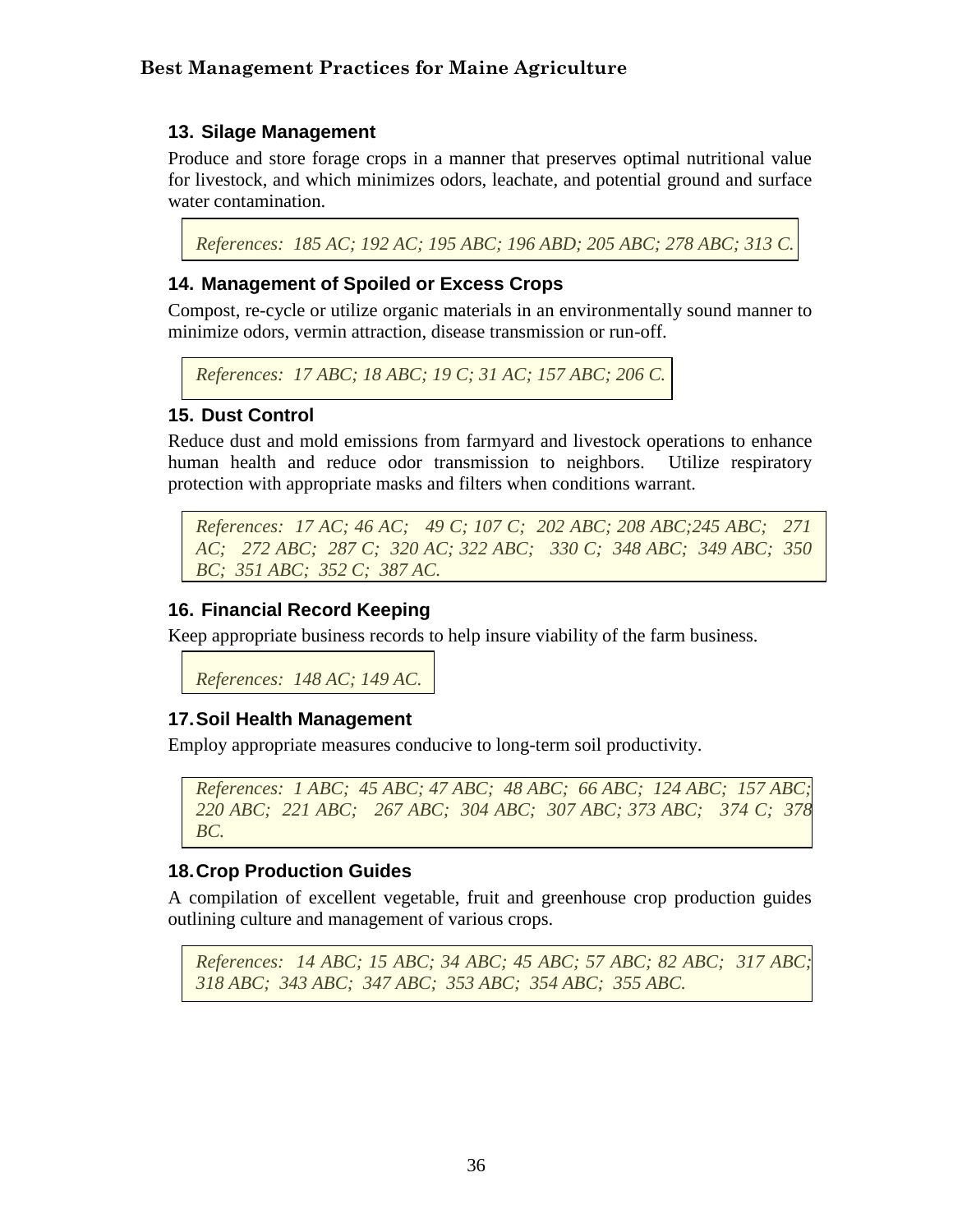### 13. Silage Management

Produce and store forage crops in a manner that preserves optimal nutritional value for livestock, and which minimizes odors, leachate, and potential ground and surface water contamination.

*References: 185 AC; 192 AC; 195 ABC; 196 ABD; 205 ABC; 278 ABC; 313 C.*

### 14. Management of Spoiled or Excess Crops

Compost, re-cycle or utilize organic materials in an environmentally sound manner to minimize odors, vermin attraction, disease transmission or run-off.

*References: 17 ABC; 18 ABC; 19 C; 31 AC; 157 ABC; 206 C.*

### 15. Dust Control

Reduce dust and mold emissions from farmyard and livestock operations to enhance human health and reduce odor transmission to neighbors. Utilize respiratory protection with appropriate masks and filters when conditions warrant.

*References: 17 AC; 46 AC; 49 C; 107 C; 202 ABC; 208 ABC;245 ABC; 271 AC; 272 ABC; 287 C; 320 AC; 322 ABC; 330 C; 348 ABC; 349 ABC; 350 BC; 351 ABC; 352 C; 387 AC.*

### 16. Financial Record Keeping

Keep appropriate business records to help insure viability of the farm business.

*References: 148 AC; 149 AC.*

### 17. Soil Health Management

Employ appropriate measures conducive to long-term soil productivity.

*References: 1 ABC; 45 ABC; 47 ABC; 48 ABC; 66 ABC; 124 ABC; 157 ABC; 220 ABC; 221 ABC; 267 ABC; 304 ABC; 307 ABC; 373 ABC; 374 C; 378 BC.*

### 18. Crop Production Guides

A compilation of excellent vegetable, fruit and greenhouse crop production guides outlining culture and management of various crops.

*References: 14 ABC; 15 ABC; 34 ABC; 45 ABC; 57 ABC; 82 ABC; 317 ABC; 318 ABC; 343 ABC; 347 ABC; 353 ABC; 354 ABC; 355 ABC.*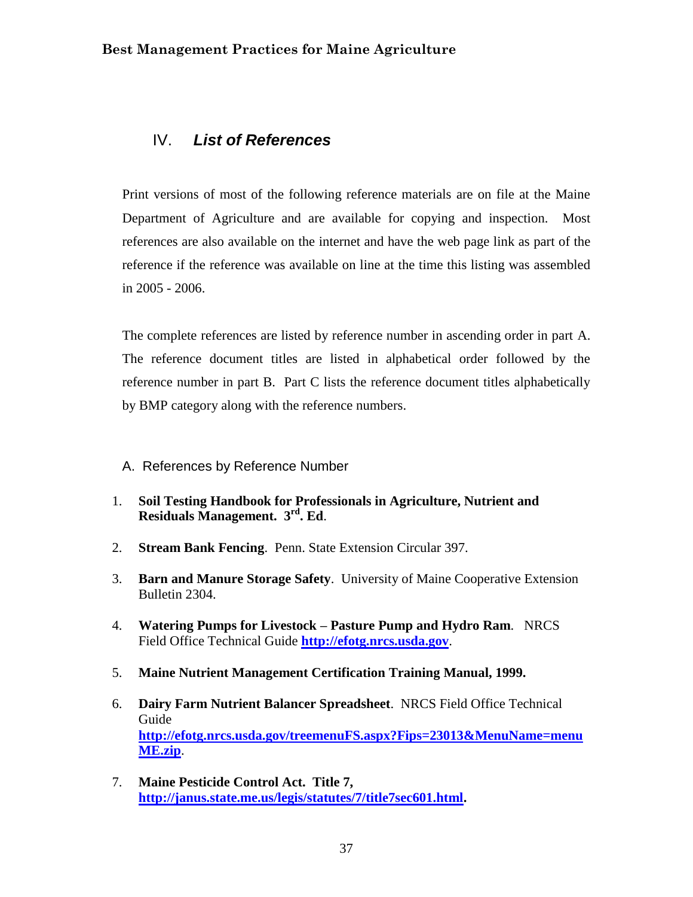## IV. *List of References*

Print versions of most of the following reference materials are on file at the Maine Department of Agriculture and are available for copying and inspection. Most references are also available on the internet and have the web page link as part of the reference if the reference was available on line at the time this listing was assembled in 2005 - 2006.

The complete references are listed by reference number in ascending order in part A. The reference document titles are listed in alphabetical order followed by the reference number in part B. Part C lists the reference document titles alphabetically by BMP category along with the reference numbers.

### A. References by Reference Number

1. **Soil Testing Handbook for Professionals in Agriculture, Nutrient and Residuals Management. 3rd. Ed**.

2. **Stream Bank Fencing**. Penn. State Extension Circular 397.

3. **Barn and Manure Storage Safety**. University of Maine Cooperative Extension Bulletin 2304.

4. **Watering Pumps for Livestock – Pasture Pump and Hydro Ram**. NRCS Field Office Technical Guide **http://efotg.nrcs.usda.gov**.

5. **Maine Nutrient Management Certification Training Manual, 1999.**

6. **Dairy Farm Nutrient Balancer Spreadsheet**. NRCS Field Office Technical Guide **http://efotg.nrcs.usda.gov/treemenuFS.aspx?Fips=23013&MenuName=menuME.zip**.

7. **Maine Pesticide Control Act. Title 7, http://janus.state.me.us/legis/statutes/7/title7sec601.html.**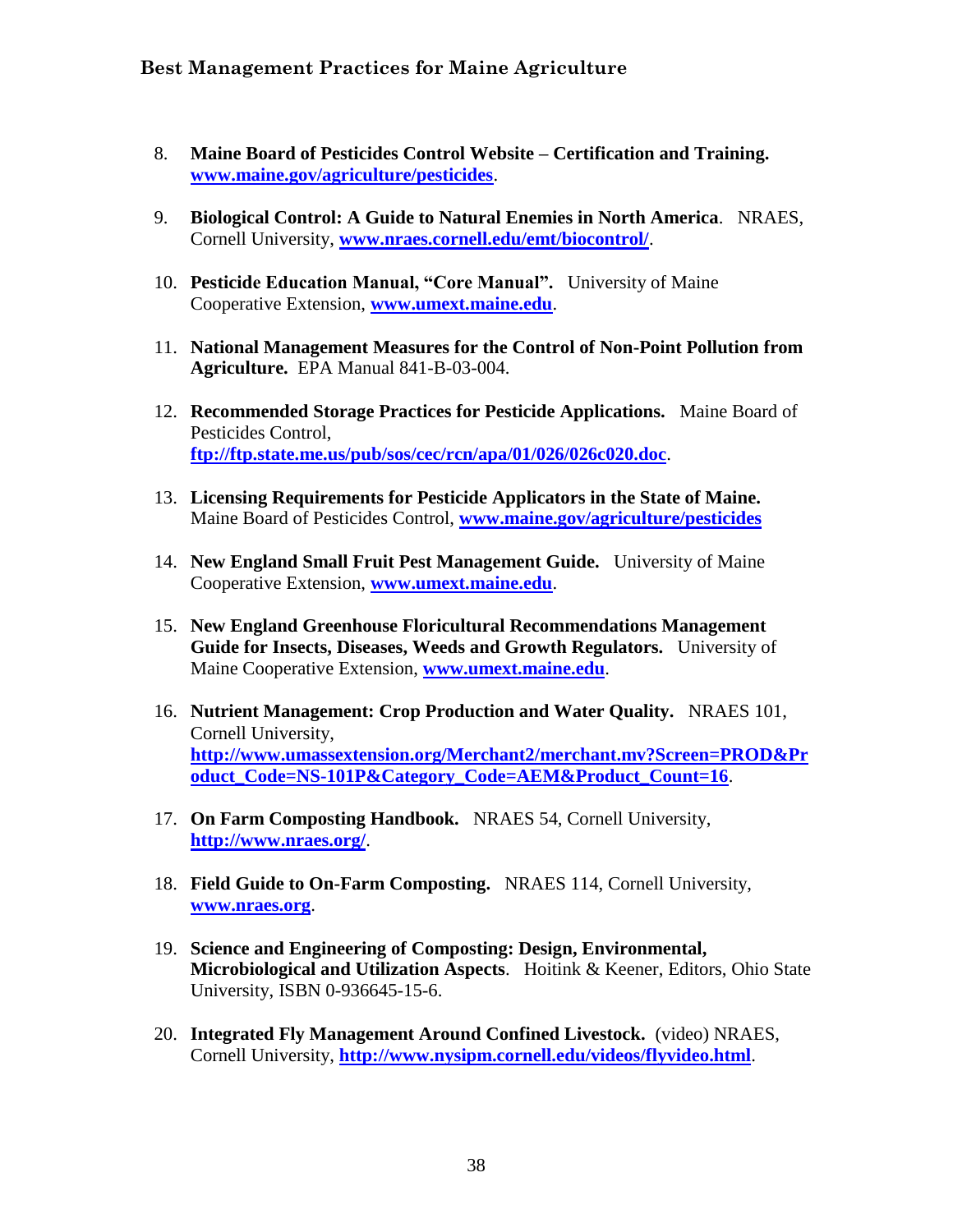8. **Maine Board of Pesticides Control Website – Certification and Training.** **www.maine.gov/agriculture/pesticides**.

9. **Biological Control: A Guide to Natural Enemies in North America**. NRAES, Cornell University, **www.nraes.cornell.edu/emt/biocontrol/**.

10. **Pesticide Education Manual, "Core Manual".** University of Maine Cooperative Extension, **www.umext.maine.edu**.

11. **National Management Measures for the Control of Non-Point Pollution from Agriculture.** EPA Manual 841-B-03-004.

12. **Recommended Storage Practices for Pesticide Applications.** Maine Board of Pesticides Control, **ftp://ftp.state.me.us/pub/sos/cec/rcn/apa/01/026/026c020.doc**.

13. **Licensing Requirements for Pesticide Applicators in the State of Maine.** Maine Board of Pesticides Control, **www.maine.gov/agriculture/pesticides**

14. **New England Small Fruit Pest Management Guide.** University of Maine Cooperative Extension, **www.umext.maine.edu**.

15. **New England Greenhouse Floricultural Recommendations Management Guide for Insects, Diseases, Weeds and Growth Regulators.** University of Maine Cooperative Extension, **www.umext.maine.edu**.

16. **Nutrient Management: Crop Production and Water Quality.** NRAES 101, Cornell University, **http://www.umassextension.org/Merchant2/merchant.mv?Screen=PROD&Product_Code=NS-101P&Category_Code=AEM&Product_Count=16**.

17. **On Farm Composting Handbook.** NRAES 54, Cornell University, **http://www.nraes.org/**.

18. **Field Guide to On-Farm Composting.** NRAES 114, Cornell University, **www.nraes.org**.

19. **Science and Engineering of Composting: Design, Environmental, Microbiological and Utilization Aspects**. Hoitink & Keener, Editors, Ohio State University, ISBN 0-936645-15-6.

20. **Integrated Fly Management Around Confined Livestock.** (video) NRAES, Cornell University, **http://www.nysipm.cornell.edu/videos/flyvideo.html**.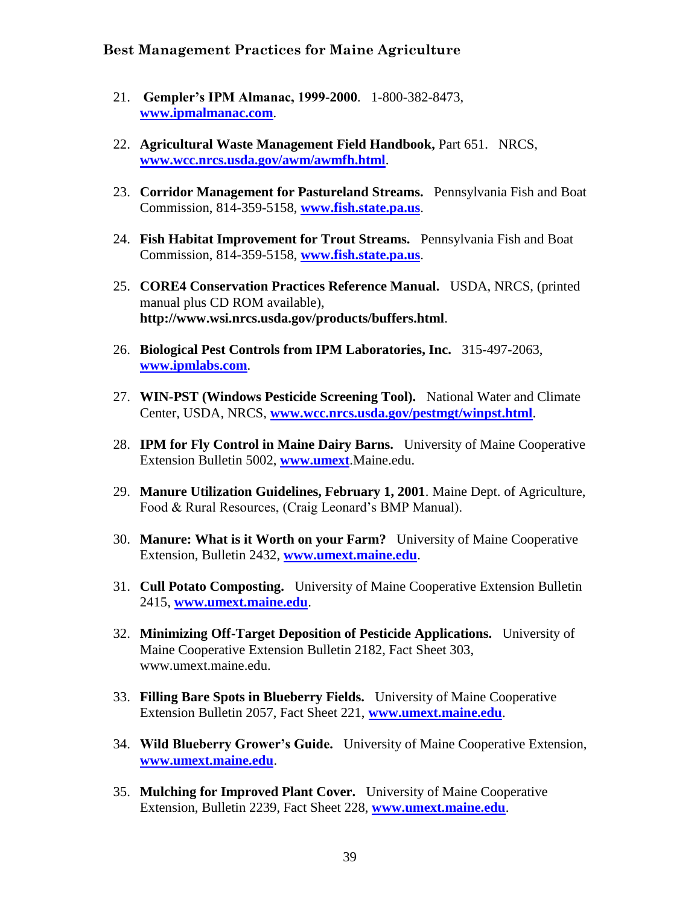21. **Gempler's IPM Almanac, 1999-2000**. 1-800-382-8473, **www.ipmalmanac.com**.

22. **Agricultural Waste Management Field Handbook,** Part 651. NRCS, **www.wcc.nrcs.usda.gov/awm/awmfh.html**.

23. **Corridor Management for Pastureland Streams.** Pennsylvania Fish and Boat Commission, 814-359-5158, **www.fish.state.pa.us**.

24. **Fish Habitat Improvement for Trout Streams.** Pennsylvania Fish and Boat Commission, 814-359-5158, **www.fish.state.pa.us**.

25. **CORE4 Conservation Practices Reference Manual.** USDA, NRCS, (printed manual plus CD ROM available), **http://www.wsi.nrcs.usda.gov/products/buffers.html**.

26. **Biological Pest Controls from IPM Laboratories, Inc.** 315-497-2063, **www.ipmlabs.com**.

27. **WIN-PST (Windows Pesticide Screening Tool).** National Water and Climate Center, USDA, NRCS, **www.wcc.nrcs.usda.gov/pestmgt/winpst.html**.

28. **IPM for Fly Control in Maine Dairy Barns.** University of Maine Cooperative Extension Bulletin 5002, **www.umext**.Maine.edu.

29. **Manure Utilization Guidelines, February 1, 2001**. Maine Dept. of Agriculture, Food & Rural Resources, (Craig Leonard's BMP Manual).

30. **Manure: What is it Worth on your Farm?** University of Maine Cooperative Extension, Bulletin 2432, **www.umext.maine.edu**.

31. **Cull Potato Composting.** University of Maine Cooperative Extension Bulletin 2415, **www.umext.maine.edu**.

32. **Minimizing Off-Target Deposition of Pesticide Applications.** University of Maine Cooperative Extension Bulletin 2182, Fact Sheet 303, www.umext.maine.edu.

33. **Filling Bare Spots in Blueberry Fields.** University of Maine Cooperative Extension Bulletin 2057, Fact Sheet 221, **www.umext.maine.edu**.

34. **Wild Blueberry Grower's Guide.** University of Maine Cooperative Extension, **www.umext.maine.edu**.

35. **Mulching for Improved Plant Cover.** University of Maine Cooperative Extension, Bulletin 2239, Fact Sheet 228, **www.umext.maine.edu**.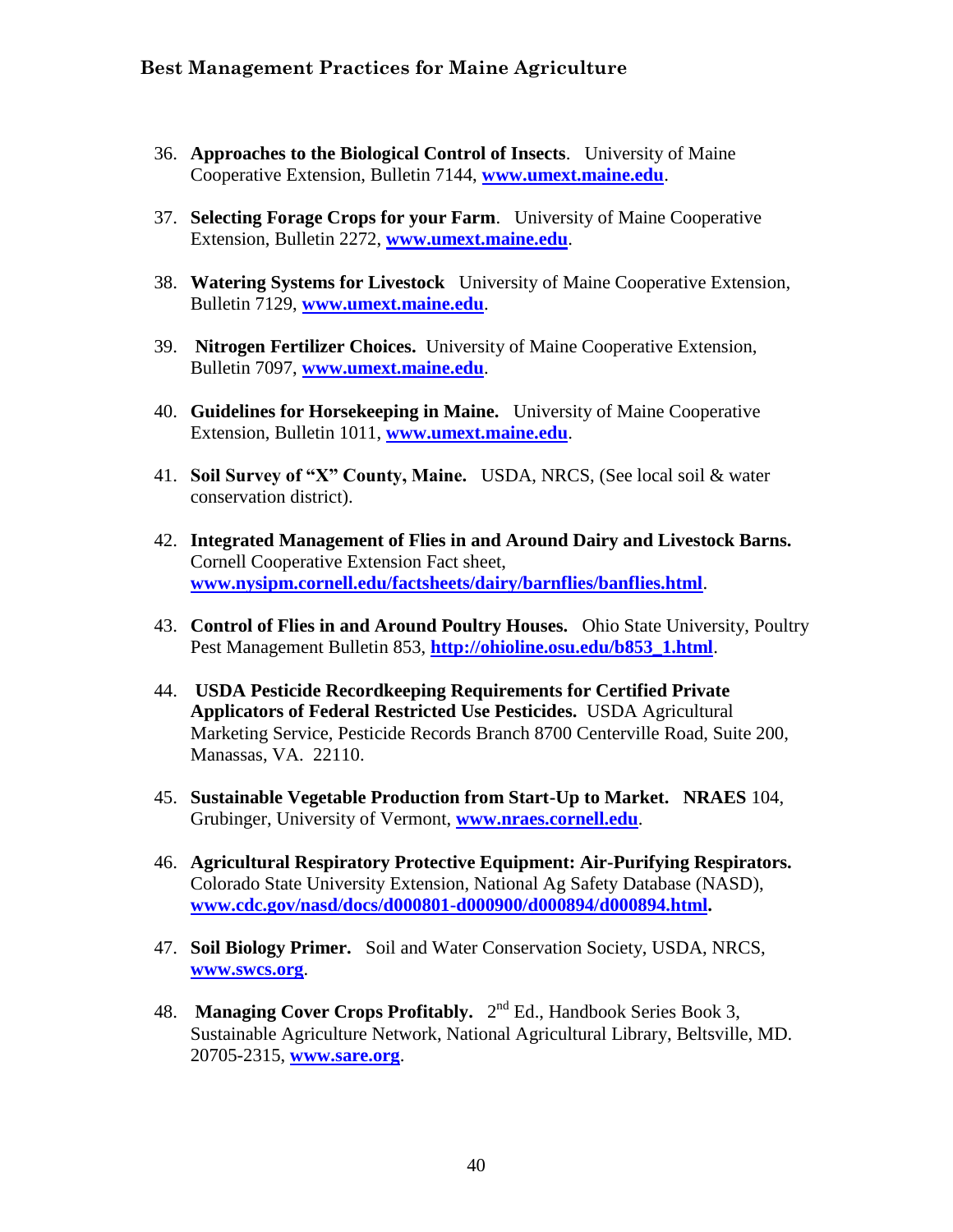36. **Approaches to the Biological Control of Insects**. University of Maine Cooperative Extension, Bulletin 7144, **www.umext.maine.edu**.

37. **Selecting Forage Crops for your Farm**. University of Maine Cooperative Extension, Bulletin 2272, **www.umext.maine.edu**.

38. **Watering Systems for Livestock** University of Maine Cooperative Extension, Bulletin 7129, **www.umext.maine.edu**.

39. **Nitrogen Fertilizer Choices.** University of Maine Cooperative Extension, Bulletin 7097, **www.umext.maine.edu**.

40. **Guidelines for Horsekeeping in Maine.** University of Maine Cooperative Extension, Bulletin 1011, **www.umext.maine.edu**.

41. **Soil Survey of "X" County, Maine.** USDA, NRCS, (See local soil & water conservation district).

42. **Integrated Management of Flies in and Around Dairy and Livestock Barns.** Cornell Cooperative Extension Fact sheet, **www.nysipm.cornell.edu/factsheets/dairy/barnflies/banflies.html**.

43. **Control of Flies in and Around Poultry Houses.** Ohio State University, Poultry Pest Management Bulletin 853, **http://ohioline.osu.edu/b853_1.html**.

44. **USDA Pesticide Recordkeeping Requirements for Certified Private Applicators of Federal Restricted Use Pesticides.** USDA Agricultural Marketing Service, Pesticide Records Branch 8700 Centerville Road, Suite 200, Manassas, VA. 22110.

45. **Sustainable Vegetable Production from Start-Up to Market. NRAES** 104, Grubinger, University of Vermont, **www.nraes.cornell.edu**.

46. **Agricultural Respiratory Protective Equipment: Air-Purifying Respirators.** Colorado State University Extension, National Ag Safety Database (NASD), **www.cdc.gov/nasd/docs/d000801-d000900/d000894/d000894.html.**

47. **Soil Biology Primer.** Soil and Water Conservation Society, USDA, NRCS, **www.swcs.org**.

48. **Managing Cover Crops Profitably.** 2nd Ed., Handbook Series Book 3, Sustainable Agriculture Network, National Agricultural Library, Beltsville, MD. 20705-2315, **www.sare.org**.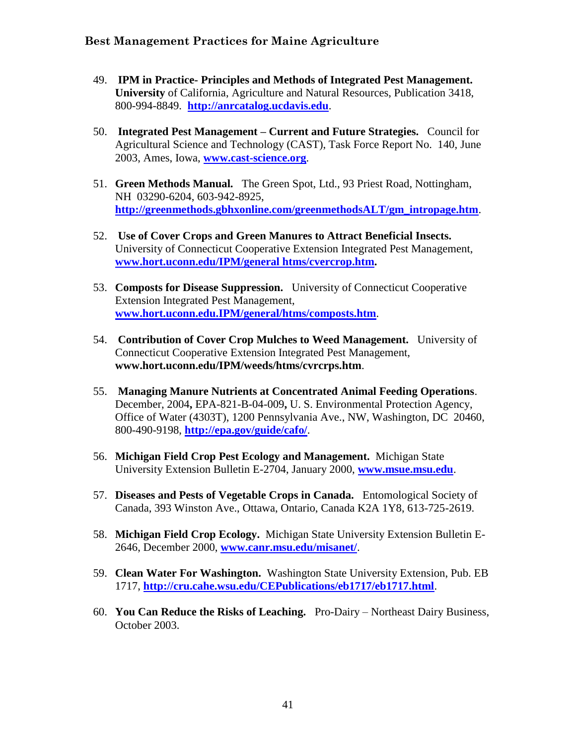49. **IPM in Practice- Principles and Methods of Integrated Pest Management. University** of California, Agriculture and Natural Resources, Publication 3418, 800-994-8849. **http://anrcatalog.ucdavis.edu**.

50. **Integrated Pest Management – Current and Future Strategies.** Council for Agricultural Science and Technology (CAST), Task Force Report No. 140, June 2003, Ames, Iowa, **www.cast-science.org**.

51. **Green Methods Manual.** The Green Spot, Ltd., 93 Priest Road, Nottingham, NH 03290-6204, 603-942-8925, **http://greenmethods.gbhxonline.com/greenmethodsALT/gm_intropage.htm**.

52. **Use of Cover Crops and Green Manures to Attract Beneficial Insects.** University of Connecticut Cooperative Extension Integrated Pest Management, **www.hort.uconn.edu/IPM/general htms/cvercrop.htm.**

53. **Composts for Disease Suppression.** University of Connecticut Cooperative Extension Integrated Pest Management, **www.hort.uconn.edu.IPM/general/htms/composts.htm**.

54. **Contribution of Cover Crop Mulches to Weed Management.** University of Connecticut Cooperative Extension Integrated Pest Management, **www.hort.uconn.edu/IPM/weeds/htms/cvrcrps.htm**.

55. **Managing Manure Nutrients at Concentrated Animal Feeding Operations**. December, 2004**,** EPA-821-B-04-009**,** U. S. Environmental Protection Agency, Office of Water (4303T), 1200 Pennsylvania Ave., NW, Washington, DC 20460, 800-490-9198, **http://epa.gov/guide/cafo/**.

56. **Michigan Field Crop Pest Ecology and Management.** Michigan State University Extension Bulletin E-2704, January 2000, **www.msue.msu.edu**.

57. **Diseases and Pests of Vegetable Crops in Canada.** Entomological Society of Canada, 393 Winston Ave., Ottawa, Ontario, Canada K2A 1Y8, 613-725-2619.

58. **Michigan Field Crop Ecology.** Michigan State University Extension Bulletin E-2646, December 2000, **www.canr.msu.edu/misanet/**.

59. **Clean Water For Washington.** Washington State University Extension, Pub. EB 1717, **http://cru.cahe.wsu.edu/CEPublications/eb1717/eb1717.html**.

60. **You Can Reduce the Risks of Leaching.** Pro-Dairy – Northeast Dairy Business, October 2003.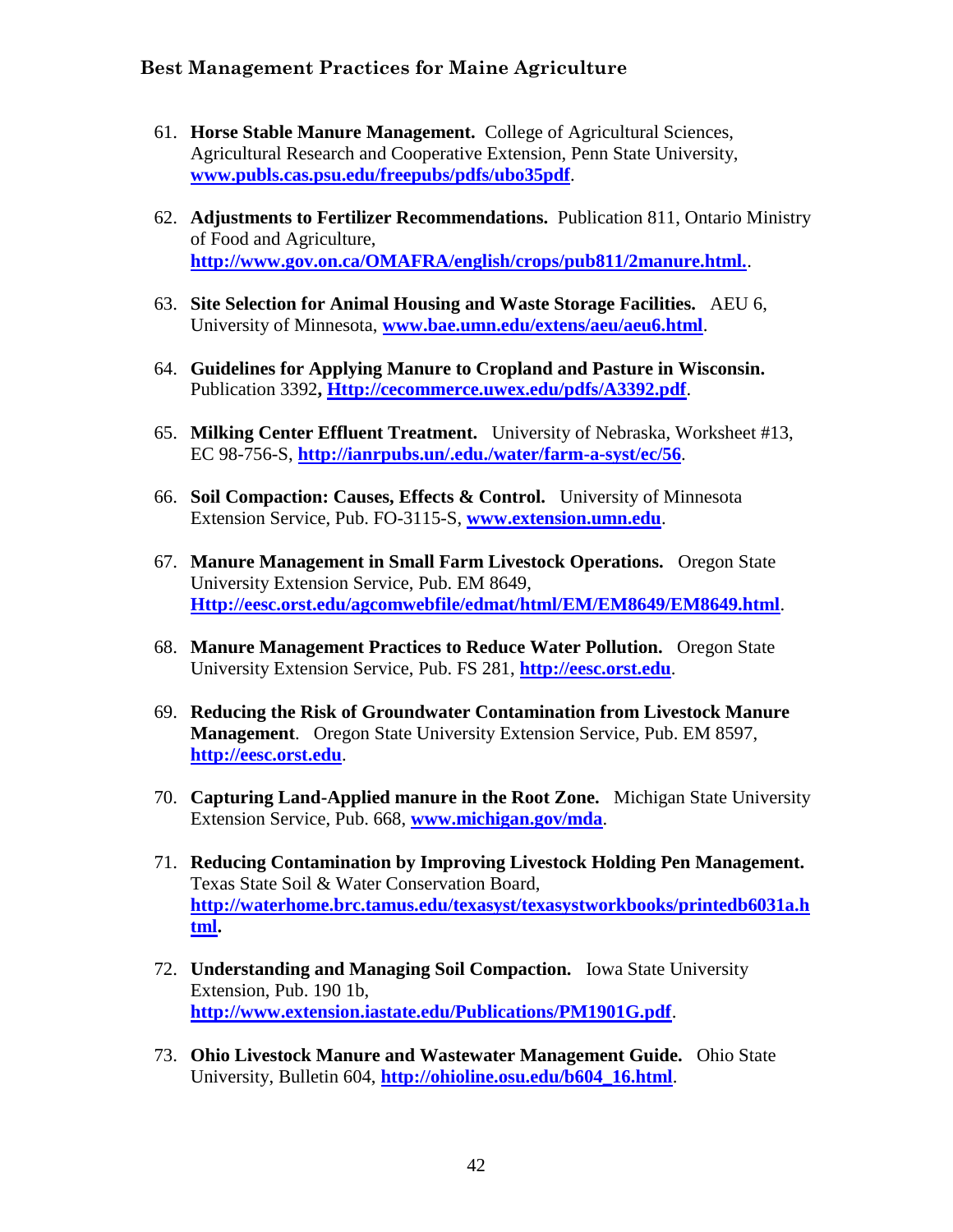61. **Horse Stable Manure Management.** College of Agricultural Sciences, Agricultural Research and Cooperative Extension, Penn State University, **www.publs.cas.psu.edu/freepubs/pdfs/ubo35pdf**.

62. **Adjustments to Fertilizer Recommendations.** Publication 811, Ontario Ministry of Food and Agriculture, **http://www.gov.on.ca/OMAFRA/english/crops/pub811/2manure.html.**.

63. **Site Selection for Animal Housing and Waste Storage Facilities.** AEU 6, University of Minnesota, **www.bae.umn.edu/extens/aeu/aeu6.html**.

64. **Guidelines for Applying Manure to Cropland and Pasture in Wisconsin.** Publication 3392**, Http://cecommerce.uwex.edu/pdfs/A3392.pdf**.

65. **Milking Center Effluent Treatment.** University of Nebraska, Worksheet #13, EC 98-756-S, **http://ianrpubs.un/.edu./water/farm-a-syst/ec/56**.

66. **Soil Compaction: Causes, Effects & Control.** University of Minnesota Extension Service, Pub. FO-3115-S, **www.extension.umn.edu**.

67. **Manure Management in Small Farm Livestock Operations.** Oregon State University Extension Service, Pub. EM 8649, **Http://eesc.orst.edu/agcomwebfile/edmat/html/EM/EM8649/EM8649.html**.

68. **Manure Management Practices to Reduce Water Pollution.** Oregon State University Extension Service, Pub. FS 281, **http://eesc.orst.edu**.

69. **Reducing the Risk of Groundwater Contamination from Livestock Manure Management**. Oregon State University Extension Service, Pub. EM 8597, **http://eesc.orst.edu**.

70. **Capturing Land-Applied manure in the Root Zone.** Michigan State University Extension Service, Pub. 668, **www.michigan.gov/mda**.

71. **Reducing Contamination by Improving Livestock Holding Pen Management.** Texas State Soil & Water Conservation Board, **http://waterhome.brc.tamus.edu/texasyst/texasystworkbooks/printedb6031a.html.**

72. **Understanding and Managing Soil Compaction.** Iowa State University Extension, Pub. 190 1b, **http://www.extension.iastate.edu/Publications/PM1901G.pdf**.

73. **Ohio Livestock Manure and Wastewater Management Guide.** Ohio State University, Bulletin 604, **http://ohioline.osu.edu/b604_16.html**.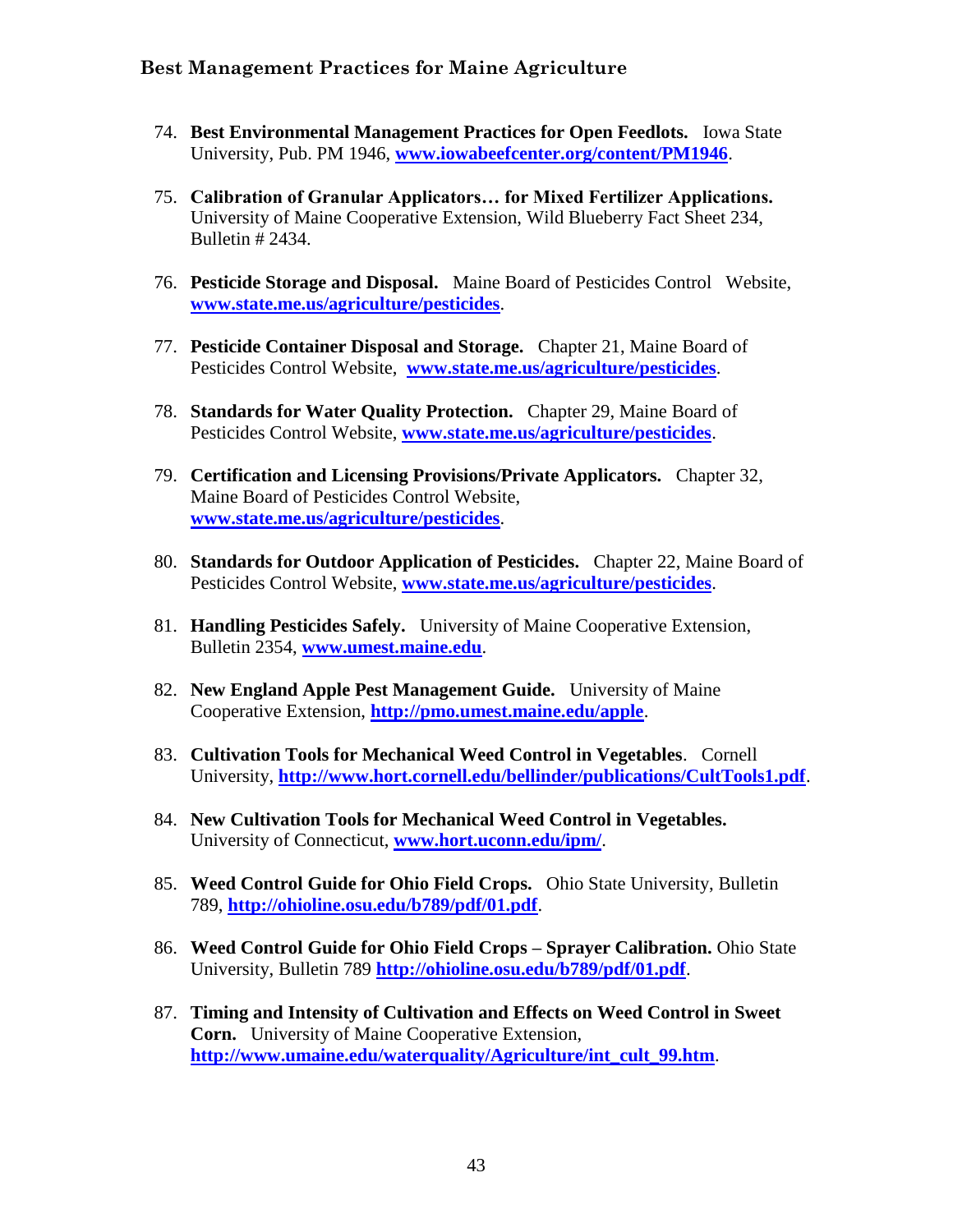74. **Best Environmental Management Practices for Open Feedlots.** Iowa State University, Pub. PM 1946, **www.iowabeefcenter.org/content/PM1946**.

75. **Calibration of Granular Applicators… for Mixed Fertilizer Applications.** University of Maine Cooperative Extension, Wild Blueberry Fact Sheet 234, Bulletin # 2434.

76. **Pesticide Storage and Disposal.** Maine Board of Pesticides Control Website, **www.state.me.us/agriculture/pesticides**.

77. **Pesticide Container Disposal and Storage.** Chapter 21, Maine Board of Pesticides Control Website, **www.state.me.us/agriculture/pesticides**.

78. **Standards for Water Quality Protection.** Chapter 29, Maine Board of Pesticides Control Website, **www.state.me.us/agriculture/pesticides**.

79. **Certification and Licensing Provisions/Private Applicators.** Chapter 32, Maine Board of Pesticides Control Website, **www.state.me.us/agriculture/pesticides**.

80. **Standards for Outdoor Application of Pesticides.** Chapter 22, Maine Board of Pesticides Control Website, **www.state.me.us/agriculture/pesticides**.

81. **Handling Pesticides Safely.** University of Maine Cooperative Extension, Bulletin 2354, **www.umest.maine.edu**.

82. **New England Apple Pest Management Guide.** University of Maine Cooperative Extension, **http://pmo.umest.maine.edu/apple**.

83. **Cultivation Tools for Mechanical Weed Control in Vegetables**. Cornell University, **http://www.hort.cornell.edu/bellinder/publications/CultTools1.pdf**.

84. **New Cultivation Tools for Mechanical Weed Control in Vegetables.** University of Connecticut, **www.hort.uconn.edu/ipm/**.

85. **Weed Control Guide for Ohio Field Crops.** Ohio State University, Bulletin 789, **http://ohioline.osu.edu/b789/pdf/01.pdf**.

86. **Weed Control Guide for Ohio Field Crops – Sprayer Calibration.** Ohio State University, Bulletin 789 **http://ohioline.osu.edu/b789/pdf/01.pdf**.

87. **Timing and Intensity of Cultivation and Effects on Weed Control in Sweet Corn.** University of Maine Cooperative Extension, **http://www.umaine.edu/waterquality/Agriculture/int_cult_99.htm**.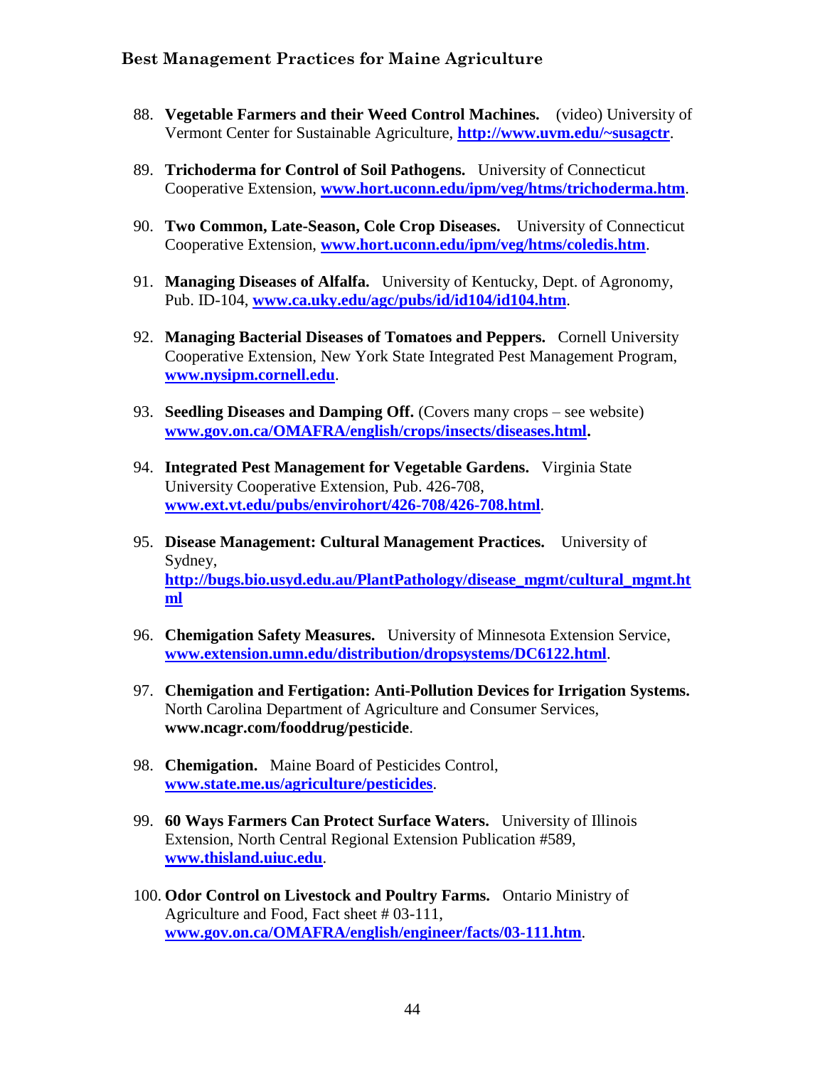88. **Vegetable Farmers and their Weed Control Machines.** (video) University of Vermont Center for Sustainable Agriculture, **http://www.uvm.edu/~susagctr**.

89. **Trichoderma for Control of Soil Pathogens.** University of Connecticut Cooperative Extension, **www.hort.uconn.edu/ipm/veg/htms/trichoderma.htm**.

90. **Two Common, Late-Season, Cole Crop Diseases.** University of Connecticut Cooperative Extension, **www.hort.uconn.edu/ipm/veg/htms/coledis.htm**.

91. **Managing Diseases of Alfalfa.** University of Kentucky, Dept. of Agronomy, Pub. ID-104, **www.ca.uky.edu/agc/pubs/id/id104/id104.htm**.

92. **Managing Bacterial Diseases of Tomatoes and Peppers.** Cornell University Cooperative Extension, New York State Integrated Pest Management Program, **www.nysipm.cornell.edu**.

93. **Seedling Diseases and Damping Off.** (Covers many crops – see website) **www.gov.on.ca/OMAFRA/english/crops/insects/diseases.html.**

94. **Integrated Pest Management for Vegetable Gardens.** Virginia State University Cooperative Extension, Pub. 426-708, **www.ext.vt.edu/pubs/envirohort/426-708/426-708.html**.

95. **Disease Management: Cultural Management Practices.** University of Sydney, **http://bugs.bio.usyd.edu.au/PlantPathology/disease_mgmt/cultural_mgmt.html**

96. **Chemigation Safety Measures.** University of Minnesota Extension Service, **www.extension.umn.edu/distribution/dropsystems/DC6122.html**.

97. **Chemigation and Fertigation: Anti-Pollution Devices for Irrigation Systems.** North Carolina Department of Agriculture and Consumer Services, **www.ncagr.com/fooddrug/pesticide**.

98. **Chemigation.** Maine Board of Pesticides Control, **www.state.me.us/agriculture/pesticides**.

99. **60 Ways Farmers Can Protect Surface Waters.** University of Illinois Extension, North Central Regional Extension Publication #589, **www.thisland.uiuc.edu**.

100. **Odor Control on Livestock and Poultry Farms.** Ontario Ministry of Agriculture and Food, Fact sheet # 03-111, **www.gov.on.ca/OMAFRA/english/engineer/facts/03-111.htm**.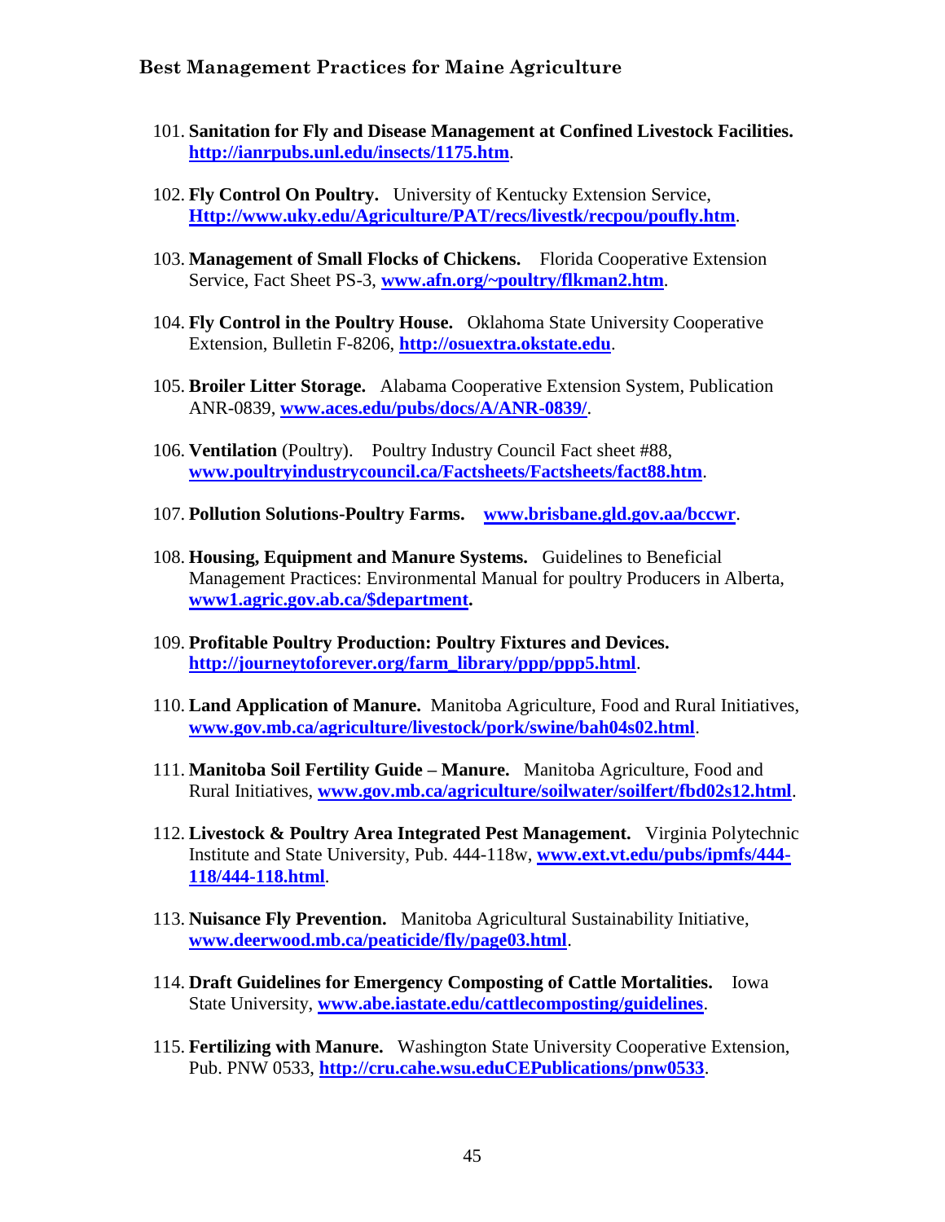101. **Sanitation for Fly and Disease Management at Confined Livestock Facilities.** **http://ianrpubs.unl.edu/insects/1175.htm**.

102. **Fly Control On Poultry.** University of Kentucky Extension Service, **Http://www.uky.edu/Agriculture/PAT/recs/livestk/recpou/poufly.htm**.

103. **Management of Small Flocks of Chickens.** Florida Cooperative Extension Service, Fact Sheet PS-3, **www.afn.org/~poultry/flkman2.htm**.

104. **Fly Control in the Poultry House.** Oklahoma State University Cooperative Extension, Bulletin F-8206, **http://osuextra.okstate.edu**.

105. **Broiler Litter Storage.** Alabama Cooperative Extension System, Publication ANR-0839, **www.aces.edu/pubs/docs/A/ANR-0839/**.

106. **Ventilation** (Poultry). Poultry Industry Council Fact sheet #88, **www.poultryindustrycouncil.ca/Factsheets/Factsheets/fact88.htm**.

107. **Pollution Solutions-Poultry Farms.** **www.brisbane.gld.gov.aa/bccwr**.

108. **Housing, Equipment and Manure Systems.** Guidelines to Beneficial Management Practices: Environmental Manual for poultry Producers in Alberta, **www1.agric.gov.ab.ca/$department.**

109. **Profitable Poultry Production: Poultry Fixtures and Devices.** **http://journeytoforever.org/farm_library/ppp/ppp5.html**.

110. **Land Application of Manure.** Manitoba Agriculture, Food and Rural Initiatives, **www.gov.mb.ca/agriculture/livestock/pork/swine/bah04s02.html**.

111. **Manitoba Soil Fertility Guide – Manure.** Manitoba Agriculture, Food and Rural Initiatives, **www.gov.mb.ca/agriculture/soilwater/soilfert/fbd02s12.html**.

112. **Livestock & Poultry Area Integrated Pest Management.** Virginia Polytechnic Institute and State University, Pub. 444-118w, **www.ext.vt.edu/pubs/ipmfs/444-118/444-118.html**.

113. **Nuisance Fly Prevention.** Manitoba Agricultural Sustainability Initiative, **www.deerwood.mb.ca/peaticide/fly/page03.html**.

114. **Draft Guidelines for Emergency Composting of Cattle Mortalities.** Iowa State University, **www.abe.iastate.edu/cattlecomposting/guidelines**.

115. **Fertilizing with Manure.** Washington State University Cooperative Extension, Pub. PNW 0533, **http://cru.cahe.wsu.eduCEPublications/pnw0533**.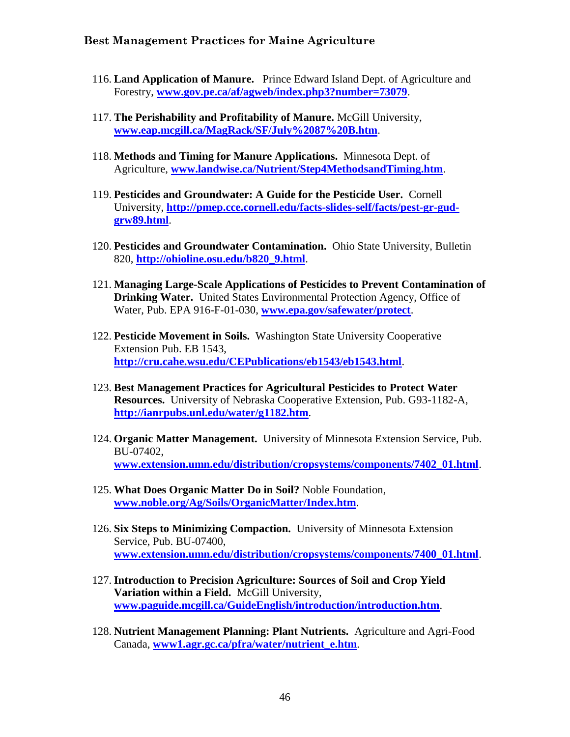116. **Land Application of Manure.** Prince Edward Island Dept. of Agriculture and Forestry, **www.gov.pe.ca/af/agweb/index.php3?number=73079**.

117. **The Perishability and Profitability of Manure.** McGill University, **www.eap.mcgill.ca/MagRack/SF/July%2087%20B.htm**.

118. **Methods and Timing for Manure Applications.** Minnesota Dept. of Agriculture, **www.landwise.ca/Nutrient/Step4MethodsandTiming.htm**.

119. **Pesticides and Groundwater: A Guide for the Pesticide User.** Cornell University, **http://pmep.cce.cornell.edu/facts-slides-self/facts/pest-gr-gud-grw89.html**.

120. **Pesticides and Groundwater Contamination.** Ohio State University, Bulletin 820, **http://ohioline.osu.edu/b820_9.html**.

121. **Managing Large-Scale Applications of Pesticides to Prevent Contamination of Drinking Water.** United States Environmental Protection Agency, Office of Water, Pub. EPA 916-F-01-030, **www.epa.gov/safewater/protect**.

122. **Pesticide Movement in Soils.** Washington State University Cooperative Extension Pub. EB 1543, **http://cru.cahe.wsu.edu/CEPublications/eb1543/eb1543.html**.

123. **Best Management Practices for Agricultural Pesticides to Protect Water Resources.** University of Nebraska Cooperative Extension, Pub. G93-1182-A, **http://ianrpubs.unl.edu/water/g1182.htm**.

124. **Organic Matter Management.** University of Minnesota Extension Service, Pub. BU-07402, **www.extension.umn.edu/distribution/cropsystems/components/7402_01.html**.

125. **What Does Organic Matter Do in Soil?** Noble Foundation, **www.noble.org/Ag/Soils/OrganicMatter/Index.htm**.

126. **Six Steps to Minimizing Compaction.** University of Minnesota Extension Service, Pub. BU-07400, **www.extension.umn.edu/distribution/cropsystems/components/7400_01.html**.

127. **Introduction to Precision Agriculture: Sources of Soil and Crop Yield Variation within a Field.** McGill University, **www.paguide.mcgill.ca/GuideEnglish/introduction/introduction.htm**.

128. **Nutrient Management Planning: Plant Nutrients.** Agriculture and Agri-Food Canada, **www1.agr.gc.ca/pfra/water/nutrient_e.htm**.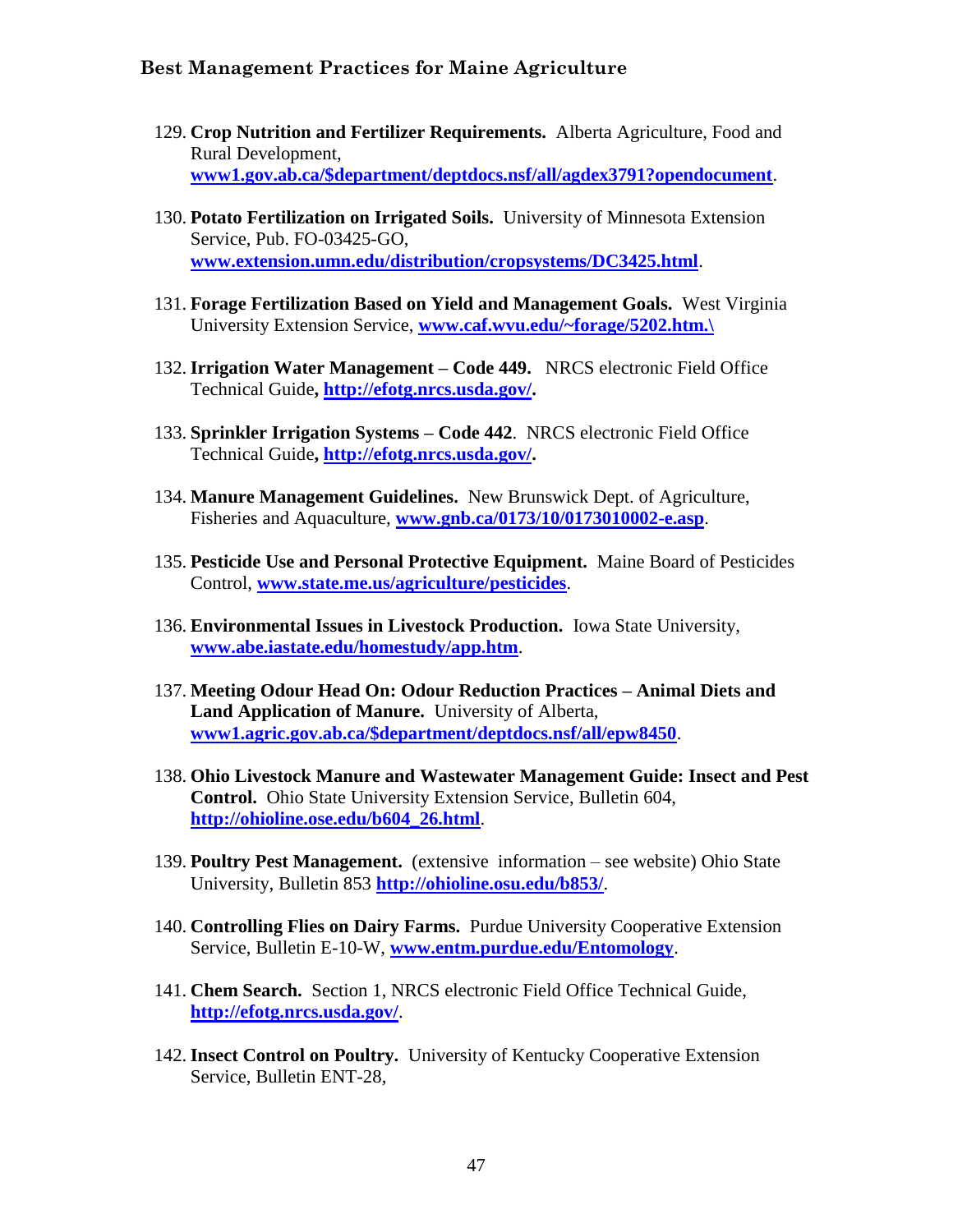129. **Crop Nutrition and Fertilizer Requirements.** Alberta Agriculture, Food and Rural Development, **www1.gov.ab.ca/$department/deptdocs.nsf/all/agdex3791?opendocument**.

130. **Potato Fertilization on Irrigated Soils.** University of Minnesota Extension Service, Pub. FO-03425-GO, **www.extension.umn.edu/distribution/cropsystems/DC3425.html**.

131. **Forage Fertilization Based on Yield and Management Goals.** West Virginia University Extension Service, **www.caf.wvu.edu/~forage/5202.htm.\**

132. **Irrigation Water Management – Code 449.** NRCS electronic Field Office Technical Guide**, http://efotg.nrcs.usda.gov/.**

133. **Sprinkler Irrigation Systems – Code 442**. NRCS electronic Field Office Technical Guide**, http://efotg.nrcs.usda.gov/.**

134. **Manure Management Guidelines.** New Brunswick Dept. of Agriculture, Fisheries and Aquaculture, **www.gnb.ca/0173/10/0173010002-e.asp**.

135. **Pesticide Use and Personal Protective Equipment.** Maine Board of Pesticides Control, **www.state.me.us/agriculture/pesticides**.

136. **Environmental Issues in Livestock Production.** Iowa State University, **www.abe.iastate.edu/homestudy/app.htm**.

137. **Meeting Odour Head On: Odour Reduction Practices – Animal Diets and Land Application of Manure.** University of Alberta, **www1.agric.gov.ab.ca/$department/deptdocs.nsf/all/epw8450**.

138. **Ohio Livestock Manure and Wastewater Management Guide: Insect and Pest Control.** Ohio State University Extension Service, Bulletin 604, **http://ohioline.ose.edu/b604_26.html**.

139. **Poultry Pest Management.** (extensive information – see website) Ohio State University, Bulletin 853 **http://ohioline.osu.edu/b853/**.

140. **Controlling Flies on Dairy Farms.** Purdue University Cooperative Extension Service, Bulletin E-10-W, **www.entm.purdue.edu/Entomology**.

141. **Chem Search.** Section 1, NRCS electronic Field Office Technical Guide, **http://efotg.nrcs.usda.gov/**.

142. **Insect Control on Poultry.** University of Kentucky Cooperative Extension Service, Bulletin ENT-28,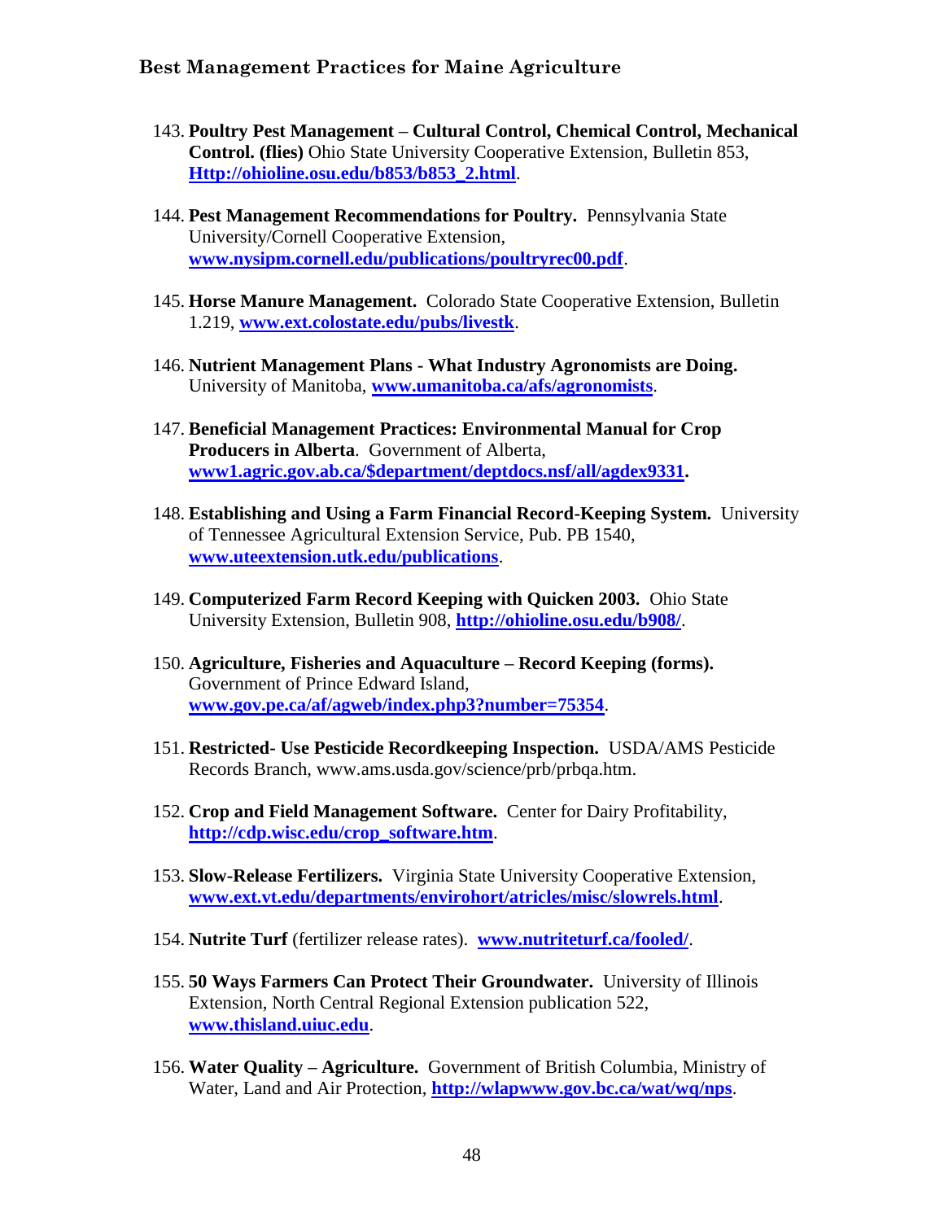143. **Poultry Pest Management – Cultural Control, Chemical Control, Mechanical Control. (flies)** Ohio State University Cooperative Extension, Bulletin 853, **Http://ohioline.osu.edu/b853/b853_2.html**.

144. **Pest Management Recommendations for Poultry.** Pennsylvania State University/Cornell Cooperative Extension, **www.nysipm.cornell.edu/publications/poultryrec00.pdf**.

145. **Horse Manure Management.** Colorado State Cooperative Extension, Bulletin 1.219, **www.ext.colostate.edu/pubs/livestk**.

146. **Nutrient Management Plans - What Industry Agronomists are Doing.** University of Manitoba, **www.umanitoba.ca/afs/agronomists**.

147. **Beneficial Management Practices: Environmental Manual for Crop Producers in Alberta**. Government of Alberta, **www1.agric.gov.ab.ca/$department/deptdocs.nsf/all/agdex9331.**

148. **Establishing and Using a Farm Financial Record-Keeping System.** University of Tennessee Agricultural Extension Service, Pub. PB 1540, **www.uteextension.utk.edu/publications**.

149. **Computerized Farm Record Keeping with Quicken 2003.** Ohio State University Extension, Bulletin 908, **http://ohioline.osu.edu/b908/**.

150. **Agriculture, Fisheries and Aquaculture – Record Keeping (forms).** Government of Prince Edward Island, **www.gov.pe.ca/af/agweb/index.php3?number=75354**.

151. **Restricted- Use Pesticide Recordkeeping Inspection.** USDA/AMS Pesticide Records Branch, www.ams.usda.gov/science/prb/prbqa.htm.

152. **Crop and Field Management Software.** Center for Dairy Profitability, **http://cdp.wisc.edu/crop_software.htm**.

153. **Slow-Release Fertilizers.** Virginia State University Cooperative Extension, **www.ext.vt.edu/departments/envirohort/atricles/misc/slowrels.html**.

154. **Nutrite Turf** (fertilizer release rates). **www.nutriteturf.ca/fooled/**.

155. **50 Ways Farmers Can Protect Their Groundwater.** University of Illinois Extension, North Central Regional Extension publication 522, **www.thisland.uiuc.edu**.

156. **Water Quality – Agriculture.** Government of British Columbia, Ministry of Water, Land and Air Protection, **http://wlapwww.gov.bc.ca/wat/wq/nps**.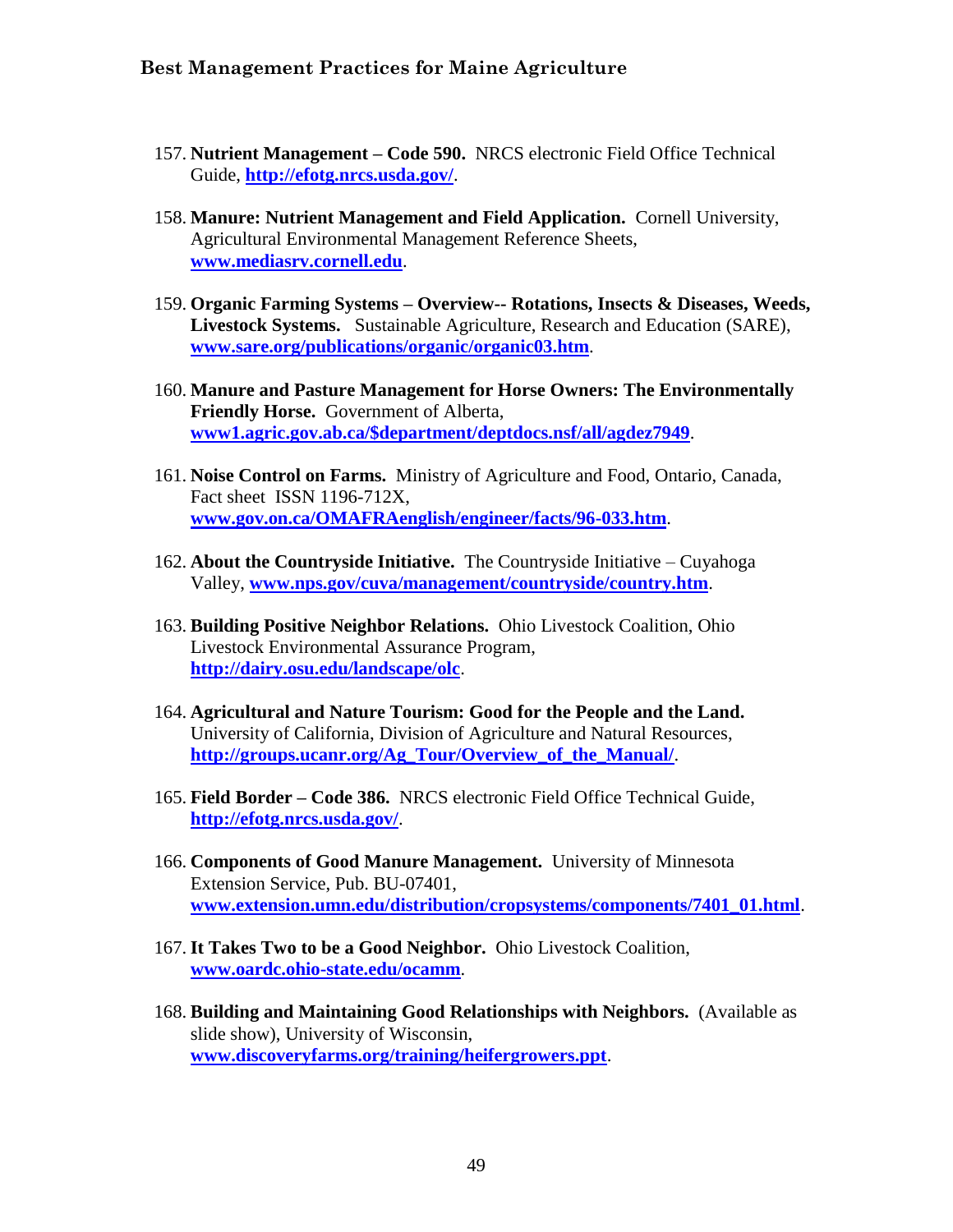157. **Nutrient Management – Code 590.** NRCS electronic Field Office Technical Guide, **http://efotg.nrcs.usda.gov/**.

158. **Manure: Nutrient Management and Field Application.** Cornell University, Agricultural Environmental Management Reference Sheets, **www.mediasrv.cornell.edu**.

159. **Organic Farming Systems – Overview-- Rotations, Insects & Diseases, Weeds, Livestock Systems.** Sustainable Agriculture, Research and Education (SARE), **www.sare.org/publications/organic/organic03.htm**.

160. **Manure and Pasture Management for Horse Owners: The Environmentally Friendly Horse.** Government of Alberta, **www1.agric.gov.ab.ca/$department/deptdocs.nsf/all/agdez7949**.

161. **Noise Control on Farms.** Ministry of Agriculture and Food, Ontario, Canada, Fact sheet ISSN 1196-712X, **www.gov.on.ca/OMAFRAenglish/engineer/facts/96-033.htm**.

162. **About the Countryside Initiative.** The Countryside Initiative – Cuyahoga Valley, **www.nps.gov/cuva/management/countryside/country.htm**.

163. **Building Positive Neighbor Relations.** Ohio Livestock Coalition, Ohio Livestock Environmental Assurance Program, **http://dairy.osu.edu/landscape/olc**.

164. **Agricultural and Nature Tourism: Good for the People and the Land.** University of California, Division of Agriculture and Natural Resources, **http://groups.ucanr.org/Ag_Tour/Overview_of_the_Manual/**.

165. **Field Border – Code 386.** NRCS electronic Field Office Technical Guide, **http://efotg.nrcs.usda.gov/**.

166. **Components of Good Manure Management.** University of Minnesota Extension Service, Pub. BU-07401, **www.extension.umn.edu/distribution/cropsystems/components/7401_01.html**.

167. **It Takes Two to be a Good Neighbor.** Ohio Livestock Coalition, **www.oardc.ohio-state.edu/ocamm**.

168. **Building and Maintaining Good Relationships with Neighbors.** (Available as slide show), University of Wisconsin, **www.discoveryfarms.org/training/heifergrowers.ppt**.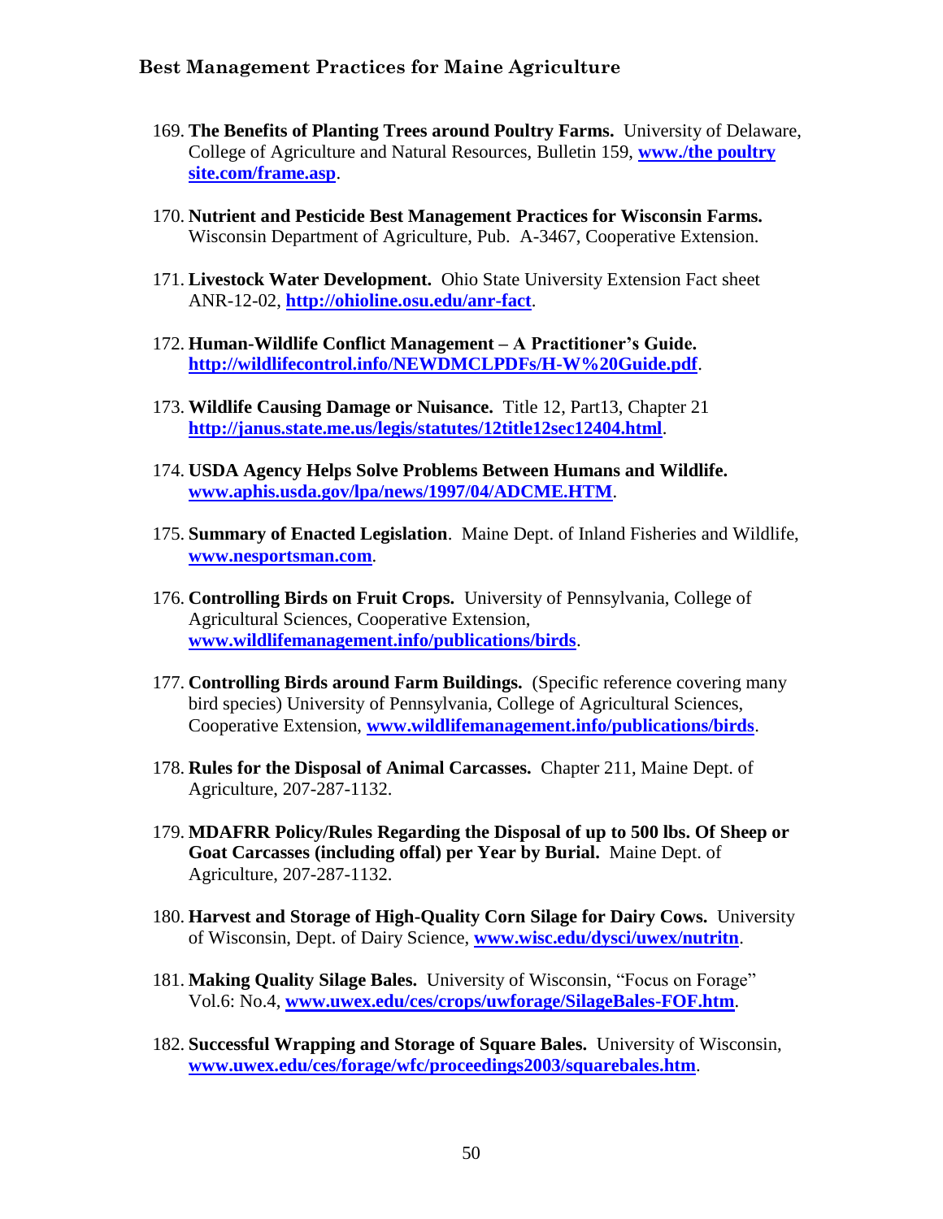169. **The Benefits of Planting Trees around Poultry Farms.** University of Delaware, College of Agriculture and Natural Resources, Bulletin 159, **www./the poultry site.com/frame.asp**.

170. **Nutrient and Pesticide Best Management Practices for Wisconsin Farms.** Wisconsin Department of Agriculture, Pub. A-3467, Cooperative Extension.

171. **Livestock Water Development.** Ohio State University Extension Fact sheet ANR-12-02, **http://ohioline.osu.edu/anr-fact**.

172. **Human-Wildlife Conflict Management – A Practitioner's Guide.** **http://wildlifecontrol.info/NEWDMCLPDFs/H-W%20Guide.pdf**.

173. **Wildlife Causing Damage or Nuisance.** Title 12, Part13, Chapter 21 **http://janus.state.me.us/legis/statutes/12title12sec12404.html**.

174. **USDA Agency Helps Solve Problems Between Humans and Wildlife.** **www.aphis.usda.gov/lpa/news/1997/04/ADCME.HTM**.

175. **Summary of Enacted Legislation**. Maine Dept. of Inland Fisheries and Wildlife, **www.nesportsman.com**.

176. **Controlling Birds on Fruit Crops.** University of Pennsylvania, College of Agricultural Sciences, Cooperative Extension, **www.wildlifemanagement.info/publications/birds**.

177. **Controlling Birds around Farm Buildings.** (Specific reference covering many bird species) University of Pennsylvania, College of Agricultural Sciences, Cooperative Extension, **www.wildlifemanagement.info/publications/birds**.

178. **Rules for the Disposal of Animal Carcasses.** Chapter 211, Maine Dept. of Agriculture, 207-287-1132.

179. **MDAFRR Policy/Rules Regarding the Disposal of up to 500 lbs. Of Sheep or Goat Carcasses (including offal) per Year by Burial.** Maine Dept. of Agriculture, 207-287-1132.

180. **Harvest and Storage of High-Quality Corn Silage for Dairy Cows.** University of Wisconsin, Dept. of Dairy Science, **www.wisc.edu/dysci/uwex/nutritn**.

181. **Making Quality Silage Bales.** University of Wisconsin, "Focus on Forage" Vol.6: No.4, **www.uwex.edu/ces/crops/uwforage/SilageBales-FOF.htm**.

182. **Successful Wrapping and Storage of Square Bales.** University of Wisconsin, **www.uwex.edu/ces/forage/wfc/proceedings2003/squarebales.htm**.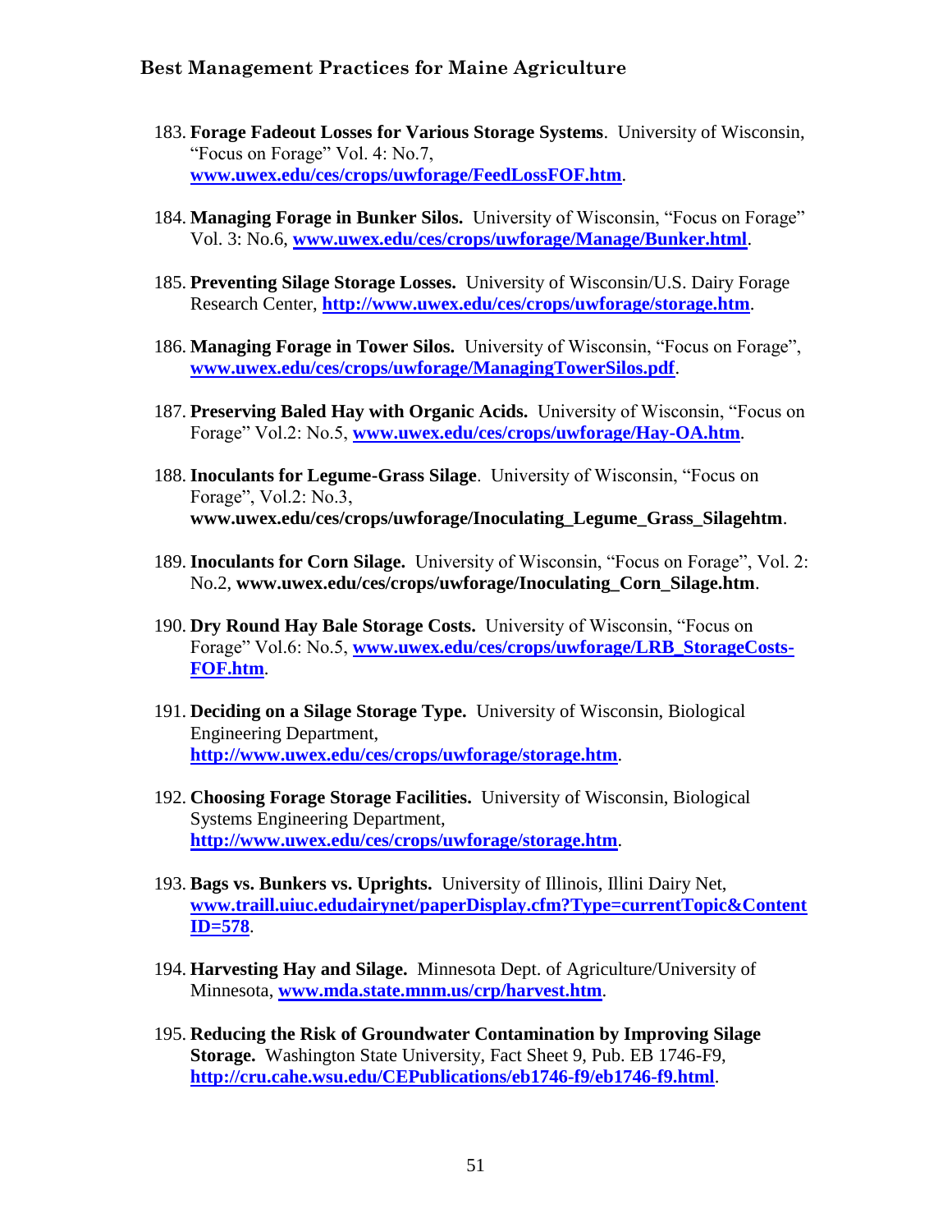183. **Forage Fadeout Losses for Various Storage Systems**. University of Wisconsin, "Focus on Forage" Vol. 4: No.7, **www.uwex.edu/ces/crops/uwforage/FeedLossFOF.htm**.

184. **Managing Forage in Bunker Silos.** University of Wisconsin, "Focus on Forage" Vol. 3: No.6, **www.uwex.edu/ces/crops/uwforage/Manage/Bunker.html**.

185. **Preventing Silage Storage Losses.** University of Wisconsin/U.S. Dairy Forage Research Center, **http://www.uwex.edu/ces/crops/uwforage/storage.htm**.

186. **Managing Forage in Tower Silos.** University of Wisconsin, "Focus on Forage", **www.uwex.edu/ces/crops/uwforage/ManagingTowerSilos.pdf**.

187. **Preserving Baled Hay with Organic Acids.** University of Wisconsin, "Focus on Forage" Vol.2: No.5, **www.uwex.edu/ces/crops/uwforage/Hay-OA.htm**.

188. **Inoculants for Legume-Grass Silage**. University of Wisconsin, "Focus on Forage", Vol.2: No.3, **www.uwex.edu/ces/crops/uwforage/Inoculating_Legume_Grass_Silagehtm**.

189. **Inoculants for Corn Silage.** University of Wisconsin, "Focus on Forage", Vol. 2: No.2, **www.uwex.edu/ces/crops/uwforage/Inoculating_Corn_Silage.htm**.

190. **Dry Round Hay Bale Storage Costs.** University of Wisconsin, "Focus on Forage" Vol.6: No.5, **www.uwex.edu/ces/crops/uwforage/LRB_StorageCosts-FOF.htm**.

191. **Deciding on a Silage Storage Type.** University of Wisconsin, Biological Engineering Department, **http://www.uwex.edu/ces/crops/uwforage/storage.htm**.

192. **Choosing Forage Storage Facilities.** University of Wisconsin, Biological Systems Engineering Department, **http://www.uwex.edu/ces/crops/uwforage/storage.htm**.

193. **Bags vs. Bunkers vs. Uprights.** University of Illinois, Illini Dairy Net, **www.traill.uiuc.edudairynet/paperDisplay.cfm?Type=currentTopic&ContentID=578**.

194. **Harvesting Hay and Silage.** Minnesota Dept. of Agriculture/University of Minnesota, **www.mda.state.mnm.us/crp/harvest.htm**.

195. **Reducing the Risk of Groundwater Contamination by Improving Silage Storage.** Washington State University, Fact Sheet 9, Pub. EB 1746-F9, **http://cru.cahe.wsu.edu/CEPublications/eb1746-f9/eb1746-f9.html**.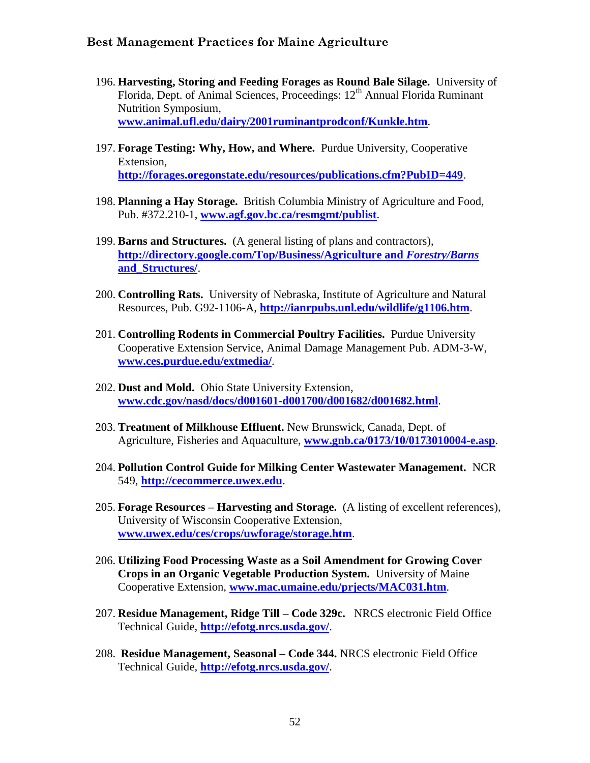196. **Harvesting, Storing and Feeding Forages as Round Bale Silage.** University of Florida, Dept. of Animal Sciences, Proceedings: 12th Annual Florida Ruminant Nutrition Symposium, **www.animal.ufl.edu/dairy/2001ruminantprodconf/Kunkle.htm**.

197. **Forage Testing: Why, How, and Where.** Purdue University, Cooperative Extension, **http://forages.oregonstate.edu/resources/publications.cfm?PubID=449**.

198. **Planning a Hay Storage.** British Columbia Ministry of Agriculture and Food, Pub. #372.210-1, **www.agf.gov.bc.ca/resmgmt/publist**.

199. **Barns and Structures.** (A general listing of plans and contractors), **http://directory.google.com/Top/Business/Agriculture and *Forestry/Barns* and_Structures/**.

200. **Controlling Rats.** University of Nebraska, Institute of Agriculture and Natural Resources, Pub. G92-1106-A, **http://ianrpubs.unl.edu/wildlife/g1106.htm**.

201. **Controlling Rodents in Commercial Poultry Facilities.** Purdue University Cooperative Extension Service, Animal Damage Management Pub. ADM-3-W, **www.ces.purdue.edu/extmedia/**.

202. **Dust and Mold.** Ohio State University Extension, **www.cdc.gov/nasd/docs/d001601-d001700/d001682/d001682.html**.

203. **Treatment of Milkhouse Effluent.** New Brunswick, Canada, Dept. of Agriculture, Fisheries and Aquaculture, **www.gnb.ca/0173/10/0173010004-e.asp**.

204. **Pollution Control Guide for Milking Center Wastewater Management.** NCR 549, **http://cecommerce.uwex.edu**.

205. **Forage Resources – Harvesting and Storage.** (A listing of excellent references), University of Wisconsin Cooperative Extension, **www.uwex.edu/ces/crops/uwforage/storage.htm**.

206. **Utilizing Food Processing Waste as a Soil Amendment for Growing Cover Crops in an Organic Vegetable Production System.** University of Maine Cooperative Extension, **www.mac.umaine.edu/prjects/MAC031.htm**.

207. **Residue Management, Ridge Till – Code 329c.** NRCS electronic Field Office Technical Guide, **http://efotg.nrcs.usda.gov/**.

208. **Residue Management, Seasonal – Code 344.** NRCS electronic Field Office Technical Guide, **http://efotg.nrcs.usda.gov/**.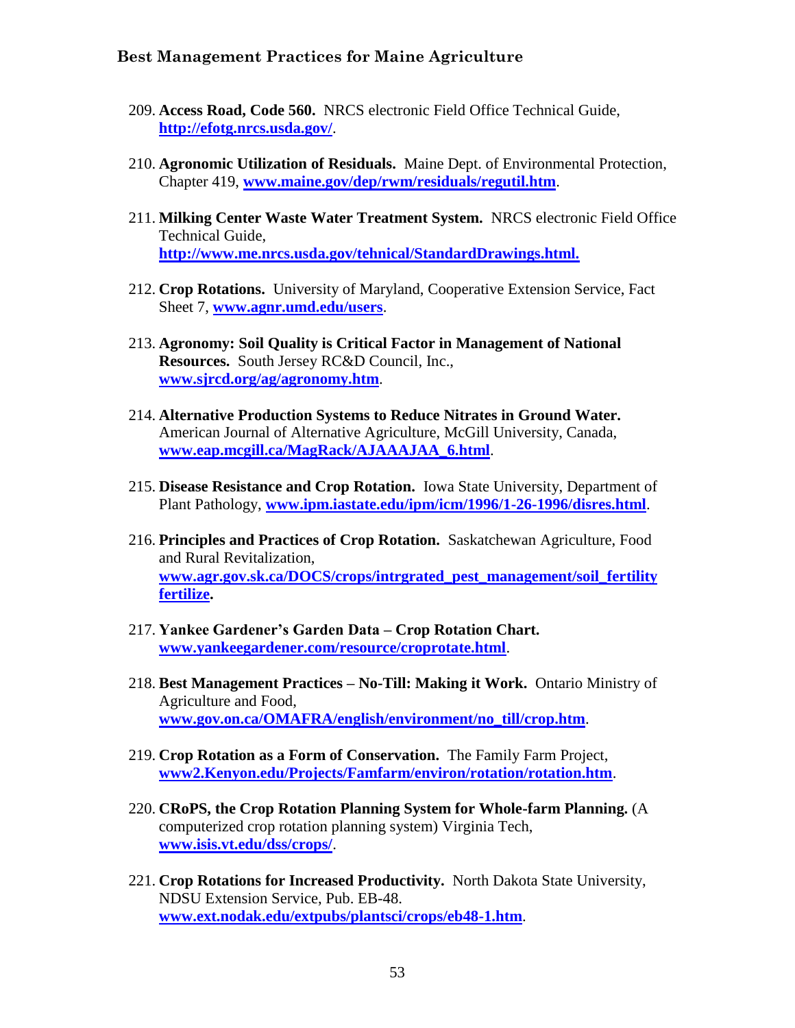209. **Access Road, Code 560.** NRCS electronic Field Office Technical Guide, **http://efotg.nrcs.usda.gov/**.

210. **Agronomic Utilization of Residuals.** Maine Dept. of Environmental Protection, Chapter 419, **www.maine.gov/dep/rwm/residuals/regutil.htm**.

211. **Milking Center Waste Water Treatment System.** NRCS electronic Field Office Technical Guide, **http://www.me.nrcs.usda.gov/tehnical/StandardDrawings.html.**

212. **Crop Rotations.** University of Maryland, Cooperative Extension Service, Fact Sheet 7, **www.agnr.umd.edu/users**.

213. **Agronomy: Soil Quality is Critical Factor in Management of National Resources.** South Jersey RC&D Council, Inc., **www.sjrcd.org/ag/agronomy.htm**.

214. **Alternative Production Systems to Reduce Nitrates in Ground Water.** American Journal of Alternative Agriculture, McGill University, Canada, **www.eap.mcgill.ca/MagRack/AJAAAJAA_6.html**.

215. **Disease Resistance and Crop Rotation.** Iowa State University, Department of Plant Pathology, **www.ipm.iastate.edu/ipm/icm/1996/1-26-1996/disres.html**.

216. **Principles and Practices of Crop Rotation.** Saskatchewan Agriculture, Food and Rural Revitalization, **www.agr.gov.sk.ca/DOCS/crops/intrgrated_pest_management/soil_fertility fertilize.**

217. **Yankee Gardener's Garden Data – Crop Rotation Chart.** **www.yankeegardener.com/resource/croprotate.html**.

218. **Best Management Practices – No-Till: Making it Work.** Ontario Ministry of Agriculture and Food, **www.gov.on.ca/OMAFRA/english/environment/no_till/crop.htm**.

219. **Crop Rotation as a Form of Conservation.** The Family Farm Project, **www2.Kenyon.edu/Projects/Famfarm/environ/rotation/rotation.htm**.

220. **CRoPS, the Crop Rotation Planning System for Whole-farm Planning.** (A computerized crop rotation planning system) Virginia Tech, **www.isis.vt.edu/dss/crops/**.

221. **Crop Rotations for Increased Productivity.** North Dakota State University, NDSU Extension Service, Pub. EB-48. **www.ext.nodak.edu/extpubs/plantsci/crops/eb48-1.htm**.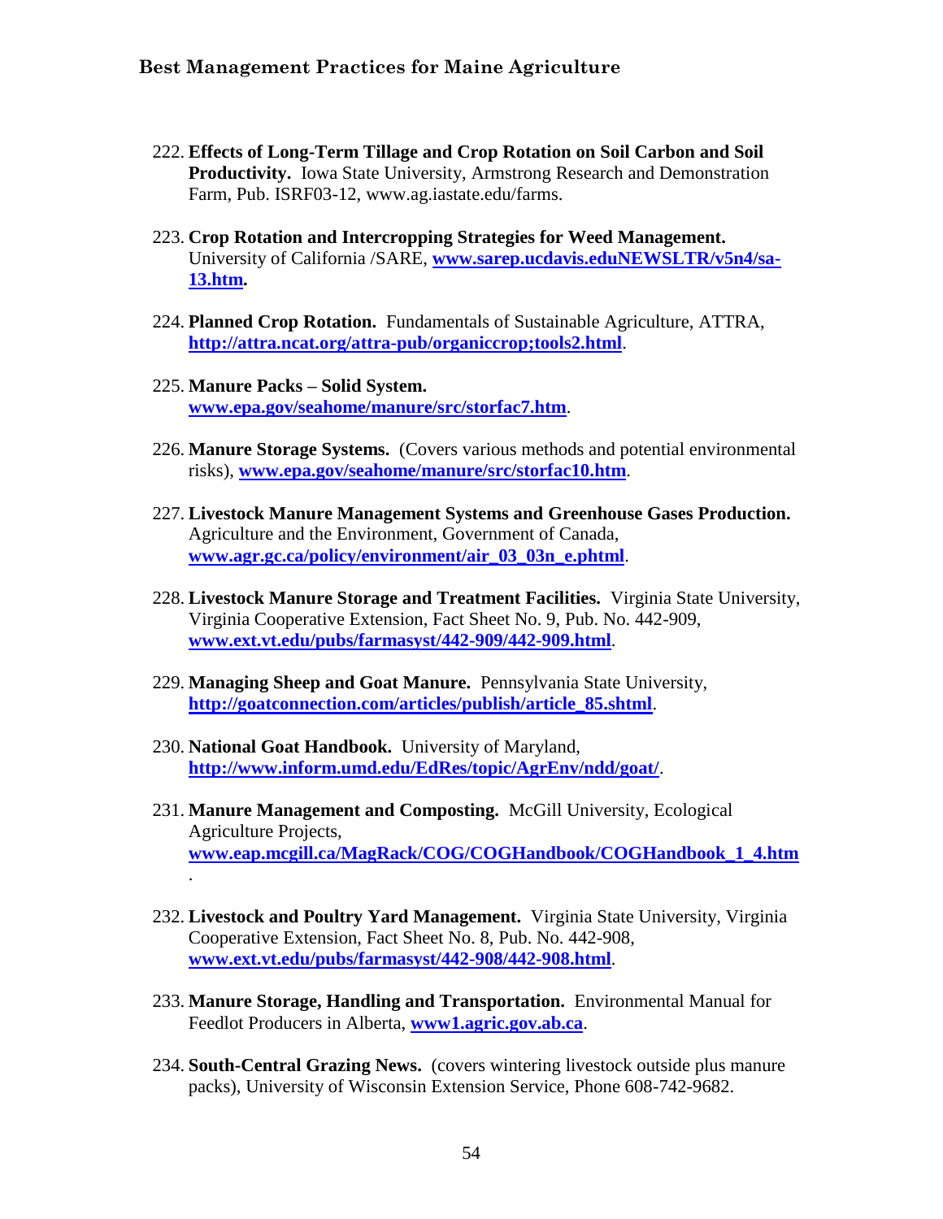222. **Effects of Long-Term Tillage and Crop Rotation on Soil Carbon and Soil Productivity.** Iowa State University, Armstrong Research and Demonstration Farm, Pub. ISRF03-12, www.ag.iastate.edu/farms.

223. **Crop Rotation and Intercropping Strategies for Weed Management.** University of California /SARE, **www.sarep.ucdavis.eduNEWSLTR/v5n4/sa-13.htm.**

224. **Planned Crop Rotation.** Fundamentals of Sustainable Agriculture, ATTRA, **http://attra.ncat.org/attra-pub/organiccrop;tools2.html**.

225. **Manure Packs – Solid System.** **www.epa.gov/seahome/manure/src/storfac7.htm**.

226. **Manure Storage Systems.** (Covers various methods and potential environmental risks), **www.epa.gov/seahome/manure/src/storfac10.htm**.

227. **Livestock Manure Management Systems and Greenhouse Gases Production.** Agriculture and the Environment, Government of Canada, **www.agr.gc.ca/policy/environment/air_03_03n_e.phtml**.

228. **Livestock Manure Storage and Treatment Facilities.** Virginia State University, Virginia Cooperative Extension, Fact Sheet No. 9, Pub. No. 442-909, **www.ext.vt.edu/pubs/farmasyst/442-909/442-909.html**.

229. **Managing Sheep and Goat Manure.** Pennsylvania State University, **http://goatconnection.com/articles/publish/article_85.shtml**.

230. **National Goat Handbook.** University of Maryland, **http://www.inform.umd.edu/EdRes/topic/AgrEnv/ndd/goat/**.

231. **Manure Management and Composting.** McGill University, Ecological Agriculture Projects, **www.eap.mcgill.ca/MagRack/COG/COGHandbook/COGHandbook_1_4.htm**.

232. **Livestock and Poultry Yard Management.** Virginia State University, Virginia Cooperative Extension, Fact Sheet No. 8, Pub. No. 442-908, **www.ext.vt.edu/pubs/farmasyst/442-908/442-908.html**.

233. **Manure Storage, Handling and Transportation.** Environmental Manual for Feedlot Producers in Alberta, **www1.agric.gov.ab.ca**.

234. **South-Central Grazing News.** (covers wintering livestock outside plus manure packs), University of Wisconsin Extension Service, Phone 608-742-9682.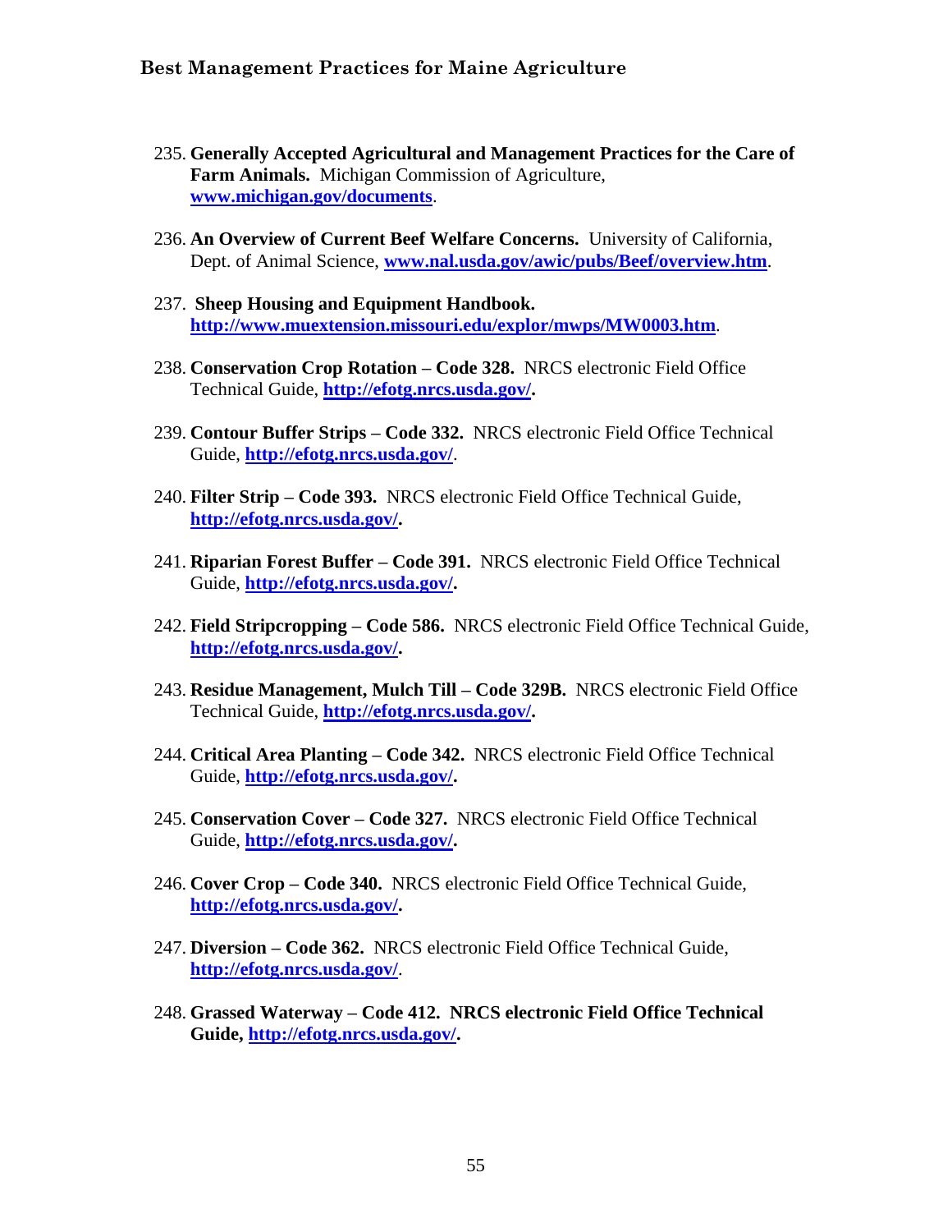235. **Generally Accepted Agricultural and Management Practices for the Care of Farm Animals.** Michigan Commission of Agriculture, **www.michigan.gov/documents**.

236. **An Overview of Current Beef Welfare Concerns.** University of California, Dept. of Animal Science, **www.nal.usda.gov/awic/pubs/Beef/overview.htm**.

237. **Sheep Housing and Equipment Handbook.** **http://www.muextension.missouri.edu/explor/mwps/MW0003.htm**.

238. **Conservation Crop Rotation – Code 328.** NRCS electronic Field Office Technical Guide, **http://efotg.nrcs.usda.gov/.**

239. **Contour Buffer Strips – Code 332.** NRCS electronic Field Office Technical Guide, **http://efotg.nrcs.usda.gov/**.

240. **Filter Strip – Code 393.** NRCS electronic Field Office Technical Guide, **http://efotg.nrcs.usda.gov/.**

241. **Riparian Forest Buffer – Code 391.** NRCS electronic Field Office Technical Guide, **http://efotg.nrcs.usda.gov/.**

242. **Field Stripcropping – Code 586.** NRCS electronic Field Office Technical Guide, **http://efotg.nrcs.usda.gov/.**

243. **Residue Management, Mulch Till – Code 329B.** NRCS electronic Field Office Technical Guide, **http://efotg.nrcs.usda.gov/.**

244. **Critical Area Planting – Code 342.** NRCS electronic Field Office Technical Guide, **http://efotg.nrcs.usda.gov/.**

245. **Conservation Cover – Code 327.** NRCS electronic Field Office Technical Guide, **http://efotg.nrcs.usda.gov/.**

246. **Cover Crop – Code 340.** NRCS electronic Field Office Technical Guide, **http://efotg.nrcs.usda.gov/.**

247. **Diversion – Code 362.** NRCS electronic Field Office Technical Guide, **http://efotg.nrcs.usda.gov/**.

248. **Grassed Waterway – Code 412. NRCS electronic Field Office Technical Guide, http://efotg.nrcs.usda.gov/.**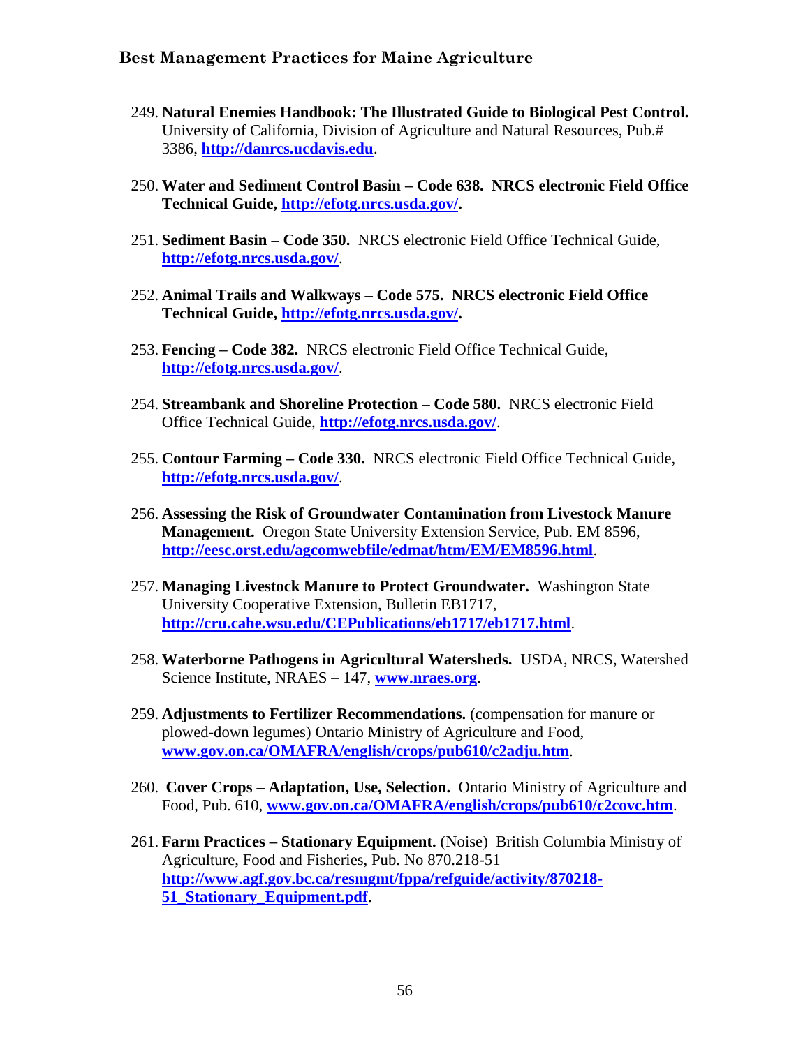249. **Natural Enemies Handbook: The Illustrated Guide to Biological Pest Control.** University of California, Division of Agriculture and Natural Resources, Pub.# 3386, **http://danrcs.ucdavis.edu**.

250. **Water and Sediment Control Basin – Code 638. NRCS electronic Field Office Technical Guide, http://efotg.nrcs.usda.gov/.**

251. **Sediment Basin – Code 350.** NRCS electronic Field Office Technical Guide, **http://efotg.nrcs.usda.gov/**.

252. **Animal Trails and Walkways – Code 575. NRCS electronic Field Office Technical Guide, http://efotg.nrcs.usda.gov/.**

253. **Fencing – Code 382.** NRCS electronic Field Office Technical Guide, **http://efotg.nrcs.usda.gov/**.

254. **Streambank and Shoreline Protection – Code 580.** NRCS electronic Field Office Technical Guide, **http://efotg.nrcs.usda.gov/**.

255. **Contour Farming – Code 330.** NRCS electronic Field Office Technical Guide, **http://efotg.nrcs.usda.gov/**.

256. **Assessing the Risk of Groundwater Contamination from Livestock Manure Management.** Oregon State University Extension Service, Pub. EM 8596, **http://eesc.orst.edu/agcomwebfile/edmat/htm/EM/EM8596.html**.

257. **Managing Livestock Manure to Protect Groundwater.** Washington State University Cooperative Extension, Bulletin EB1717, **http://cru.cahe.wsu.edu/CEPublications/eb1717/eb1717.html**.

258. **Waterborne Pathogens in Agricultural Watersheds.** USDA, NRCS, Watershed Science Institute, NRAES – 147, **www.nraes.org**.

259. **Adjustments to Fertilizer Recommendations.** (compensation for manure or plowed-down legumes) Ontario Ministry of Agriculture and Food, **www.gov.on.ca/OMAFRA/english/crops/pub610/c2adju.htm**.

260. **Cover Crops – Adaptation, Use, Selection.** Ontario Ministry of Agriculture and Food, Pub. 610, **www.gov.on.ca/OMAFRA/english/crops/pub610/c2covc.htm**.

261. **Farm Practices – Stationary Equipment.** (Noise) British Columbia Ministry of Agriculture, Food and Fisheries, Pub. No 870.218-51 **http://www.agf.gov.bc.ca/resmgmt/fppa/refguide/activity/870218-51_Stationary_Equipment.pdf**.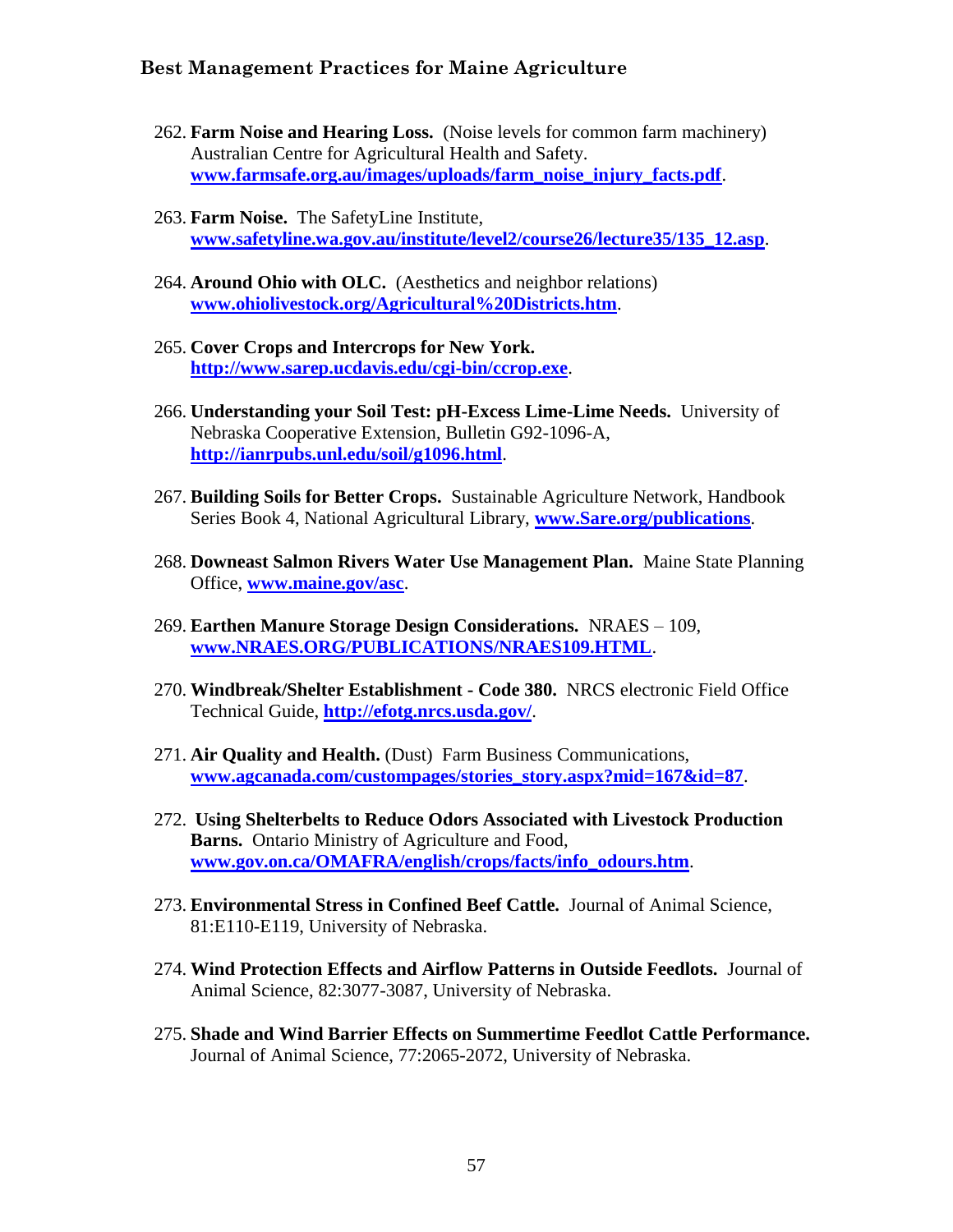262. **Farm Noise and Hearing Loss.** (Noise levels for common farm machinery) Australian Centre for Agricultural Health and Safety. **www.farmsafe.org.au/images/uploads/farm_noise_injury_facts.pdf**.

263. **Farm Noise.** The SafetyLine Institute, **www.safetyline.wa.gov.au/institute/level2/course26/lecture35/135_12.asp**.

264. **Around Ohio with OLC.** (Aesthetics and neighbor relations) **www.ohiolivestock.org/Agricultural%20Districts.htm**.

265. **Cover Crops and Intercrops for New York.** **http://www.sarep.ucdavis.edu/cgi-bin/ccrop.exe**.

266. **Understanding your Soil Test: pH-Excess Lime-Lime Needs.** University of Nebraska Cooperative Extension, Bulletin G92-1096-A, **http://ianrpubs.unl.edu/soil/g1096.html**.

267. **Building Soils for Better Crops.** Sustainable Agriculture Network, Handbook Series Book 4, National Agricultural Library, **www.Sare.org/publications**.

268. **Downeast Salmon Rivers Water Use Management Plan.** Maine State Planning Office, **www.maine.gov/asc**.

269. **Earthen Manure Storage Design Considerations.** NRAES – 109, **www.NRAES.ORG/PUBLICATIONS/NRAES109.HTML**.

270. **Windbreak/Shelter Establishment - Code 380.** NRCS electronic Field Office Technical Guide, **http://efotg.nrcs.usda.gov/**.

271. **Air Quality and Health.** (Dust) Farm Business Communications, **www.agcanada.com/custompages/stories_story.aspx?mid=167&id=87**.

272. **Using Shelterbelts to Reduce Odors Associated with Livestock Production Barns.** Ontario Ministry of Agriculture and Food, **www.gov.on.ca/OMAFRA/english/crops/facts/info_odours.htm**.

273. **Environmental Stress in Confined Beef Cattle.** Journal of Animal Science, 81:E110-E119, University of Nebraska.

274. **Wind Protection Effects and Airflow Patterns in Outside Feedlots.** Journal of Animal Science, 82:3077-3087, University of Nebraska.

275. **Shade and Wind Barrier Effects on Summertime Feedlot Cattle Performance.** Journal of Animal Science, 77:2065-2072, University of Nebraska.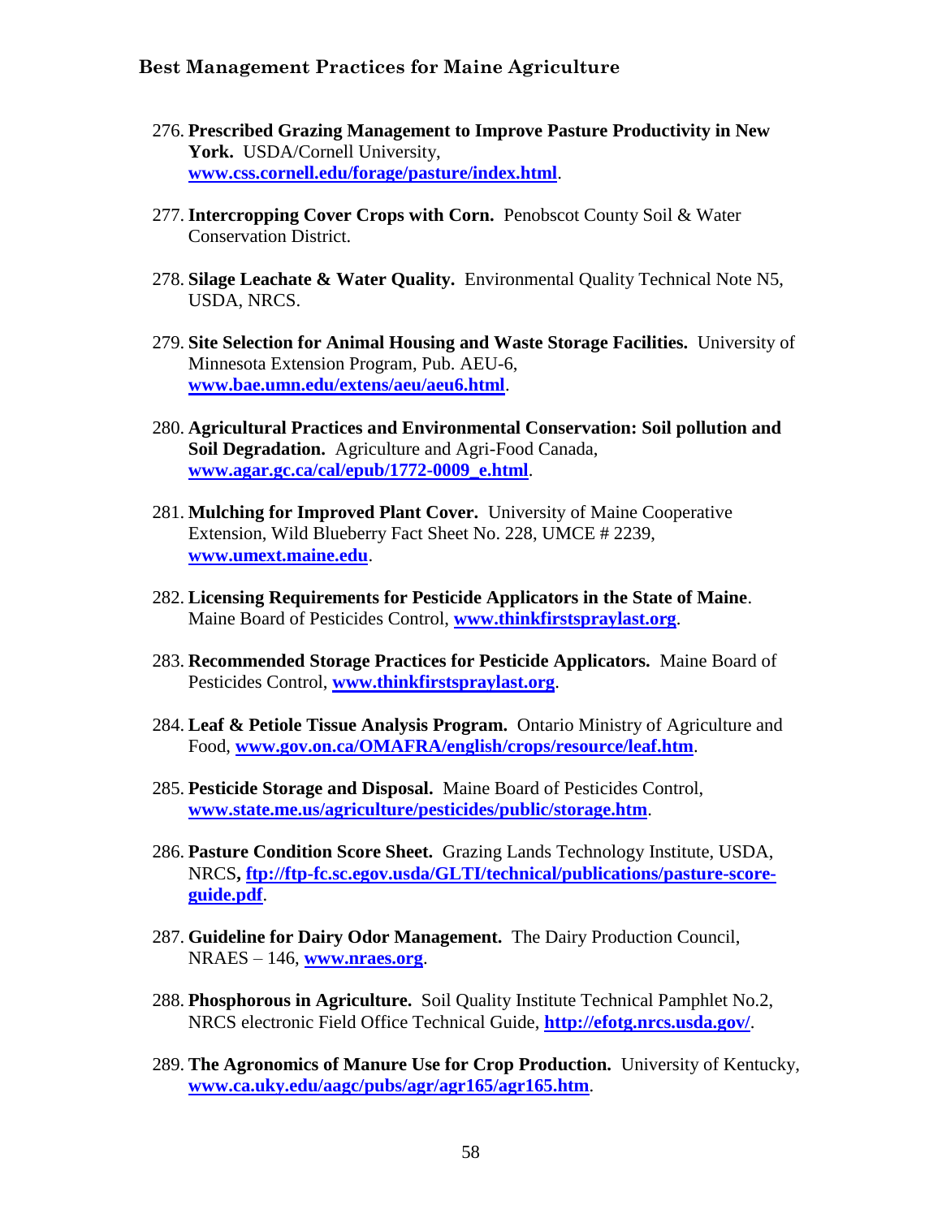276. **Prescribed Grazing Management to Improve Pasture Productivity in New York.** USDA/Cornell University, **www.css.cornell.edu/forage/pasture/index.html**.

277. **Intercropping Cover Crops with Corn.** Penobscot County Soil & Water Conservation District.

278. **Silage Leachate & Water Quality.** Environmental Quality Technical Note N5, USDA, NRCS.

279. **Site Selection for Animal Housing and Waste Storage Facilities.** University of Minnesota Extension Program, Pub. AEU-6, **www.bae.umn.edu/extens/aeu/aeu6.html**.

280. **Agricultural Practices and Environmental Conservation: Soil pollution and Soil Degradation.** Agriculture and Agri-Food Canada, **www.agar.gc.ca/cal/epub/1772-0009_e.html**.

281. **Mulching for Improved Plant Cover.** University of Maine Cooperative Extension, Wild Blueberry Fact Sheet No. 228, UMCE # 2239, **www.umext.maine.edu**.

282. **Licensing Requirements for Pesticide Applicators in the State of Maine**. Maine Board of Pesticides Control, **www.thinkfirstspraylast.org**.

283. **Recommended Storage Practices for Pesticide Applicators.** Maine Board of Pesticides Control, **www.thinkfirstspraylast.org**.

284. **Leaf & Petiole Tissue Analysis Program.** Ontario Ministry of Agriculture and Food, **www.gov.on.ca/OMAFRA/english/crops/resource/leaf.htm**.

285. **Pesticide Storage and Disposal.** Maine Board of Pesticides Control, **www.state.me.us/agriculture/pesticides/public/storage.htm**.

286. **Pasture Condition Score Sheet.** Grazing Lands Technology Institute, USDA, NRCS**, ftp://ftp-fc.sc.egov.usda/GLTI/technical/publications/pasture-score-guide.pdf**.

287. **Guideline for Dairy Odor Management.** The Dairy Production Council, NRAES – 146, **www.nraes.org**.

288. **Phosphorous in Agriculture.** Soil Quality Institute Technical Pamphlet No.2, NRCS electronic Field Office Technical Guide, **http://efotg.nrcs.usda.gov/**.

289. **The Agronomics of Manure Use for Crop Production.** University of Kentucky, **www.ca.uky.edu/aagc/pubs/agr/agr165/agr165.htm**.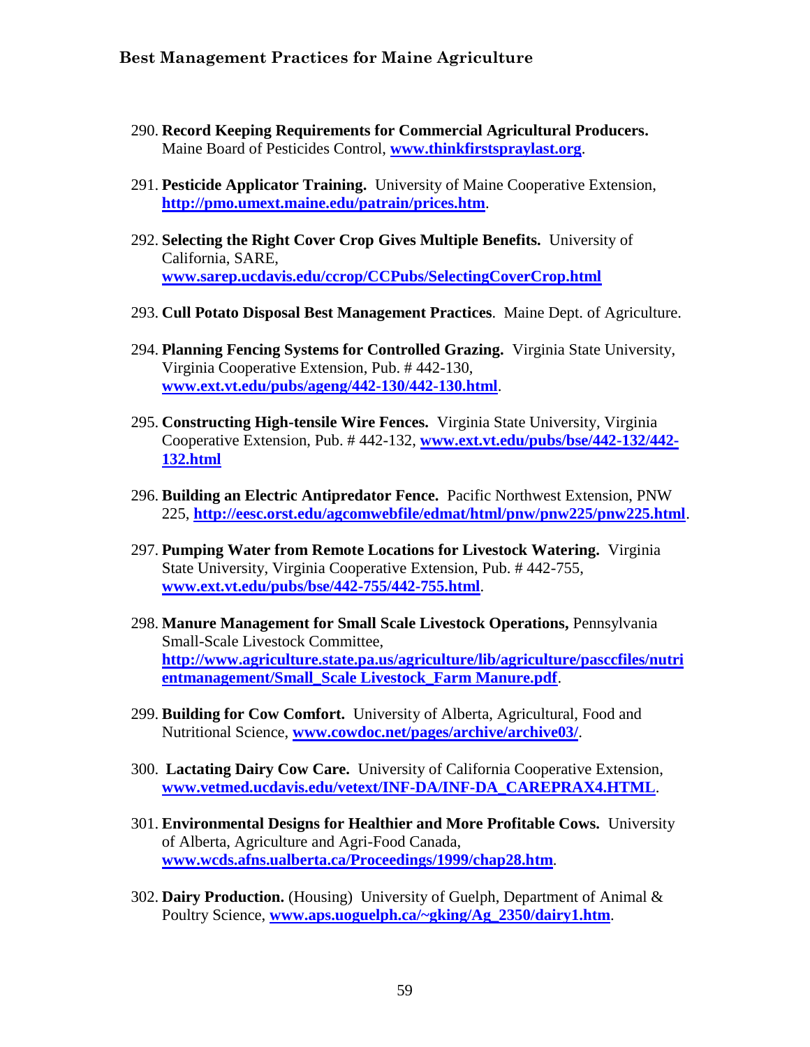290. **Record Keeping Requirements for Commercial Agricultural Producers.** Maine Board of Pesticides Control, **www.thinkfirstspraylast.org**.

291. **Pesticide Applicator Training.** University of Maine Cooperative Extension, **http://pmo.umext.maine.edu/patrain/prices.htm**.

292. **Selecting the Right Cover Crop Gives Multiple Benefits.** University of California, SARE, **www.sarep.ucdavis.edu/ccrop/CCPubs/SelectingCoverCrop.html**

293. **Cull Potato Disposal Best Management Practices**. Maine Dept. of Agriculture.

294. **Planning Fencing Systems for Controlled Grazing.** Virginia State University, Virginia Cooperative Extension, Pub. # 442-130, **www.ext.vt.edu/pubs/ageng/442-130/442-130.html**.

295. **Constructing High-tensile Wire Fences.** Virginia State University, Virginia Cooperative Extension, Pub. # 442-132, **www.ext.vt.edu/pubs/bse/442-132/442-132.html**

296. **Building an Electric Antipredator Fence.** Pacific Northwest Extension, PNW 225, **http://eesc.orst.edu/agcomwebfile/edmat/html/pnw/pnw225/pnw225.html**.

297. **Pumping Water from Remote Locations for Livestock Watering.** Virginia State University, Virginia Cooperative Extension, Pub. # 442-755, **www.ext.vt.edu/pubs/bse/442-755/442-755.html**.

298. **Manure Management for Small Scale Livestock Operations,** Pennsylvania Small-Scale Livestock Committee, **http://www.agriculture.state.pa.us/agriculture/lib/agriculture/pasccfiles/nutrientmanagement/Small_Scale Livestock_Farm Manure.pdf**.

299. **Building for Cow Comfort.** University of Alberta, Agricultural, Food and Nutritional Science, **www.cowdoc.net/pages/archive/archive03/**.

300. **Lactating Dairy Cow Care.** University of California Cooperative Extension, **www.vetmed.ucdavis.edu/vetext/INF-DA/INF-DA_CAREPRAX4.HTML**.

301. **Environmental Designs for Healthier and More Profitable Cows.** University of Alberta, Agriculture and Agri-Food Canada, **www.wcds.afns.ualberta.ca/Proceedings/1999/chap28.htm**.

302. **Dairy Production.** (Housing) University of Guelph, Department of Animal & Poultry Science, **www.aps.uoguelph.ca/~gking/Ag_2350/dairy1.htm**.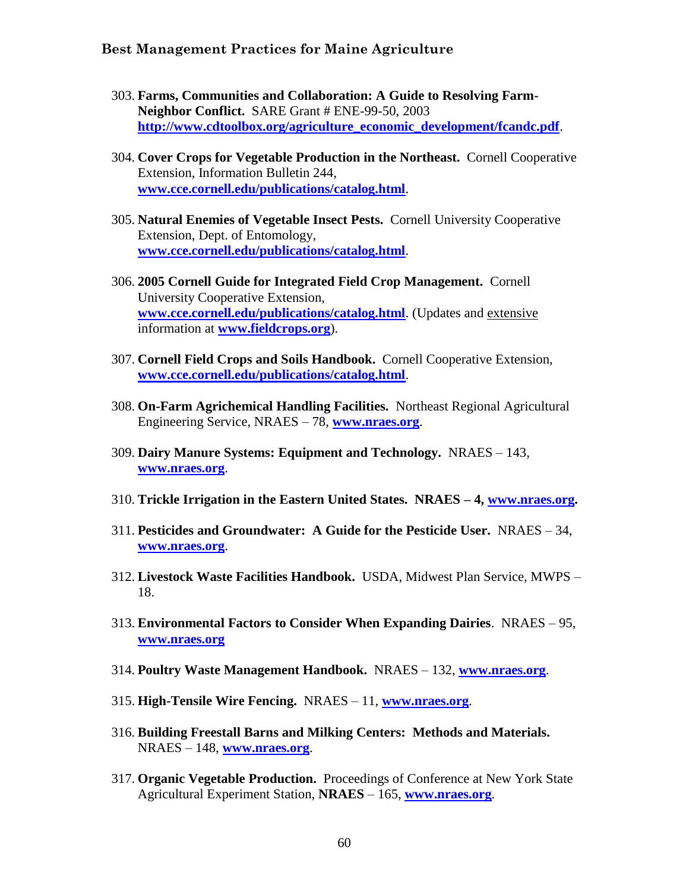303. **Farms, Communities and Collaboration: A Guide to Resolving Farm-Neighbor Conflict.** SARE Grant # ENE-99-50, 2003 **http://www.cdtoolbox.org/agriculture_economic_development/fcandc.pdf**.

304. **Cover Crops for Vegetable Production in the Northeast.** Cornell Cooperative Extension, Information Bulletin 244, **www.cce.cornell.edu/publications/catalog.html**.

305. **Natural Enemies of Vegetable Insect Pests.** Cornell University Cooperative Extension, Dept. of Entomology, **www.cce.cornell.edu/publications/catalog.html**.

306. **2005 Cornell Guide for Integrated Field Crop Management.** Cornell University Cooperative Extension, **www.cce.cornell.edu/publications/catalog.html**. (Updates and extensive information at **www.fieldcrops.org**).

307. **Cornell Field Crops and Soils Handbook.** Cornell Cooperative Extension, **www.cce.cornell.edu/publications/catalog.html**.

308. **On-Farm Agrichemical Handling Facilities.** Northeast Regional Agricultural Engineering Service, NRAES – 78, **www.nraes.org**.

309. **Dairy Manure Systems: Equipment and Technology.** NRAES – 143, **www.nraes.org**.

310. **Trickle Irrigation in the Eastern United States. NRAES – 4, www.nraes.org.**

311. **Pesticides and Groundwater: A Guide for the Pesticide User.** NRAES – 34, **www.nraes.org**.

312. **Livestock Waste Facilities Handbook.** USDA, Midwest Plan Service, MWPS – 18.

313. **Environmental Factors to Consider When Expanding Dairies**. NRAES – 95, **www.nraes.org**

314. **Poultry Waste Management Handbook.** NRAES – 132, **www.nraes.org**.

315. **High-Tensile Wire Fencing.** NRAES – 11, **www.nraes.org**.

316. **Building Freestall Barns and Milking Centers: Methods and Materials.** NRAES – 148, **www.nraes.org**.

317. **Organic Vegetable Production.** Proceedings of Conference at New York State Agricultural Experiment Station, **NRAES** – 165, **www.nraes.org**.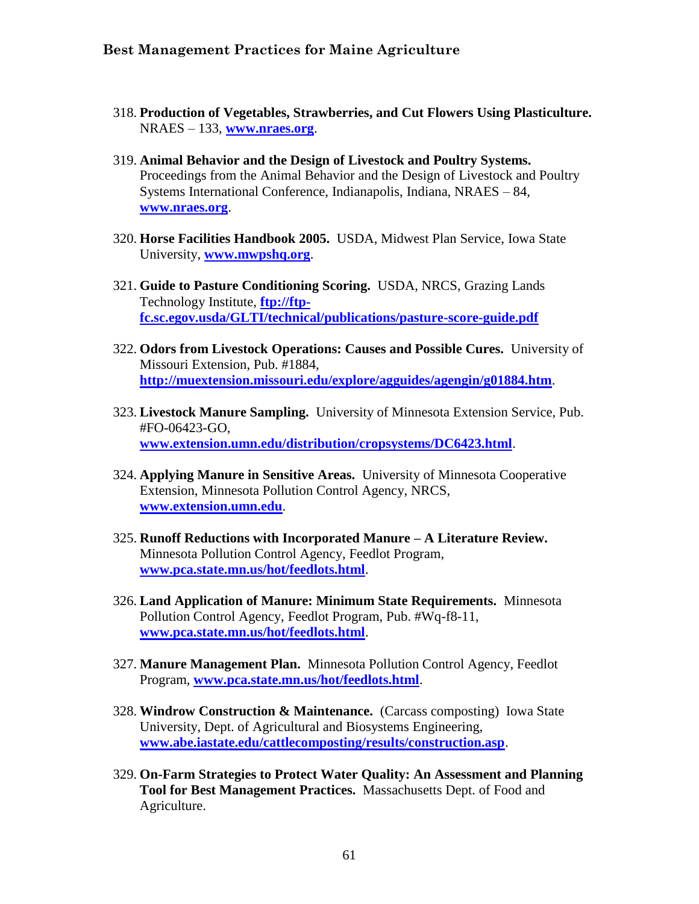318. **Production of Vegetables, Strawberries, and Cut Flowers Using Plasticulture.** NRAES – 133, **www.nraes.org**.

319. **Animal Behavior and the Design of Livestock and Poultry Systems.** Proceedings from the Animal Behavior and the Design of Livestock and Poultry Systems International Conference, Indianapolis, Indiana, NRAES – 84, **www.nraes.org**.

320. **Horse Facilities Handbook 2005.** USDA, Midwest Plan Service, Iowa State University, **www.mwpshq.org**.

321. **Guide to Pasture Conditioning Scoring.** USDA, NRCS, Grazing Lands Technology Institute, **ftp://ftp-fc.sc.egov.usda/GLTI/technical/publications/pasture-score-guide.pdf**

322. **Odors from Livestock Operations: Causes and Possible Cures.** University of Missouri Extension, Pub. #1884, **http://muextension.missouri.edu/explore/agguides/agengin/g01884.htm**.

323. **Livestock Manure Sampling.** University of Minnesota Extension Service, Pub. #FO-06423-GO, **www.extension.umn.edu/distribution/cropsystems/DC6423.html**.

324. **Applying Manure in Sensitive Areas.** University of Minnesota Cooperative Extension, Minnesota Pollution Control Agency, NRCS, **www.extension.umn.edu**.

325. **Runoff Reductions with Incorporated Manure – A Literature Review.** Minnesota Pollution Control Agency, Feedlot Program, **www.pca.state.mn.us/hot/feedlots.html**.

326. **Land Application of Manure: Minimum State Requirements.** Minnesota Pollution Control Agency, Feedlot Program, Pub. #Wq-f8-11, **www.pca.state.mn.us/hot/feedlots.html**.

327. **Manure Management Plan.** Minnesota Pollution Control Agency, Feedlot Program, **www.pca.state.mn.us/hot/feedlots.html**.

328. **Windrow Construction & Maintenance.** (Carcass composting) Iowa State University, Dept. of Agricultural and Biosystems Engineering, **www.abe.iastate.edu/cattlecomposting/results/construction.asp**.

329. **On-Farm Strategies to Protect Water Quality: An Assessment and Planning Tool for Best Management Practices.** Massachusetts Dept. of Food and Agriculture.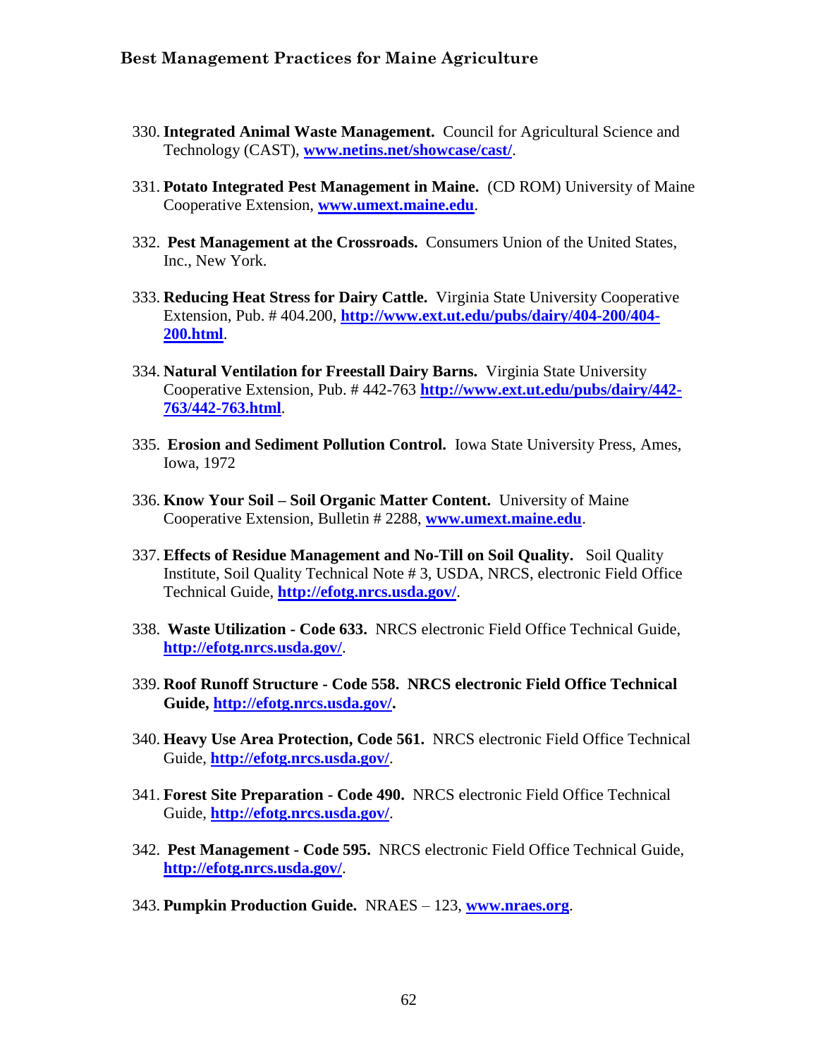330. **Integrated Animal Waste Management.** Council for Agricultural Science and Technology (CAST), **www.netins.net/showcase/cast/**.

331. **Potato Integrated Pest Management in Maine.** (CD ROM) University of Maine Cooperative Extension, **www.umext.maine.edu**.

332. **Pest Management at the Crossroads.** Consumers Union of the United States, Inc., New York.

333. **Reducing Heat Stress for Dairy Cattle.** Virginia State University Cooperative Extension, Pub. # 404.200, **http://www.ext.ut.edu/pubs/dairy/404-200/404-200.html**.

334. **Natural Ventilation for Freestall Dairy Barns.** Virginia State University Cooperative Extension, Pub. # 442-763 **http://www.ext.ut.edu/pubs/dairy/442-763/442-763.html**.

335. **Erosion and Sediment Pollution Control.** Iowa State University Press, Ames, Iowa, 1972

336. **Know Your Soil – Soil Organic Matter Content.** University of Maine Cooperative Extension, Bulletin # 2288, **www.umext.maine.edu**.

337. **Effects of Residue Management and No-Till on Soil Quality.** Soil Quality Institute, Soil Quality Technical Note # 3, USDA, NRCS, electronic Field Office Technical Guide, **http://efotg.nrcs.usda.gov/**.

338. **Waste Utilization - Code 633.** NRCS electronic Field Office Technical Guide, **http://efotg.nrcs.usda.gov/**.

339. **Roof Runoff Structure - Code 558. NRCS electronic Field Office Technical Guide, http://efotg.nrcs.usda.gov/.**

340. **Heavy Use Area Protection, Code 561.** NRCS electronic Field Office Technical Guide, **http://efotg.nrcs.usda.gov/**.

341. **Forest Site Preparation - Code 490.** NRCS electronic Field Office Technical Guide, **http://efotg.nrcs.usda.gov/**.

342. **Pest Management - Code 595.** NRCS electronic Field Office Technical Guide, **http://efotg.nrcs.usda.gov/**.

343. **Pumpkin Production Guide.** NRAES – 123, **www.nraes.org**.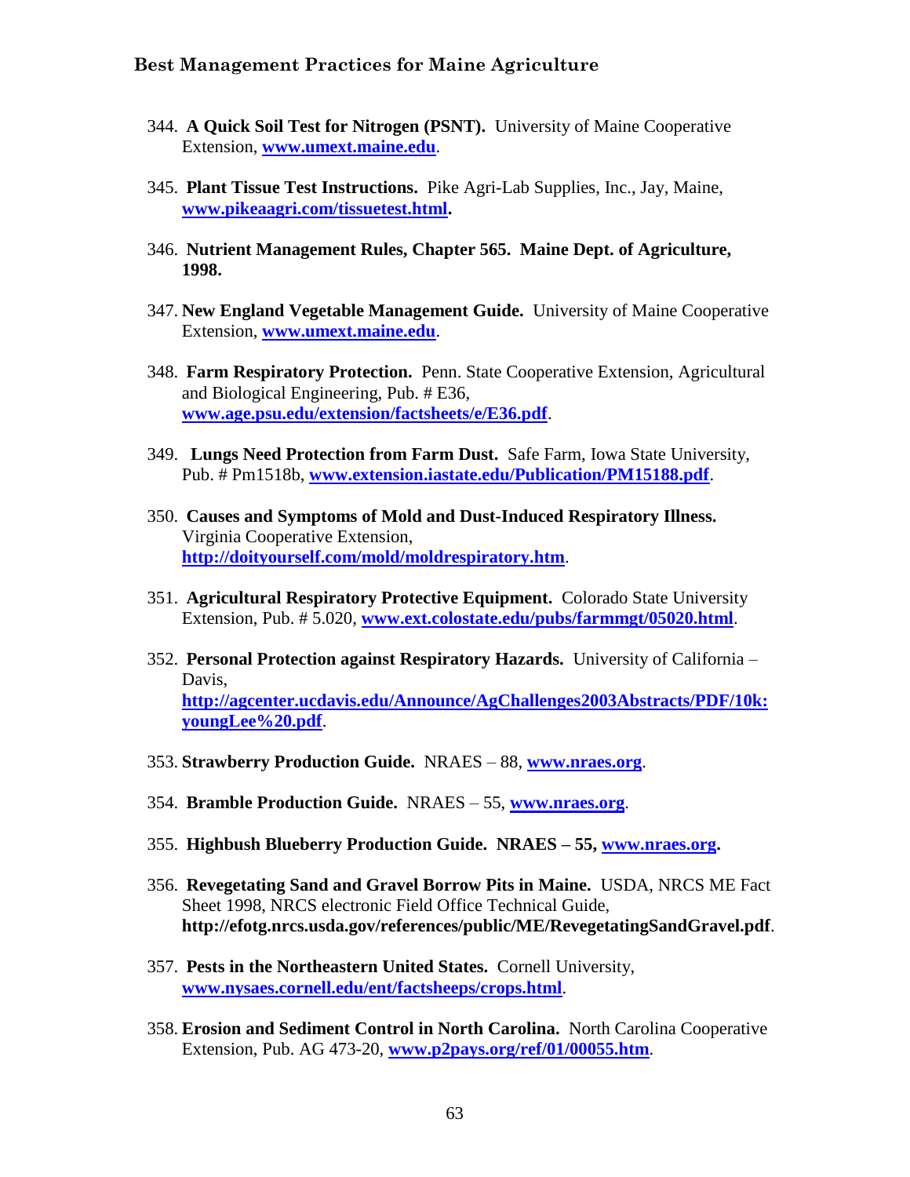344. **A Quick Soil Test for Nitrogen (PSNT).** University of Maine Cooperative Extension, **www.umext.maine.edu**.

345. **Plant Tissue Test Instructions.** Pike Agri-Lab Supplies, Inc., Jay, Maine, **www.pikeaagri.com/tissuetest.html.**

346. **Nutrient Management Rules, Chapter 565. Maine Dept. of Agriculture, 1998.**

347. **New England Vegetable Management Guide.** University of Maine Cooperative Extension, **www.umext.maine.edu**.

348. **Farm Respiratory Protection.** Penn. State Cooperative Extension, Agricultural and Biological Engineering, Pub. # E36, **www.age.psu.edu/extension/factsheets/e/E36.pdf**.

349. **Lungs Need Protection from Farm Dust.** Safe Farm, Iowa State University, Pub. # Pm1518b, **www.extension.iastate.edu/Publication/PM15188.pdf**.

350. **Causes and Symptoms of Mold and Dust-Induced Respiratory Illness.** Virginia Cooperative Extension, **http://doityourself.com/mold/moldrespiratory.htm**.

351. **Agricultural Respiratory Protective Equipment.** Colorado State University Extension, Pub. # 5.020, **www.ext.colostate.edu/pubs/farmmgt/05020.html**.

352. **Personal Protection against Respiratory Hazards.** University of California – Davis, **http://agcenter.ucdavis.edu/Announce/AgChallenges2003Abstracts/PDF/10k:youngLee%20.pdf**.

353. **Strawberry Production Guide.** NRAES – 88, **www.nraes.org**.

354. **Bramble Production Guide.** NRAES – 55, **www.nraes.org**.

355. **Highbush Blueberry Production Guide. NRAES – 55, www.nraes.org.**

356. **Revegetating Sand and Gravel Borrow Pits in Maine.** USDA, NRCS ME Fact Sheet 1998, NRCS electronic Field Office Technical Guide, **http://efotg.nrcs.usda.gov/references/public/ME/RevegetatingSandGravel.pdf**.

357. **Pests in the Northeastern United States.** Cornell University, **www.nysaes.cornell.edu/ent/factsheeps/crops.html**.

358. **Erosion and Sediment Control in North Carolina.** North Carolina Cooperative Extension, Pub. AG 473-20, **www.p2pays.org/ref/01/00055.htm**.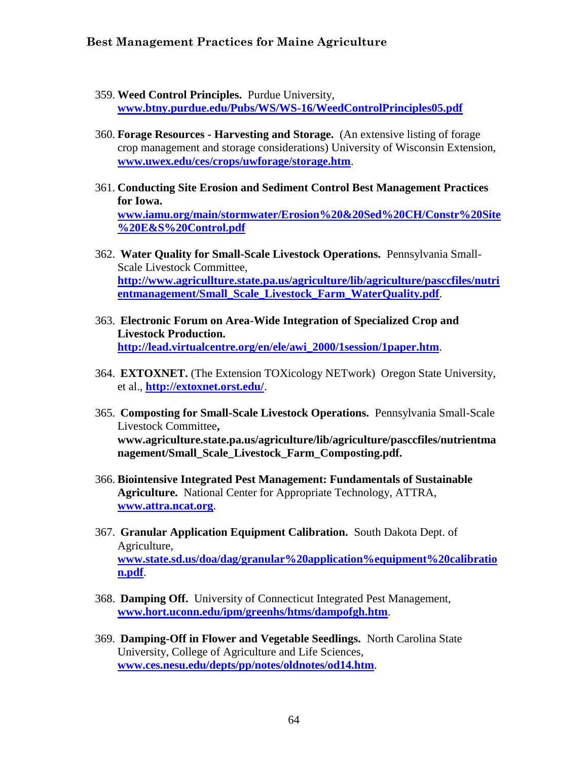359. **Weed Control Principles.** Purdue University, **www.btny.purdue.edu/Pubs/WS/WS-16/WeedControlPrinciples05.pdf**

360. **Forage Resources - Harvesting and Storage.** (An extensive listing of forage crop management and storage considerations) University of Wisconsin Extension, **www.uwex.edu/ces/crops/uwforage/storage.htm**.

361. **Conducting Site Erosion and Sediment Control Best Management Practices for Iowa.** **www.iamu.org/main/stormwater/Erosion%20&%20Sed%20CH/Constr%20Site%20E&S%20Control.pdf**

362. **Water Quality for Small-Scale Livestock Operations.** Pennsylvania Small-Scale Livestock Committee, **http://www.agricullture.state.pa.us/agriculture/lib/agriculture/pasccfiles/nutrientmanagement/Small_Scale_Livestock_Farm_WaterQuality.pdf**.

363. **Electronic Forum on Area-Wide Integration of Specialized Crop and Livestock Production.** **http://lead.virtualcentre.org/en/ele/awi_2000/1session/1paper.htm**.

364. **EXTOXNET.** (The Extension TOXicology NETwork) Oregon State University, et al., **http://extoxnet.orst.edu/**.

365. **Composting for Small-Scale Livestock Operations.** Pennsylvania Small-Scale Livestock Committee**,** **www.agriculture.state.pa.us/agriculture/lib/agriculture/pasccfiles/nutrientmanagement/Small_Scale_Livestock_Farm_Composting.pdf.**

366. **Biointensive Integrated Pest Management: Fundamentals of Sustainable Agriculture.** National Center for Appropriate Technology, ATTRA, **www.attra.ncat.org**.

367. **Granular Application Equipment Calibration.** South Dakota Dept. of Agriculture, **www.state.sd.us/doa/dag/granular%20application%equipment%20calibration.pdf**.

368. **Damping Off.** University of Connecticut Integrated Pest Management, **www.hort.uconn.edu/ipm/greenhs/htms/dampofgh.htm**.

369. **Damping-Off in Flower and Vegetable Seedlings.** North Carolina State University, College of Agriculture and Life Sciences, **www.ces.nesu.edu/depts/pp/notes/oldnotes/od14.htm**.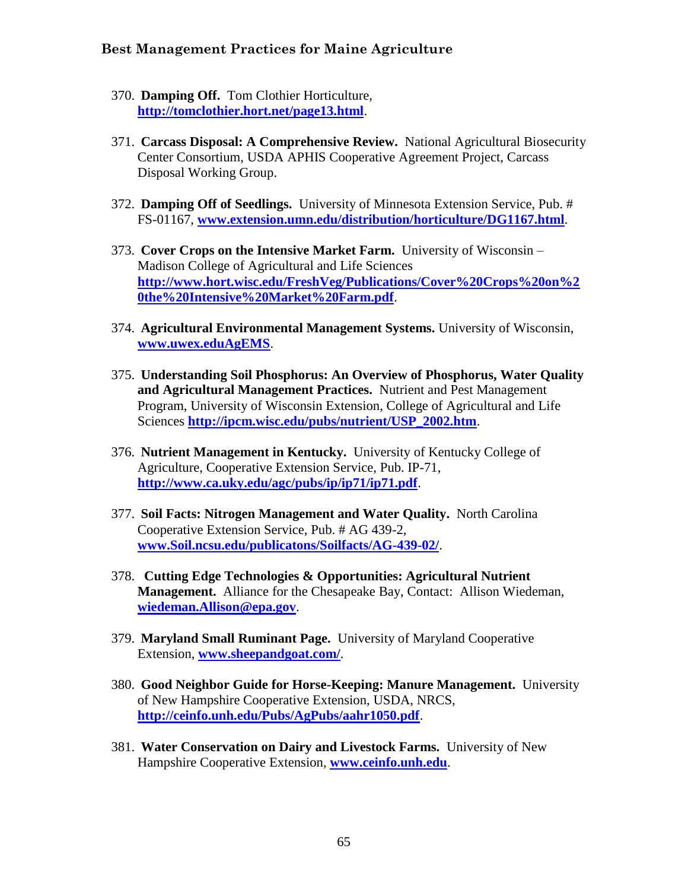370. **Damping Off.** Tom Clothier Horticulture, **http://tomclothier.hort.net/page13.html**.

371. **Carcass Disposal: A Comprehensive Review.** National Agricultural Biosecurity Center Consortium, USDA APHIS Cooperative Agreement Project, Carcass Disposal Working Group.

372. **Damping Off of Seedlings.** University of Minnesota Extension Service, Pub. # FS-01167, **www.extension.umn.edu/distribution/horticulture/DG1167.html**.

373. **Cover Crops on the Intensive Market Farm.** University of Wisconsin – Madison College of Agricultural and Life Sciences **http://www.hort.wisc.edu/FreshVeg/Publications/Cover%20Crops%20on%20the%20Intensive%20Market%20Farm.pdf**.

374. **Agricultural Environmental Management Systems.** University of Wisconsin, **www.uwex.eduAgEMS**.

375. **Understanding Soil Phosphorus: An Overview of Phosphorus, Water Quality and Agricultural Management Practices.** Nutrient and Pest Management Program, University of Wisconsin Extension, College of Agricultural and Life Sciences **http://ipcm.wisc.edu/pubs/nutrient/USP_2002.htm**.

376. **Nutrient Management in Kentucky.** University of Kentucky College of Agriculture, Cooperative Extension Service, Pub. IP-71, **http://www.ca.uky.edu/agc/pubs/ip/ip71/ip71.pdf**.

377. **Soil Facts: Nitrogen Management and Water Quality.** North Carolina Cooperative Extension Service, Pub. # AG 439-2, **www.Soil.ncsu.edu/publicatons/Soilfacts/AG-439-02/**.

378. **Cutting Edge Technologies & Opportunities: Agricultural Nutrient Management.** Alliance for the Chesapeake Bay, Contact: Allison Wiedeman, **wiedeman.Allison@epa.gov**.

379. **Maryland Small Ruminant Page.** University of Maryland Cooperative Extension, **www.sheepandgoat.com/**.

380. **Good Neighbor Guide for Horse-Keeping: Manure Management.** University of New Hampshire Cooperative Extension, USDA, NRCS, **http://ceinfo.unh.edu/Pubs/AgPubs/aahr1050.pdf**.

381. **Water Conservation on Dairy and Livestock Farms.** University of New Hampshire Cooperative Extension, **www.ceinfo.unh.edu**.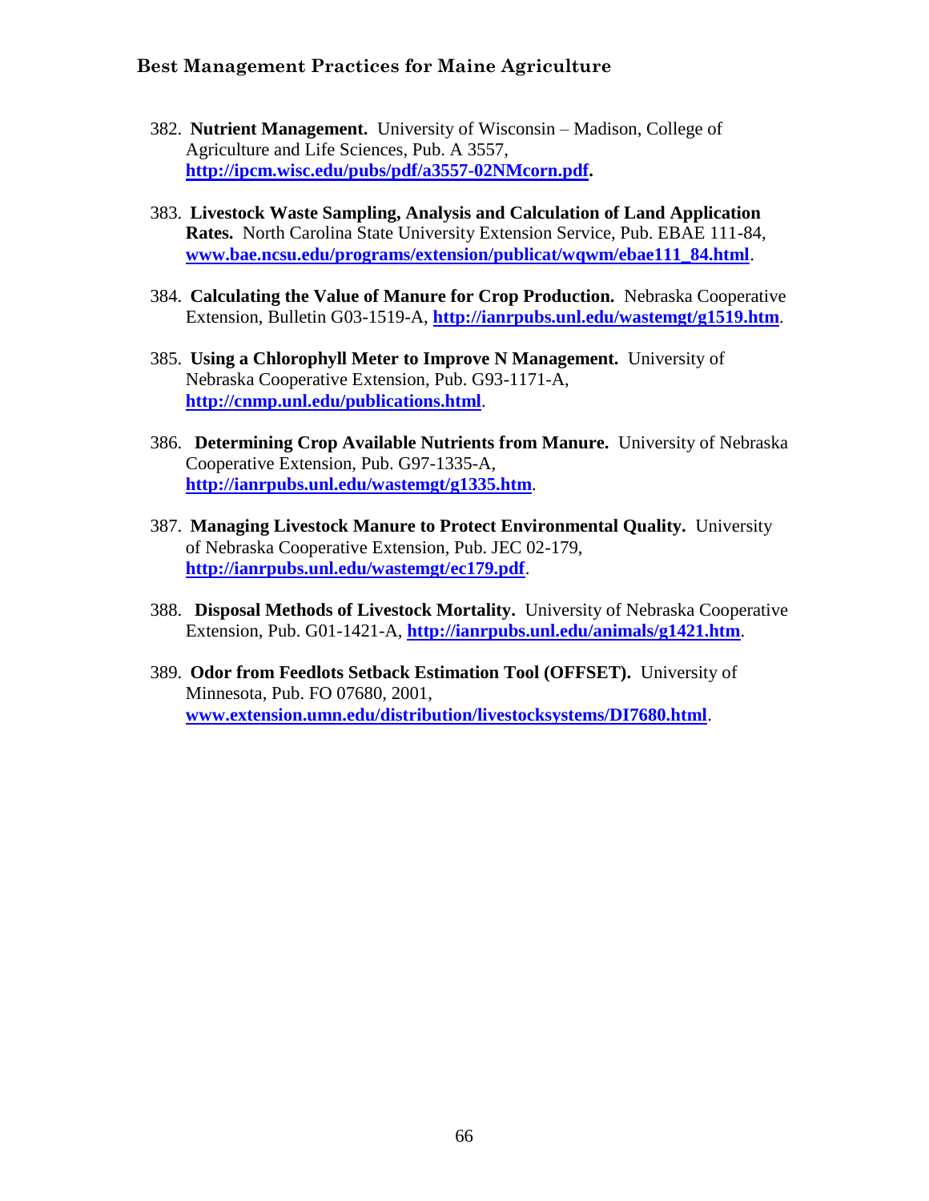382. **Nutrient Management.** University of Wisconsin – Madison, College of Agriculture and Life Sciences, Pub. A 3557, **http://ipcm.wisc.edu/pubs/pdf/a3557-02NMcorn.pdf.**

383. **Livestock Waste Sampling, Analysis and Calculation of Land Application Rates.** North Carolina State University Extension Service, Pub. EBAE 111-84, **www.bae.ncsu.edu/programs/extension/publicat/wqwm/ebae111_84.html**.

384. **Calculating the Value of Manure for Crop Production.** Nebraska Cooperative Extension, Bulletin G03-1519-A, **http://ianrpubs.unl.edu/wastemgt/g1519.htm**.

385. **Using a Chlorophyll Meter to Improve N Management.** University of Nebraska Cooperative Extension, Pub. G93-1171-A, **http://cnmp.unl.edu/publications.html**.

386. **Determining Crop Available Nutrients from Manure.** University of Nebraska Cooperative Extension, Pub. G97-1335-A, **http://ianrpubs.unl.edu/wastemgt/g1335.htm**.

387. **Managing Livestock Manure to Protect Environmental Quality.** University of Nebraska Cooperative Extension, Pub. JEC 02-179, **http://ianrpubs.unl.edu/wastemgt/ec179.pdf**.

388. **Disposal Methods of Livestock Mortality.** University of Nebraska Cooperative Extension, Pub. G01-1421-A, **http://ianrpubs.unl.edu/animals/g1421.htm**.

389. **Odor from Feedlots Setback Estimation Tool (OFFSET).** University of Minnesota, Pub. FO 07680, 2001, **www.extension.umn.edu/distribution/livestocksystems/DI7680.html**.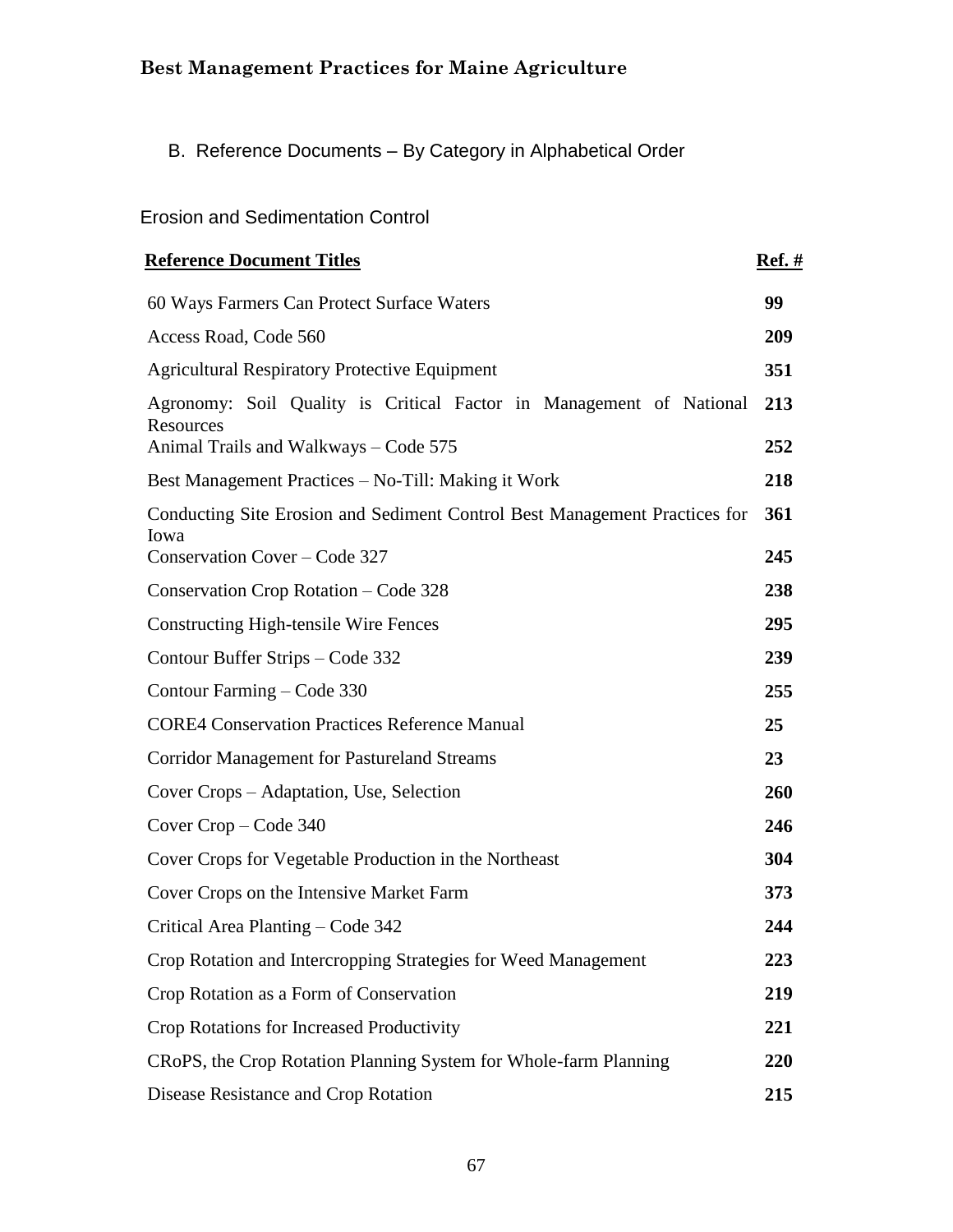## B. Reference Documents – By Category in Alphabetical Order

### Erosion and Sedimentation Control

| Reference Document Titles | Ref. # |
|---|---|
| 60 Ways Farmers Can Protect Surface Waters | **99** |
| Access Road, Code 560 | **209** |
| Agricultural Respiratory Protective Equipment | **351** |
| Agronomy: Soil Quality is Critical Factor in Management of National Resources | **213** |
| Animal Trails and Walkways – Code 575 | **252** |
| Best Management Practices – No-Till: Making it Work | **218** |
| Conducting Site Erosion and Sediment Control Best Management Practices for Iowa | **361** |
| Conservation Cover – Code 327 | **245** |
| Conservation Crop Rotation – Code 328 | **238** |
| Constructing High-tensile Wire Fences | **295** |
| Contour Buffer Strips – Code 332 | **239** |
| Contour Farming – Code 330 | **255** |
| CORE4 Conservation Practices Reference Manual | **25** |
| Corridor Management for Pastureland Streams | **23** |
| Cover Crops – Adaptation, Use, Selection | **260** |
| Cover Crop – Code 340 | **246** |
| Cover Crops for Vegetable Production in the Northeast | **304** |
| Cover Crops on the Intensive Market Farm | **373** |
| Critical Area Planting – Code 342 | **244** |
| Crop Rotation and Intercropping Strategies for Weed Management | **223** |
| Crop Rotation as a Form of Conservation | **219** |
| Crop Rotations for Increased Productivity | **221** |
| CRoPS, the Crop Rotation Planning System for Whole-farm Planning | **220** |
| Disease Resistance and Crop Rotation | **215** |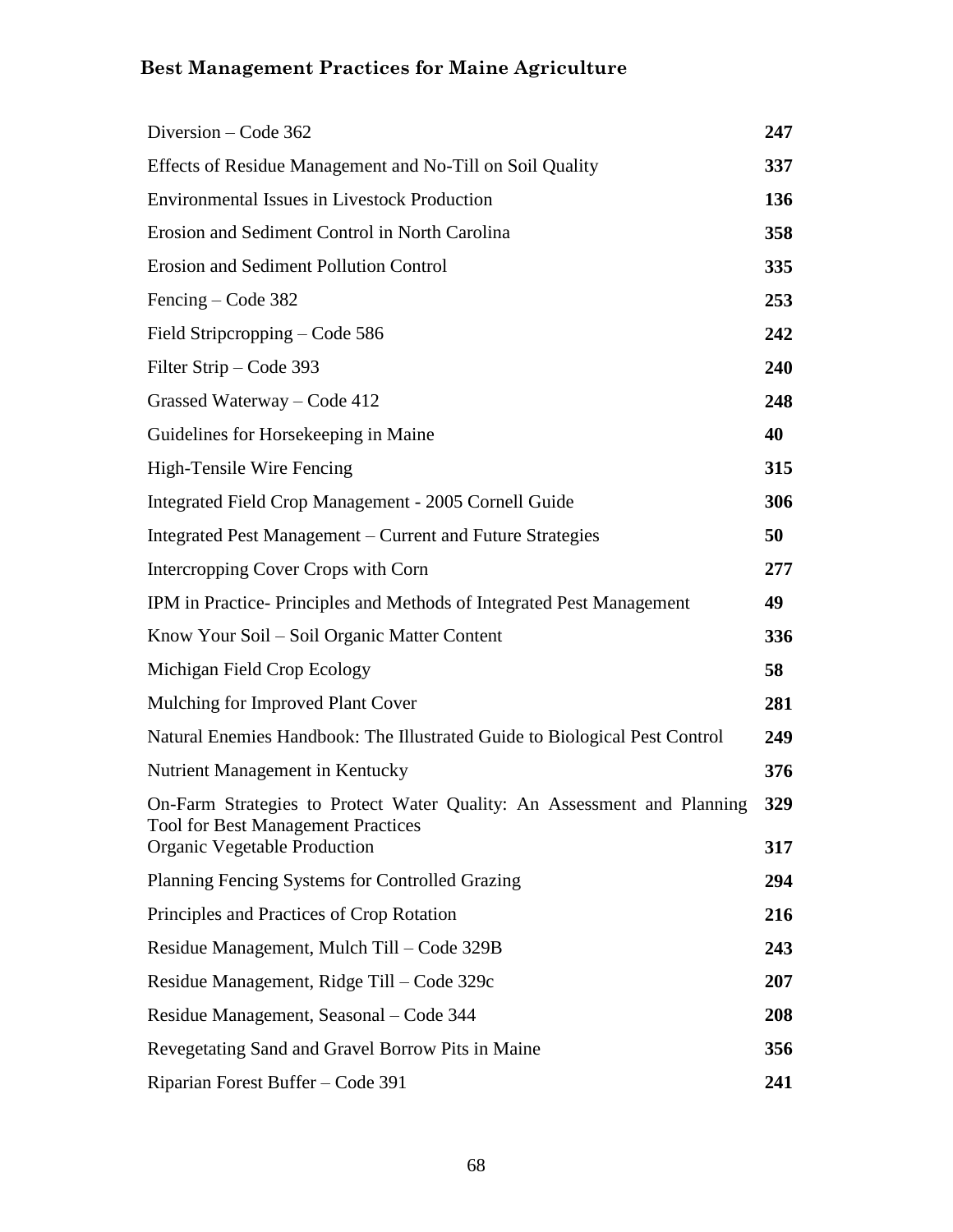| | |
|---|---|
| Diversion – Code 362 | **247** |
| Effects of Residue Management and No-Till on Soil Quality | **337** |
| Environmental Issues in Livestock Production | **136** |
| Erosion and Sediment Control in North Carolina | **358** |
| Erosion and Sediment Pollution Control | **335** |
| Fencing – Code 382 | **253** |
| Field Stripcropping – Code 586 | **242** |
| Filter Strip – Code 393 | **240** |
| Grassed Waterway – Code 412 | **248** |
| Guidelines for Horsekeeping in Maine | **40** |
| High-Tensile Wire Fencing | **315** |
| Integrated Field Crop Management - 2005 Cornell Guide | **306** |
| Integrated Pest Management – Current and Future Strategies | **50** |
| Intercropping Cover Crops with Corn | **277** |
| IPM in Practice- Principles and Methods of Integrated Pest Management | **49** |
| Know Your Soil – Soil Organic Matter Content | **336** |
| Michigan Field Crop Ecology | **58** |
| Mulching for Improved Plant Cover | **281** |
| Natural Enemies Handbook: The Illustrated Guide to Biological Pest Control | **249** |
| Nutrient Management in Kentucky | **376** |
| On-Farm Strategies to Protect Water Quality: An Assessment and Planning Tool for Best Management Practices | **329** |
| Organic Vegetable Production | **317** |
| Planning Fencing Systems for Controlled Grazing | **294** |
| Principles and Practices of Crop Rotation | **216** |
| Residue Management, Mulch Till – Code 329B | **243** |
| Residue Management, Ridge Till – Code 329c | **207** |
| Residue Management, Seasonal – Code 344 | **208** |
| Revegetating Sand and Gravel Borrow Pits in Maine | **356** |
| Riparian Forest Buffer – Code 391 | **241** |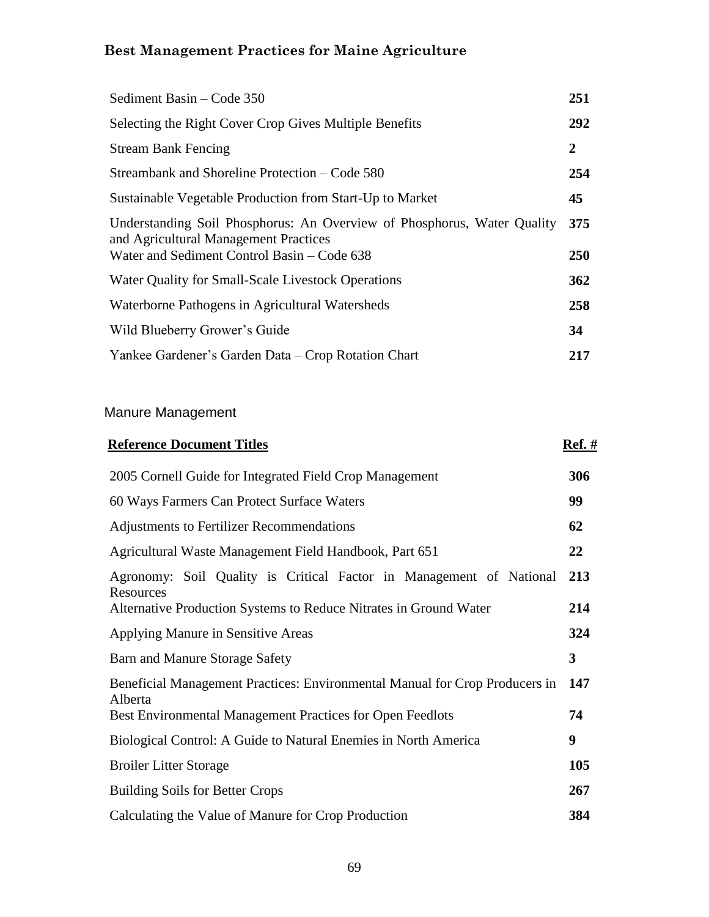| | |
|---|---|
| Sediment Basin – Code 350 | **251** |
| Selecting the Right Cover Crop Gives Multiple Benefits | **292** |
| Stream Bank Fencing | **2** |
| Streambank and Shoreline Protection – Code 580 | **254** |
| Sustainable Vegetable Production from Start-Up to Market | **45** |
| Understanding Soil Phosphorus: An Overview of Phosphorus, Water Quality and Agricultural Management Practices | **375** |
| Water and Sediment Control Basin – Code 638 | **250** |
| Water Quality for Small-Scale Livestock Operations | **362** |
| Waterborne Pathogens in Agricultural Watersheds | **258** |
| Wild Blueberry Grower's Guide | **34** |
| Yankee Gardener's Garden Data – Crop Rotation Chart | **217** |

## Manure Management

| **Reference Document Titles** | **Ref. #** |
|---|---|
| 2005 Cornell Guide for Integrated Field Crop Management | **306** |
| 60 Ways Farmers Can Protect Surface Waters | **99** |
| Adjustments to Fertilizer Recommendations | **62** |
| Agricultural Waste Management Field Handbook, Part 651 | **22** |
| Agronomy: Soil Quality is Critical Factor in Management of National Resources | **213** |
| Alternative Production Systems to Reduce Nitrates in Ground Water | **214** |
| Applying Manure in Sensitive Areas | **324** |
| Barn and Manure Storage Safety | **3** |
| Beneficial Management Practices: Environmental Manual for Crop Producers in Alberta | **147** |
| Best Environmental Management Practices for Open Feedlots | **74** |
| Biological Control: A Guide to Natural Enemies in North America | **9** |
| Broiler Litter Storage | **105** |
| Building Soils for Better Crops | **267** |
| Calculating the Value of Manure for Crop Production | **384** |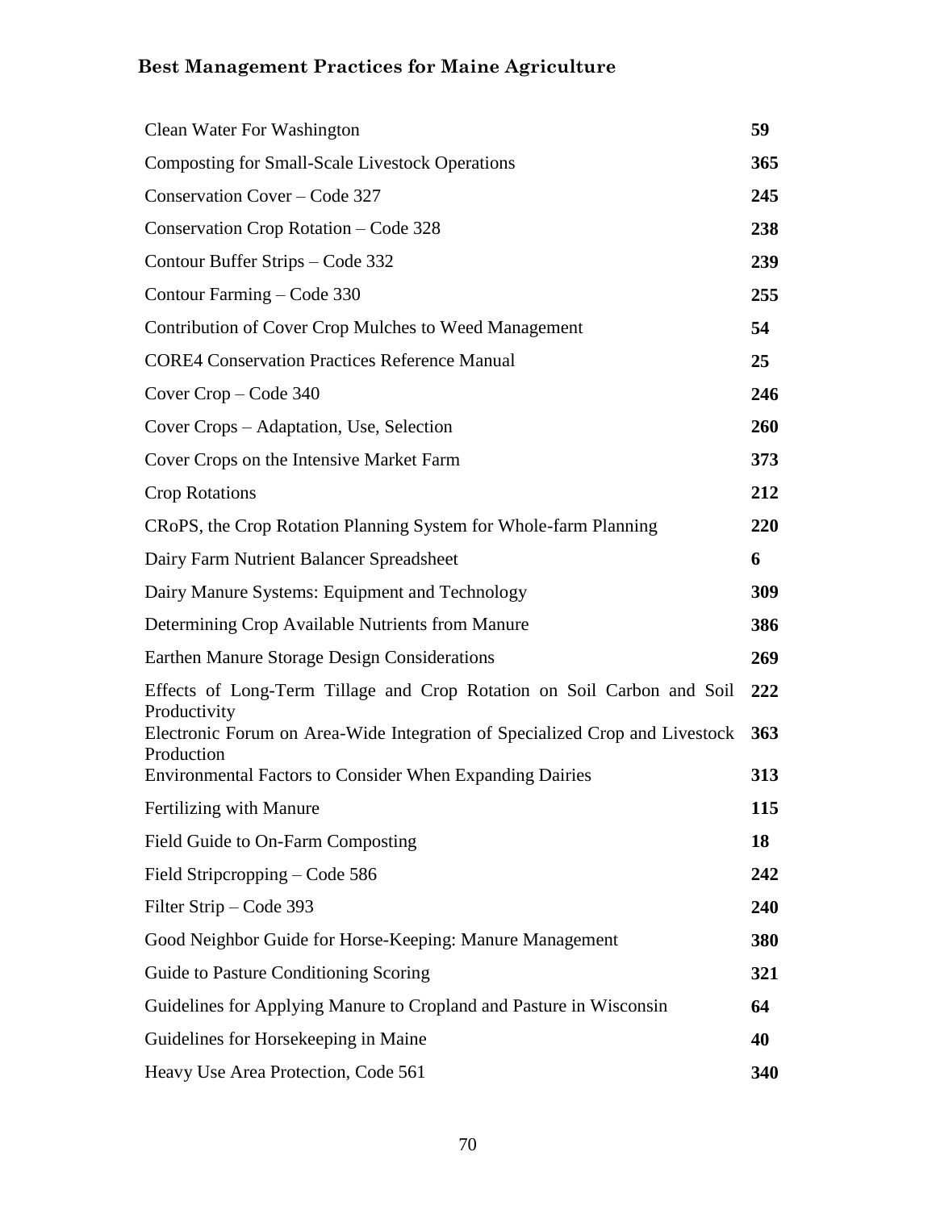| Title | Page |
|---|---|
| Clean Water For Washington | **59** |
| Composting for Small-Scale Livestock Operations | **365** |
| Conservation Cover – Code 327 | **245** |
| Conservation Crop Rotation – Code 328 | **238** |
| Contour Buffer Strips – Code 332 | **239** |
| Contour Farming – Code 330 | **255** |
| Contribution of Cover Crop Mulches to Weed Management | **54** |
| CORE4 Conservation Practices Reference Manual | **25** |
| Cover Crop – Code 340 | **246** |
| Cover Crops – Adaptation, Use, Selection | **260** |
| Cover Crops on the Intensive Market Farm | **373** |
| Crop Rotations | **212** |
| CRoPS, the Crop Rotation Planning System for Whole-farm Planning | **220** |
| Dairy Farm Nutrient Balancer Spreadsheet | **6** |
| Dairy Manure Systems: Equipment and Technology | **309** |
| Determining Crop Available Nutrients from Manure | **386** |
| Earthen Manure Storage Design Considerations | **269** |
| Effects of Long-Term Tillage and Crop Rotation on Soil Carbon and Soil Productivity | **222** |
| Electronic Forum on Area-Wide Integration of Specialized Crop and Livestock Production | **363** |
| Environmental Factors to Consider When Expanding Dairies | **313** |
| Fertilizing with Manure | **115** |
| Field Guide to On-Farm Composting | **18** |
| Field Stripcropping – Code 586 | **242** |
| Filter Strip – Code 393 | **240** |
| Good Neighbor Guide for Horse-Keeping: Manure Management | **380** |
| Guide to Pasture Conditioning Scoring | **321** |
| Guidelines for Applying Manure to Cropland and Pasture in Wisconsin | **64** |
| Guidelines for Horsekeeping in Maine | **40** |
| Heavy Use Area Protection, Code 561 | **340** |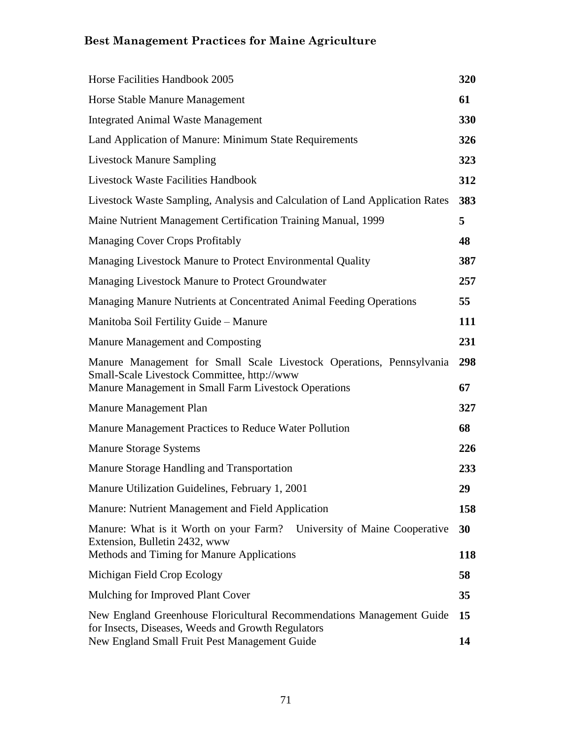| | |
|---|---|
| Horse Facilities Handbook 2005 | **320** |
| Horse Stable Manure Management | **61** |
| Integrated Animal Waste Management | **330** |
| Land Application of Manure: Minimum State Requirements | **326** |
| Livestock Manure Sampling | **323** |
| Livestock Waste Facilities Handbook | **312** |
| Livestock Waste Sampling, Analysis and Calculation of Land Application Rates | **383** |
| Maine Nutrient Management Certification Training Manual, 1999 | **5** |
| Managing Cover Crops Profitably | **48** |
| Managing Livestock Manure to Protect Environmental Quality | **387** |
| Managing Livestock Manure to Protect Groundwater | **257** |
| Managing Manure Nutrients at Concentrated Animal Feeding Operations | **55** |
| Manitoba Soil Fertility Guide – Manure | **111** |
| Manure Management and Composting | **231** |
| Manure Management for Small Scale Livestock Operations, Pennsylvania Small-Scale Livestock Committee, http://www | **298** |
| Manure Management in Small Farm Livestock Operations | **67** |
| Manure Management Plan | **327** |
| Manure Management Practices to Reduce Water Pollution | **68** |
| Manure Storage Systems | **226** |
| Manure Storage Handling and Transportation | **233** |
| Manure Utilization Guidelines, February 1, 2001 | **29** |
| Manure: Nutrient Management and Field Application | **158** |
| Manure: What is it Worth on your Farm? University of Maine Cooperative Extension, Bulletin 2432, www | **30** |
| Methods and Timing for Manure Applications | **118** |
| Michigan Field Crop Ecology | **58** |
| Mulching for Improved Plant Cover | **35** |
| New England Greenhouse Floricultural Recommendations Management Guide for Insects, Diseases, Weeds and Growth Regulators | **15** |
| New England Small Fruit Pest Management Guide | **14** |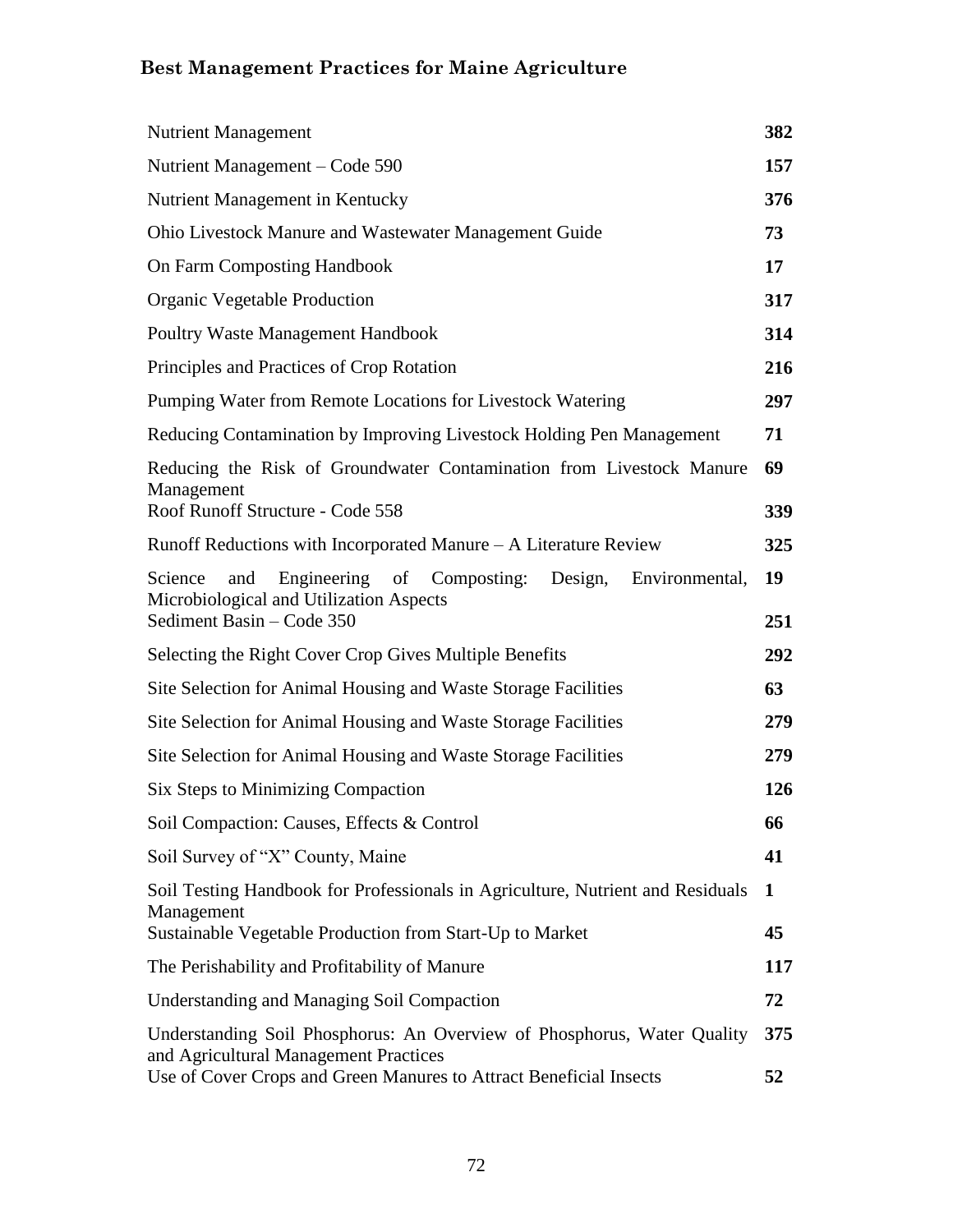| | |
|---|---|
| Nutrient Management | **382** |
| Nutrient Management – Code 590 | **157** |
| Nutrient Management in Kentucky | **376** |
| Ohio Livestock Manure and Wastewater Management Guide | **73** |
| On Farm Composting Handbook | **17** |
| Organic Vegetable Production | **317** |
| Poultry Waste Management Handbook | **314** |
| Principles and Practices of Crop Rotation | **216** |
| Pumping Water from Remote Locations for Livestock Watering | **297** |
| Reducing Contamination by Improving Livestock Holding Pen Management | **71** |
| Reducing the Risk of Groundwater Contamination from Livestock Manure Management | **69** |
| Roof Runoff Structure - Code 558 | **339** |
| Runoff Reductions with Incorporated Manure – A Literature Review | **325** |
| Science and Engineering of Composting: Design, Environmental, Microbiological and Utilization Aspects | **19** |
| Sediment Basin – Code 350 | **251** |
| Selecting the Right Cover Crop Gives Multiple Benefits | **292** |
| Site Selection for Animal Housing and Waste Storage Facilities | **63** |
| Site Selection for Animal Housing and Waste Storage Facilities | **279** |
| Site Selection for Animal Housing and Waste Storage Facilities | **279** |
| Six Steps to Minimizing Compaction | **126** |
| Soil Compaction: Causes, Effects & Control | **66** |
| Soil Survey of "X" County, Maine | **41** |
| Soil Testing Handbook for Professionals in Agriculture, Nutrient and Residuals Management | **1** |
| Sustainable Vegetable Production from Start-Up to Market | **45** |
| The Perishability and Profitability of Manure | **117** |
| Understanding and Managing Soil Compaction | **72** |
| Understanding Soil Phosphorus: An Overview of Phosphorus, Water Quality and Agricultural Management Practices | **375** |
| Use of Cover Crops and Green Manures to Attract Beneficial Insects | **52** |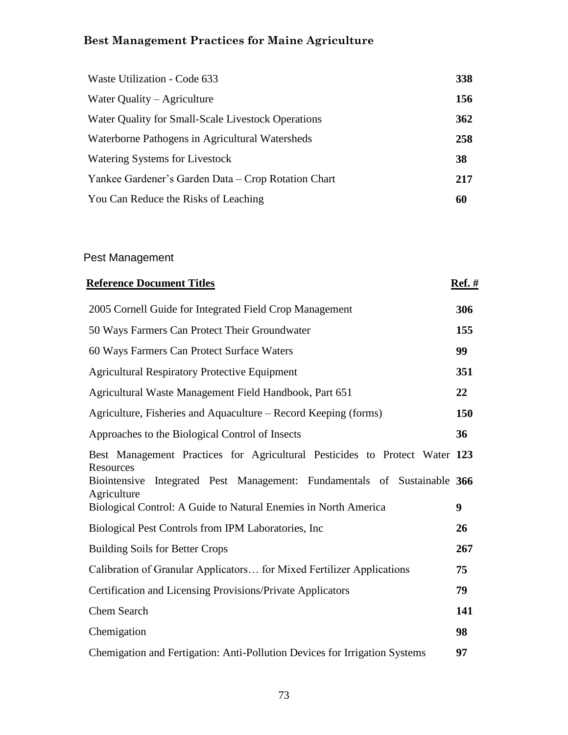| | |
|---|---|
| Waste Utilization - Code 633 | **338** |
| Water Quality – Agriculture | **156** |
| Water Quality for Small-Scale Livestock Operations | **362** |
| Waterborne Pathogens in Agricultural Watersheds | **258** |
| Watering Systems for Livestock | **38** |
| Yankee Gardener's Garden Data – Crop Rotation Chart | **217** |
| You Can Reduce the Risks of Leaching | **60** |

## Pest Management

| Reference Document Titles | Ref. # |
|---|---|
| 2005 Cornell Guide for Integrated Field Crop Management | **306** |
| 50 Ways Farmers Can Protect Their Groundwater | **155** |
| 60 Ways Farmers Can Protect Surface Waters | **99** |
| Agricultural Respiratory Protective Equipment | **351** |
| Agricultural Waste Management Field Handbook, Part 651 | **22** |
| Agriculture, Fisheries and Aquaculture – Record Keeping (forms) | **150** |
| Approaches to the Biological Control of Insects | **36** |
| Best Management Practices for Agricultural Pesticides to Protect Water Resources | **123** |
| Biointensive Integrated Pest Management: Fundamentals of Sustainable Agriculture | **366** |
| Biological Control: A Guide to Natural Enemies in North America | **9** |
| Biological Pest Controls from IPM Laboratories, Inc | **26** |
| Building Soils for Better Crops | **267** |
| Calibration of Granular Applicators… for Mixed Fertilizer Applications | **75** |
| Certification and Licensing Provisions/Private Applicators | **79** |
| Chem Search | **141** |
| Chemigation | **98** |
| Chemigation and Fertigation: Anti-Pollution Devices for Irrigation Systems | **97** |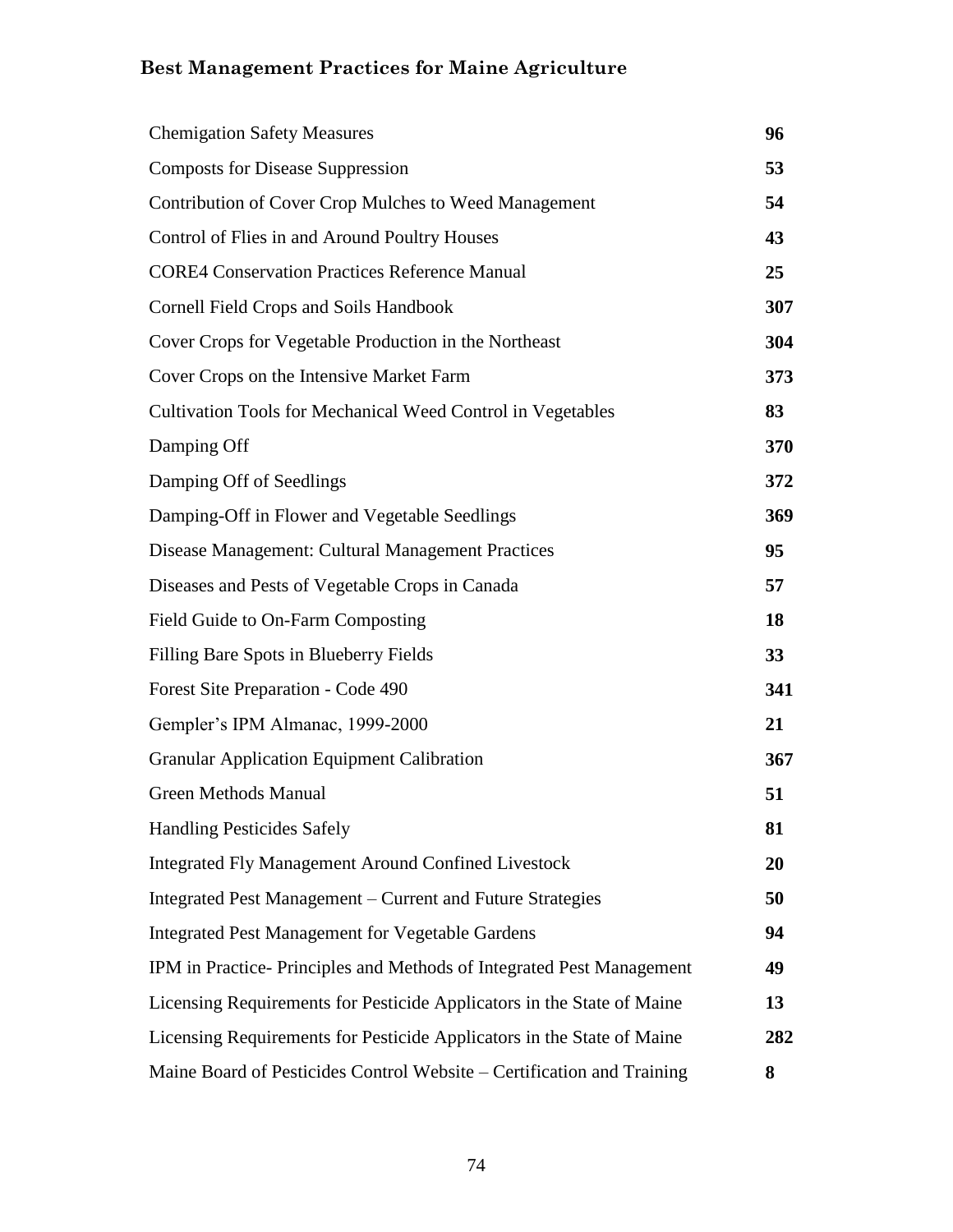**Best Management Practices for Maine Agriculture**

| | |
|---|---|
| Chemigation Safety Measures | **96** |
| Composts for Disease Suppression | **53** |
| Contribution of Cover Crop Mulches to Weed Management | **54** |
| Control of Flies in and Around Poultry Houses | **43** |
| CORE4 Conservation Practices Reference Manual | **25** |
| Cornell Field Crops and Soils Handbook | **307** |
| Cover Crops for Vegetable Production in the Northeast | **304** |
| Cover Crops on the Intensive Market Farm | **373** |
| Cultivation Tools for Mechanical Weed Control in Vegetables | **83** |
| Damping Off | **370** |
| Damping Off of Seedlings | **372** |
| Damping-Off in Flower and Vegetable Seedlings | **369** |
| Disease Management: Cultural Management Practices | **95** |
| Diseases and Pests of Vegetable Crops in Canada | **57** |
| Field Guide to On-Farm Composting | **18** |
| Filling Bare Spots in Blueberry Fields | **33** |
| Forest Site Preparation - Code 490 | **341** |
| Gempler's IPM Almanac, 1999-2000 | **21** |
| Granular Application Equipment Calibration | **367** |
| Green Methods Manual | **51** |
| Handling Pesticides Safely | **81** |
| Integrated Fly Management Around Confined Livestock | **20** |
| Integrated Pest Management – Current and Future Strategies | **50** |
| Integrated Pest Management for Vegetable Gardens | **94** |
| IPM in Practice- Principles and Methods of Integrated Pest Management | **49** |
| Licensing Requirements for Pesticide Applicators in the State of Maine | **13** |
| Licensing Requirements for Pesticide Applicators in the State of Maine | **282** |
| Maine Board of Pesticides Control Website – Certification and Training | **8** |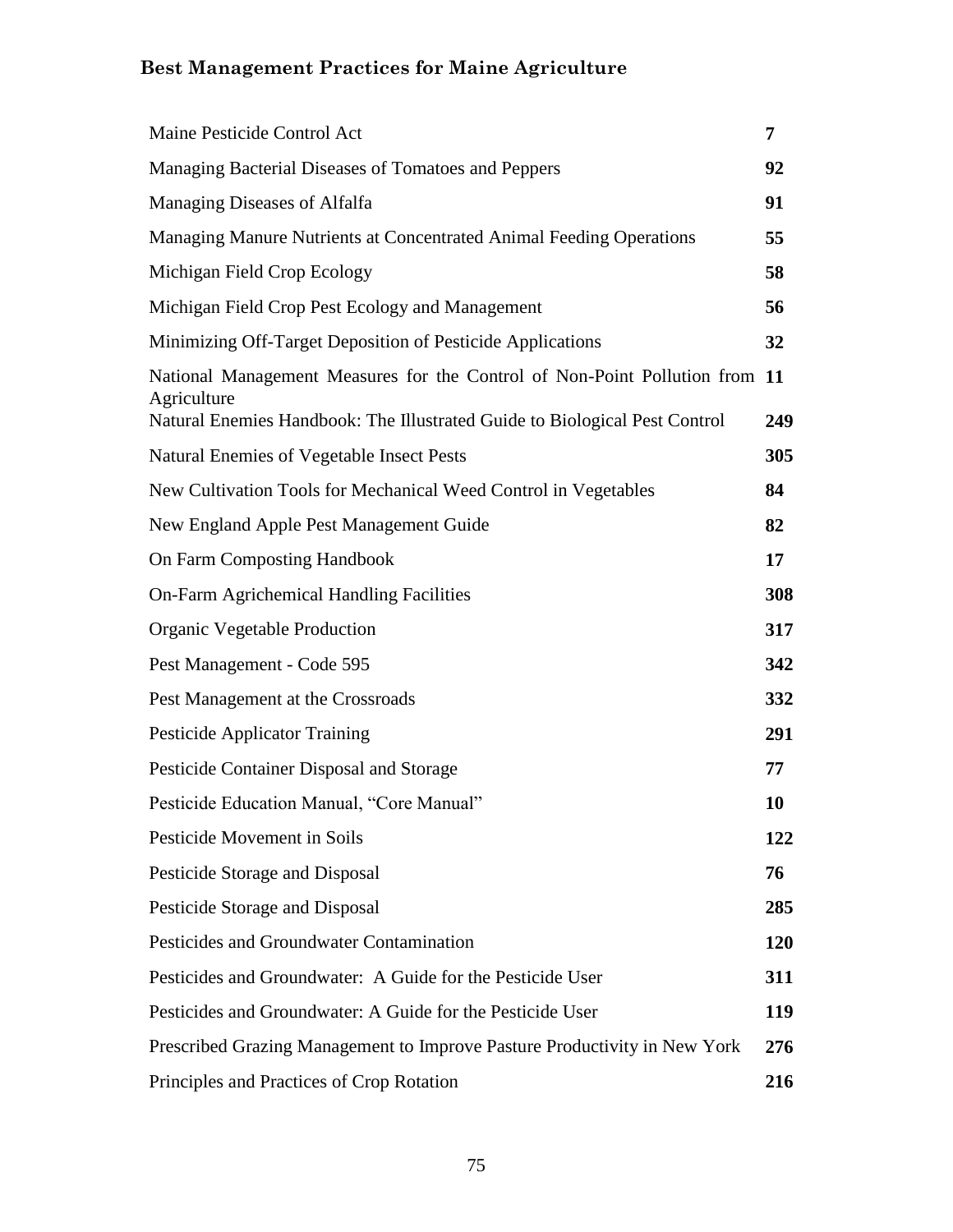| | |
|---|---|
| Maine Pesticide Control Act | **7** |
| Managing Bacterial Diseases of Tomatoes and Peppers | **92** |
| Managing Diseases of Alfalfa | **91** |
| Managing Manure Nutrients at Concentrated Animal Feeding Operations | **55** |
| Michigan Field Crop Ecology | **58** |
| Michigan Field Crop Pest Ecology and Management | **56** |
| Minimizing Off-Target Deposition of Pesticide Applications | **32** |
| National Management Measures for the Control of Non-Point Pollution from Agriculture | **11** |
| Natural Enemies Handbook: The Illustrated Guide to Biological Pest Control | **249** |
| Natural Enemies of Vegetable Insect Pests | **305** |
| New Cultivation Tools for Mechanical Weed Control in Vegetables | **84** |
| New England Apple Pest Management Guide | **82** |
| On Farm Composting Handbook | **17** |
| On-Farm Agrichemical Handling Facilities | **308** |
| Organic Vegetable Production | **317** |
| Pest Management - Code 595 | **342** |
| Pest Management at the Crossroads | **332** |
| Pesticide Applicator Training | **291** |
| Pesticide Container Disposal and Storage | **77** |
| Pesticide Education Manual, "Core Manual" | **10** |
| Pesticide Movement in Soils | **122** |
| Pesticide Storage and Disposal | **76** |
| Pesticide Storage and Disposal | **285** |
| Pesticides and Groundwater Contamination | **120** |
| Pesticides and Groundwater: A Guide for the Pesticide User | **311** |
| Pesticides and Groundwater: A Guide for the Pesticide User | **119** |
| Prescribed Grazing Management to Improve Pasture Productivity in New York | **276** |
| Principles and Practices of Crop Rotation | **216** |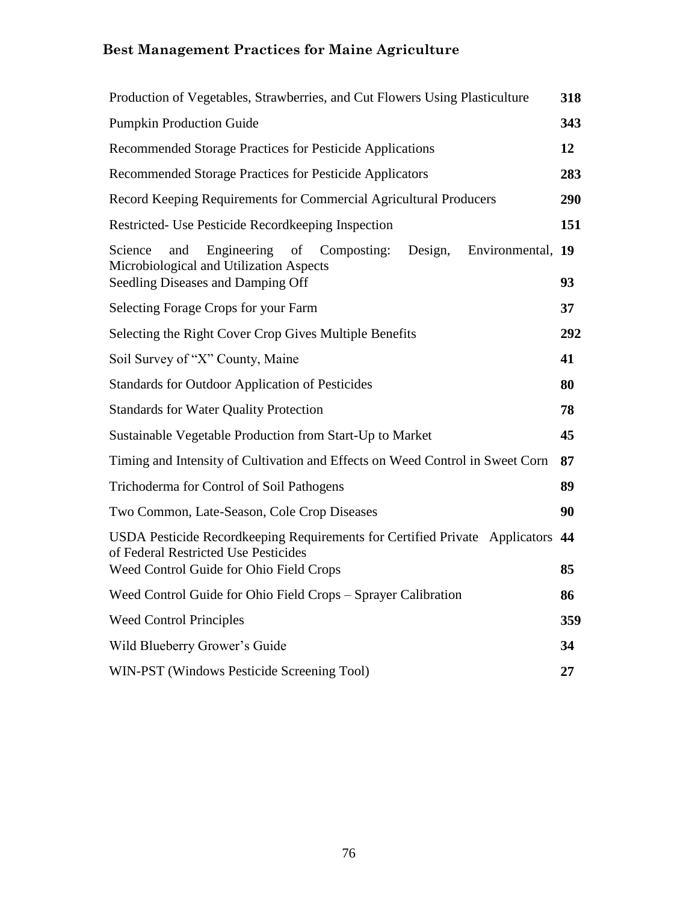| | |
|---|---|
| Production of Vegetables, Strawberries, and Cut Flowers Using Plasticulture | **318** |
| Pumpkin Production Guide | **343** |
| Recommended Storage Practices for Pesticide Applications | **12** |
| Recommended Storage Practices for Pesticide Applicators | **283** |
| Record Keeping Requirements for Commercial Agricultural Producers | **290** |
| Restricted- Use Pesticide Recordkeeping Inspection | **151** |
| Science and Engineering of Composting: Design, Environmental, Microbiological and Utilization Aspects | **19** |
| Seedling Diseases and Damping Off | **93** |
| Selecting Forage Crops for your Farm | **37** |
| Selecting the Right Cover Crop Gives Multiple Benefits | **292** |
| Soil Survey of "X" County, Maine | **41** |
| Standards for Outdoor Application of Pesticides | **80** |
| Standards for Water Quality Protection | **78** |
| Sustainable Vegetable Production from Start-Up to Market | **45** |
| Timing and Intensity of Cultivation and Effects on Weed Control in Sweet Corn | **87** |
| Trichoderma for Control of Soil Pathogens | **89** |
| Two Common, Late-Season, Cole Crop Diseases | **90** |
| USDA Pesticide Recordkeeping Requirements for Certified Private Applicators of Federal Restricted Use Pesticides | **44** |
| Weed Control Guide for Ohio Field Crops | **85** |
| Weed Control Guide for Ohio Field Crops – Sprayer Calibration | **86** |
| Weed Control Principles | **359** |
| Wild Blueberry Grower's Guide | **34** |
| WIN-PST (Windows Pesticide Screening Tool) | **27** |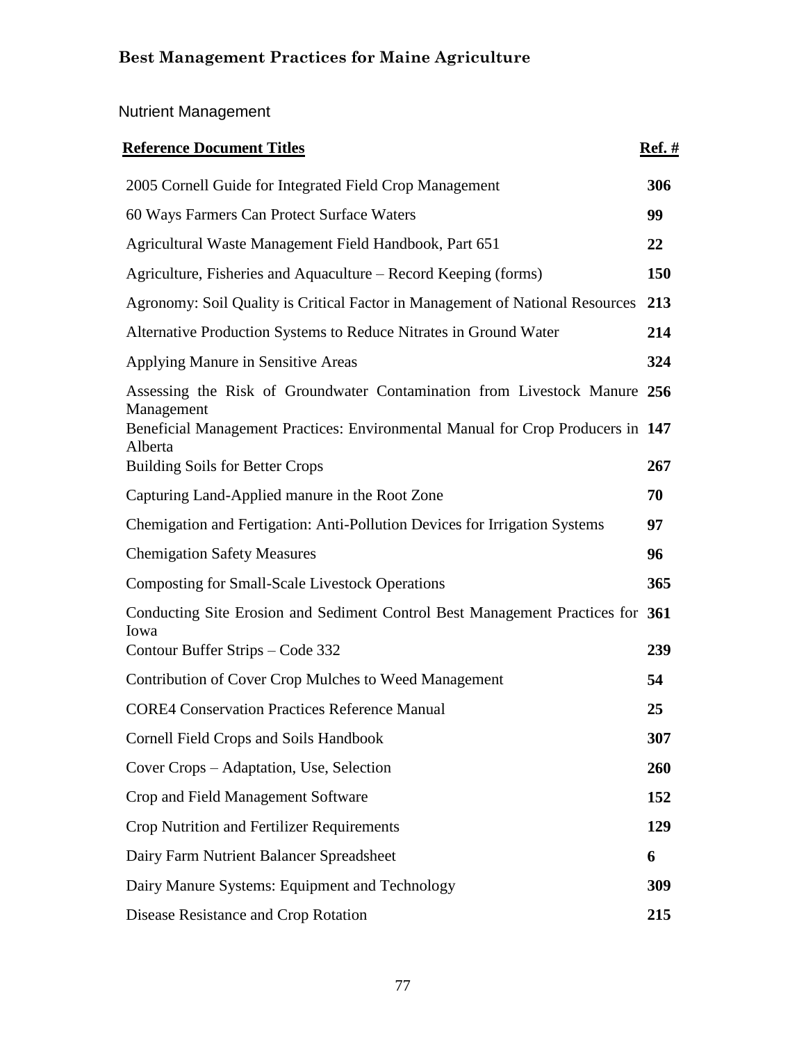## Best Management Practices for Maine Agriculture

### Nutrient Management

| Reference Document Titles | Ref. # |
|---|---|
| 2005 Cornell Guide for Integrated Field Crop Management | 306 |
| 60 Ways Farmers Can Protect Surface Waters | 99 |
| Agricultural Waste Management Field Handbook, Part 651 | 22 |
| Agriculture, Fisheries and Aquaculture – Record Keeping (forms) | 150 |
| Agronomy: Soil Quality is Critical Factor in Management of National Resources | 213 |
| Alternative Production Systems to Reduce Nitrates in Ground Water | 214 |
| Applying Manure in Sensitive Areas | 324 |
| Assessing the Risk of Groundwater Contamination from Livestock Manure Management | 256 |
| Beneficial Management Practices: Environmental Manual for Crop Producers in Alberta | 147 |
| Building Soils for Better Crops | 267 |
| Capturing Land-Applied manure in the Root Zone | 70 |
| Chemigation and Fertigation: Anti-Pollution Devices for Irrigation Systems | 97 |
| Chemigation Safety Measures | 96 |
| Composting for Small-Scale Livestock Operations | 365 |
| Conducting Site Erosion and Sediment Control Best Management Practices for Iowa | 361 |
| Contour Buffer Strips – Code 332 | 239 |
| Contribution of Cover Crop Mulches to Weed Management | 54 |
| CORE4 Conservation Practices Reference Manual | 25 |
| Cornell Field Crops and Soils Handbook | 307 |
| Cover Crops – Adaptation, Use, Selection | 260 |
| Crop and Field Management Software | 152 |
| Crop Nutrition and Fertilizer Requirements | 129 |
| Dairy Farm Nutrient Balancer Spreadsheet | 6 |
| Dairy Manure Systems: Equipment and Technology | 309 |
| Disease Resistance and Crop Rotation | 215 |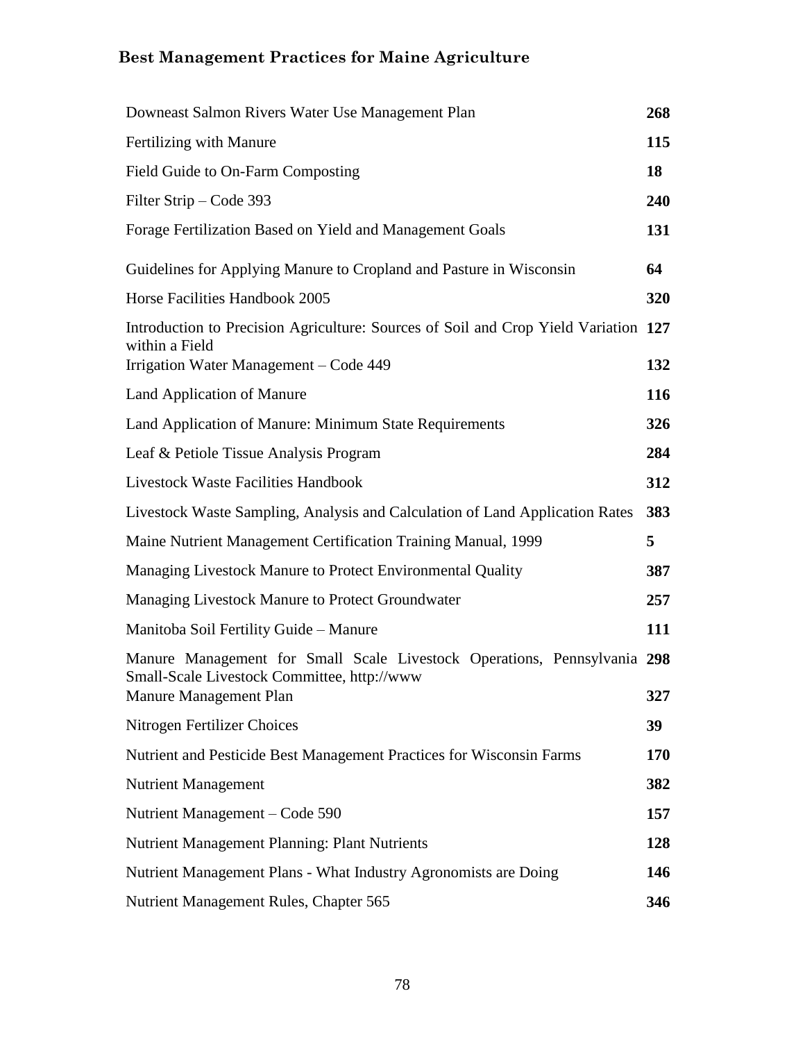| | |
|---|---|
| Downeast Salmon Rivers Water Use Management Plan | **268** |
| Fertilizing with Manure | **115** |
| Field Guide to On-Farm Composting | **18** |
| Filter Strip – Code 393 | **240** |
| Forage Fertilization Based on Yield and Management Goals | **131** |
| Guidelines for Applying Manure to Cropland and Pasture in Wisconsin | **64** |
| Horse Facilities Handbook 2005 | **320** |
| Introduction to Precision Agriculture: Sources of Soil and Crop Yield Variation within a Field | **127** |
| Irrigation Water Management – Code 449 | **132** |
| Land Application of Manure | **116** |
| Land Application of Manure: Minimum State Requirements | **326** |
| Leaf & Petiole Tissue Analysis Program | **284** |
| Livestock Waste Facilities Handbook | **312** |
| Livestock Waste Sampling, Analysis and Calculation of Land Application Rates | **383** |
| Maine Nutrient Management Certification Training Manual, 1999 | **5** |
| Managing Livestock Manure to Protect Environmental Quality | **387** |
| Managing Livestock Manure to Protect Groundwater | **257** |
| Manitoba Soil Fertility Guide – Manure | **111** |
| Manure Management for Small Scale Livestock Operations, Pennsylvania Small-Scale Livestock Committee, http://www | **298** |
| Manure Management Plan | **327** |
| Nitrogen Fertilizer Choices | **39** |
| Nutrient and Pesticide Best Management Practices for Wisconsin Farms | **170** |
| Nutrient Management | **382** |
| Nutrient Management – Code 590 | **157** |
| Nutrient Management Planning: Plant Nutrients | **128** |
| Nutrient Management Plans - What Industry Agronomists are Doing | **146** |
| Nutrient Management Rules, Chapter 565 | **346** |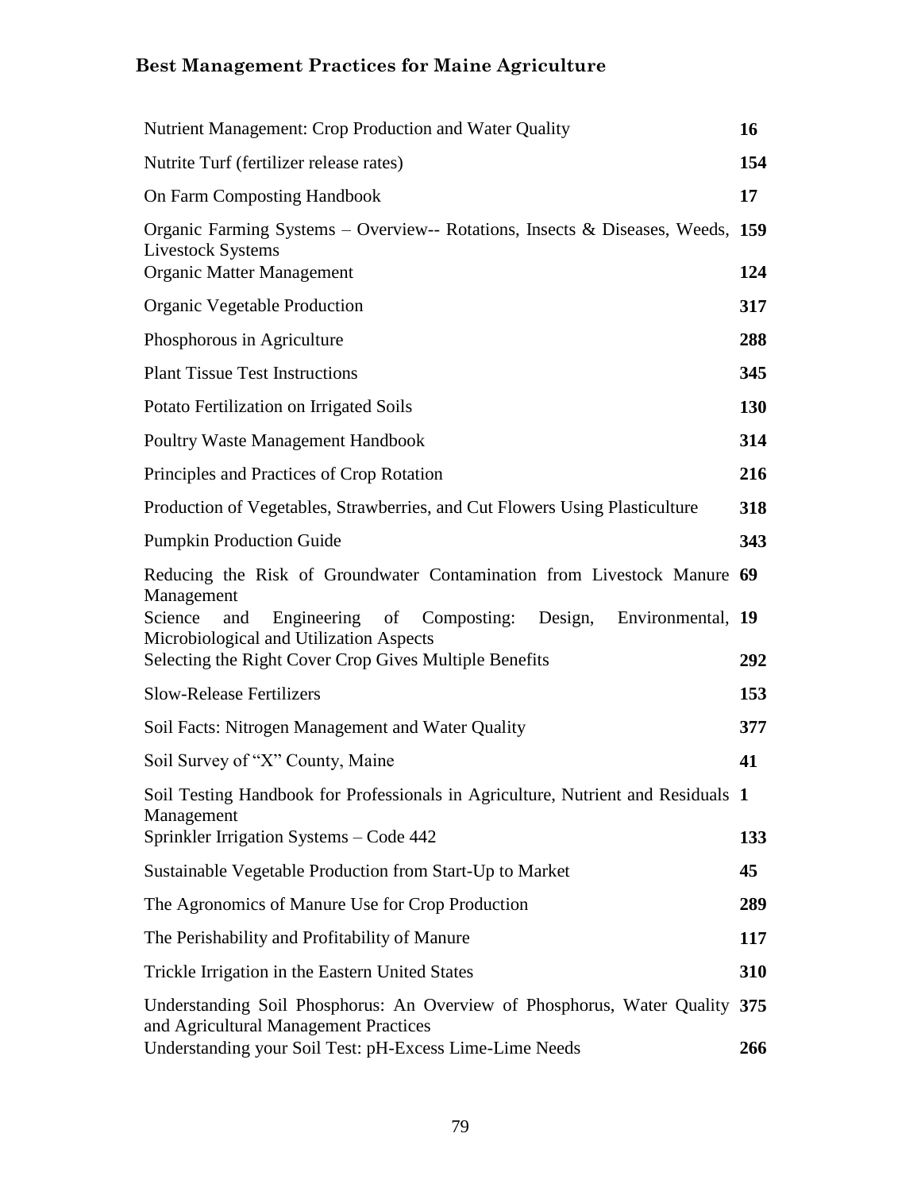## Best Management Practices for Maine Agriculture

| | |
|---|---|
| Nutrient Management: Crop Production and Water Quality | **16** |
| Nutrite Turf (fertilizer release rates) | **154** |
| On Farm Composting Handbook | **17** |
| Organic Farming Systems – Overview-- Rotations, Insects & Diseases, Weeds, Livestock Systems | **159** |
| Organic Matter Management | **124** |
| Organic Vegetable Production | **317** |
| Phosphorous in Agriculture | **288** |
| Plant Tissue Test Instructions | **345** |
| Potato Fertilization on Irrigated Soils | **130** |
| Poultry Waste Management Handbook | **314** |
| Principles and Practices of Crop Rotation | **216** |
| Production of Vegetables, Strawberries, and Cut Flowers Using Plasticulture | **318** |
| Pumpkin Production Guide | **343** |
| Reducing the Risk of Groundwater Contamination from Livestock Manure Management | **69** |
| Science and Engineering of Composting: Design, Environmental, Microbiological and Utilization Aspects | **19** |
| Selecting the Right Cover Crop Gives Multiple Benefits | **292** |
| Slow-Release Fertilizers | **153** |
| Soil Facts: Nitrogen Management and Water Quality | **377** |
| Soil Survey of "X" County, Maine | **41** |
| Soil Testing Handbook for Professionals in Agriculture, Nutrient and Residuals Management | **1** |
| Sprinkler Irrigation Systems – Code 442 | **133** |
| Sustainable Vegetable Production from Start-Up to Market | **45** |
| The Agronomics of Manure Use for Crop Production | **289** |
| The Perishability and Profitability of Manure | **117** |
| Trickle Irrigation in the Eastern United States | **310** |
| Understanding Soil Phosphorus: An Overview of Phosphorus, Water Quality and Agricultural Management Practices | **375** |
| Understanding your Soil Test: pH-Excess Lime-Lime Needs | **266** |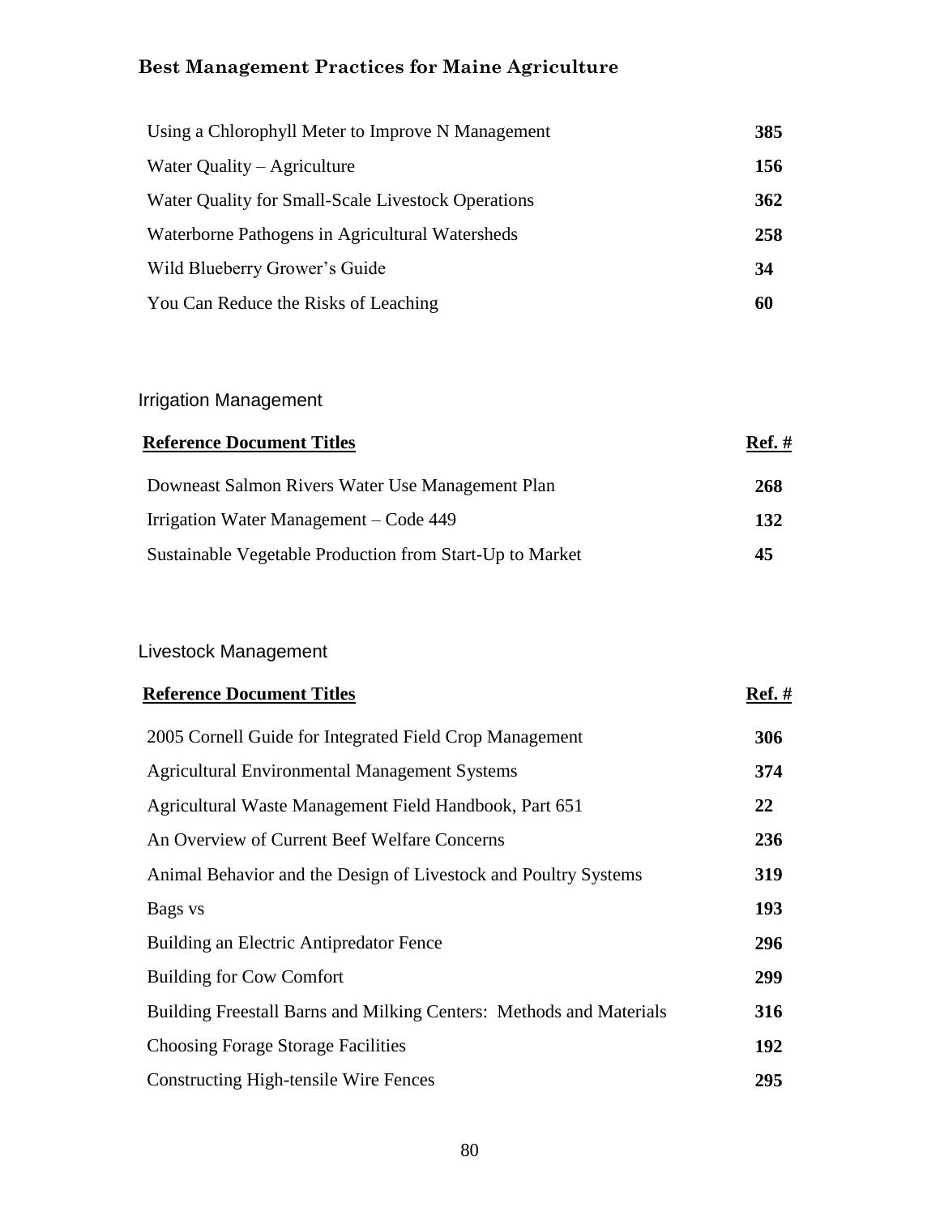| | |
|---|---|
| Using a Chlorophyll Meter to Improve N Management | **385** |
| Water Quality – Agriculture | **156** |
| Water Quality for Small-Scale Livestock Operations | **362** |
| Waterborne Pathogens in Agricultural Watersheds | **258** |
| Wild Blueberry Grower's Guide | **34** |
| You Can Reduce the Risks of Leaching | **60** |

## Irrigation Management

| Reference Document Titles | Ref. # |
|---|---|
| Downeast Salmon Rivers Water Use Management Plan | **268** |
| Irrigation Water Management – Code 449 | **132** |
| Sustainable Vegetable Production from Start-Up to Market | **45** |

## Livestock Management

| Reference Document Titles | Ref. # |
|---|---|
| 2005 Cornell Guide for Integrated Field Crop Management | **306** |
| Agricultural Environmental Management Systems | **374** |
| Agricultural Waste Management Field Handbook, Part 651 | **22** |
| An Overview of Current Beef Welfare Concerns | **236** |
| Animal Behavior and the Design of Livestock and Poultry Systems | **319** |
| Bags vs | **193** |
| Building an Electric Antipredator Fence | **296** |
| Building for Cow Comfort | **299** |
| Building Freestall Barns and Milking Centers: Methods and Materials | **316** |
| Choosing Forage Storage Facilities | **192** |
| Constructing High-tensile Wire Fences | **295** |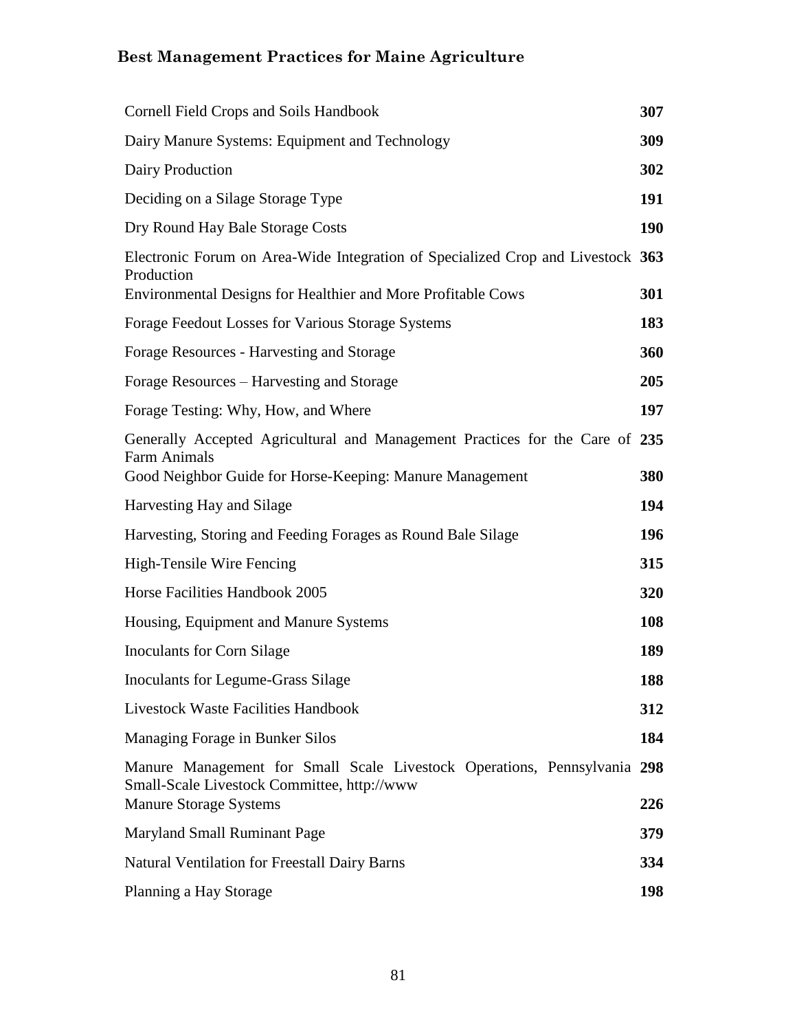| | |
|---|---|
| Cornell Field Crops and Soils Handbook | **307** |
| Dairy Manure Systems: Equipment and Technology | **309** |
| Dairy Production | **302** |
| Deciding on a Silage Storage Type | **191** |
| Dry Round Hay Bale Storage Costs | **190** |
| Electronic Forum on Area-Wide Integration of Specialized Crop and Livestock Production | **363** |
| Environmental Designs for Healthier and More Profitable Cows | **301** |
| Forage Feedout Losses for Various Storage Systems | **183** |
| Forage Resources - Harvesting and Storage | **360** |
| Forage Resources – Harvesting and Storage | **205** |
| Forage Testing: Why, How, and Where | **197** |
| Generally Accepted Agricultural and Management Practices for the Care of Farm Animals | **235** |
| Good Neighbor Guide for Horse-Keeping: Manure Management | **380** |
| Harvesting Hay and Silage | **194** |
| Harvesting, Storing and Feeding Forages as Round Bale Silage | **196** |
| High-Tensile Wire Fencing | **315** |
| Horse Facilities Handbook 2005 | **320** |
| Housing, Equipment and Manure Systems | **108** |
| Inoculants for Corn Silage | **189** |
| Inoculants for Legume-Grass Silage | **188** |
| Livestock Waste Facilities Handbook | **312** |
| Managing Forage in Bunker Silos | **184** |
| Manure Management for Small Scale Livestock Operations, Pennsylvania Small-Scale Livestock Committee, http://www | **298** |
| Manure Storage Systems | **226** |
| Maryland Small Ruminant Page | **379** |
| Natural Ventilation for Freestall Dairy Barns | **334** |
| Planning a Hay Storage | **198** |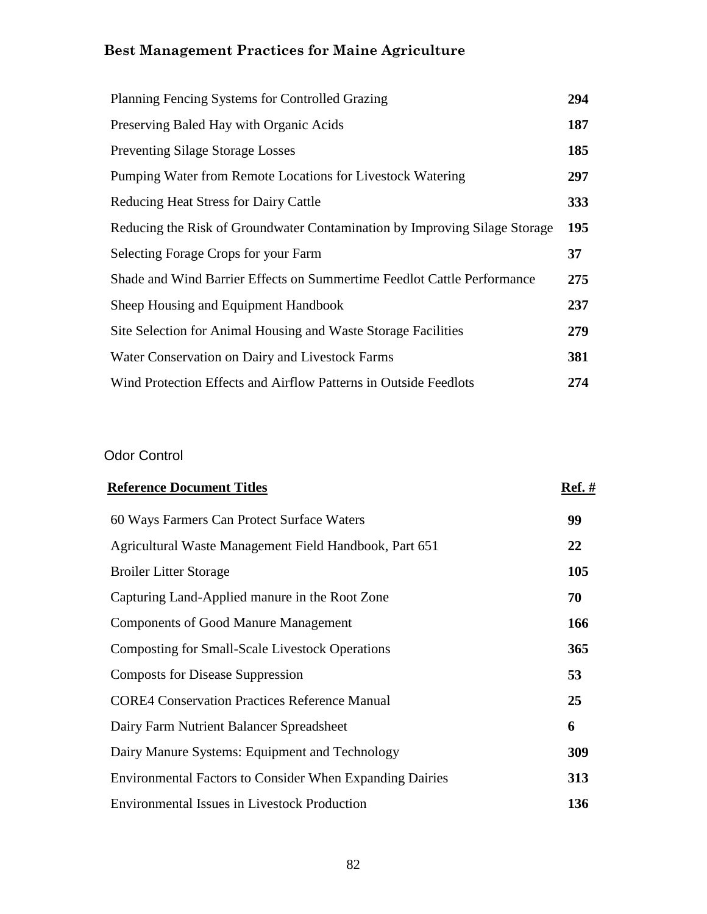| | |
|---|---|
| Planning Fencing Systems for Controlled Grazing | **294** |
| Preserving Baled Hay with Organic Acids | **187** |
| Preventing Silage Storage Losses | **185** |
| Pumping Water from Remote Locations for Livestock Watering | **297** |
| Reducing Heat Stress for Dairy Cattle | **333** |
| Reducing the Risk of Groundwater Contamination by Improving Silage Storage | **195** |
| Selecting Forage Crops for your Farm | **37** |
| Shade and Wind Barrier Effects on Summertime Feedlot Cattle Performance | **275** |
| Sheep Housing and Equipment Handbook | **237** |
| Site Selection for Animal Housing and Waste Storage Facilities | **279** |
| Water Conservation on Dairy and Livestock Farms | **381** |
| Wind Protection Effects and Airflow Patterns in Outside Feedlots | **274** |

## Odor Control

| **Reference Document Titles** | **Ref. #** |
|---|---|
| 60 Ways Farmers Can Protect Surface Waters | **99** |
| Agricultural Waste Management Field Handbook, Part 651 | **22** |
| Broiler Litter Storage | **105** |
| Capturing Land-Applied manure in the Root Zone | **70** |
| Components of Good Manure Management | **166** |
| Composting for Small-Scale Livestock Operations | **365** |
| Composts for Disease Suppression | **53** |
| CORE4 Conservation Practices Reference Manual | **25** |
| Dairy Farm Nutrient Balancer Spreadsheet | **6** |
| Dairy Manure Systems: Equipment and Technology | **309** |
| Environmental Factors to Consider When Expanding Dairies | **313** |
| Environmental Issues in Livestock Production | **136** |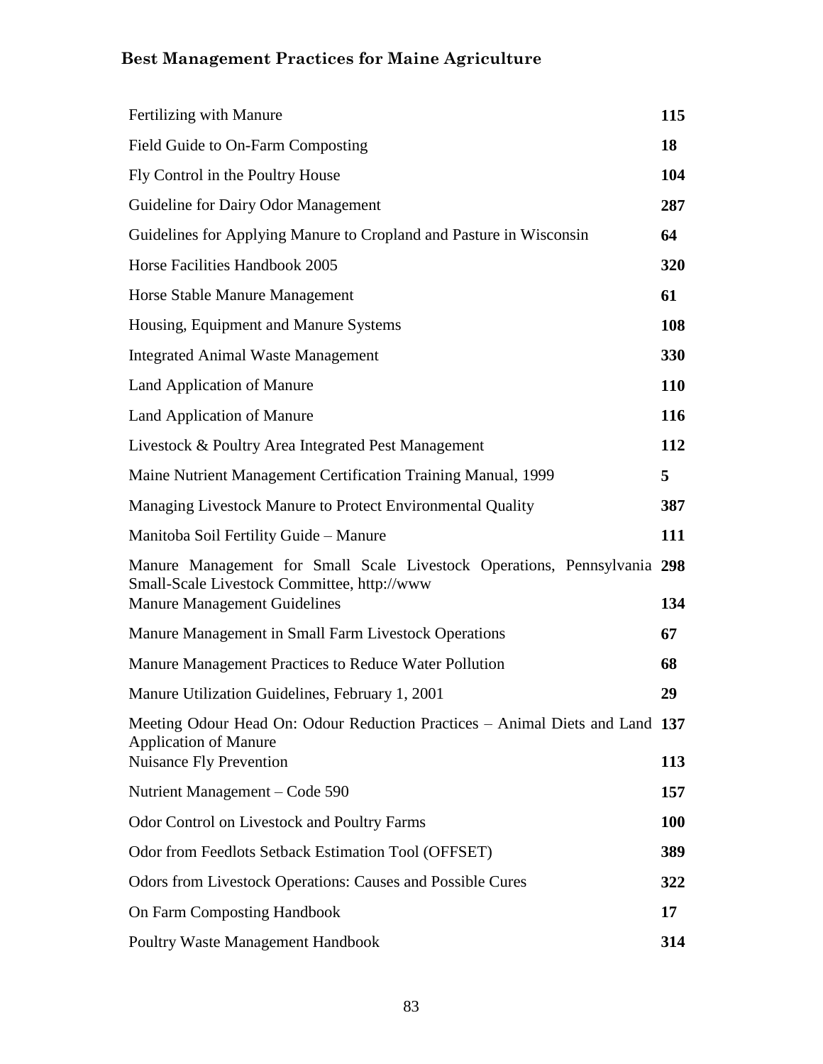| Title | Page |
| --- | --- |
| Fertilizing with Manure | **115** |
| Field Guide to On-Farm Composting | **18** |
| Fly Control in the Poultry House | **104** |
| Guideline for Dairy Odor Management | **287** |
| Guidelines for Applying Manure to Cropland and Pasture in Wisconsin | **64** |
| Horse Facilities Handbook 2005 | **320** |
| Horse Stable Manure Management | **61** |
| Housing, Equipment and Manure Systems | **108** |
| Integrated Animal Waste Management | **330** |
| Land Application of Manure | **110** |
| Land Application of Manure | **116** |
| Livestock & Poultry Area Integrated Pest Management | **112** |
| Maine Nutrient Management Certification Training Manual, 1999 | **5** |
| Managing Livestock Manure to Protect Environmental Quality | **387** |
| Manitoba Soil Fertility Guide – Manure | **111** |
| Manure Management for Small Scale Livestock Operations, Pennsylvania Small-Scale Livestock Committee, http://www | **298** |
| Manure Management Guidelines | **134** |
| Manure Management in Small Farm Livestock Operations | **67** |
| Manure Management Practices to Reduce Water Pollution | **68** |
| Manure Utilization Guidelines, February 1, 2001 | **29** |
| Meeting Odour Head On: Odour Reduction Practices – Animal Diets and Land Application of Manure | **137** |
| Nuisance Fly Prevention | **113** |
| Nutrient Management – Code 590 | **157** |
| Odor Control on Livestock and Poultry Farms | **100** |
| Odor from Feedlots Setback Estimation Tool (OFFSET) | **389** |
| Odors from Livestock Operations: Causes and Possible Cures | **322** |
| On Farm Composting Handbook | **17** |
| Poultry Waste Management Handbook | **314** |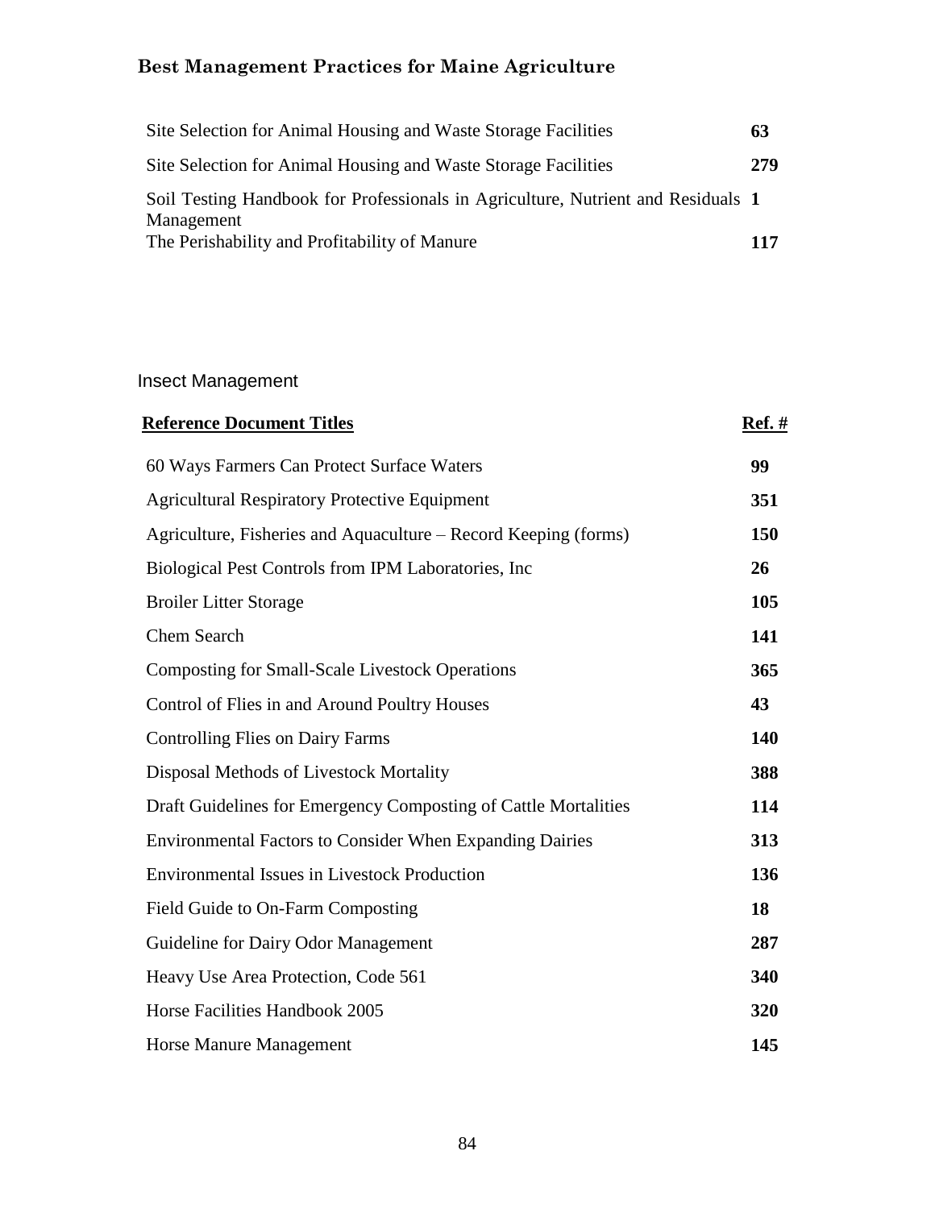| | |
|---|---|
| Site Selection for Animal Housing and Waste Storage Facilities | **63** |
| Site Selection for Animal Housing and Waste Storage Facilities | **279** |
| Soil Testing Handbook for Professionals in Agriculture, Nutrient and Residuals Management | **1** |
| The Perishability and Profitability of Manure | **117** |

## Insect Management

| Reference Document Titles | Ref. # |
|---|---|
| 60 Ways Farmers Can Protect Surface Waters | **99** |
| Agricultural Respiratory Protective Equipment | **351** |
| Agriculture, Fisheries and Aquaculture – Record Keeping (forms) | **150** |
| Biological Pest Controls from IPM Laboratories, Inc | **26** |
| Broiler Litter Storage | **105** |
| Chem Search | **141** |
| Composting for Small-Scale Livestock Operations | **365** |
| Control of Flies in and Around Poultry Houses | **43** |
| Controlling Flies on Dairy Farms | **140** |
| Disposal Methods of Livestock Mortality | **388** |
| Draft Guidelines for Emergency Composting of Cattle Mortalities | **114** |
| Environmental Factors to Consider When Expanding Dairies | **313** |
| Environmental Issues in Livestock Production | **136** |
| Field Guide to On-Farm Composting | **18** |
| Guideline for Dairy Odor Management | **287** |
| Heavy Use Area Protection, Code 561 | **340** |
| Horse Facilities Handbook 2005 | **320** |
| Horse Manure Management | **145** |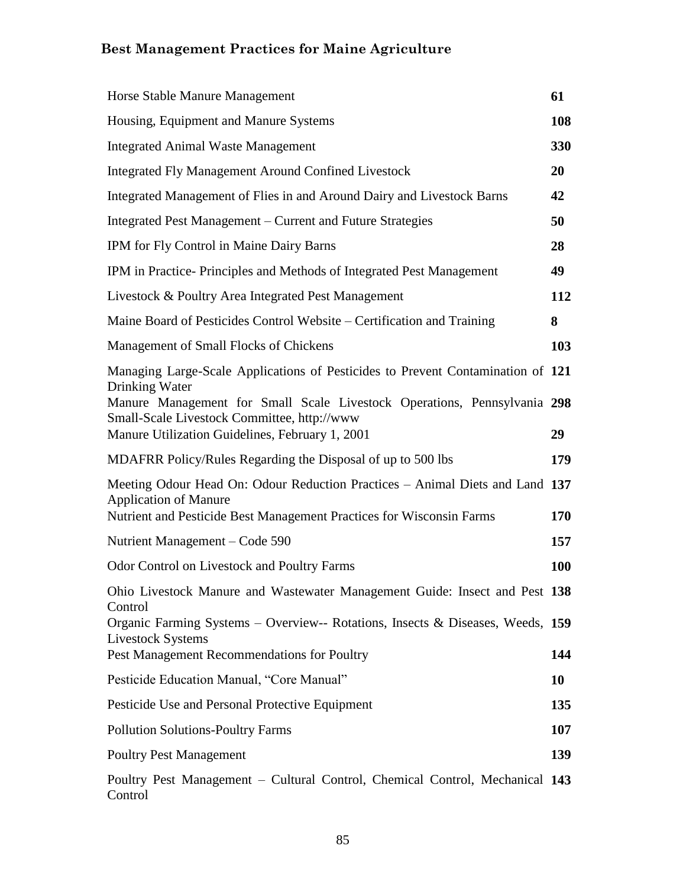| | |
|---|---|
| Horse Stable Manure Management | **61** |
| Housing, Equipment and Manure Systems | **108** |
| Integrated Animal Waste Management | **330** |
| Integrated Fly Management Around Confined Livestock | **20** |
| Integrated Management of Flies in and Around Dairy and Livestock Barns | **42** |
| Integrated Pest Management – Current and Future Strategies | **50** |
| IPM for Fly Control in Maine Dairy Barns | **28** |
| IPM in Practice- Principles and Methods of Integrated Pest Management | **49** |
| Livestock & Poultry Area Integrated Pest Management | **112** |
| Maine Board of Pesticides Control Website – Certification and Training | **8** |
| Management of Small Flocks of Chickens | **103** |
| Managing Large-Scale Applications of Pesticides to Prevent Contamination of Drinking Water | **121** |
| Manure Management for Small Scale Livestock Operations, Pennsylvania Small-Scale Livestock Committee, http://www | **298** |
| Manure Utilization Guidelines, February 1, 2001 | **29** |
| MDAFRR Policy/Rules Regarding the Disposal of up to 500 lbs | **179** |
| Meeting Odour Head On: Odour Reduction Practices – Animal Diets and Land Application of Manure | **137** |
| Nutrient and Pesticide Best Management Practices for Wisconsin Farms | **170** |
| Nutrient Management – Code 590 | **157** |
| Odor Control on Livestock and Poultry Farms | **100** |
| Ohio Livestock Manure and Wastewater Management Guide: Insect and Pest Control | **138** |
| Organic Farming Systems – Overview-- Rotations, Insects & Diseases, Weeds, Livestock Systems | **159** |
| Pest Management Recommendations for Poultry | **144** |
| Pesticide Education Manual, "Core Manual" | **10** |
| Pesticide Use and Personal Protective Equipment | **135** |
| Pollution Solutions-Poultry Farms | **107** |
| Poultry Pest Management | **139** |
| Poultry Pest Management – Cultural Control, Chemical Control, Mechanical Control | **143** |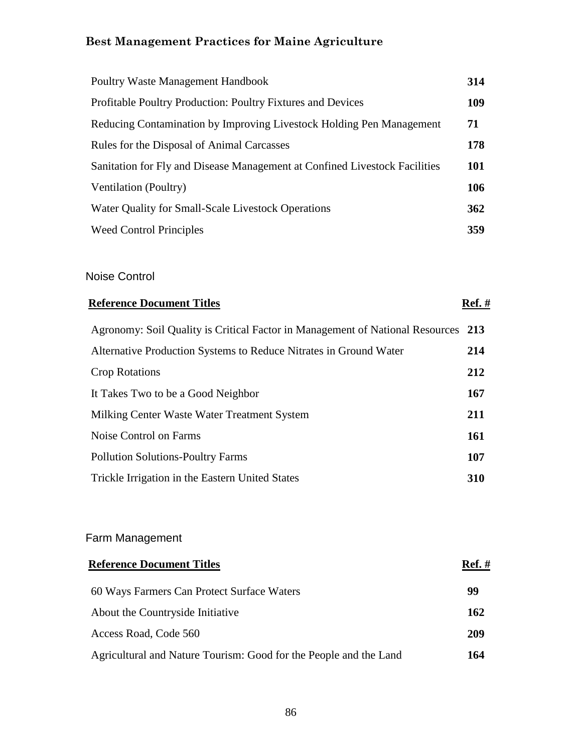| | |
|---|---|
| Poultry Waste Management Handbook | **314** |
| Profitable Poultry Production: Poultry Fixtures and Devices | **109** |
| Reducing Contamination by Improving Livestock Holding Pen Management | **71** |
| Rules for the Disposal of Animal Carcasses | **178** |
| Sanitation for Fly and Disease Management at Confined Livestock Facilities | **101** |
| Ventilation (Poultry) | **106** |
| Water Quality for Small-Scale Livestock Operations | **362** |
| Weed Control Principles | **359** |

## Noise Control

| **Reference Document Titles** | **Ref. #** |
|---|---|
| Agronomy: Soil Quality is Critical Factor in Management of National Resources | **213** |
| Alternative Production Systems to Reduce Nitrates in Ground Water | **214** |
| Crop Rotations | **212** |
| It Takes Two to be a Good Neighbor | **167** |
| Milking Center Waste Water Treatment System | **211** |
| Noise Control on Farms | **161** |
| Pollution Solutions-Poultry Farms | **107** |
| Trickle Irrigation in the Eastern United States | **310** |

## Farm Management

| **Reference Document Titles** | **Ref. #** |
|---|---|
| 60 Ways Farmers Can Protect Surface Waters | **99** |
| About the Countryside Initiative | **162** |
| Access Road, Code 560 | **209** |
| Agricultural and Nature Tourism: Good for the People and the Land | **164** |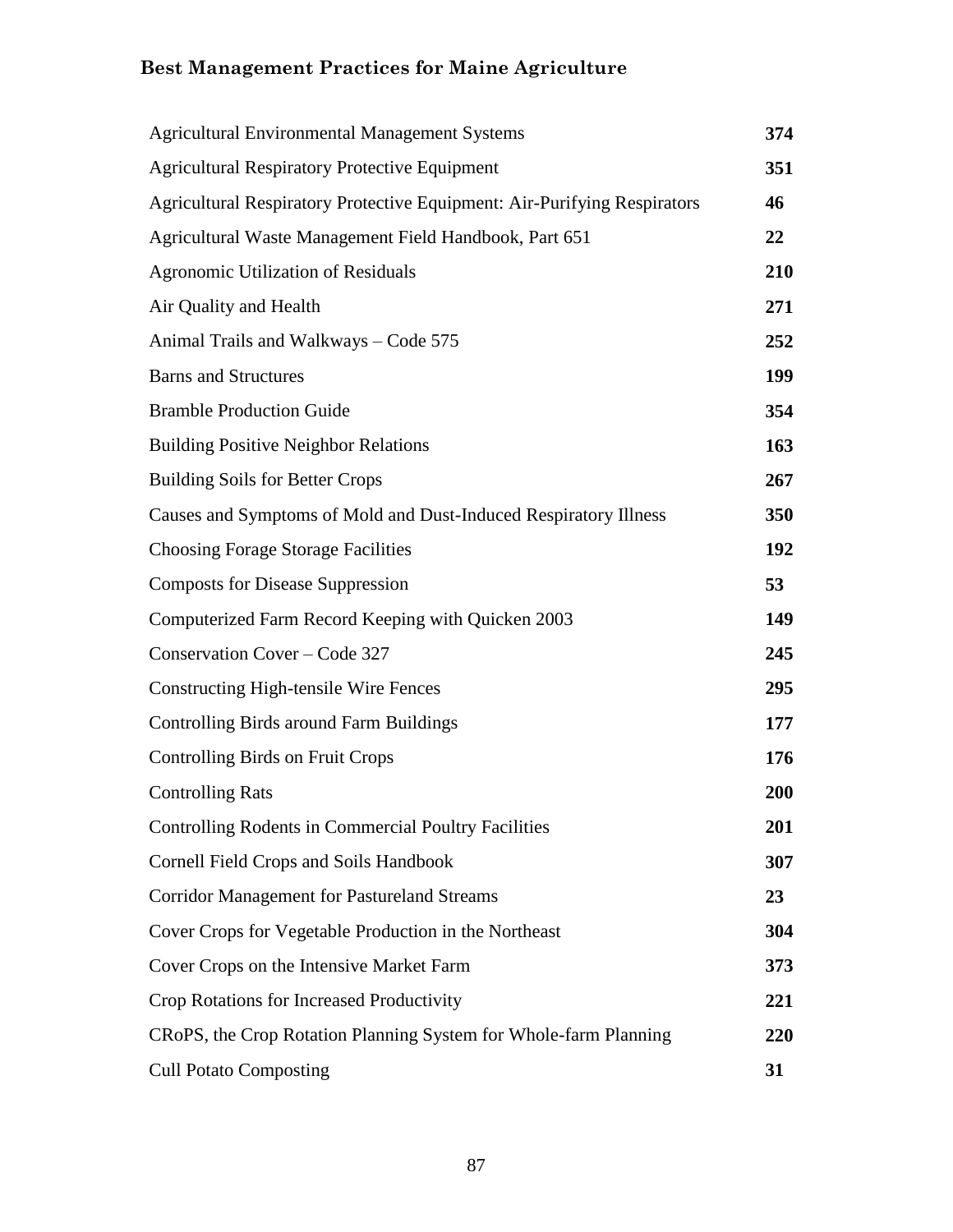**Best Management Practices for Maine Agriculture**

| | |
|---|---|
| Agricultural Environmental Management Systems | **374** |
| Agricultural Respiratory Protective Equipment | **351** |
| Agricultural Respiratory Protective Equipment: Air-Purifying Respirators | **46** |
| Agricultural Waste Management Field Handbook, Part 651 | **22** |
| Agronomic Utilization of Residuals | **210** |
| Air Quality and Health | **271** |
| Animal Trails and Walkways – Code 575 | **252** |
| Barns and Structures | **199** |
| Bramble Production Guide | **354** |
| Building Positive Neighbor Relations | **163** |
| Building Soils for Better Crops | **267** |
| Causes and Symptoms of Mold and Dust-Induced Respiratory Illness | **350** |
| Choosing Forage Storage Facilities | **192** |
| Composts for Disease Suppression | **53** |
| Computerized Farm Record Keeping with Quicken 2003 | **149** |
| Conservation Cover – Code 327 | **245** |
| Constructing High-tensile Wire Fences | **295** |
| Controlling Birds around Farm Buildings | **177** |
| Controlling Birds on Fruit Crops | **176** |
| Controlling Rats | **200** |
| Controlling Rodents in Commercial Poultry Facilities | **201** |
| Cornell Field Crops and Soils Handbook | **307** |
| Corridor Management for Pastureland Streams | **23** |
| Cover Crops for Vegetable Production in the Northeast | **304** |
| Cover Crops on the Intensive Market Farm | **373** |
| Crop Rotations for Increased Productivity | **221** |
| CRoPS, the Crop Rotation Planning System for Whole-farm Planning | **220** |
| Cull Potato Composting | **31** |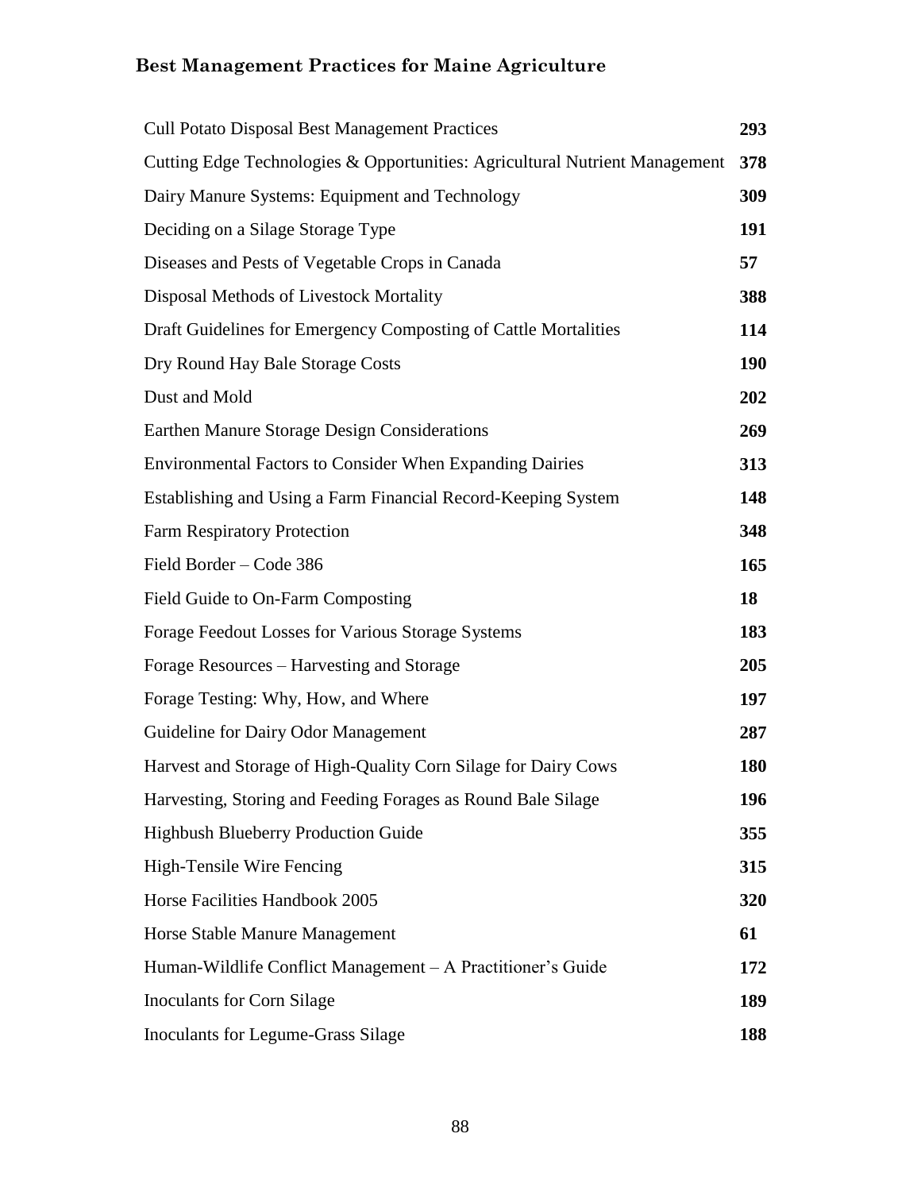| | |
|---|---|
| Cull Potato Disposal Best Management Practices | **293** |
| Cutting Edge Technologies & Opportunities: Agricultural Nutrient Management | **378** |
| Dairy Manure Systems: Equipment and Technology | **309** |
| Deciding on a Silage Storage Type | **191** |
| Diseases and Pests of Vegetable Crops in Canada | **57** |
| Disposal Methods of Livestock Mortality | **388** |
| Draft Guidelines for Emergency Composting of Cattle Mortalities | **114** |
| Dry Round Hay Bale Storage Costs | **190** |
| Dust and Mold | **202** |
| Earthen Manure Storage Design Considerations | **269** |
| Environmental Factors to Consider When Expanding Dairies | **313** |
| Establishing and Using a Farm Financial Record-Keeping System | **148** |
| Farm Respiratory Protection | **348** |
| Field Border – Code 386 | **165** |
| Field Guide to On-Farm Composting | **18** |
| Forage Feedout Losses for Various Storage Systems | **183** |
| Forage Resources – Harvesting and Storage | **205** |
| Forage Testing: Why, How, and Where | **197** |
| Guideline for Dairy Odor Management | **287** |
| Harvest and Storage of High-Quality Corn Silage for Dairy Cows | **180** |
| Harvesting, Storing and Feeding Forages as Round Bale Silage | **196** |
| Highbush Blueberry Production Guide | **355** |
| High-Tensile Wire Fencing | **315** |
| Horse Facilities Handbook 2005 | **320** |
| Horse Stable Manure Management | **61** |
| Human-Wildlife Conflict Management – A Practitioner's Guide | **172** |
| Inoculants for Corn Silage | **189** |
| Inoculants for Legume-Grass Silage | **188** |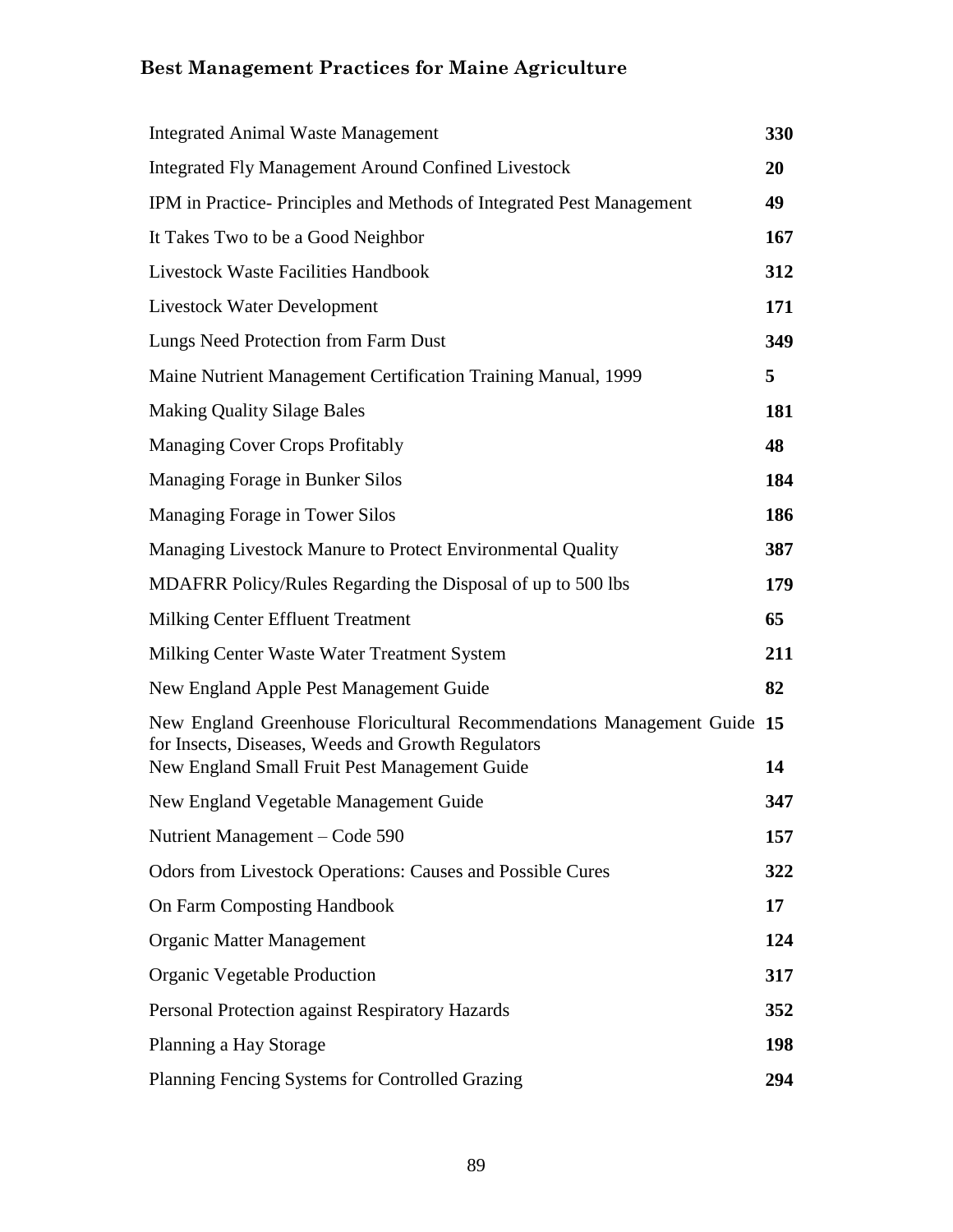| | |
|---|---|
| Integrated Animal Waste Management | **330** |
| Integrated Fly Management Around Confined Livestock | **20** |
| IPM in Practice- Principles and Methods of Integrated Pest Management | **49** |
| It Takes Two to be a Good Neighbor | **167** |
| Livestock Waste Facilities Handbook | **312** |
| Livestock Water Development | **171** |
| Lungs Need Protection from Farm Dust | **349** |
| Maine Nutrient Management Certification Training Manual, 1999 | **5** |
| Making Quality Silage Bales | **181** |
| Managing Cover Crops Profitably | **48** |
| Managing Forage in Bunker Silos | **184** |
| Managing Forage in Tower Silos | **186** |
| Managing Livestock Manure to Protect Environmental Quality | **387** |
| MDAFRR Policy/Rules Regarding the Disposal of up to 500 lbs | **179** |
| Milking Center Effluent Treatment | **65** |
| Milking Center Waste Water Treatment System | **211** |
| New England Apple Pest Management Guide | **82** |
| New England Greenhouse Floricultural Recommendations Management Guide for Insects, Diseases, Weeds and Growth Regulators | **15** |
| New England Small Fruit Pest Management Guide | **14** |
| New England Vegetable Management Guide | **347** |
| Nutrient Management – Code 590 | **157** |
| Odors from Livestock Operations: Causes and Possible Cures | **322** |
| On Farm Composting Handbook | **17** |
| Organic Matter Management | **124** |
| Organic Vegetable Production | **317** |
| Personal Protection against Respiratory Hazards | **352** |
| Planning a Hay Storage | **198** |
| Planning Fencing Systems for Controlled Grazing | **294** |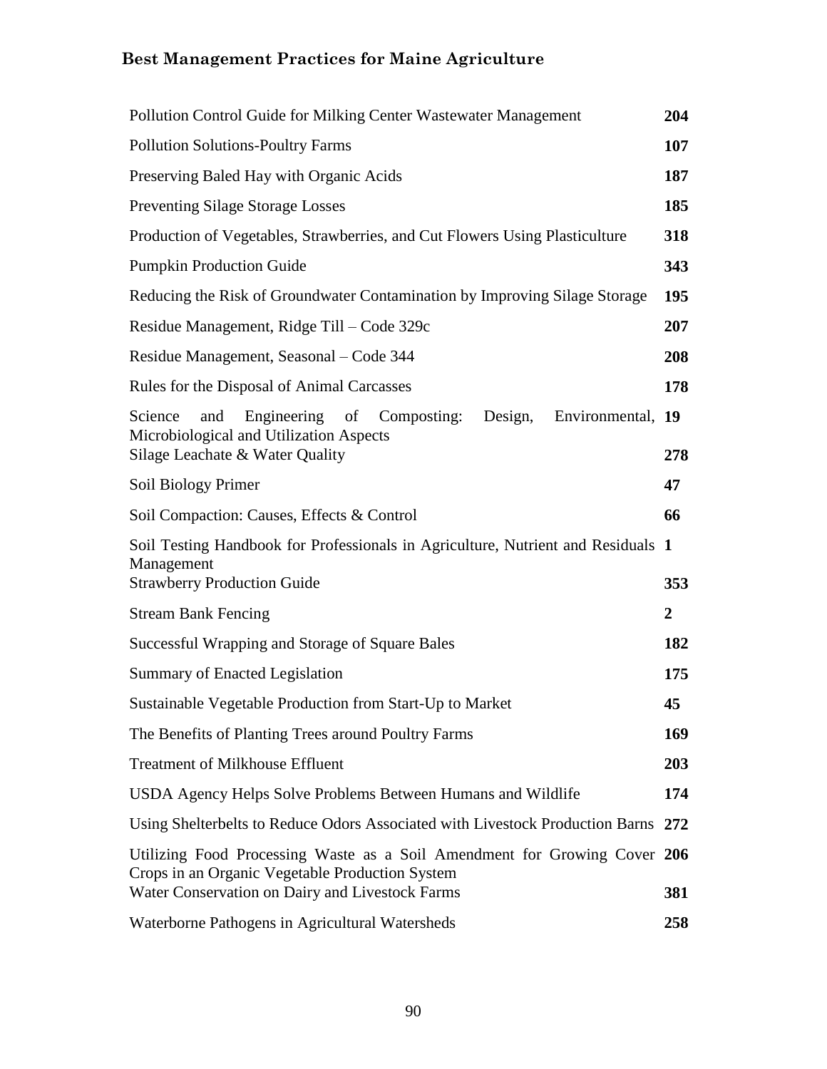| | |
|---|---|
| Pollution Control Guide for Milking Center Wastewater Management | **204** |
| Pollution Solutions-Poultry Farms | **107** |
| Preserving Baled Hay with Organic Acids | **187** |
| Preventing Silage Storage Losses | **185** |
| Production of Vegetables, Strawberries, and Cut Flowers Using Plasticulture | **318** |
| Pumpkin Production Guide | **343** |
| Reducing the Risk of Groundwater Contamination by Improving Silage Storage | **195** |
| Residue Management, Ridge Till – Code 329c | **207** |
| Residue Management, Seasonal – Code 344 | **208** |
| Rules for the Disposal of Animal Carcasses | **178** |
| Science and Engineering of Composting: Design, Environmental, Microbiological and Utilization Aspects | **19** |
| Silage Leachate & Water Quality | **278** |
| Soil Biology Primer | **47** |
| Soil Compaction: Causes, Effects & Control | **66** |
| Soil Testing Handbook for Professionals in Agriculture, Nutrient and Residuals Management | **1** |
| Strawberry Production Guide | **353** |
| Stream Bank Fencing | **2** |
| Successful Wrapping and Storage of Square Bales | **182** |
| Summary of Enacted Legislation | **175** |
| Sustainable Vegetable Production from Start-Up to Market | **45** |
| The Benefits of Planting Trees around Poultry Farms | **169** |
| Treatment of Milkhouse Effluent | **203** |
| USDA Agency Helps Solve Problems Between Humans and Wildlife | **174** |
| Using Shelterbelts to Reduce Odors Associated with Livestock Production Barns | **272** |
| Utilizing Food Processing Waste as a Soil Amendment for Growing Cover Crops in an Organic Vegetable Production System | **206** |
| Water Conservation on Dairy and Livestock Farms | **381** |
| Waterborne Pathogens in Agricultural Watersheds | **258** |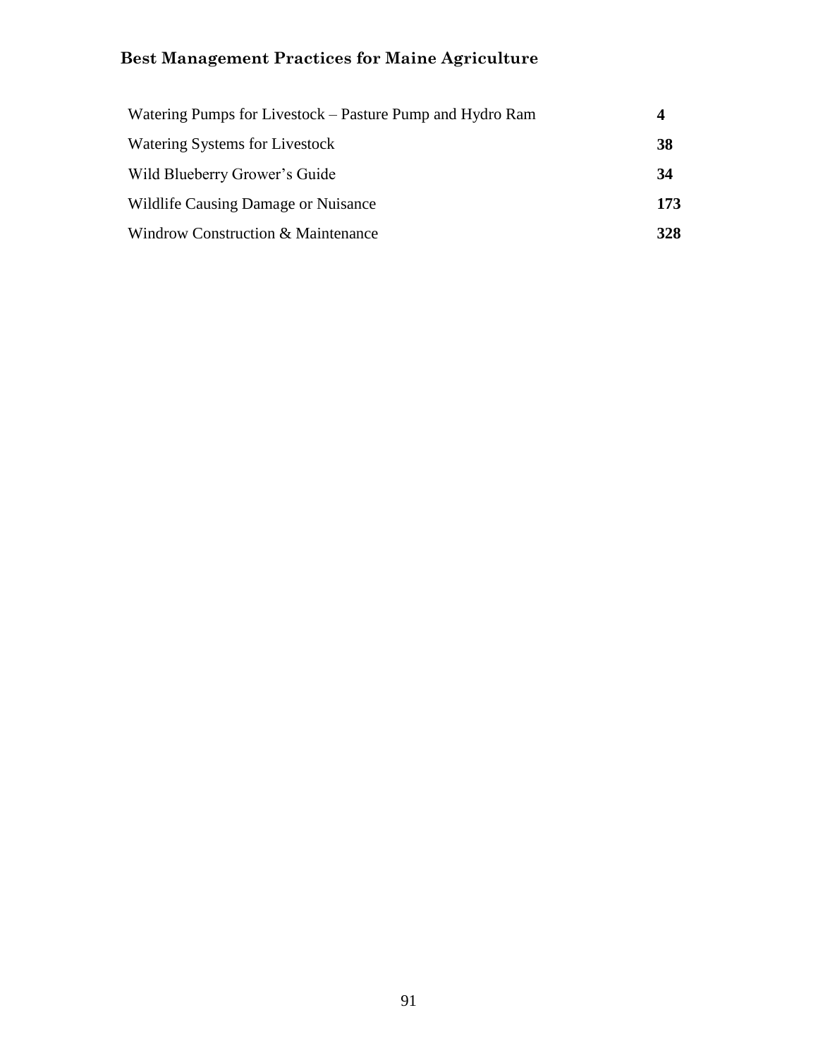| | |
|---|---|
| Watering Pumps for Livestock – Pasture Pump and Hydro Ram | **4** |
| Watering Systems for Livestock | **38** |
| Wild Blueberry Grower's Guide | **34** |
| Wildlife Causing Damage or Nuisance | **173** |
| Windrow Construction & Maintenance | **328** |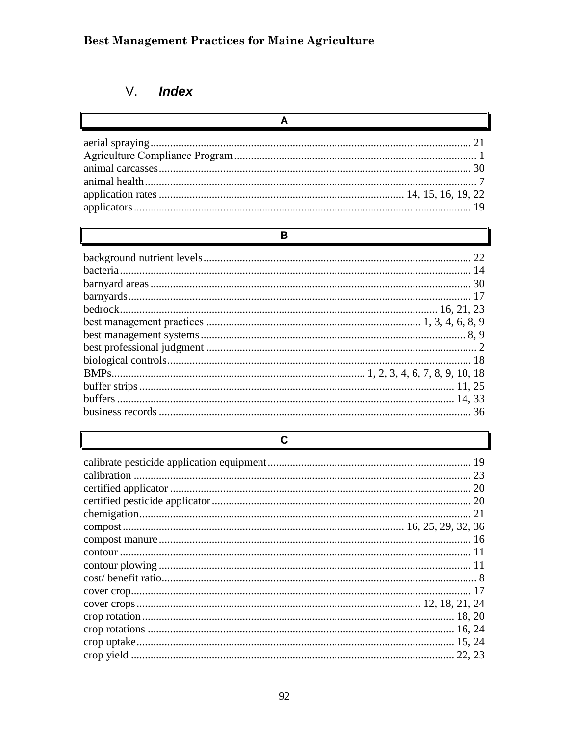## V. *Index*

### A

aerial spraying ........ 21
Agriculture Compliance Program ........ 1
animal carcasses ........ 30
animal health ........ 7
application rates ........ 14, 15, 16, 19, 22
applicators ........ 19

### B

background nutrient levels ........ 22
bacteria ........ 14
barnyard areas ........ 30
barnyards ........ 17
bedrock ........ 16, 21, 23
best management practices ........ 1, 3, 4, 6, 8, 9
best management systems ........ 8, 9
best professional judgment ........ 2
biological controls ........ 18
BMPs ........ 1, 2, 3, 4, 6, 7, 8, 9, 10, 18
buffer strips ........ 11, 25
buffers ........ 14, 33
business records ........ 36

### C

calibrate pesticide application equipment ........ 19
calibration ........ 23
certified applicator ........ 20
certified pesticide applicator ........ 20
chemigation ........ 21
compost ........ 16, 25, 29, 32, 36
compost manure ........ 16
contour ........ 11
contour plowing ........ 11
cost/ benefit ratio ........ 8
cover crop ........ 17
cover crops ........ 12, 18, 21, 24
crop rotation ........ 18, 20
crop rotations ........ 16, 24
crop uptake ........ 15, 24
crop yield ........ 22, 23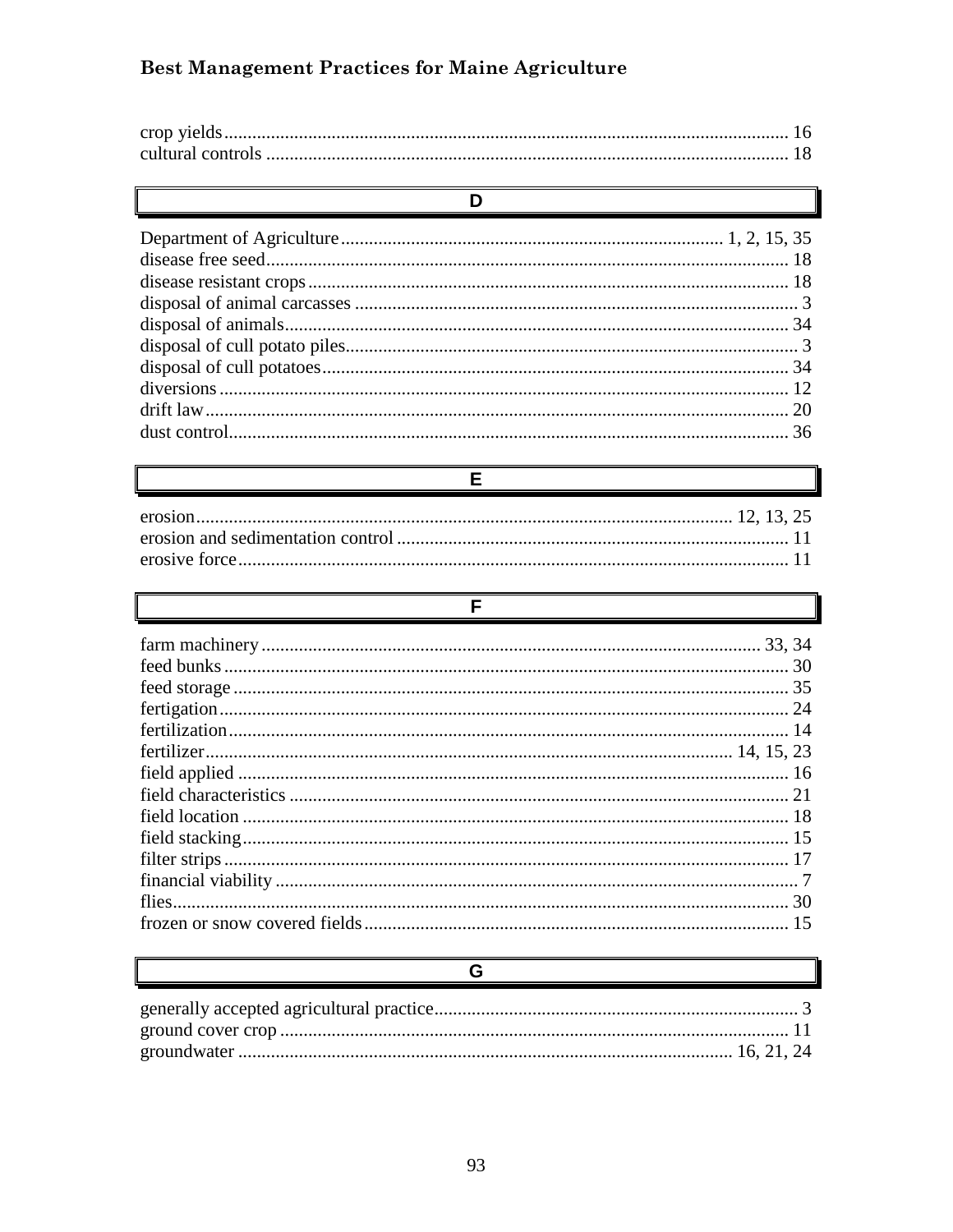crop yields ..... 16
cultural controls ..... 18

## D

Department of Agriculture ..... 1, 2, 15, 35
disease free seed ..... 18
disease resistant crops ..... 18
disposal of animal carcasses ..... 3
disposal of animals ..... 34
disposal of cull potato piles ..... 3
disposal of cull potatoes ..... 34
diversions ..... 12
drift law ..... 20
dust control ..... 36

## E

erosion ..... 12, 13, 25
erosion and sedimentation control ..... 11
erosive force ..... 11

## F

farm machinery ..... 33, 34
feed bunks ..... 30
feed storage ..... 35
fertigation ..... 24
fertilization ..... 14
fertilizer ..... 14, 15, 23
field applied ..... 16
field characteristics ..... 21
field location ..... 18
field stacking ..... 15
filter strips ..... 17
financial viability ..... 7
flies ..... 30
frozen or snow covered fields ..... 15

## G

generally accepted agricultural practice ..... 3
ground cover crop ..... 11
groundwater ..... 16, 21, 24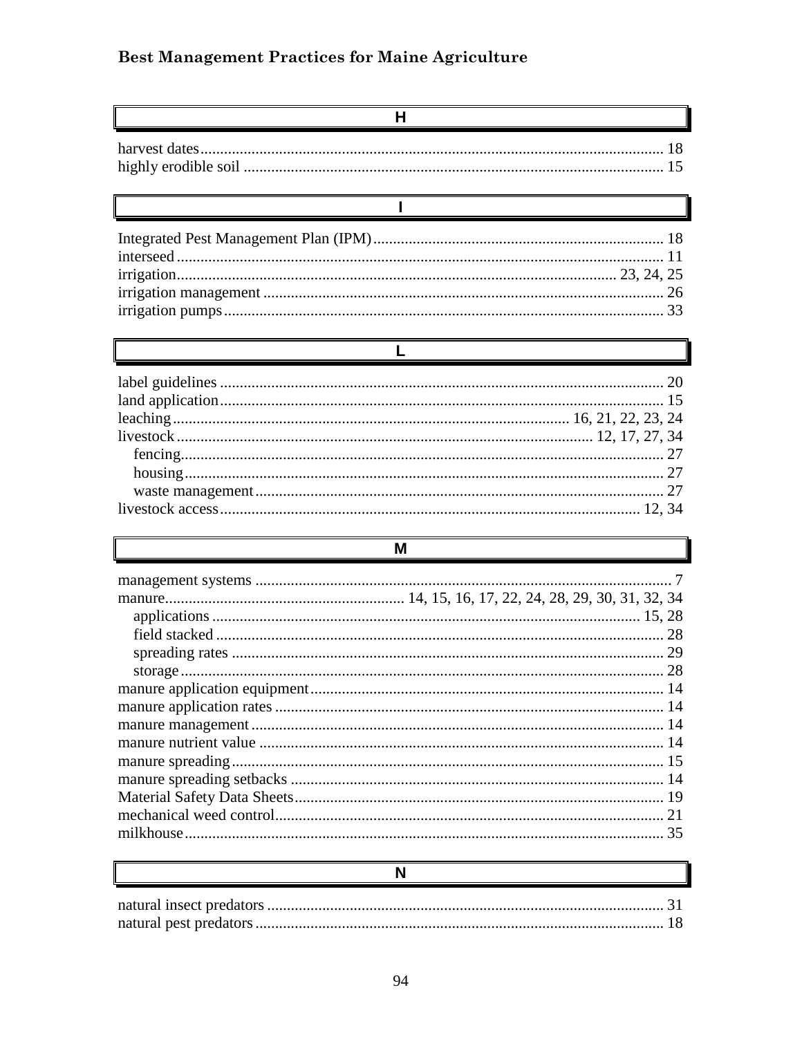## H

harvest dates ........ 18
highly erodible soil ........ 15

## I

Integrated Pest Management Plan (IPM) ........ 18
interseed ........ 11
irrigation ........ 23, 24, 25
irrigation management ........ 26
irrigation pumps ........ 33

## L

label guidelines ........ 20
land application ........ 15
leaching ........ 16, 21, 22, 23, 24
livestock ........ 12, 17, 27, 34
- fencing ........ 27
- housing ........ 27
- waste management ........ 27

livestock access ........ 12, 34

## M

management systems ........ 7
manure ........ 14, 15, 16, 17, 22, 24, 28, 29, 30, 31, 32, 34
- applications ........ 15, 28
- field stacked ........ 28
- spreading rates ........ 29
- storage ........ 28

manure application equipment ........ 14
manure application rates ........ 14
manure management ........ 14
manure nutrient value ........ 14
manure spreading ........ 15
manure spreading setbacks ........ 14
Material Safety Data Sheets ........ 19
mechanical weed control ........ 21
milkhouse ........ 35

## N

natural insect predators ........ 31
natural pest predators ........ 18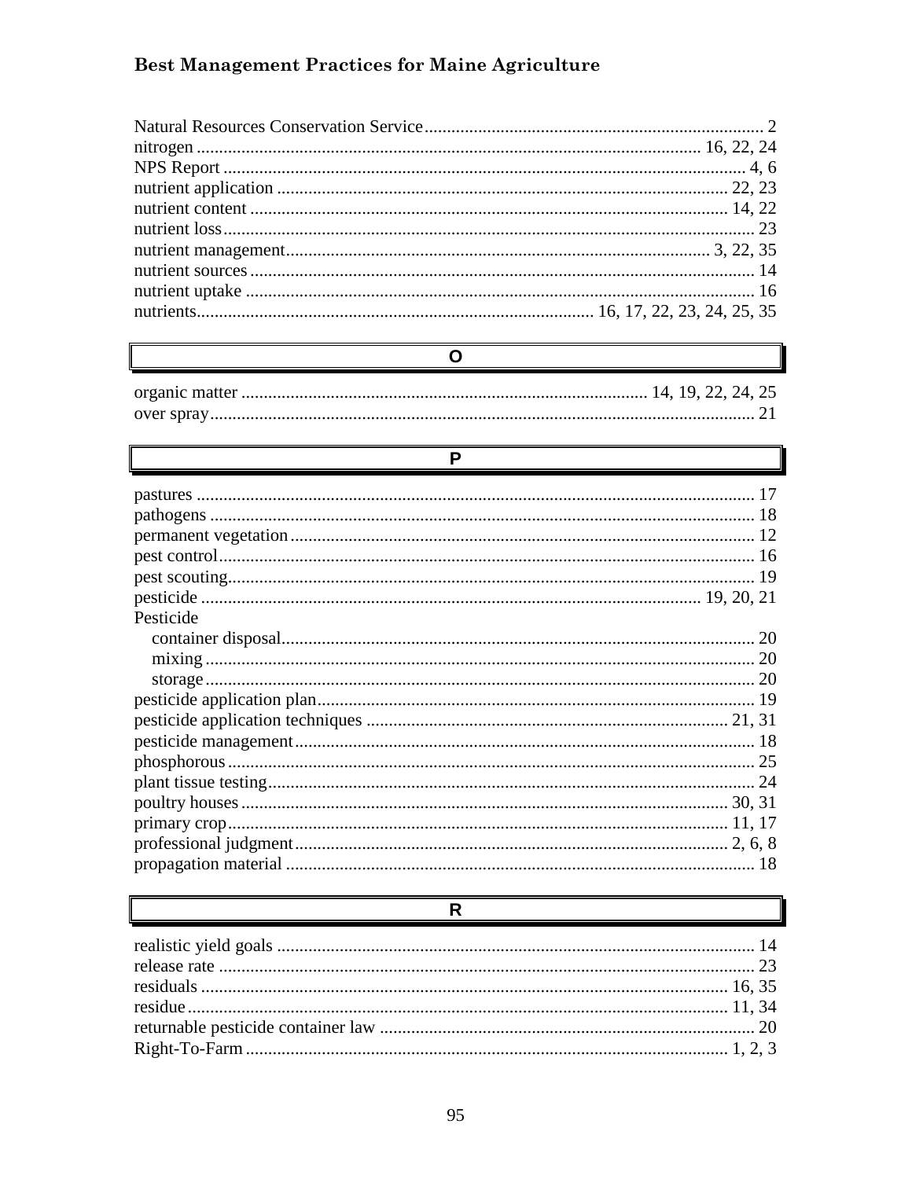Natural Resources Conservation Service........................................................................... 2
nitrogen ................................................................................................................ 16, 22, 24
NPS Report .................................................................................................................... 4, 6
nutrient application .................................................................................................... 22, 23
nutrient content .......................................................................................................... 14, 22
nutrient loss...................................................................................................................... 23
nutrient management............................................................................................. 3, 22, 35
nutrient sources ................................................................................................................ 14
nutrient uptake ................................................................................................................. 16
nutrients........................................................................................ 16, 17, 22, 23, 24, 25, 35

## O

organic matter ........................................................................................... 14, 19, 22, 24, 25
over spray......................................................................................................................... 21

## P

pastures ............................................................................................................................ 17
pathogens ......................................................................................................................... 18
permanent vegetation....................................................................................................... 12
pest control....................................................................................................................... 16
pest scouting..................................................................................................................... 19
pesticide ............................................................................................................... 19, 20, 21
Pesticide
- container disposal......................................................................................................... 20
- mixing .......................................................................................................................... 20
- storage .......................................................................................................................... 20

pesticide application plan................................................................................................. 19
pesticide application techniques ................................................................................. 21, 31
pesticide management...................................................................................................... 18
phosphorous ..................................................................................................................... 25
plant tissue testing............................................................................................................ 24
poultry houses ............................................................................................................ 30, 31
primary crop............................................................................................................... 11, 17
professional judgment................................................................................................. 2, 6, 8
propagation material ........................................................................................................ 18

## R

realistic yield goals .......................................................................................................... 14
release rate ....................................................................................................................... 23
residuals .................................................................................................................... 16, 35
residue........................................................................................................................ 11, 34
returnable pesticide container law ................................................................................... 20
Right-To-Farm ............................................................................................................ 1, 2, 3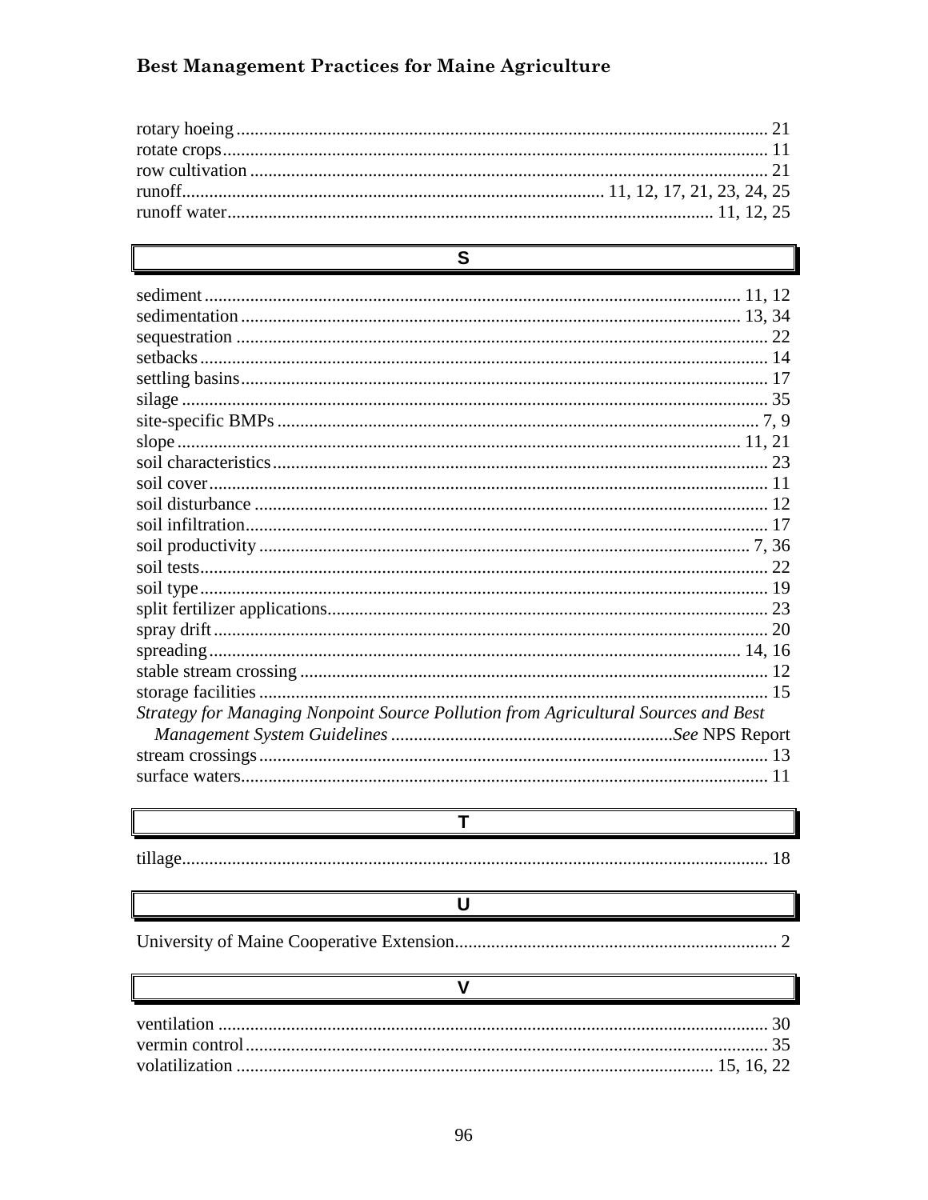rotary hoeing ... 21
rotate crops ... 11
row cultivation ... 21
runoff ... 11, 12, 17, 21, 23, 24, 25
runoff water ... 11, 12, 25

## S

sediment ... 11, 12
sedimentation ... 13, 34
sequestration ... 22
setbacks ... 14
settling basins ... 17
silage ... 35
site-specific BMPs ... 7, 9
slope ... 11, 21
soil characteristics ... 23
soil cover ... 11
soil disturbance ... 12
soil infiltration ... 17
soil productivity ... 7, 36
soil tests ... 22
soil type ... 19
split fertilizer applications ... 23
spray drift ... 20
spreading ... 14, 16
stable stream crossing ... 12
storage facilities ... 15
*Strategy for Managing Nonpoint Source Pollution from Agricultural Sources and Best Management System Guidelines* ... *See* NPS Report
stream crossings ... 13
surface waters ... 11

## T

tillage ... 18

## U

University of Maine Cooperative Extension ... 2

## V

ventilation ... 30
vermin control ... 35
volatilization ... 15, 16, 22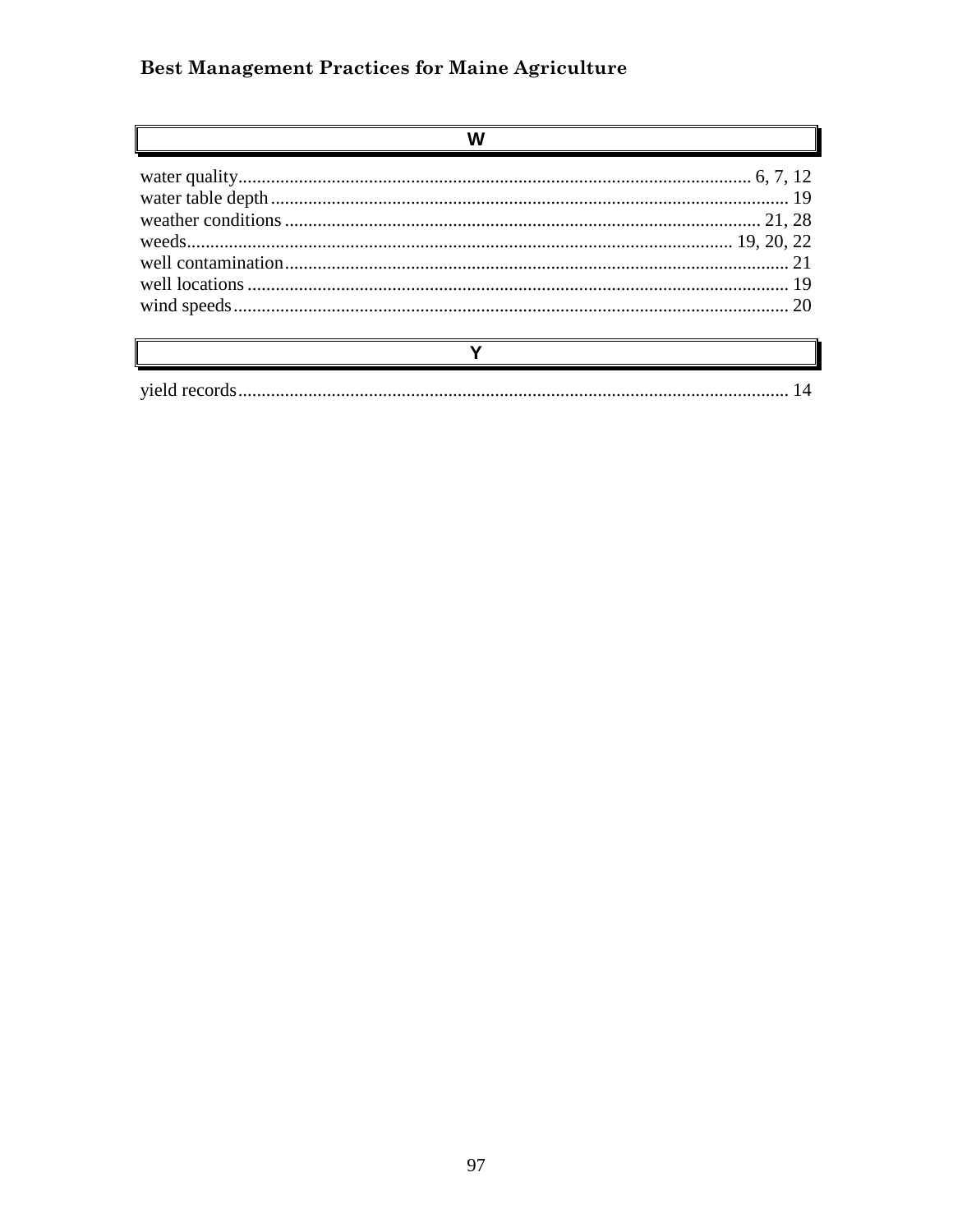## W

water quality ... 6, 7, 12
water table depth ... 19
weather conditions ... 21, 28
weeds ... 19, 20, 22
well contamination ... 21
well locations ... 19
wind speeds ... 20

## Y

yield records ... 14